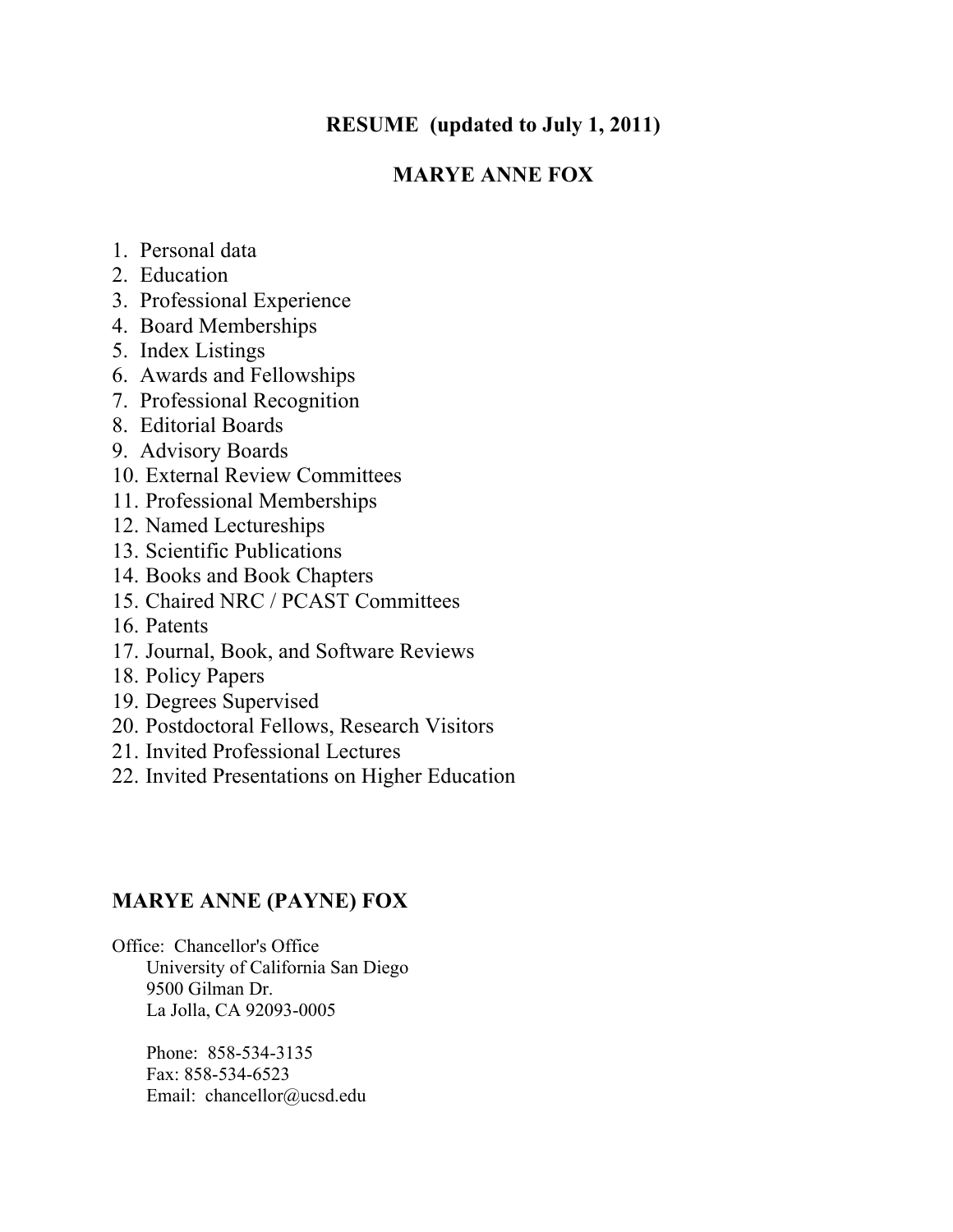# RESUME (updated to July 1, 2011)

# MARYE ANNE FOX

1. Personal data
2. Education
3. Professional Experience
4. Board Memberships
5. Index Listings
6. Awards and Fellowships
7. Professional Recognition
8. Editorial Boards
9. Advisory Boards
10. External Review Committees
11. Professional Memberships
12. Named Lectureships
13. Scientific Publications
14. Books and Book Chapters
15. Chaired NRC / PCAST Committees
16. Patents
17. Journal, Book, and Software Reviews
18. Policy Papers
19. Degrees Supervised
20. Postdoctoral Fellows, Research Visitors
21. Invited Professional Lectures
22. Invited Presentations on Higher Education

## MARYE ANNE (PAYNE) FOX

Office: Chancellor's Office
University of California San Diego
9500 Gilman Dr.
La Jolla, CA 92093-0005

Phone: 858-534-3135
Fax: 858-534-6523
Email: chancellor@ucsd.edu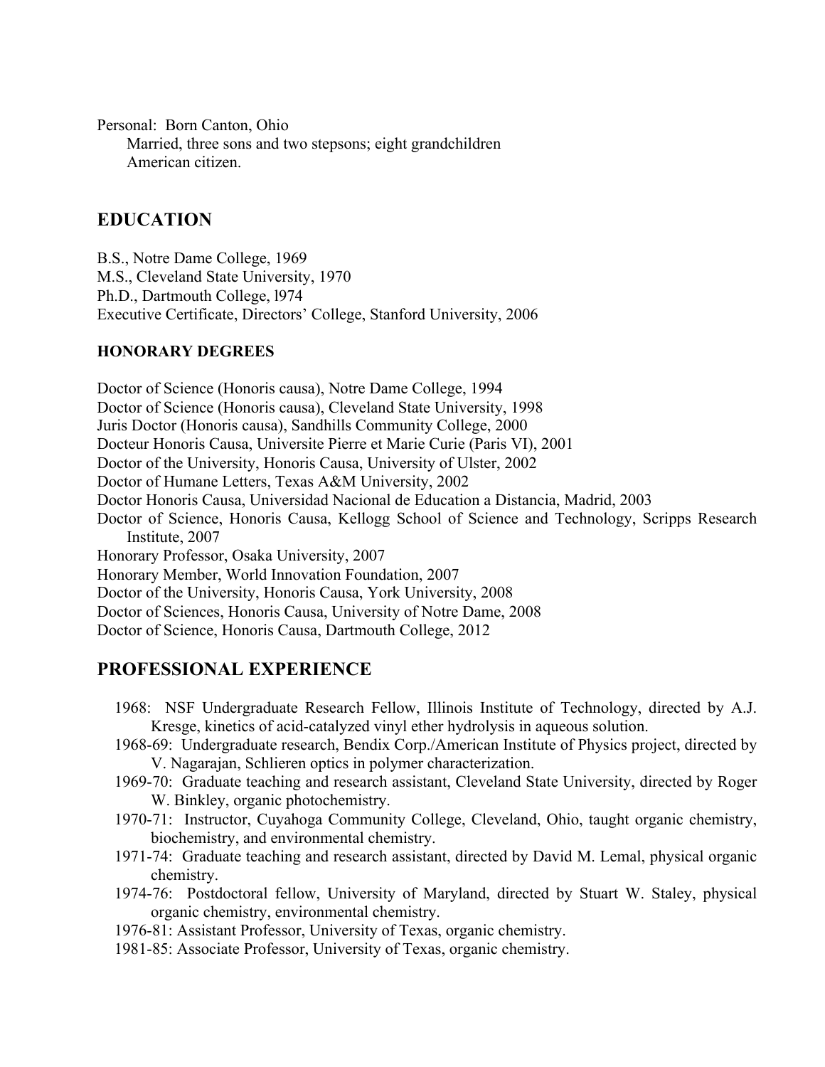Personal: Born Canton, Ohio

Married, three sons and two stepsons; eight grandchildren

American citizen.

## EDUCATION

B.S., Notre Dame College, 1969

M.S., Cleveland State University, 1970

Ph.D., Dartmouth College, l974

Executive Certificate, Directors' College, Stanford University, 2006

### HONORARY DEGREES

Doctor of Science (Honoris causa), Notre Dame College, 1994

Doctor of Science (Honoris causa), Cleveland State University, 1998

Juris Doctor (Honoris causa), Sandhills Community College, 2000

Docteur Honoris Causa, Universite Pierre et Marie Curie (Paris VI), 2001

Doctor of the University, Honoris Causa, University of Ulster, 2002

Doctor of Humane Letters, Texas A&M University, 2002

Doctor Honoris Causa, Universidad Nacional de Education a Distancia, Madrid, 2003

Doctor of Science, Honoris Causa, Kellogg School of Science and Technology, Scripps Research Institute, 2007

Honorary Professor, Osaka University, 2007

Honorary Member, World Innovation Foundation, 2007

Doctor of the University, Honoris Causa, York University, 2008

Doctor of Sciences, Honoris Causa, University of Notre Dame, 2008

Doctor of Science, Honoris Causa, Dartmouth College, 2012

## PROFESSIONAL EXPERIENCE

- 1968: NSF Undergraduate Research Fellow, Illinois Institute of Technology, directed by A.J. Kresge, kinetics of acid-catalyzed vinyl ether hydrolysis in aqueous solution.
- 1968-69: Undergraduate research, Bendix Corp./American Institute of Physics project, directed by V. Nagarajan, Schlieren optics in polymer characterization.
- 1969-70: Graduate teaching and research assistant, Cleveland State University, directed by Roger W. Binkley, organic photochemistry.
- 1970-71: Instructor, Cuyahoga Community College, Cleveland, Ohio, taught organic chemistry, biochemistry, and environmental chemistry.
- 1971-74: Graduate teaching and research assistant, directed by David M. Lemal, physical organic chemistry.
- 1974-76: Postdoctoral fellow, University of Maryland, directed by Stuart W. Staley, physical organic chemistry, environmental chemistry.
- 1976-81: Assistant Professor, University of Texas, organic chemistry.
- 1981-85: Associate Professor, University of Texas, organic chemistry.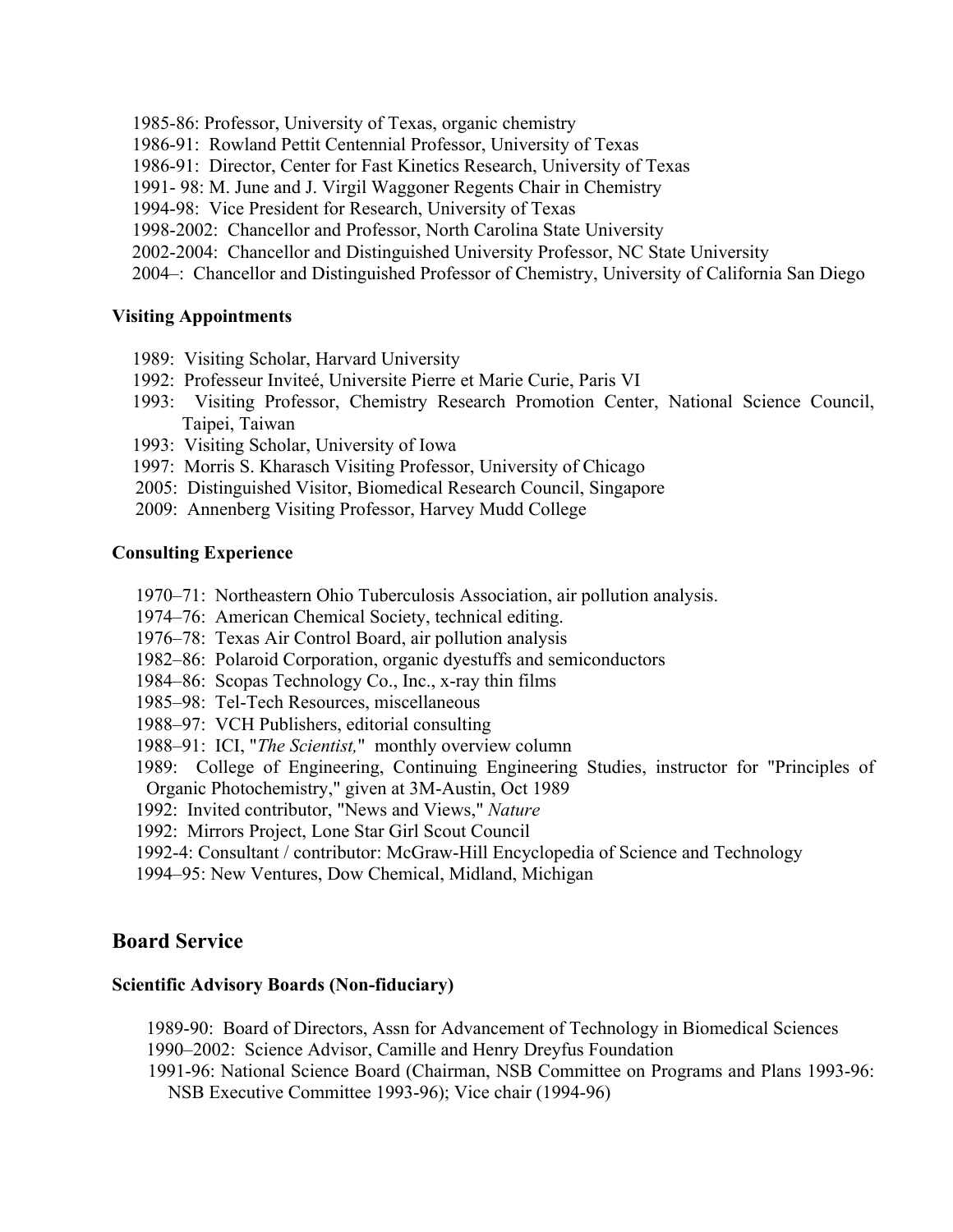1985-86: Professor, University of Texas, organic chemistry
1986-91: Rowland Pettit Centennial Professor, University of Texas
1986-91: Director, Center for Fast Kinetics Research, University of Texas
1991- 98: M. June and J. Virgil Waggoner Regents Chair in Chemistry
1994-98: Vice President for Research, University of Texas
1998-2002: Chancellor and Professor, North Carolina State University
2002-2004: Chancellor and Distinguished University Professor, NC State University
2004–: Chancellor and Distinguished Professor of Chemistry, University of California San Diego

### Visiting Appointments

1989: Visiting Scholar, Harvard University
1992: Professeur Inviteé, Universite Pierre et Marie Curie, Paris VI
1993: Visiting Professor, Chemistry Research Promotion Center, National Science Council, Taipei, Taiwan
1993: Visiting Scholar, University of Iowa
1997: Morris S. Kharasch Visiting Professor, University of Chicago
2005: Distinguished Visitor, Biomedical Research Council, Singapore
2009: Annenberg Visiting Professor, Harvey Mudd College

### Consulting Experience

1970–71: Northeastern Ohio Tuberculosis Association, air pollution analysis.
1974–76: American Chemical Society, technical editing.
1976–78: Texas Air Control Board, air pollution analysis
1982–86: Polaroid Corporation, organic dyestuffs and semiconductors
1984–86: Scopas Technology Co., Inc., x-ray thin films
1985–98: Tel-Tech Resources, miscellaneous
1988–97: VCH Publishers, editorial consulting
1988–91: ICI, "*The Scientist,*" monthly overview column
1989: College of Engineering, Continuing Engineering Studies, instructor for "Principles of Organic Photochemistry," given at 3M-Austin, Oct 1989
1992: Invited contributor, "News and Views," *Nature*
1992: Mirrors Project, Lone Star Girl Scout Council
1992-4: Consultant / contributor: McGraw-Hill Encyclopedia of Science and Technology
1994–95: New Ventures, Dow Chemical, Midland, Michigan

## Board Service

### Scientific Advisory Boards (Non-fiduciary)

1989-90: Board of Directors, Assn for Advancement of Technology in Biomedical Sciences
1990–2002: Science Advisor, Camille and Henry Dreyfus Foundation
1991-96: National Science Board (Chairman, NSB Committee on Programs and Plans 1993-96: NSB Executive Committee 1993-96); Vice chair (1994-96)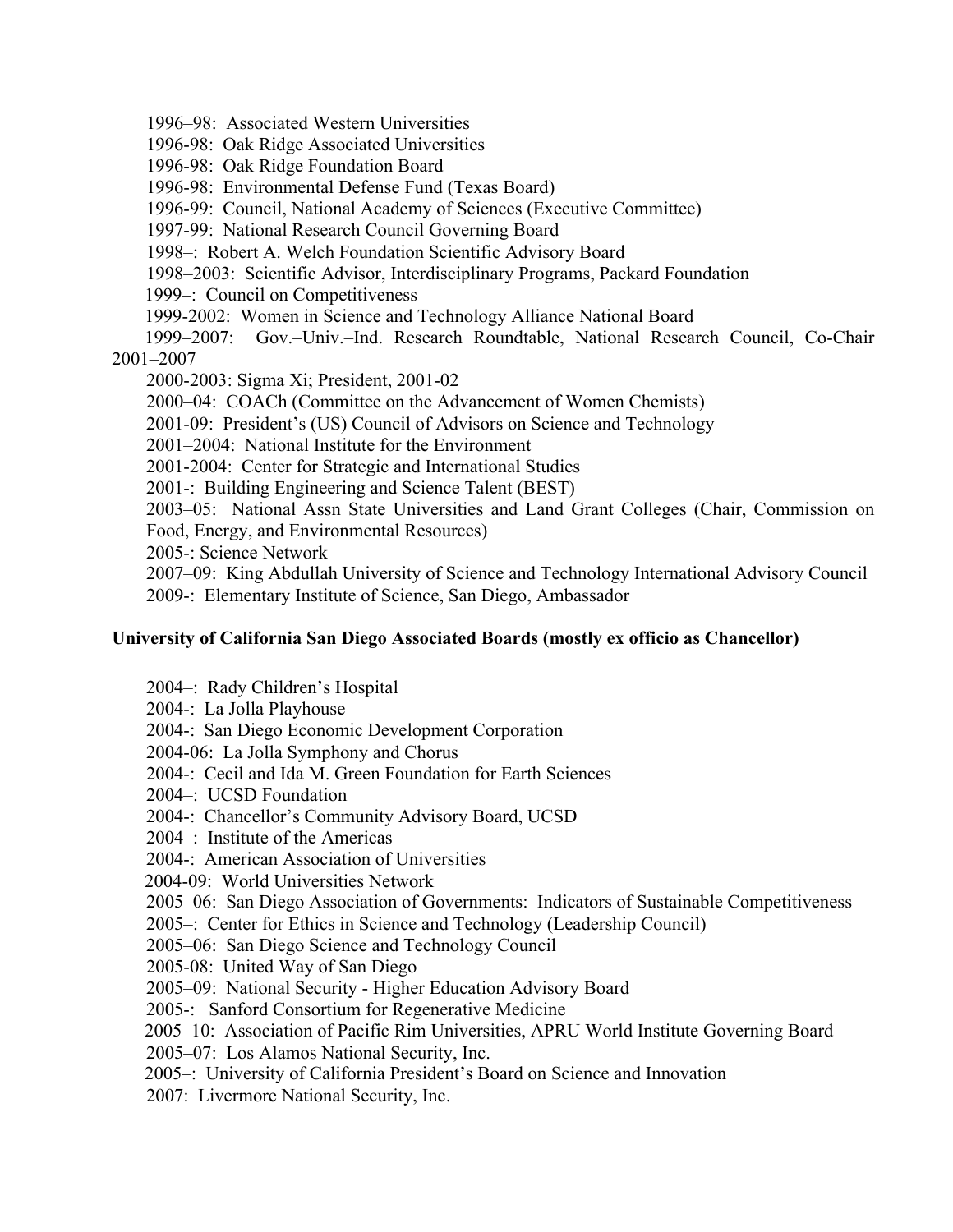1996–98: Associated Western Universities

1996-98: Oak Ridge Associated Universities

1996-98: Oak Ridge Foundation Board

1996-98: Environmental Defense Fund (Texas Board)

1996-99: Council, National Academy of Sciences (Executive Committee)

1997-99: National Research Council Governing Board

1998–: Robert A. Welch Foundation Scientific Advisory Board

1998–2003: Scientific Advisor, Interdisciplinary Programs, Packard Foundation

1999–: Council on Competitiveness

1999-2002: Women in Science and Technology Alliance National Board

1999–2007: Gov.–Univ.–Ind. Research Roundtable, National Research Council, Co-Chair 2001–2007

2000-2003: Sigma Xi; President, 2001-02

2000–04: COACh (Committee on the Advancement of Women Chemists)

2001-09: President's (US) Council of Advisors on Science and Technology

2001–2004: National Institute for the Environment

2001-2004: Center for Strategic and International Studies

2001-: Building Engineering and Science Talent (BEST)

2003–05: National Assn State Universities and Land Grant Colleges (Chair, Commission on Food, Energy, and Environmental Resources)

2005-: Science Network

2007–09: King Abdullah University of Science and Technology International Advisory Council

2009-: Elementary Institute of Science, San Diego, Ambassador

**University of California San Diego Associated Boards (mostly ex officio as Chancellor)**

2004–: Rady Children's Hospital

2004-: La Jolla Playhouse

2004-: San Diego Economic Development Corporation

2004-06: La Jolla Symphony and Chorus

2004-: Cecil and Ida M. Green Foundation for Earth Sciences

2004–: UCSD Foundation

2004-: Chancellor's Community Advisory Board, UCSD

2004–: Institute of the Americas

2004-: American Association of Universities

2004-09: World Universities Network

2005–06: San Diego Association of Governments: Indicators of Sustainable Competitiveness

2005–: Center for Ethics in Science and Technology (Leadership Council)

2005–06: San Diego Science and Technology Council

2005-08: United Way of San Diego

2005–09: National Security - Higher Education Advisory Board

2005-: Sanford Consortium for Regenerative Medicine

2005–10: Association of Pacific Rim Universities, APRU World Institute Governing Board

2005–07: Los Alamos National Security, Inc.

2005–: University of California President's Board on Science and Innovation

2007: Livermore National Security, Inc.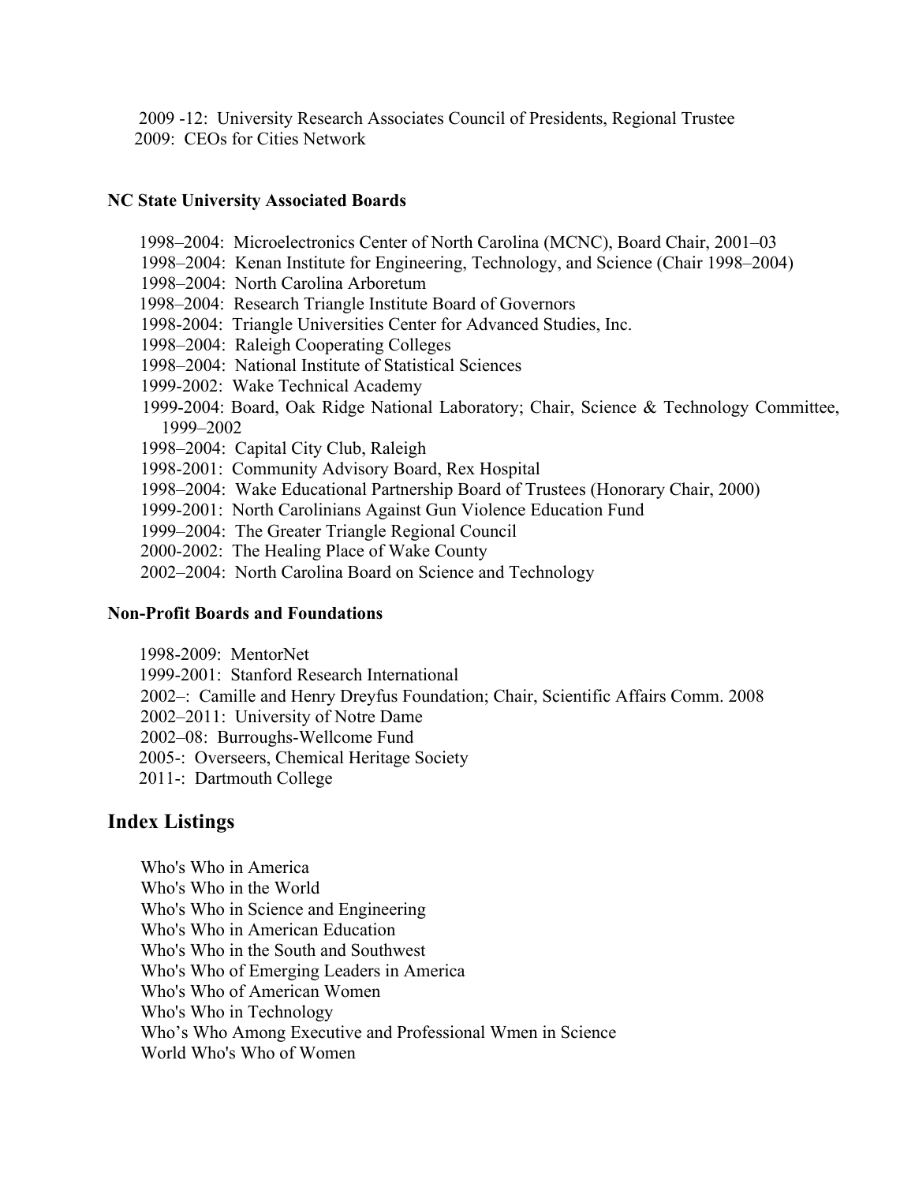2009 -12: University Research Associates Council of Presidents, Regional Trustee
2009: CEOs for Cities Network

**NC State University Associated Boards**

1998–2004: Microelectronics Center of North Carolina (MCNC), Board Chair, 2001–03
1998–2004: Kenan Institute for Engineering, Technology, and Science (Chair 1998–2004)
1998–2004: North Carolina Arboretum
1998–2004: Research Triangle Institute Board of Governors
1998-2004: Triangle Universities Center for Advanced Studies, Inc.
1998–2004: Raleigh Cooperating Colleges
1998–2004: National Institute of Statistical Sciences
1999-2002: Wake Technical Academy
1999-2004: Board, Oak Ridge National Laboratory; Chair, Science & Technology Committee, 1999–2002
1998–2004: Capital City Club, Raleigh
1998-2001: Community Advisory Board, Rex Hospital
1998–2004: Wake Educational Partnership Board of Trustees (Honorary Chair, 2000)
1999-2001: North Carolinians Against Gun Violence Education Fund
1999–2004: The Greater Triangle Regional Council
2000-2002: The Healing Place of Wake County
2002–2004: North Carolina Board on Science and Technology

**Non-Profit Boards and Foundations**

1998-2009: MentorNet
1999-2001: Stanford Research International
2002–: Camille and Henry Dreyfus Foundation; Chair, Scientific Affairs Comm. 2008
2002–2011: University of Notre Dame
2002–08: Burroughs-Wellcome Fund
2005-: Overseers, Chemical Heritage Society
2011-: Dartmouth College

## Index Listings

Who's Who in America
Who's Who in the World
Who's Who in Science and Engineering
Who's Who in American Education
Who's Who in the South and Southwest
Who's Who of Emerging Leaders in America
Who's Who of American Women
Who's Who in Technology
Who's Who Among Executive and Professional Wmen in Science
World Who's Who of Women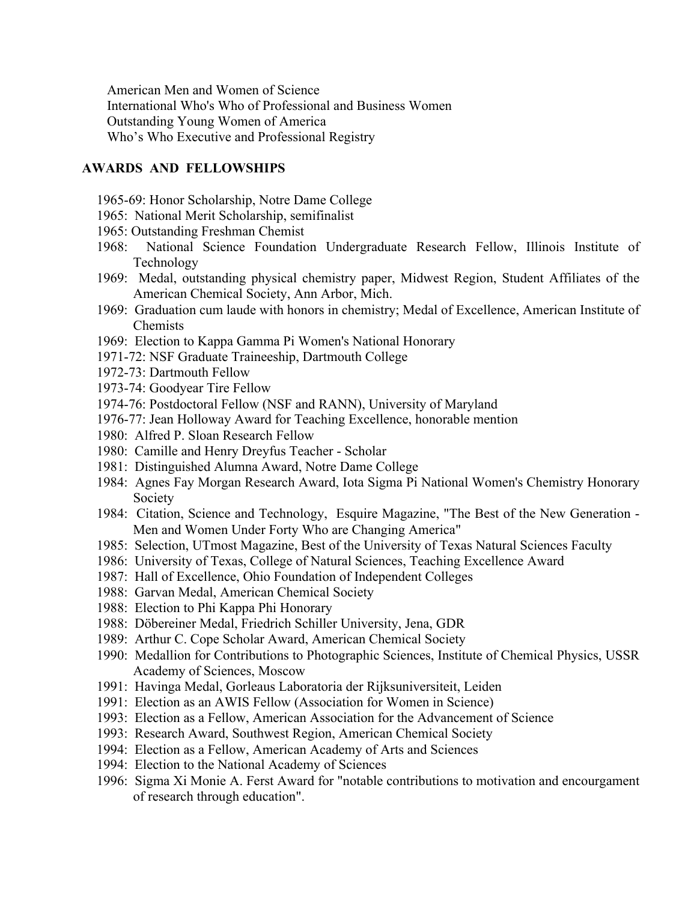American Men and Women of Science
International Who's Who of Professional and Business Women
Outstanding Young Women of America
Who's Who Executive and Professional Registry

## AWARDS AND FELLOWSHIPS

1965-69: Honor Scholarship, Notre Dame College
1965: National Merit Scholarship, semifinalist
1965: Outstanding Freshman Chemist
1968: National Science Foundation Undergraduate Research Fellow, Illinois Institute of Technology
1969: Medal, outstanding physical chemistry paper, Midwest Region, Student Affiliates of the American Chemical Society, Ann Arbor, Mich.
1969: Graduation cum laude with honors in chemistry; Medal of Excellence, American Institute of Chemists
1969: Election to Kappa Gamma Pi Women's National Honorary
1971-72: NSF Graduate Traineeship, Dartmouth College
1972-73: Dartmouth Fellow
1973-74: Goodyear Tire Fellow
1974-76: Postdoctoral Fellow (NSF and RANN), University of Maryland
1976-77: Jean Holloway Award for Teaching Excellence, honorable mention
1980: Alfred P. Sloan Research Fellow
1980: Camille and Henry Dreyfus Teacher - Scholar
1981: Distinguished Alumna Award, Notre Dame College
1984: Agnes Fay Morgan Research Award, Iota Sigma Pi National Women's Chemistry Honorary Society
1984: Citation, Science and Technology, Esquire Magazine, "The Best of the New Generation - Men and Women Under Forty Who are Changing America"
1985: Selection, UTmost Magazine, Best of the University of Texas Natural Sciences Faculty
1986: University of Texas, College of Natural Sciences, Teaching Excellence Award
1987: Hall of Excellence, Ohio Foundation of Independent Colleges
1988: Garvan Medal, American Chemical Society
1988: Election to Phi Kappa Phi Honorary
1988: Döbereiner Medal, Friedrich Schiller University, Jena, GDR
1989: Arthur C. Cope Scholar Award, American Chemical Society
1990: Medallion for Contributions to Photographic Sciences, Institute of Chemical Physics, USSR Academy of Sciences, Moscow
1991: Havinga Medal, Gorleaus Laboratoria der Rijksuniversiteit, Leiden
1991: Election as an AWIS Fellow (Association for Women in Science)
1993: Election as a Fellow, American Association for the Advancement of Science
1993: Research Award, Southwest Region, American Chemical Society
1994: Election as a Fellow, American Academy of Arts and Sciences
1994: Election to the National Academy of Sciences
1996: Sigma Xi Monie A. Ferst Award for "notable contributions to motivation and encourgament of research through education".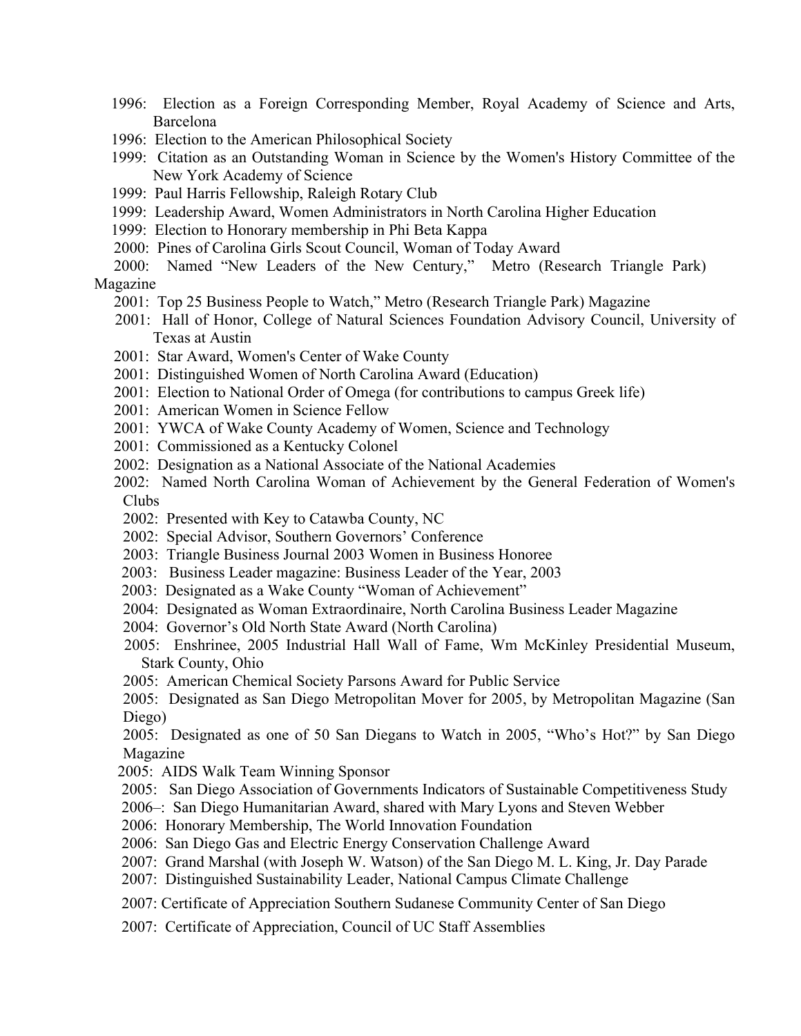- 1996: Election as a Foreign Corresponding Member, Royal Academy of Science and Arts, Barcelona
- 1996: Election to the American Philosophical Society
- 1999: Citation as an Outstanding Woman in Science by the Women's History Committee of the New York Academy of Science
- 1999: Paul Harris Fellowship, Raleigh Rotary Club
- 1999: Leadership Award, Women Administrators in North Carolina Higher Education
- 1999: Election to Honorary membership in Phi Beta Kappa
- 2000: Pines of Carolina Girls Scout Council, Woman of Today Award
- 2000: Named "New Leaders of the New Century," Metro (Research Triangle Park) Magazine
- 2001: Top 25 Business People to Watch," Metro (Research Triangle Park) Magazine
- 2001: Hall of Honor, College of Natural Sciences Foundation Advisory Council, University of Texas at Austin
- 2001: Star Award, Women's Center of Wake County
- 2001: Distinguished Women of North Carolina Award (Education)
- 2001: Election to National Order of Omega (for contributions to campus Greek life)
- 2001: American Women in Science Fellow
- 2001: YWCA of Wake County Academy of Women, Science and Technology
- 2001: Commissioned as a Kentucky Colonel
- 2002: Designation as a National Associate of the National Academies
- 2002: Named North Carolina Woman of Achievement by the General Federation of Women's Clubs
- 2002: Presented with Key to Catawba County, NC
- 2002: Special Advisor, Southern Governors' Conference
- 2003: Triangle Business Journal 2003 Women in Business Honoree
- 2003: Business Leader magazine: Business Leader of the Year, 2003
- 2003: Designated as a Wake County "Woman of Achievement"
- 2004: Designated as Woman Extraordinaire, North Carolina Business Leader Magazine
- 2004: Governor's Old North State Award (North Carolina)
- 2005: Enshrinee, 2005 Industrial Hall Wall of Fame, Wm McKinley Presidential Museum, Stark County, Ohio
- 2005: American Chemical Society Parsons Award for Public Service
- 2005: Designated as San Diego Metropolitan Mover for 2005, by Metropolitan Magazine (San Diego)
- 2005: Designated as one of 50 San Diegans to Watch in 2005, "Who's Hot?" by San Diego Magazine
- 2005: AIDS Walk Team Winning Sponsor
- 2005: San Diego Association of Governments Indicators of Sustainable Competitiveness Study
- 2006–: San Diego Humanitarian Award, shared with Mary Lyons and Steven Webber
- 2006: Honorary Membership, The World Innovation Foundation
- 2006: San Diego Gas and Electric Energy Conservation Challenge Award
- 2007: Grand Marshal (with Joseph W. Watson) of the San Diego M. L. King, Jr. Day Parade
- 2007: Distinguished Sustainability Leader, National Campus Climate Challenge
- 2007: Certificate of Appreciation Southern Sudanese Community Center of San Diego
- 2007: Certificate of Appreciation, Council of UC Staff Assemblies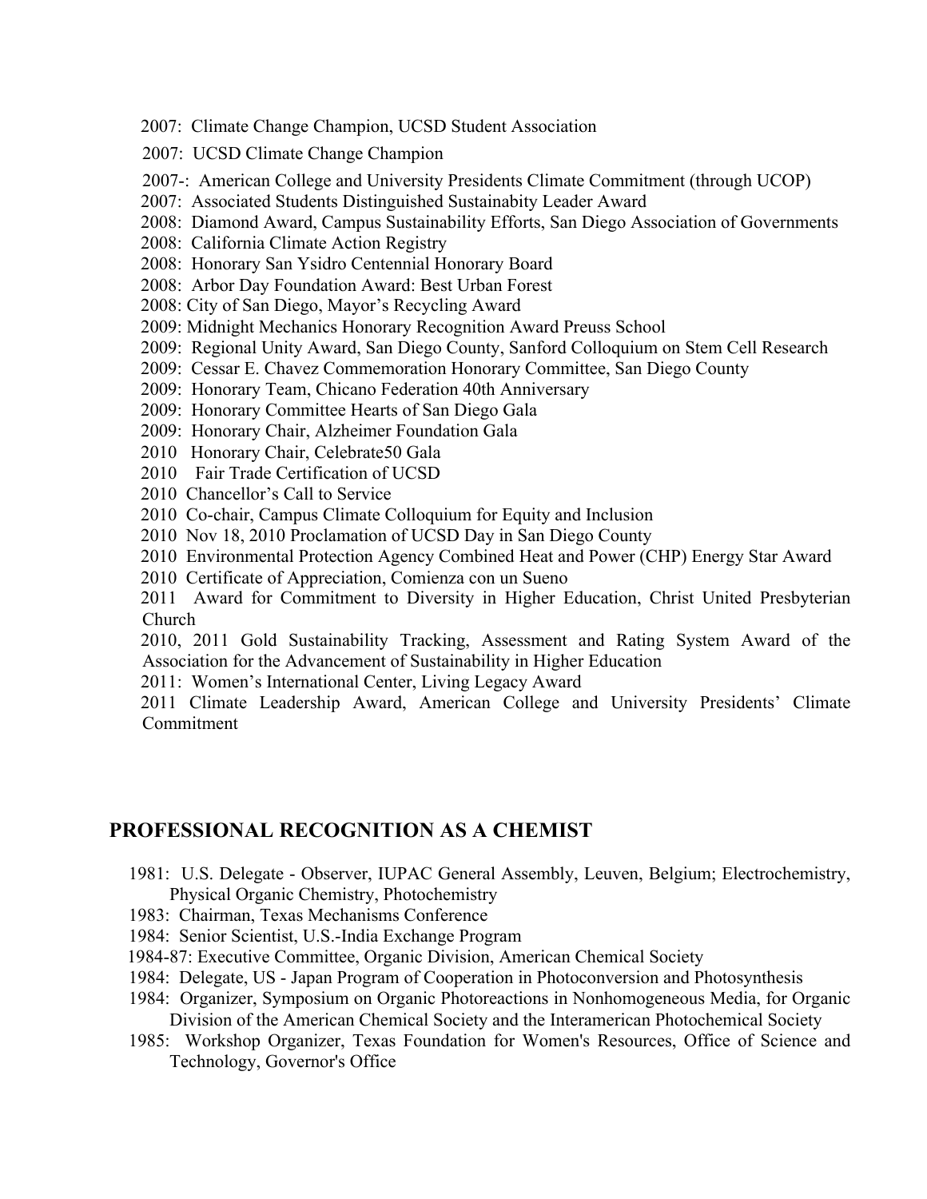2007: Climate Change Champion, UCSD Student Association

2007: UCSD Climate Change Champion

2007-: American College and University Presidents Climate Commitment (through UCOP)

2007: Associated Students Distinguished Sustainabity Leader Award

2008: Diamond Award, Campus Sustainability Efforts, San Diego Association of Governments

2008: California Climate Action Registry

2008: Honorary San Ysidro Centennial Honorary Board

2008: Arbor Day Foundation Award: Best Urban Forest

2008: City of San Diego, Mayor's Recycling Award

2009: Midnight Mechanics Honorary Recognition Award Preuss School

2009: Regional Unity Award, San Diego County, Sanford Colloquium on Stem Cell Research

2009: Cessar E. Chavez Commemoration Honorary Committee, San Diego County

2009: Honorary Team, Chicano Federation 40th Anniversary

2009: Honorary Committee Hearts of San Diego Gala

2009: Honorary Chair, Alzheimer Foundation Gala

2010 Honorary Chair, Celebrate50 Gala

2010 Fair Trade Certification of UCSD

2010 Chancellor's Call to Service

2010 Co-chair, Campus Climate Colloquium for Equity and Inclusion

2010 Nov 18, 2010 Proclamation of UCSD Day in San Diego County

2010 Environmental Protection Agency Combined Heat and Power (CHP) Energy Star Award

2010 Certificate of Appreciation, Comienza con un Sueno

2011 Award for Commitment to Diversity in Higher Education, Christ United Presbyterian Church

2010, 2011 Gold Sustainability Tracking, Assessment and Rating System Award of the Association for the Advancement of Sustainability in Higher Education

2011: Women's International Center, Living Legacy Award

2011 Climate Leadership Award, American College and University Presidents' Climate Commitment

## PROFESSIONAL RECOGNITION AS A CHEMIST

1981: U.S. Delegate - Observer, IUPAC General Assembly, Leuven, Belgium; Electrochemistry, Physical Organic Chemistry, Photochemistry

1983: Chairman, Texas Mechanisms Conference

1984: Senior Scientist, U.S.-India Exchange Program

1984-87: Executive Committee, Organic Division, American Chemical Society

1984: Delegate, US - Japan Program of Cooperation in Photoconversion and Photosynthesis

1984: Organizer, Symposium on Organic Photoreactions in Nonhomogeneous Media, for Organic Division of the American Chemical Society and the Interamerican Photochemical Society

1985: Workshop Organizer, Texas Foundation for Women's Resources, Office of Science and Technology, Governor's Office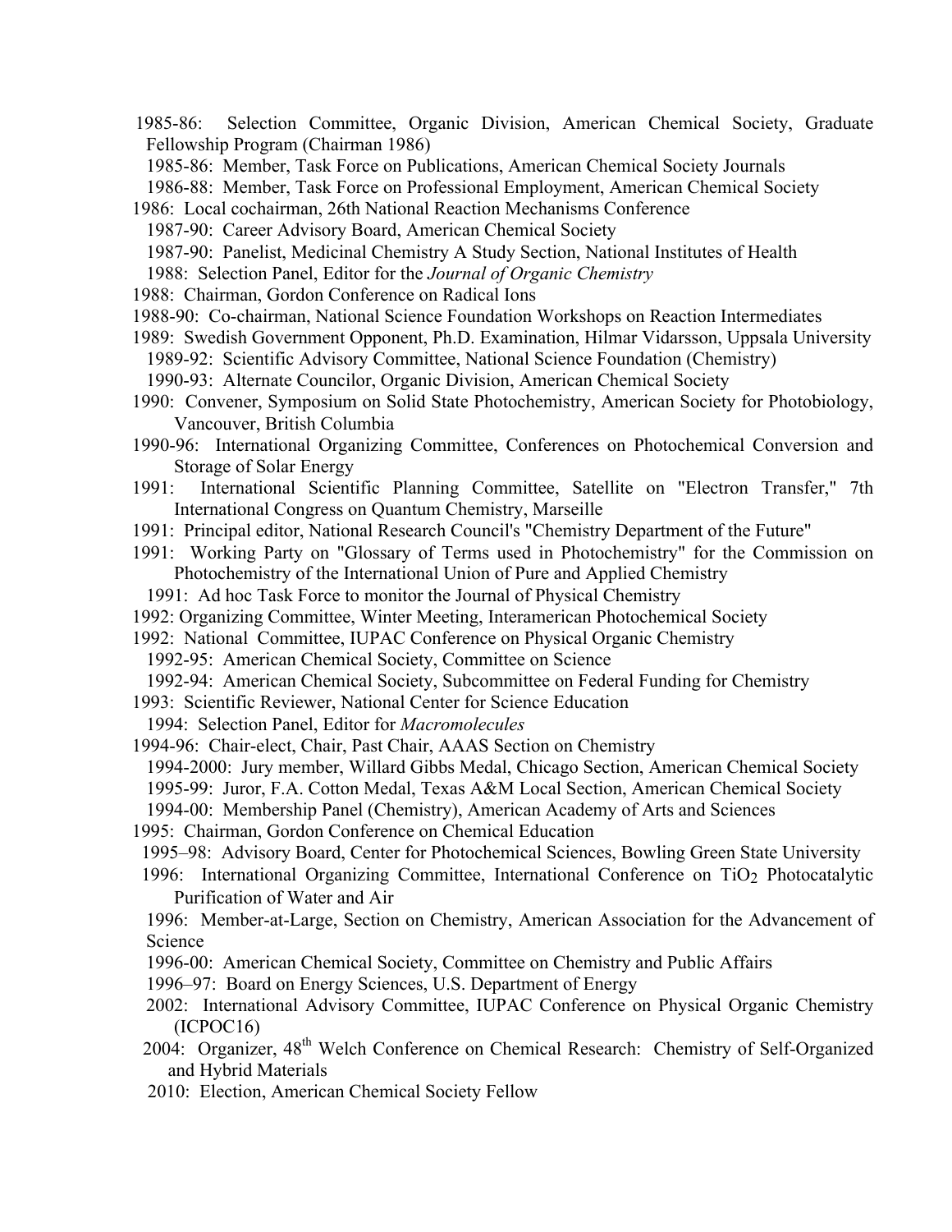1985-86: Selection Committee, Organic Division, American Chemical Society, Graduate Fellowship Program (Chairman 1986)

1985-86: Member, Task Force on Publications, American Chemical Society Journals

1986-88: Member, Task Force on Professional Employment, American Chemical Society

1986: Local cochairman, 26th National Reaction Mechanisms Conference

1987-90: Career Advisory Board, American Chemical Society

1987-90: Panelist, Medicinal Chemistry A Study Section, National Institutes of Health

1988: Selection Panel, Editor for the *Journal of Organic Chemistry*

1988: Chairman, Gordon Conference on Radical Ions

1988-90: Co-chairman, National Science Foundation Workshops on Reaction Intermediates

1989: Swedish Government Opponent, Ph.D. Examination, Hilmar Vidarsson, Uppsala University

1989-92: Scientific Advisory Committee, National Science Foundation (Chemistry)

1990-93: Alternate Councilor, Organic Division, American Chemical Society

1990: Convener, Symposium on Solid State Photochemistry, American Society for Photobiology, Vancouver, British Columbia

1990-96: International Organizing Committee, Conferences on Photochemical Conversion and Storage of Solar Energy

1991: International Scientific Planning Committee, Satellite on "Electron Transfer," 7th International Congress on Quantum Chemistry, Marseille

1991: Principal editor, National Research Council's "Chemistry Department of the Future"

1991: Working Party on "Glossary of Terms used in Photochemistry" for the Commission on Photochemistry of the International Union of Pure and Applied Chemistry

1991: Ad hoc Task Force to monitor the Journal of Physical Chemistry

1992: Organizing Committee, Winter Meeting, Interamerican Photochemical Society

1992: National Committee, IUPAC Conference on Physical Organic Chemistry

1992-95: American Chemical Society, Committee on Science

1992-94: American Chemical Society, Subcommittee on Federal Funding for Chemistry

1993: Scientific Reviewer, National Center for Science Education

1994: Selection Panel, Editor for *Macromolecules*

1994-96: Chair-elect, Chair, Past Chair, AAAS Section on Chemistry

1994-2000: Jury member, Willard Gibbs Medal, Chicago Section, American Chemical Society

1995-99: Juror, F.A. Cotton Medal, Texas A&M Local Section, American Chemical Society

1994-00: Membership Panel (Chemistry), American Academy of Arts and Sciences

1995: Chairman, Gordon Conference on Chemical Education

1995–98: Advisory Board, Center for Photochemical Sciences, Bowling Green State University

1996: International Organizing Committee, International Conference on $TiO_2$ Photocatalytic Purification of Water and Air

1996: Member-at-Large, Section on Chemistry, American Association for the Advancement of Science

1996-00: American Chemical Society, Committee on Chemistry and Public Affairs

1996–97: Board on Energy Sciences, U.S. Department of Energy

2002: International Advisory Committee, IUPAC Conference on Physical Organic Chemistry (ICPOC16)

2004: Organizer, $48^{th}$ Welch Conference on Chemical Research: Chemistry of Self-Organized and Hybrid Materials

2010: Election, American Chemical Society Fellow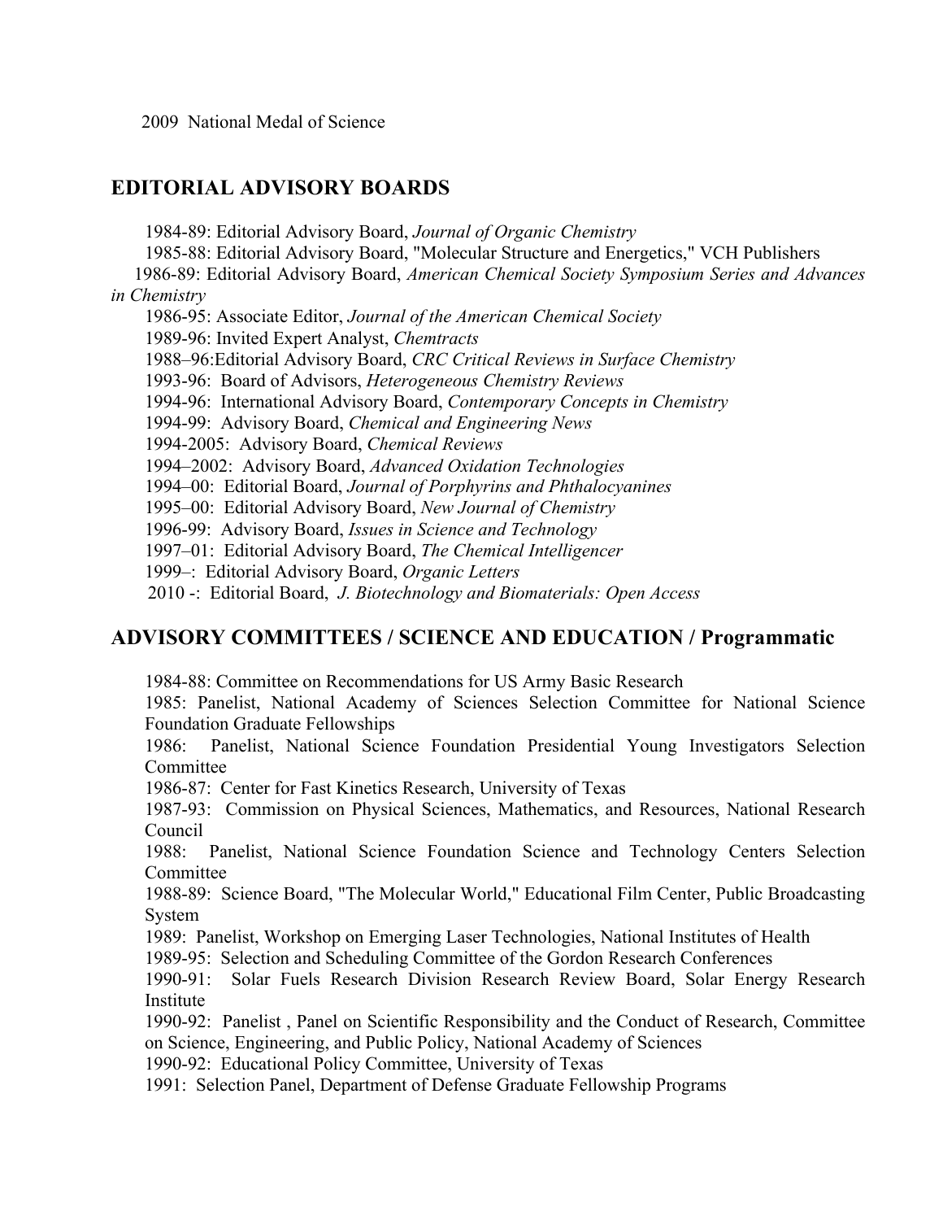2009 National Medal of Science

## EDITORIAL ADVISORY BOARDS

1984-89: Editorial Advisory Board, *Journal of Organic Chemistry*
1985-88: Editorial Advisory Board, "Molecular Structure and Energetics," VCH Publishers
1986-89: Editorial Advisory Board, *American Chemical Society Symposium Series and Advances in Chemistry*
1986-95: Associate Editor, *Journal of the American Chemical Society*
1989-96: Invited Expert Analyst, *Chemtracts*
1988–96:Editorial Advisory Board, *CRC Critical Reviews in Surface Chemistry*
1993-96: Board of Advisors, *Heterogeneous Chemistry Reviews*
1994-96: International Advisory Board, *Contemporary Concepts in Chemistry*
1994-99: Advisory Board, *Chemical and Engineering News*
1994-2005: Advisory Board, *Chemical Reviews*
1994–2002: Advisory Board, *Advanced Oxidation Technologies*
1994–00: Editorial Board, *Journal of Porphyrins and Phthalocyanines*
1995–00: Editorial Advisory Board, *New Journal of Chemistry*
1996-99: Advisory Board, *Issues in Science and Technology*
1997–01: Editorial Advisory Board, *The Chemical Intelligencer*
1999–: Editorial Advisory Board, *Organic Letters*
2010 -: Editorial Board, *J. Biotechnology and Biomaterials: Open Access*

## ADVISORY COMMITTEES / SCIENCE AND EDUCATION / Programmatic

1984-88: Committee on Recommendations for US Army Basic Research
1985: Panelist, National Academy of Sciences Selection Committee for National Science Foundation Graduate Fellowships
1986: Panelist, National Science Foundation Presidential Young Investigators Selection Committee
1986-87: Center for Fast Kinetics Research, University of Texas
1987-93: Commission on Physical Sciences, Mathematics, and Resources, National Research Council
1988: Panelist, National Science Foundation Science and Technology Centers Selection Committee
1988-89: Science Board, "The Molecular World," Educational Film Center, Public Broadcasting System
1989: Panelist, Workshop on Emerging Laser Technologies, National Institutes of Health
1989-95: Selection and Scheduling Committee of the Gordon Research Conferences
1990-91: Solar Fuels Research Division Research Review Board, Solar Energy Research Institute
1990-92: Panelist , Panel on Scientific Responsibility and the Conduct of Research, Committee on Science, Engineering, and Public Policy, National Academy of Sciences
1990-92: Educational Policy Committee, University of Texas
1991: Selection Panel, Department of Defense Graduate Fellowship Programs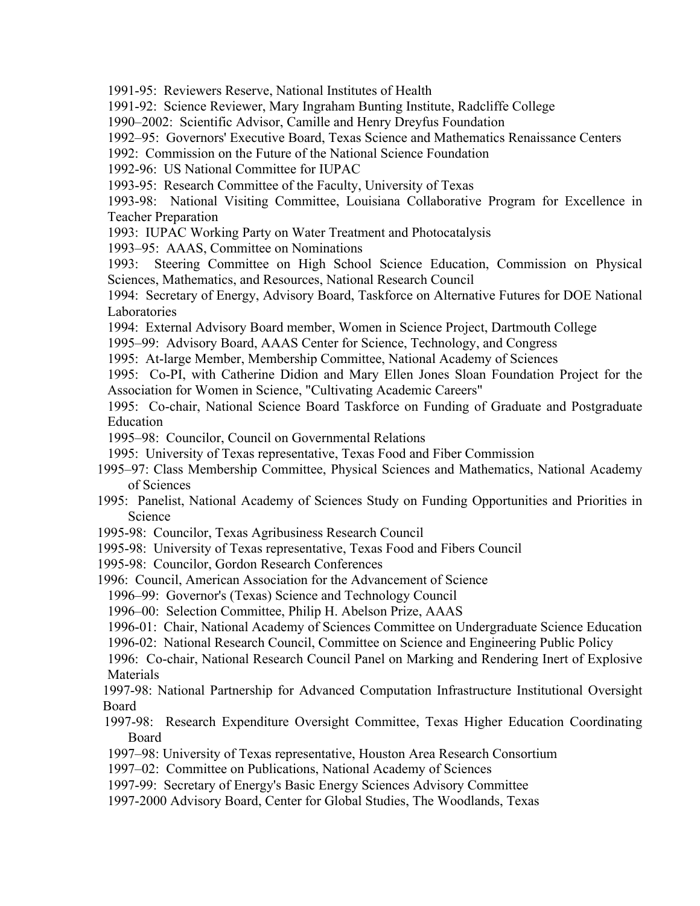1991-95: Reviewers Reserve, National Institutes of Health

1991-92: Science Reviewer, Mary Ingraham Bunting Institute, Radcliffe College

1990–2002: Scientific Advisor, Camille and Henry Dreyfus Foundation

1992–95: Governors' Executive Board, Texas Science and Mathematics Renaissance Centers

1992: Commission on the Future of the National Science Foundation

1992-96: US National Committee for IUPAC

1993-95: Research Committee of the Faculty, University of Texas

1993-98: National Visiting Committee, Louisiana Collaborative Program for Excellence in Teacher Preparation

1993: IUPAC Working Party on Water Treatment and Photocatalysis

1993–95: AAAS, Committee on Nominations

1993: Steering Committee on High School Science Education, Commission on Physical Sciences, Mathematics, and Resources, National Research Council

1994: Secretary of Energy, Advisory Board, Taskforce on Alternative Futures for DOE National Laboratories

1994: External Advisory Board member, Women in Science Project, Dartmouth College

1995–99: Advisory Board, AAAS Center for Science, Technology, and Congress

1995: At-large Member, Membership Committee, National Academy of Sciences

1995: Co-PI, with Catherine Didion and Mary Ellen Jones Sloan Foundation Project for the Association for Women in Science, "Cultivating Academic Careers"

1995: Co-chair, National Science Board Taskforce on Funding of Graduate and Postgraduate Education

1995–98: Councilor, Council on Governmental Relations

1995: University of Texas representative, Texas Food and Fiber Commission

1995–97: Class Membership Committee, Physical Sciences and Mathematics, National Academy of Sciences

1995: Panelist, National Academy of Sciences Study on Funding Opportunities and Priorities in Science

1995-98: Councilor, Texas Agribusiness Research Council

1995-98: University of Texas representative, Texas Food and Fibers Council

1995-98: Councilor, Gordon Research Conferences

1996: Council, American Association for the Advancement of Science

1996–99: Governor's (Texas) Science and Technology Council

1996–00: Selection Committee, Philip H. Abelson Prize, AAAS

1996-01: Chair, National Academy of Sciences Committee on Undergraduate Science Education

1996-02: National Research Council, Committee on Science and Engineering Public Policy

1996: Co-chair, National Research Council Panel on Marking and Rendering Inert of Explosive Materials

1997-98: National Partnership for Advanced Computation Infrastructure Institutional Oversight Board

1997-98: Research Expenditure Oversight Committee, Texas Higher Education Coordinating Board

1997–98: University of Texas representative, Houston Area Research Consortium

1997–02: Committee on Publications, National Academy of Sciences

1997-99: Secretary of Energy's Basic Energy Sciences Advisory Committee

1997-2000 Advisory Board, Center for Global Studies, The Woodlands, Texas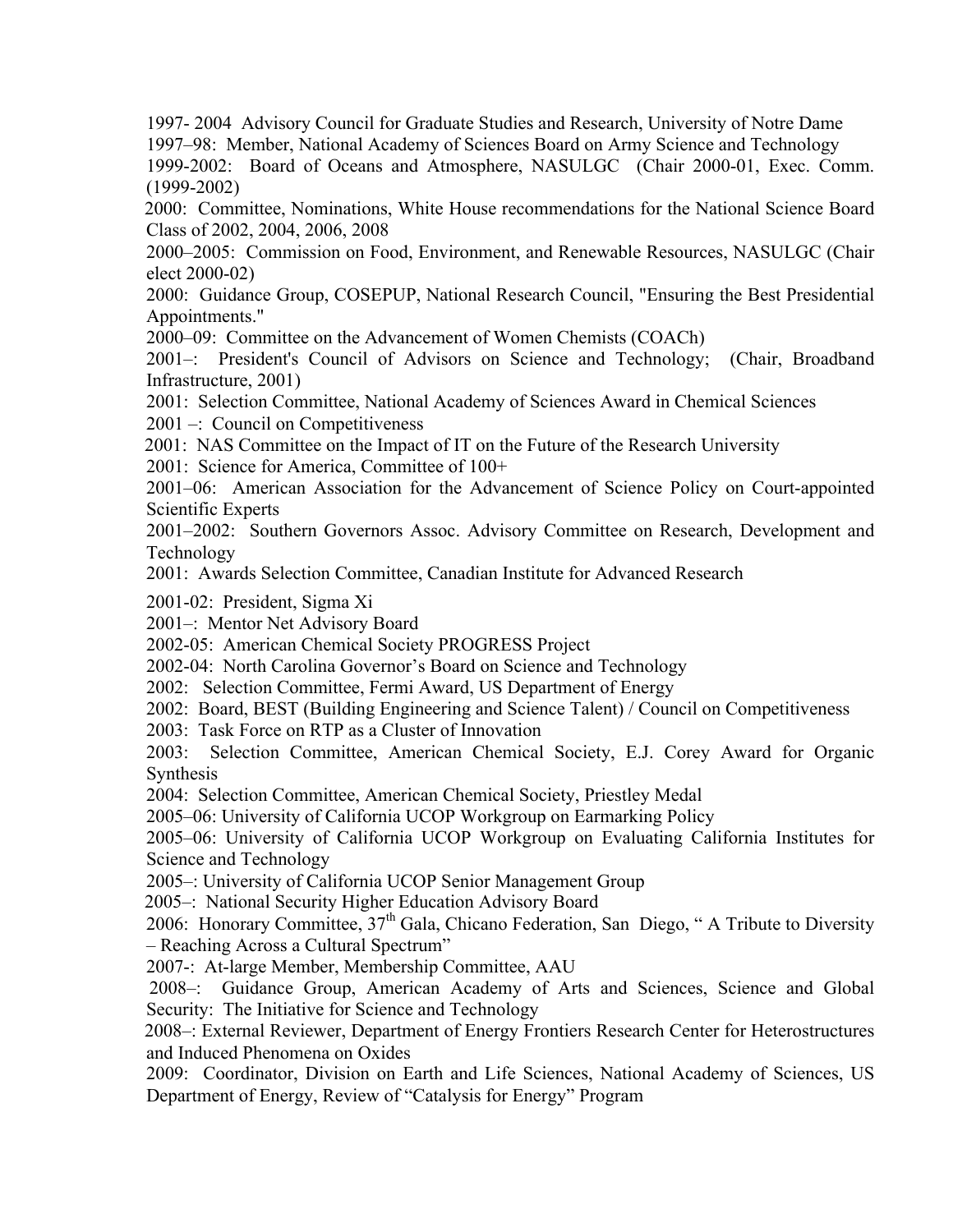1997- 2004 Advisory Council for Graduate Studies and Research, University of Notre Dame

1997–98: Member, National Academy of Sciences Board on Army Science and Technology

1999-2002: Board of Oceans and Atmosphere, NASULGC (Chair 2000-01, Exec. Comm. (1999-2002)

2000: Committee, Nominations, White House recommendations for the National Science Board Class of 2002, 2004, 2006, 2008

2000–2005: Commission on Food, Environment, and Renewable Resources, NASULGC (Chair elect 2000-02)

2000: Guidance Group, COSEPUP, National Research Council, "Ensuring the Best Presidential Appointments."

2000–09: Committee on the Advancement of Women Chemists (COACh)

2001–: President's Council of Advisors on Science and Technology; (Chair, Broadband Infrastructure, 2001)

2001: Selection Committee, National Academy of Sciences Award in Chemical Sciences

2001 –: Council on Competitiveness

2001: NAS Committee on the Impact of IT on the Future of the Research University

2001: Science for America, Committee of 100+

2001–06: American Association for the Advancement of Science Policy on Court-appointed Scientific Experts

2001–2002: Southern Governors Assoc. Advisory Committee on Research, Development and Technology

2001: Awards Selection Committee, Canadian Institute for Advanced Research

2001-02: President, Sigma Xi

2001–: Mentor Net Advisory Board

2002-05: American Chemical Society PROGRESS Project

2002-04: North Carolina Governor's Board on Science and Technology

2002: Selection Committee, Fermi Award, US Department of Energy

2002: Board, BEST (Building Engineering and Science Talent) / Council on Competitiveness

2003: Task Force on RTP as a Cluster of Innovation

2003: Selection Committee, American Chemical Society, E.J. Corey Award for Organic Synthesis

2004: Selection Committee, American Chemical Society, Priestley Medal

2005–06: University of California UCOP Workgroup on Earmarking Policy

2005–06: University of California UCOP Workgroup on Evaluating California Institutes for Science and Technology

2005–: University of California UCOP Senior Management Group

2005–: National Security Higher Education Advisory Board

2006: Honorary Committee, 37th Gala, Chicano Federation, San Diego, " A Tribute to Diversity – Reaching Across a Cultural Spectrum"

2007-: At-large Member, Membership Committee, AAU

2008–: Guidance Group, American Academy of Arts and Sciences, Science and Global Security: The Initiative for Science and Technology

2008–: External Reviewer, Department of Energy Frontiers Research Center for Heterostructures and Induced Phenomena on Oxides

2009: Coordinator, Division on Earth and Life Sciences, National Academy of Sciences, US Department of Energy, Review of "Catalysis for Energy" Program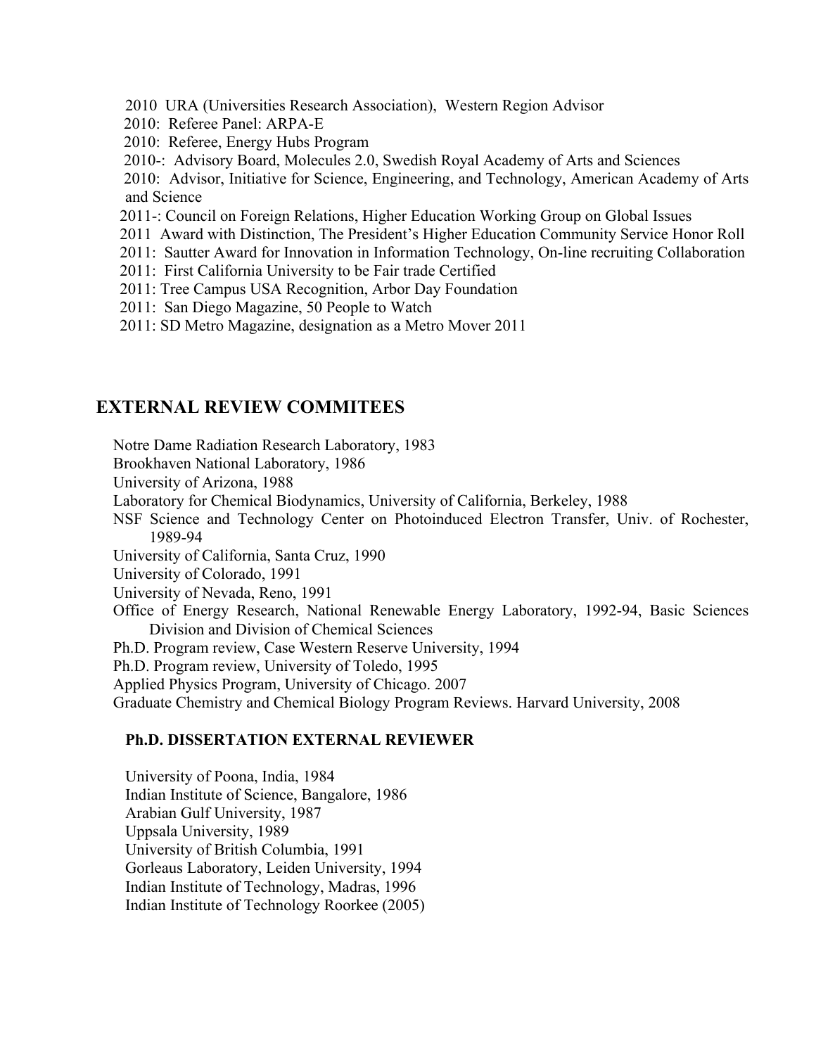2010 URA (Universities Research Association), Western Region Advisor
2010: Referee Panel: ARPA-E
2010: Referee, Energy Hubs Program
2010-: Advisory Board, Molecules 2.0, Swedish Royal Academy of Arts and Sciences
2010: Advisor, Initiative for Science, Engineering, and Technology, American Academy of Arts and Science
2011-: Council on Foreign Relations, Higher Education Working Group on Global Issues
2011 Award with Distinction, The President's Higher Education Community Service Honor Roll
2011: Sautter Award for Innovation in Information Technology, On-line recruiting Collaboration
2011: First California University to be Fair trade Certified
2011: Tree Campus USA Recognition, Arbor Day Foundation
2011: San Diego Magazine, 50 People to Watch
2011: SD Metro Magazine, designation as a Metro Mover 2011

## EXTERNAL REVIEW COMMITEES

Notre Dame Radiation Research Laboratory, 1983
Brookhaven National Laboratory, 1986
University of Arizona, 1988
Laboratory for Chemical Biodynamics, University of California, Berkeley, 1988
NSF Science and Technology Center on Photoinduced Electron Transfer, Univ. of Rochester, 1989-94
University of California, Santa Cruz, 1990
University of Colorado, 1991
University of Nevada, Reno, 1991
Office of Energy Research, National Renewable Energy Laboratory, 1992-94, Basic Sciences Division and Division of Chemical Sciences
Ph.D. Program review, Case Western Reserve University, 1994
Ph.D. Program review, University of Toledo, 1995
Applied Physics Program, University of Chicago. 2007
Graduate Chemistry and Chemical Biology Program Reviews. Harvard University, 2008

### Ph.D. DISSERTATION EXTERNAL REVIEWER

University of Poona, India, 1984
Indian Institute of Science, Bangalore, 1986
Arabian Gulf University, 1987
Uppsala University, 1989
University of British Columbia, 1991
Gorleaus Laboratory, Leiden University, 1994
Indian Institute of Technology, Madras, 1996
Indian Institute of Technology Roorkee (2005)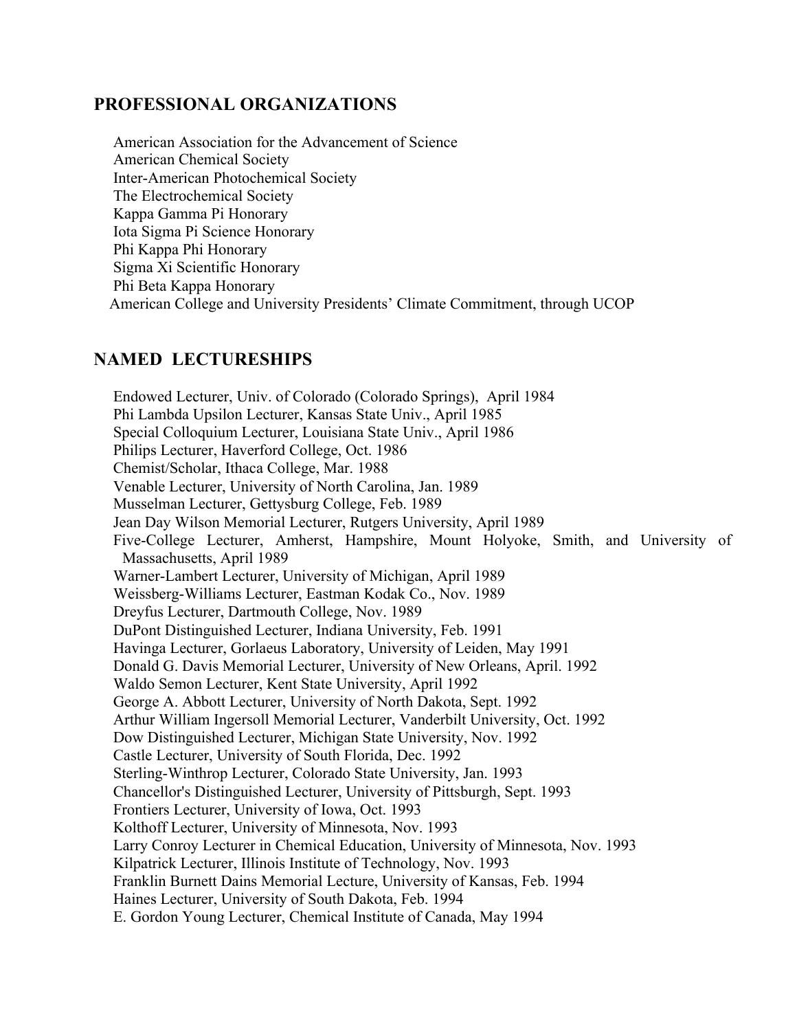## PROFESSIONAL ORGANIZATIONS

American Association for the Advancement of Science
American Chemical Society
Inter-American Photochemical Society
The Electrochemical Society
Kappa Gamma Pi Honorary
Iota Sigma Pi Science Honorary
Phi Kappa Phi Honorary
Sigma Xi Scientific Honorary
Phi Beta Kappa Honorary
American College and University Presidents' Climate Commitment, through UCOP

## NAMED LECTURESHIPS

Endowed Lecturer, Univ. of Colorado (Colorado Springs), April 1984
Phi Lambda Upsilon Lecturer, Kansas State Univ., April 1985
Special Colloquium Lecturer, Louisiana State Univ., April 1986
Philips Lecturer, Haverford College, Oct. 1986
Chemist/Scholar, Ithaca College, Mar. 1988
Venable Lecturer, University of North Carolina, Jan. 1989
Musselman Lecturer, Gettysburg College, Feb. 1989
Jean Day Wilson Memorial Lecturer, Rutgers University, April 1989
Five-College Lecturer, Amherst, Hampshire, Mount Holyoke, Smith, and University of Massachusetts, April 1989
Warner-Lambert Lecturer, University of Michigan, April 1989
Weissberg-Williams Lecturer, Eastman Kodak Co., Nov. 1989
Dreyfus Lecturer, Dartmouth College, Nov. 1989
DuPont Distinguished Lecturer, Indiana University, Feb. 1991
Havinga Lecturer, Gorlaeus Laboratory, University of Leiden, May 1991
Donald G. Davis Memorial Lecturer, University of New Orleans, April. 1992
Waldo Semon Lecturer, Kent State University, April 1992
George A. Abbott Lecturer, University of North Dakota, Sept. 1992
Arthur William Ingersoll Memorial Lecturer, Vanderbilt University, Oct. 1992
Dow Distinguished Lecturer, Michigan State University, Nov. 1992
Castle Lecturer, University of South Florida, Dec. 1992
Sterling-Winthrop Lecturer, Colorado State University, Jan. 1993
Chancellor's Distinguished Lecturer, University of Pittsburgh, Sept. 1993
Frontiers Lecturer, University of Iowa, Oct. 1993
Kolthoff Lecturer, University of Minnesota, Nov. 1993
Larry Conroy Lecturer in Chemical Education, University of Minnesota, Nov. 1993
Kilpatrick Lecturer, Illinois Institute of Technology, Nov. 1993
Franklin Burnett Dains Memorial Lecture, University of Kansas, Feb. 1994
Haines Lecturer, University of South Dakota, Feb. 1994
E. Gordon Young Lecturer, Chemical Institute of Canada, May 1994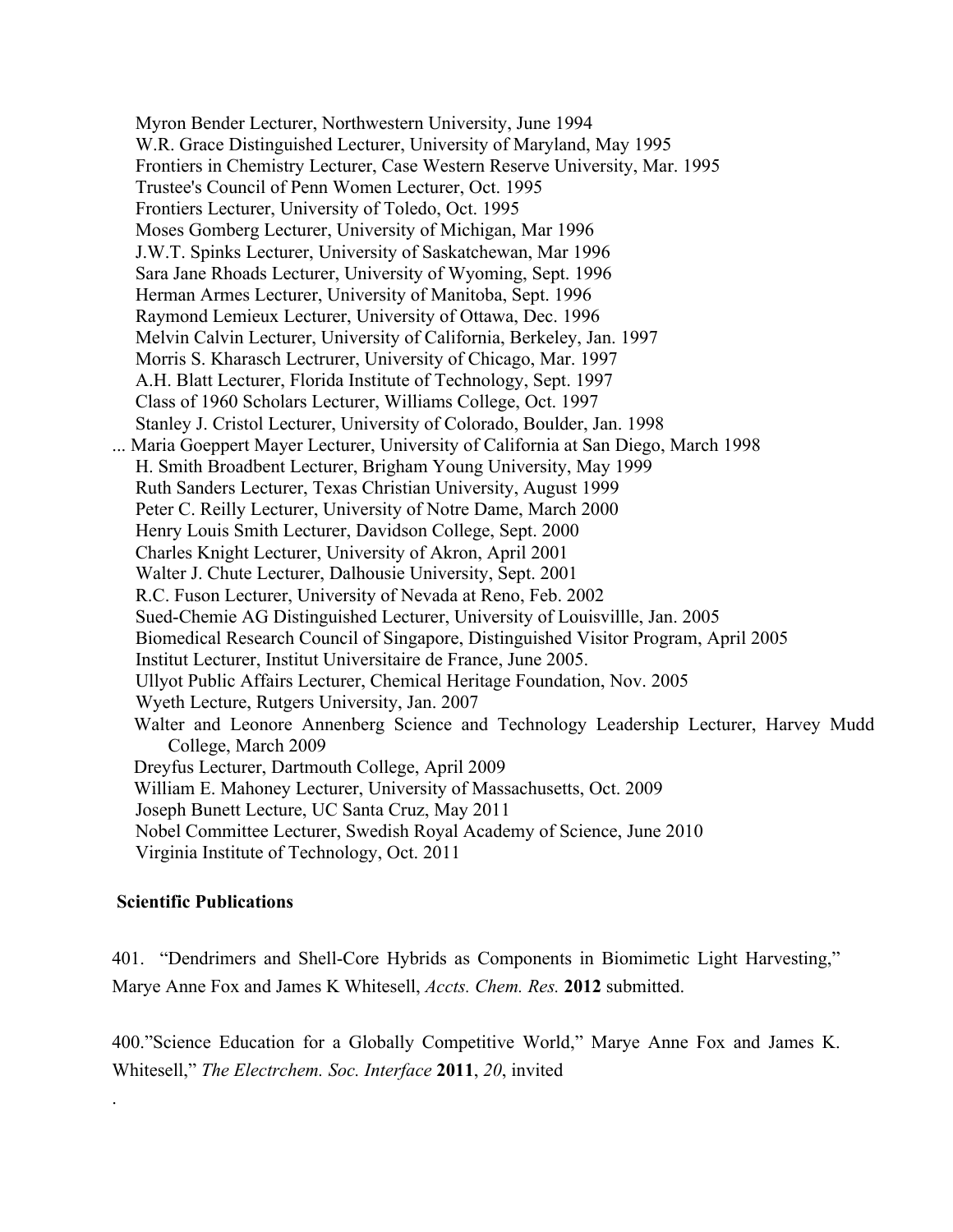Myron Bender Lecturer, Northwestern University, June 1994
W.R. Grace Distinguished Lecturer, University of Maryland, May 1995
Frontiers in Chemistry Lecturer, Case Western Reserve University, Mar. 1995
Trustee's Council of Penn Women Lecturer, Oct. 1995
Frontiers Lecturer, University of Toledo, Oct. 1995
Moses Gomberg Lecturer, University of Michigan, Mar 1996
J.W.T. Spinks Lecturer, University of Saskatchewan, Mar 1996
Sara Jane Rhoads Lecturer, University of Wyoming, Sept. 1996
Herman Armes Lecturer, University of Manitoba, Sept. 1996
Raymond Lemieux Lecturer, University of Ottawa, Dec. 1996
Melvin Calvin Lecturer, University of California, Berkeley, Jan. 1997
Morris S. Kharasch Lectrurer, University of Chicago, Mar. 1997
A.H. Blatt Lecturer, Florida Institute of Technology, Sept. 1997
Class of 1960 Scholars Lecturer, Williams College, Oct. 1997
Stanley J. Cristol Lecturer, University of Colorado, Boulder, Jan. 1998
... Maria Goeppert Mayer Lecturer, University of California at San Diego, March 1998
H. Smith Broadbent Lecturer, Brigham Young University, May 1999
Ruth Sanders Lecturer, Texas Christian University, August 1999
Peter C. Reilly Lecturer, University of Notre Dame, March 2000
Henry Louis Smith Lecturer, Davidson College, Sept. 2000
Charles Knight Lecturer, University of Akron, April 2001
Walter J. Chute Lecturer, Dalhousie University, Sept. 2001
R.C. Fuson Lecturer, University of Nevada at Reno, Feb. 2002
Sued-Chemie AG Distinguished Lecturer, University of Louisvillle, Jan. 2005
Biomedical Research Council of Singapore, Distinguished Visitor Program, April 2005
Institut Lecturer, Institut Universitaire de France, June 2005.
Ullyot Public Affairs Lecturer, Chemical Heritage Foundation, Nov. 2005
Wyeth Lecture, Rutgers University, Jan. 2007
Walter and Leonore Annenberg Science and Technology Leadership Lecturer, Harvey Mudd College, March 2009
Dreyfus Lecturer, Dartmouth College, April 2009
William E. Mahoney Lecturer, University of Massachusetts, Oct. 2009
Joseph Bunett Lecture, UC Santa Cruz, May 2011
Nobel Committee Lecturer, Swedish Royal Academy of Science, June 2010
Virginia Institute of Technology, Oct. 2011

**Scientific Publications**

401. "Dendrimers and Shell-Core Hybrids as Components in Biomimetic Light Harvesting," Marye Anne Fox and James K Whitesell, *Accts. Chem. Res.* **2012** submitted.

400."Science Education for a Globally Competitive World," Marye Anne Fox and James K. Whitesell," *The Electrchem. Soc. Interface* **2011**, *20*, invited

.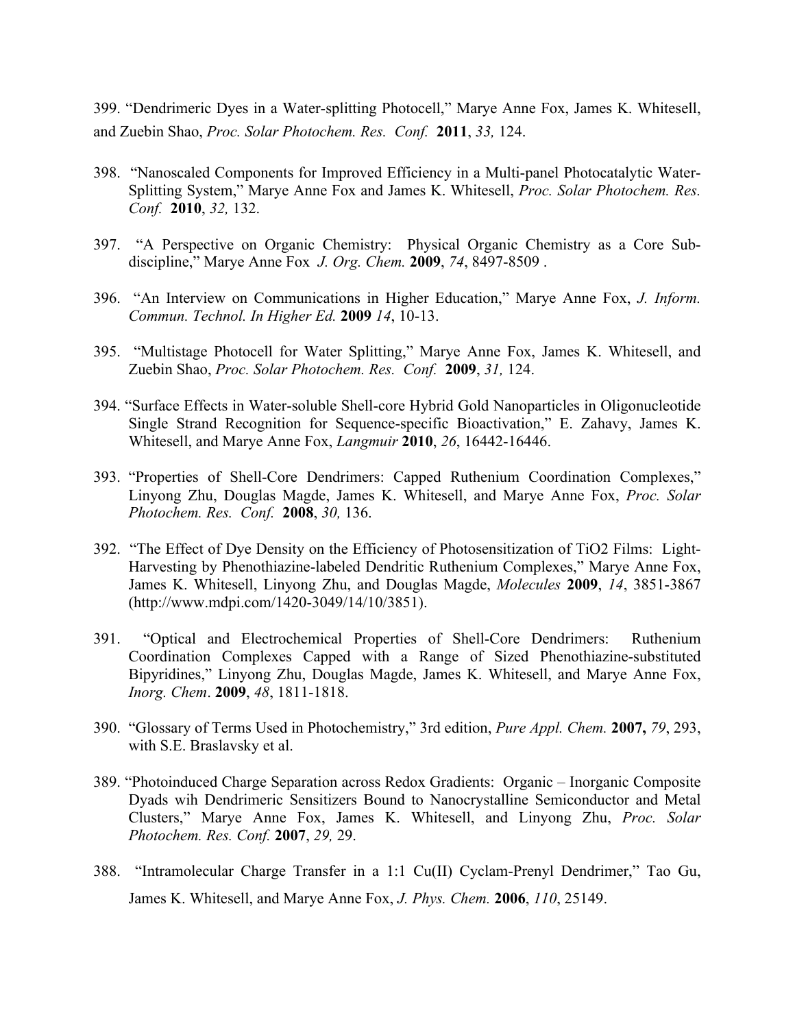399. "Dendrimeric Dyes in a Water-splitting Photocell," Marye Anne Fox, James K. Whitesell, and Zuebin Shao, *Proc. Solar Photochem. Res. Conf.* **2011**, *33,* 124.

398. "Nanoscaled Components for Improved Efficiency in a Multi-panel Photocatalytic Water-Splitting System," Marye Anne Fox and James K. Whitesell, *Proc. Solar Photochem. Res. Conf.* **2010**, *32,* 132.

397. "A Perspective on Organic Chemistry: Physical Organic Chemistry as a Core Sub-discipline," Marye Anne Fox *J. Org. Chem.* **2009**, *74*, 8497-8509 .

396. "An Interview on Communications in Higher Education," Marye Anne Fox, *J. Inform. Commun. Technol. In Higher Ed.* **2009** *14*, 10-13.

395. "Multistage Photocell for Water Splitting," Marye Anne Fox, James K. Whitesell, and Zuebin Shao, *Proc. Solar Photochem. Res. Conf.* **2009**, *31,* 124.

394. "Surface Effects in Water-soluble Shell-core Hybrid Gold Nanoparticles in Oligonucleotide Single Strand Recognition for Sequence-specific Bioactivation," E. Zahavy, James K. Whitesell, and Marye Anne Fox, *Langmuir* **2010**, *26*, 16442-16446.

393. "Properties of Shell-Core Dendrimers: Capped Ruthenium Coordination Complexes," Linyong Zhu, Douglas Magde, James K. Whitesell, and Marye Anne Fox, *Proc. Solar Photochem. Res. Conf.* **2008**, *30,* 136.

392. "The Effect of Dye Density on the Efficiency of Photosensitization of TiO2 Films: Light-Harvesting by Phenothiazine-labeled Dendritic Ruthenium Complexes," Marye Anne Fox, James K. Whitesell, Linyong Zhu, and Douglas Magde, *Molecules* **2009**, *14*, 3851-3867 (http://www.mdpi.com/1420-3049/14/10/3851).

391. "Optical and Electrochemical Properties of Shell-Core Dendrimers: Ruthenium Coordination Complexes Capped with a Range of Sized Phenothiazine-substituted Bipyridines," Linyong Zhu, Douglas Magde, James K. Whitesell, and Marye Anne Fox, *Inorg. Chem*. **2009**, *48*, 1811-1818.

390. "Glossary of Terms Used in Photochemistry," 3rd edition, *Pure Appl. Chem.* **2007,** *79*, 293, with S.E. Braslavsky et al.

389. "Photoinduced Charge Separation across Redox Gradients: Organic – Inorganic Composite Dyads wih Dendrimeric Sensitizers Bound to Nanocrystalline Semiconductor and Metal Clusters," Marye Anne Fox, James K. Whitesell, and Linyong Zhu, *Proc. Solar Photochem. Res. Conf.* **2007**, *29,* 29.

388. "Intramolecular Charge Transfer in a 1:1 Cu(II) Cyclam-Prenyl Dendrimer," Tao Gu, James K. Whitesell, and Marye Anne Fox, *J. Phys. Chem.* **2006**, *110*, 25149.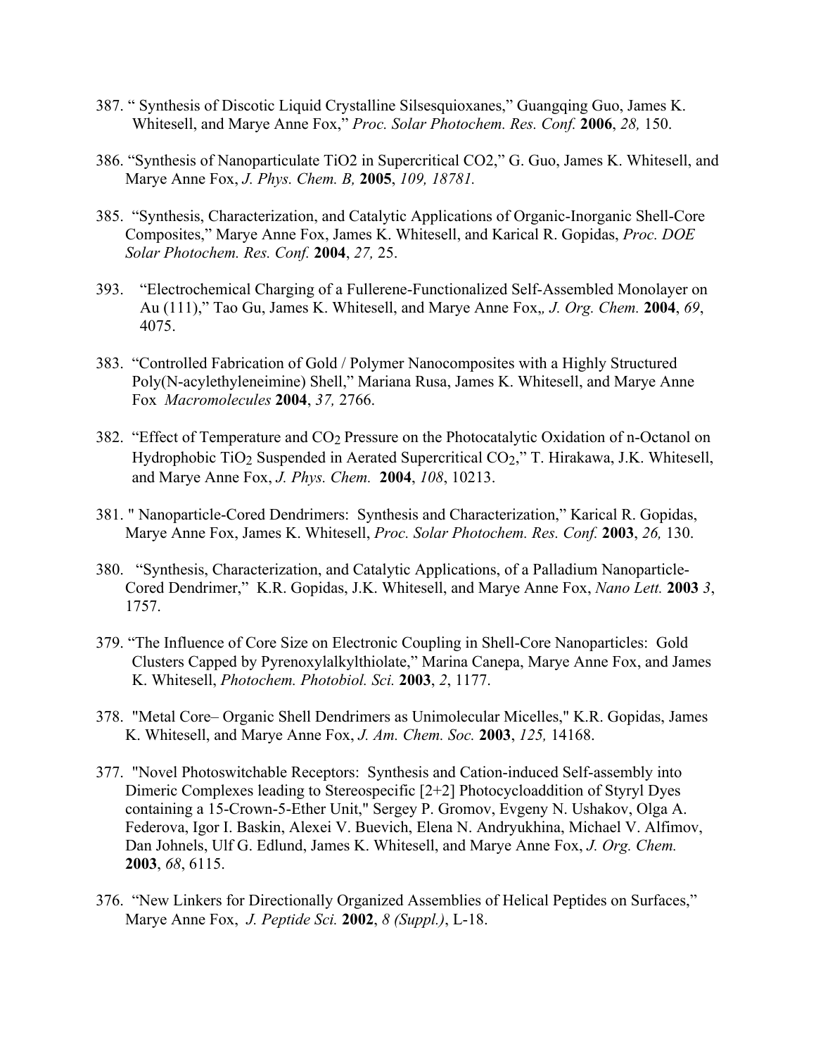387. " Synthesis of Discotic Liquid Crystalline Silsesquioxanes," Guangqing Guo, James K. Whitesell, and Marye Anne Fox," *Proc. Solar Photochem. Res. Conf.* **2006**, *28,* 150.

386. "Synthesis of Nanoparticulate TiO2 in Supercritical CO2," G. Guo, James K. Whitesell, and Marye Anne Fox, *J. Phys. Chem. B,* **2005**, *109, 18781.*

385. "Synthesis, Characterization, and Catalytic Applications of Organic-Inorganic Shell-Core Composites," Marye Anne Fox, James K. Whitesell, and Karical R. Gopidas, *Proc. DOE Solar Photochem. Res. Conf.* **2004**, *27,* 25.

393. "Electrochemical Charging of a Fullerene-Functionalized Self-Assembled Monolayer on Au (111)," Tao Gu, James K. Whitesell, and Marye Anne Fox,*, J. Org. Chem.* **2004**, *69*, 4075.

383. "Controlled Fabrication of Gold / Polymer Nanocomposites with a Highly Structured Poly(N-acylethyleneimine) Shell," Mariana Rusa, James K. Whitesell, and Marye Anne Fox *Macromolecules* **2004**, *37,* 2766.

382. "Effect of Temperature and $CO_2$ Pressure on the Photocatalytic Oxidation of n-Octanol on Hydrophobic $TiO_2$ Suspended in Aerated Supercritical $CO_2$," T. Hirakawa, J.K. Whitesell, and Marye Anne Fox, *J. Phys. Chem.* **2004**, *108*, 10213.

381. " Nanoparticle-Cored Dendrimers: Synthesis and Characterization," Karical R. Gopidas, Marye Anne Fox, James K. Whitesell, *Proc. Solar Photochem. Res. Conf.* **2003**, *26,* 130.

380. "Synthesis, Characterization, and Catalytic Applications, of a Palladium Nanoparticle-Cored Dendrimer," K.R. Gopidas, J.K. Whitesell, and Marye Anne Fox, *Nano Lett.* **2003** *3*, 1757.

379. "The Influence of Core Size on Electronic Coupling in Shell-Core Nanoparticles: Gold Clusters Capped by Pyrenoxylalkylthiolate," Marina Canepa, Marye Anne Fox, and James K. Whitesell, *Photochem. Photobiol. Sci.* **2003**, *2*, 1177.

378. "Metal Core– Organic Shell Dendrimers as Unimolecular Micelles," K.R. Gopidas, James K. Whitesell, and Marye Anne Fox, *J. Am. Chem. Soc.* **2003**, *125,* 14168.

377. "Novel Photoswitchable Receptors: Synthesis and Cation-induced Self-assembly into Dimeric Complexes leading to Stereospecific [2+2] Photocycloaddition of Styryl Dyes containing a 15-Crown-5-Ether Unit," Sergey P. Gromov, Evgeny N. Ushakov, Olga A. Federova, Igor I. Baskin, Alexei V. Buevich, Elena N. Andryukhina, Michael V. Alfimov, Dan Johnels, Ulf G. Edlund, James K. Whitesell, and Marye Anne Fox, *J. Org. Chem.* **2003**, *68*, 6115.

376. "New Linkers for Directionally Organized Assemblies of Helical Peptides on Surfaces," Marye Anne Fox, *J. Peptide Sci.* **2002**, *8 (Suppl.)*, L-18.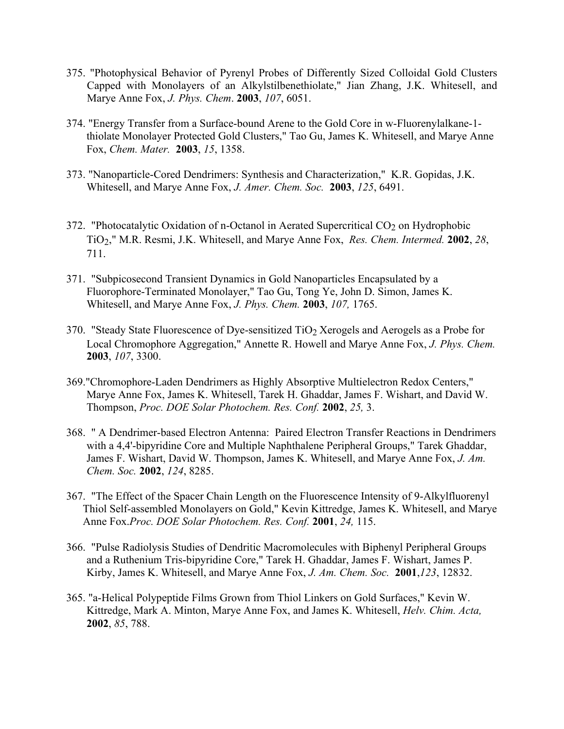375. "Photophysical Behavior of Pyrenyl Probes of Differently Sized Colloidal Gold Clusters Capped with Monolayers of an Alkylstilbenethiolate," Jian Zhang, J.K. Whitesell, and Marye Anne Fox, *J. Phys. Chem*. **2003**, *107*, 6051.

374. "Energy Transfer from a Surface-bound Arene to the Gold Core in w-Fluorenylalkane-1-thiolate Monolayer Protected Gold Clusters," Tao Gu, James K. Whitesell, and Marye Anne Fox, *Chem. Mater.* **2003**, *15*, 1358.

373. "Nanoparticle-Cored Dendrimers: Synthesis and Characterization," K.R. Gopidas, J.K. Whitesell, and Marye Anne Fox, *J. Amer. Chem. Soc.* **2003**, *125*, 6491.

372. "Photocatalytic Oxidation of n-Octanol in Aerated Supercritical $CO_2$ on Hydrophobic $TiO_2$," M.R. Resmi, J.K. Whitesell, and Marye Anne Fox, *Res. Chem. Intermed.* **2002**, *28*, 711.

371. "Subpicosecond Transient Dynamics in Gold Nanoparticles Encapsulated by a Fluorophore-Terminated Monolayer," Tao Gu, Tong Ye, John D. Simon, James K. Whitesell, and Marye Anne Fox, *J. Phys. Chem.* **2003**, *107,* 1765.

370. "Steady State Fluorescence of Dye-sensitized $TiO_2$ Xerogels and Aerogels as a Probe for Local Chromophore Aggregation," Annette R. Howell and Marye Anne Fox, *J. Phys. Chem.* **2003**, *107*, 3300.

369. "Chromophore-Laden Dendrimers as Highly Absorptive Multielectron Redox Centers," Marye Anne Fox, James K. Whitesell, Tarek H. Ghaddar, James F. Wishart, and David W. Thompson, *Proc. DOE Solar Photochem. Res. Conf.* **2002**, *25,* 3.

368. " A Dendrimer-based Electron Antenna: Paired Electron Transfer Reactions in Dendrimers with a 4,4'-bipyridine Core and Multiple Naphthalene Peripheral Groups," Tarek Ghaddar, James F. Wishart, David W. Thompson, James K. Whitesell, and Marye Anne Fox, *J. Am. Chem. Soc.* **2002**, *124*, 8285.

367. "The Effect of the Spacer Chain Length on the Fluorescence Intensity of 9-Alkylfluorenyl Thiol Self-assembled Monolayers on Gold," Kevin Kittredge, James K. Whitesell, and Marye Anne Fox.*Proc. DOE Solar Photochem. Res. Conf.* **2001**, *24,* 115.

366. "Pulse Radiolysis Studies of Dendritic Macromolecules with Biphenyl Peripheral Groups and a Ruthenium Tris-bipyridine Core," Tarek H. Ghaddar, James F. Wishart, James P. Kirby, James K. Whitesell, and Marye Anne Fox, *J. Am. Chem. Soc.* **2001**,*123*, 12832.

365. "a-Helical Polypeptide Films Grown from Thiol Linkers on Gold Surfaces," Kevin W. Kittredge, Mark A. Minton, Marye Anne Fox, and James K. Whitesell, *Helv. Chim. Acta,* **2002**, *85*, 788.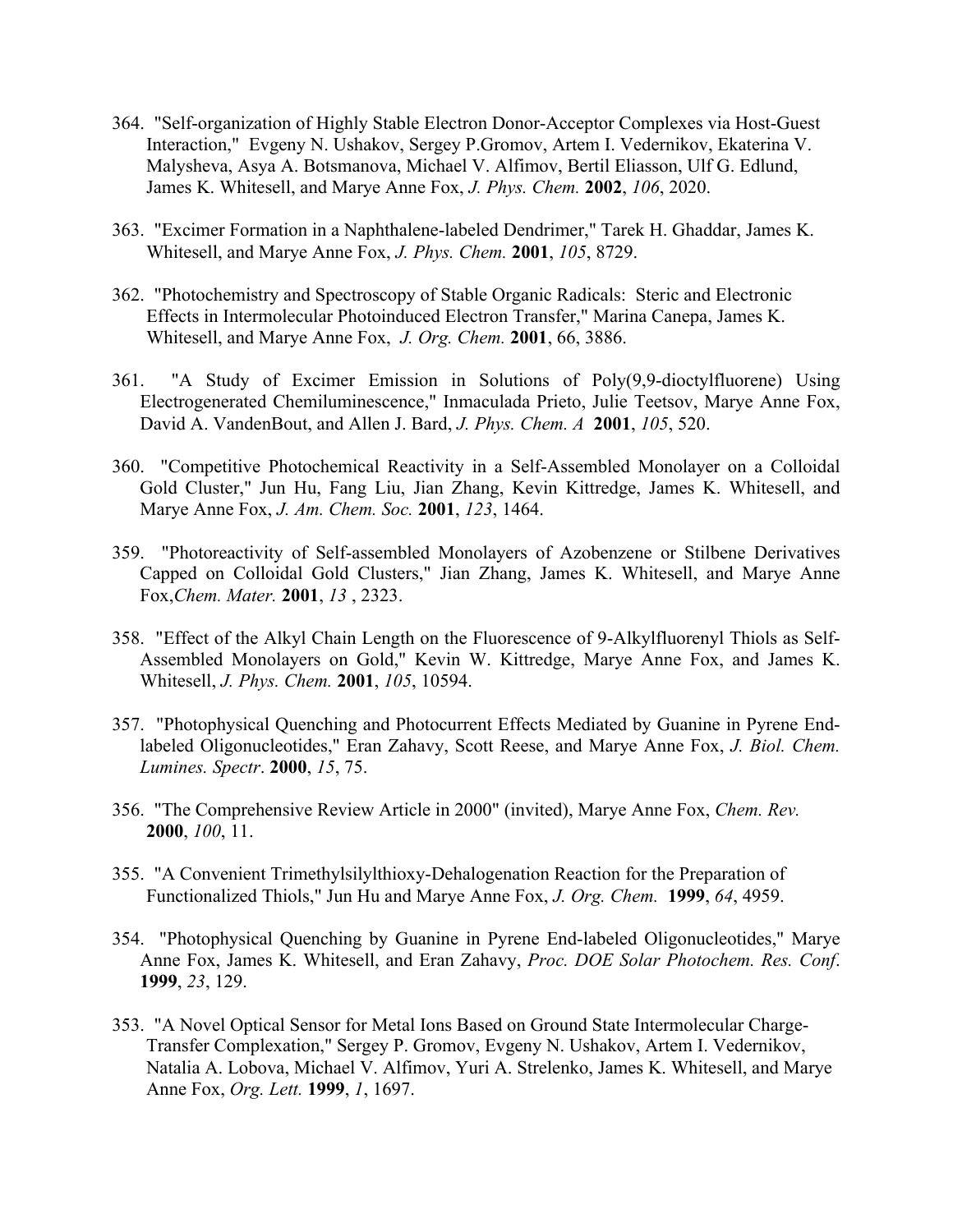364. "Self-organization of Highly Stable Electron Donor-Acceptor Complexes via Host-Guest Interaction," Evgeny N. Ushakov, Sergey P.Gromov, Artem I. Vedernikov, Ekaterina V. Malysheva, Asya A. Botsmanova, Michael V. Alfimov, Bertil Eliasson, Ulf G. Edlund, James K. Whitesell, and Marye Anne Fox, *J. Phys. Chem.* **2002**, *106*, 2020.

363. "Excimer Formation in a Naphthalene-labeled Dendrimer," Tarek H. Ghaddar, James K. Whitesell, and Marye Anne Fox, *J. Phys. Chem.* **2001**, *105*, 8729.

362. "Photochemistry and Spectroscopy of Stable Organic Radicals: Steric and Electronic Effects in Intermolecular Photoinduced Electron Transfer," Marina Canepa, James K. Whitesell, and Marye Anne Fox, *J. Org. Chem.* **2001**, 66, 3886.

361. "A Study of Excimer Emission in Solutions of Poly(9,9-dioctylfluorene) Using Electrogenerated Chemiluminescence," Inmaculada Prieto, Julie Teetsov, Marye Anne Fox, David A. VandenBout, and Allen J. Bard, *J. Phys. Chem. A* **2001**, *105*, 520.

360. "Competitive Photochemical Reactivity in a Self-Assembled Monolayer on a Colloidal Gold Cluster," Jun Hu, Fang Liu, Jian Zhang, Kevin Kittredge, James K. Whitesell, and Marye Anne Fox, *J. Am. Chem. Soc.* **2001**, *123*, 1464.

359. "Photoreactivity of Self-assembled Monolayers of Azobenzene or Stilbene Derivatives Capped on Colloidal Gold Clusters," Jian Zhang, James K. Whitesell, and Marye Anne Fox,*Chem. Mater.* **2001**, *13* , 2323.

358. "Effect of the Alkyl Chain Length on the Fluorescence of 9-Alkylfluorenyl Thiols as Self-Assembled Monolayers on Gold," Kevin W. Kittredge, Marye Anne Fox, and James K. Whitesell, *J. Phys. Chem.* **2001**, *105*, 10594.

357. "Photophysical Quenching and Photocurrent Effects Mediated by Guanine in Pyrene End-labeled Oligonucleotides," Eran Zahavy, Scott Reese, and Marye Anne Fox, *J. Biol. Chem. Lumines. Spectr*. **2000**, *15*, 75.

356. "The Comprehensive Review Article in 2000" (invited), Marye Anne Fox, *Chem. Rev.* **2000**, *100*, 11.

355. "A Convenient Trimethylsilylthioxy-Dehalogenation Reaction for the Preparation of Functionalized Thiols," Jun Hu and Marye Anne Fox, *J. Org. Chem.* **1999**, *64*, 4959.

354. "Photophysical Quenching by Guanine in Pyrene End-labeled Oligonucleotides," Marye Anne Fox, James K. Whitesell, and Eran Zahavy, *Proc. DOE Solar Photochem. Res. Conf*. **1999**, *23*, 129.

353. "A Novel Optical Sensor for Metal Ions Based on Ground State Intermolecular Charge-Transfer Complexation," Sergey P. Gromov, Evgeny N. Ushakov, Artem I. Vedernikov, Natalia A. Lobova, Michael V. Alfimov, Yuri A. Strelenko, James K. Whitesell, and Marye Anne Fox, *Org. Lett.* **1999**, *1*, 1697.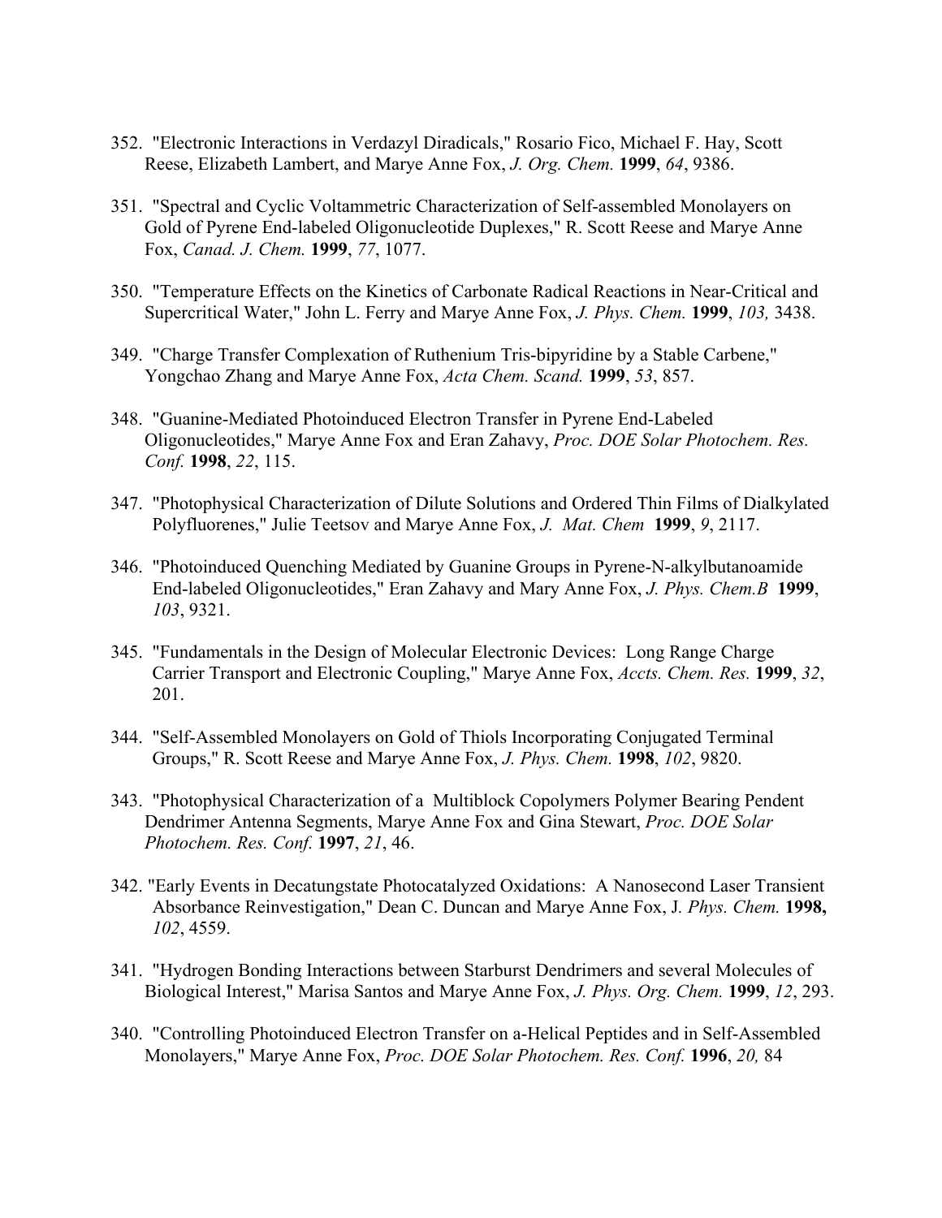352. "Electronic Interactions in Verdazyl Diradicals," Rosario Fico, Michael F. Hay, Scott Reese, Elizabeth Lambert, and Marye Anne Fox, *J. Org. Chem.* **1999**, *64*, 9386.

351. "Spectral and Cyclic Voltammetric Characterization of Self-assembled Monolayers on Gold of Pyrene End-labeled Oligonucleotide Duplexes," R. Scott Reese and Marye Anne Fox, *Canad. J. Chem.* **1999**, *77*, 1077.

350. "Temperature Effects on the Kinetics of Carbonate Radical Reactions in Near-Critical and Supercritical Water," John L. Ferry and Marye Anne Fox, *J. Phys. Chem.* **1999**, *103,* 3438.

349. "Charge Transfer Complexation of Ruthenium Tris-bipyridine by a Stable Carbene," Yongchao Zhang and Marye Anne Fox, *Acta Chem. Scand.* **1999**, *53*, 857.

348. "Guanine-Mediated Photoinduced Electron Transfer in Pyrene End-Labeled Oligonucleotides," Marye Anne Fox and Eran Zahavy, *Proc. DOE Solar Photochem. Res. Conf.* **1998**, *22*, 115.

347. "Photophysical Characterization of Dilute Solutions and Ordered Thin Films of Dialkylated Polyfluorenes," Julie Teetsov and Marye Anne Fox, *J. Mat. Chem* **1999**, *9*, 2117.

346. "Photoinduced Quenching Mediated by Guanine Groups in Pyrene-N-alkylbutanoamide End-labeled Oligonucleotides," Eran Zahavy and Mary Anne Fox, *J. Phys. Chem.B* **1999**, *103*, 9321.

345. "Fundamentals in the Design of Molecular Electronic Devices: Long Range Charge Carrier Transport and Electronic Coupling," Marye Anne Fox, *Accts. Chem. Res.* **1999**, *32*, 201.

344. "Self-Assembled Monolayers on Gold of Thiols Incorporating Conjugated Terminal Groups," R. Scott Reese and Marye Anne Fox, *J. Phys. Chem.* **1998**, *102*, 9820.

343. "Photophysical Characterization of a Multiblock Copolymers Polymer Bearing Pendent Dendrimer Antenna Segments, Marye Anne Fox and Gina Stewart, *Proc. DOE Solar Photochem. Res. Conf.* **1997**, *21*, 46.

342. "Early Events in Decatungstate Photocatalyzed Oxidations: A Nanosecond Laser Transient Absorbance Reinvestigation," Dean C. Duncan and Marye Anne Fox, J. *Phys. Chem.* **1998,** *102*, 4559.

341. "Hydrogen Bonding Interactions between Starburst Dendrimers and several Molecules of Biological Interest," Marisa Santos and Marye Anne Fox, *J. Phys. Org. Chem.* **1999**, *12*, 293.

340. "Controlling Photoinduced Electron Transfer on a-Helical Peptides and in Self-Assembled Monolayers," Marye Anne Fox, *Proc. DOE Solar Photochem. Res. Conf.* **1996**, *20,* 84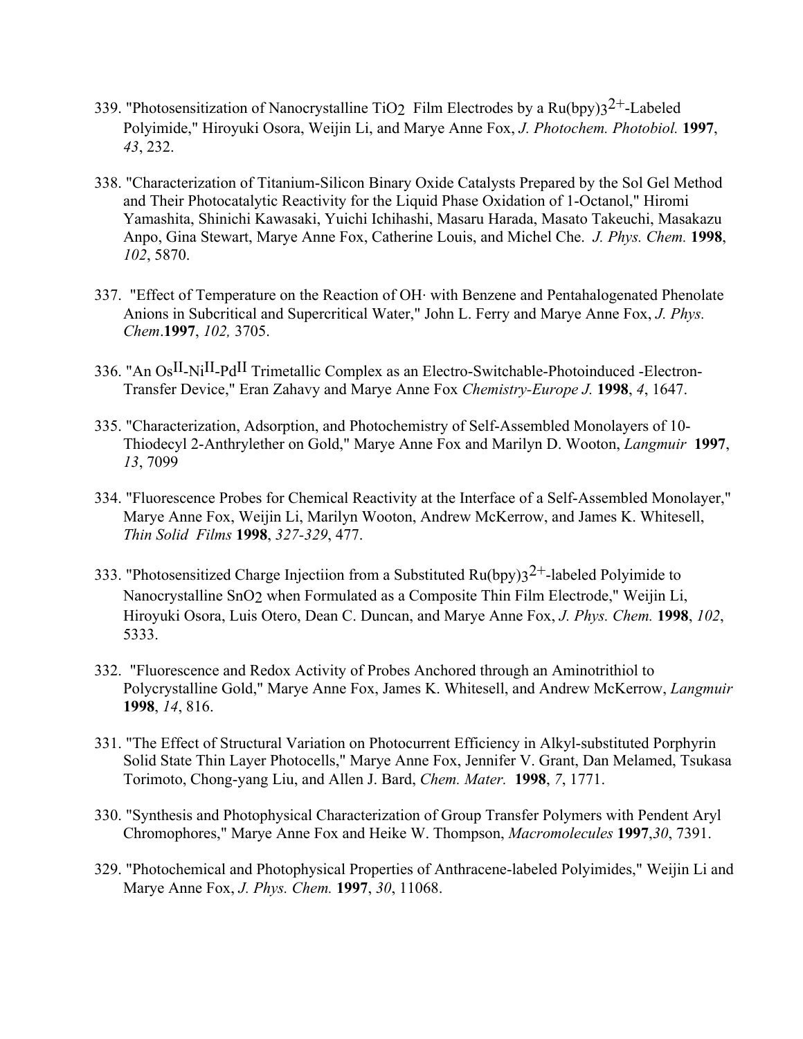339. "Photosensitization of Nanocrystalline $TiO_2$ Film Electrodes by a $Ru(bpy)_3^{2+}$-Labeled Polyimide," Hiroyuki Osora, Weijin Li, and Marye Anne Fox, *J. Photochem. Photobiol.* **1997**, *43*, 232.

338. "Characterization of Titanium-Silicon Binary Oxide Catalysts Prepared by the Sol Gel Method and Their Photocatalytic Reactivity for the Liquid Phase Oxidation of 1-Octanol," Hiromi Yamashita, Shinichi Kawasaki, Yuichi Ichihashi, Masaru Harada, Masato Takeuchi, Masakazu Anpo, Gina Stewart, Marye Anne Fox, Catherine Louis, and Michel Che. *J. Phys. Chem.* **1998**, *102*, 5870.

337. "Effect of Temperature on the Reaction of OH· with Benzene and Pentahalogenated Phenolate Anions in Subcritical and Supercritical Water," John L. Ferry and Marye Anne Fox, *J. Phys. Chem*.**1997**, *102,* 3705.

336. "An $Os^{II}$-$Ni^{II}$-$Pd^{II}$ Trimetallic Complex as an Electro-Switchable-Photoinduced -Electron-Transfer Device," Eran Zahavy and Marye Anne Fox *Chemistry-Europe J.* **1998**, *4*, 1647.

335. "Characterization, Adsorption, and Photochemistry of Self-Assembled Monolayers of 10-Thiodecyl 2-Anthrylether on Gold," Marye Anne Fox and Marilyn D. Wooton, *Langmuir* **1997**, *13*, 7099

334. "Fluorescence Probes for Chemical Reactivity at the Interface of a Self-Assembled Monolayer," Marye Anne Fox, Weijin Li, Marilyn Wooton, Andrew McKerrow, and James K. Whitesell, *Thin Solid Films* **1998**, *327-329*, 477.

333. "Photosensitized Charge Injectiion from a Substituted $Ru(bpy)_3^{2+}$-labeled Polyimide to Nanocrystalline $SnO_2$ when Formulated as a Composite Thin Film Electrode," Weijin Li, Hiroyuki Osora, Luis Otero, Dean C. Duncan, and Marye Anne Fox, *J. Phys. Chem.* **1998**, *102*, 5333.

332. "Fluorescence and Redox Activity of Probes Anchored through an Aminotrithiol to Polycrystalline Gold," Marye Anne Fox, James K. Whitesell, and Andrew McKerrow, *Langmuir* **1998**, *14*, 816.

331. "The Effect of Structural Variation on Photocurrent Efficiency in Alkyl-substituted Porphyrin Solid State Thin Layer Photocells," Marye Anne Fox, Jennifer V. Grant, Dan Melamed, Tsukasa Torimoto, Chong-yang Liu, and Allen J. Bard, *Chem. Mater.* **1998**, *7*, 1771.

330. "Synthesis and Photophysical Characterization of Group Transfer Polymers with Pendent Aryl Chromophores," Marye Anne Fox and Heike W. Thompson, *Macromolecules* **1997**,*30*, 7391.

329. "Photochemical and Photophysical Properties of Anthracene-labeled Polyimides," Weijin Li and Marye Anne Fox, *J. Phys. Chem.* **1997**, *30*, 11068.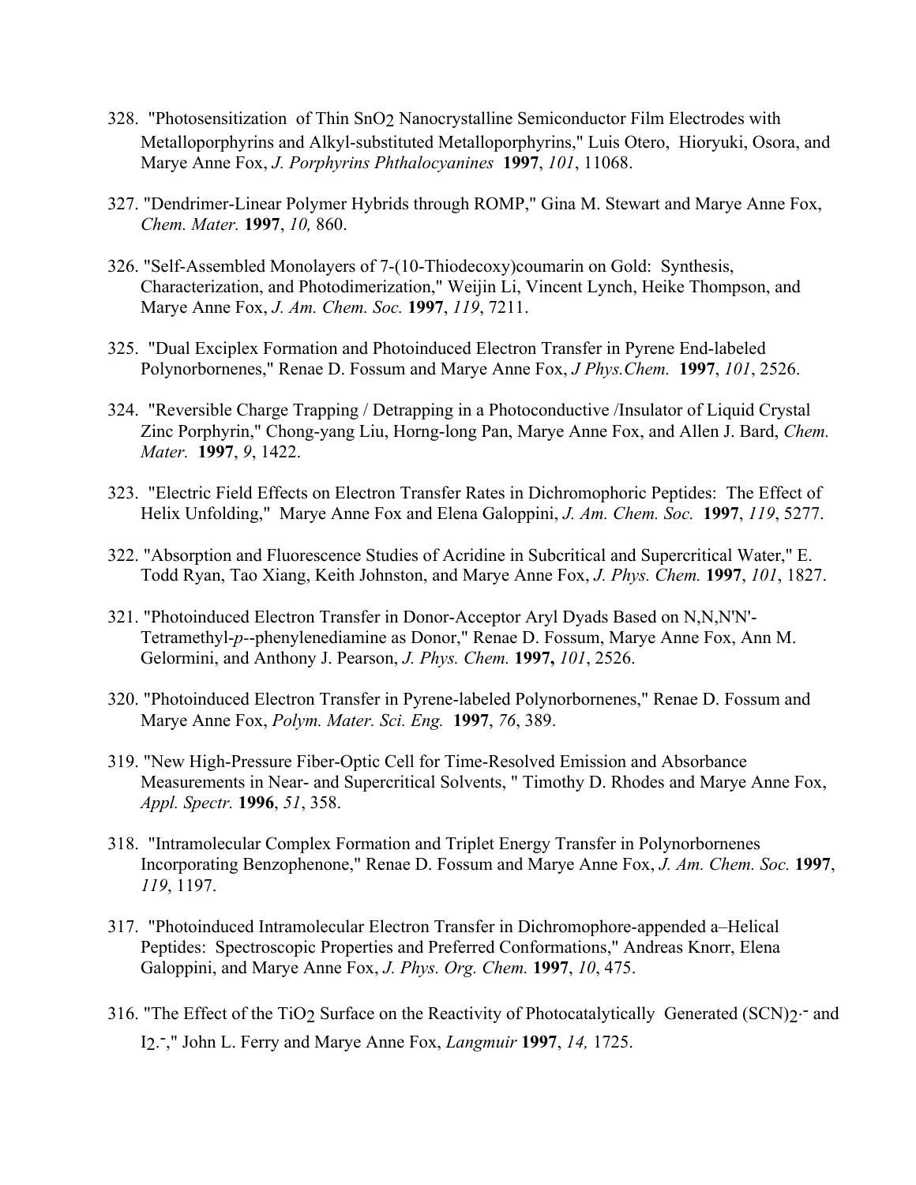328. "Photosensitization of Thin $SnO_2$ Nanocrystalline Semiconductor Film Electrodes with Metalloporphyrins and Alkyl-substituted Metalloporphyrins," Luis Otero, Hioryuki, Osora, and Marye Anne Fox, *J. Porphyrins Phthalocyanines* **1997**, *101*, 11068.

327. "Dendrimer-Linear Polymer Hybrids through ROMP," Gina M. Stewart and Marye Anne Fox, *Chem. Mater.* **1997**, *10,* 860.

326. "Self-Assembled Monolayers of 7-(10-Thiodecoxy)coumarin on Gold: Synthesis, Characterization, and Photodimerization," Weijin Li, Vincent Lynch, Heike Thompson, and Marye Anne Fox, *J. Am. Chem. Soc.* **1997**, *119*, 7211.

325. "Dual Exciplex Formation and Photoinduced Electron Transfer in Pyrene End-labeled Polynorbornenes," Renae D. Fossum and Marye Anne Fox, *J Phys.Chem.* **1997**, *101*, 2526.

324. "Reversible Charge Trapping / Detrapping in a Photoconductive /Insulator of Liquid Crystal Zinc Porphyrin," Chong-yang Liu, Horng-long Pan, Marye Anne Fox, and Allen J. Bard, *Chem. Mater.* **1997**, *9*, 1422.

323. "Electric Field Effects on Electron Transfer Rates in Dichromophoric Peptides: The Effect of Helix Unfolding," Marye Anne Fox and Elena Galoppini, *J. Am. Chem. Soc.* **1997**, *119*, 5277.

322. "Absorption and Fluorescence Studies of Acridine in Subcritical and Supercritical Water," E. Todd Ryan, Tao Xiang, Keith Johnston, and Marye Anne Fox, *J. Phys. Chem.* **1997**, *101*, 1827.

321. "Photoinduced Electron Transfer in Donor-Acceptor Aryl Dyads Based on N,N,N'N'-Tetramethyl-*p*--phenylenediamine as Donor," Renae D. Fossum, Marye Anne Fox, Ann M. Gelormini, and Anthony J. Pearson, *J. Phys. Chem.* **1997,** *101*, 2526.

320. "Photoinduced Electron Transfer in Pyrene-labeled Polynorbornenes," Renae D. Fossum and Marye Anne Fox, *Polym. Mater. Sci. Eng.* **1997**, *76*, 389.

319. "New High-Pressure Fiber-Optic Cell for Time-Resolved Emission and Absorbance Measurements in Near- and Supercritical Solvents, " Timothy D. Rhodes and Marye Anne Fox, *Appl. Spectr.* **1996**, *51*, 358.

318. "Intramolecular Complex Formation and Triplet Energy Transfer in Polynorbornenes Incorporating Benzophenone," Renae D. Fossum and Marye Anne Fox, *J. Am. Chem. Soc.* **1997**, *119*, 1197.

317. "Photoinduced Intramolecular Electron Transfer in Dichromophore-appended a–Helical Peptides: Spectroscopic Properties and Preferred Conformations," Andreas Knorr, Elena Galoppini, and Marye Anne Fox, *J. Phys. Org. Chem.* **1997**, *10*, 475.

316. "The Effect of the $TiO_2$ Surface on the Reactivity of Photocatalytically Generated $(SCN)_2^{\cdot -}$ and $I_2^{\cdot -}$," John L. Ferry and Marye Anne Fox, *Langmuir* **1997**, *14,* 1725.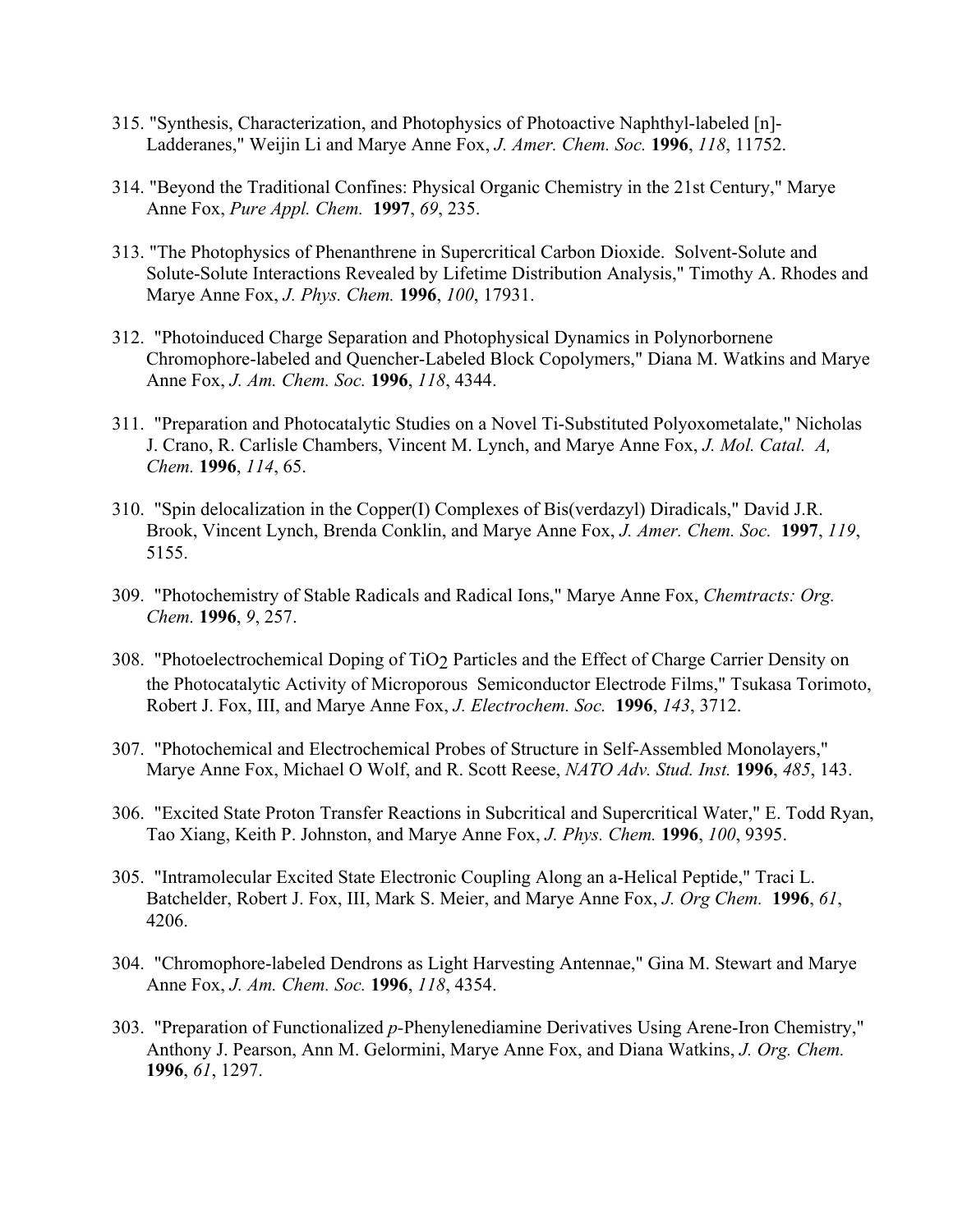315. "Synthesis, Characterization, and Photophysics of Photoactive Naphthyl-labeled [n]-Ladderanes," Weijin Li and Marye Anne Fox, *J. Amer. Chem. Soc.* **1996**, *118*, 11752.

314. "Beyond the Traditional Confines: Physical Organic Chemistry in the 21st Century," Marye Anne Fox, *Pure Appl. Chem.* **1997**, *69*, 235.

313. "The Photophysics of Phenanthrene in Supercritical Carbon Dioxide. Solvent-Solute and Solute-Solute Interactions Revealed by Lifetime Distribution Analysis," Timothy A. Rhodes and Marye Anne Fox, *J. Phys. Chem.* **1996**, *100*, 17931.

312. "Photoinduced Charge Separation and Photophysical Dynamics in Polynorbornene Chromophore-labeled and Quencher-Labeled Block Copolymers," Diana M. Watkins and Marye Anne Fox, *J. Am. Chem. Soc.* **1996**, *118*, 4344.

311. "Preparation and Photocatalytic Studies on a Novel Ti-Substituted Polyoxometalate," Nicholas J. Crano, R. Carlisle Chambers, Vincent M. Lynch, and Marye Anne Fox, *J. Mol. Catal. A, Chem.* **1996**, *114*, 65.

310. "Spin delocalization in the Copper(I) Complexes of Bis(verdazyl) Diradicals," David J.R. Brook, Vincent Lynch, Brenda Conklin, and Marye Anne Fox, *J. Amer. Chem. Soc.* **1997**, *119*, 5155.

309. "Photochemistry of Stable Radicals and Radical Ions," Marye Anne Fox, *Chemtracts: Org. Chem.* **1996**, *9*, 257.

308. "Photoelectrochemical Doping of $TiO_2$ Particles and the Effect of Charge Carrier Density on the Photocatalytic Activity of Microporous Semiconductor Electrode Films," Tsukasa Torimoto, Robert J. Fox, III, and Marye Anne Fox, *J. Electrochem. Soc.* **1996**, *143*, 3712.

307. "Photochemical and Electrochemical Probes of Structure in Self-Assembled Monolayers," Marye Anne Fox, Michael O Wolf, and R. Scott Reese, *NATO Adv. Stud. Inst.* **1996**, *485*, 143.

306. "Excited State Proton Transfer Reactions in Subcritical and Supercritical Water," E. Todd Ryan, Tao Xiang, Keith P. Johnston, and Marye Anne Fox, *J. Phys. Chem.* **1996**, *100*, 9395.

305. "Intramolecular Excited State Electronic Coupling Along an a-Helical Peptide," Traci L. Batchelder, Robert J. Fox, III, Mark S. Meier, and Marye Anne Fox, *J. Org Chem.* **1996**, *61*, 4206.

304. "Chromophore-labeled Dendrons as Light Harvesting Antennae," Gina M. Stewart and Marye Anne Fox, *J. Am. Chem. Soc.* **1996**, *118*, 4354.

303. "Preparation of Functionalized *p*-Phenylenediamine Derivatives Using Arene-Iron Chemistry," Anthony J. Pearson, Ann M. Gelormini, Marye Anne Fox, and Diana Watkins, *J. Org. Chem.* **1996**, *61*, 1297.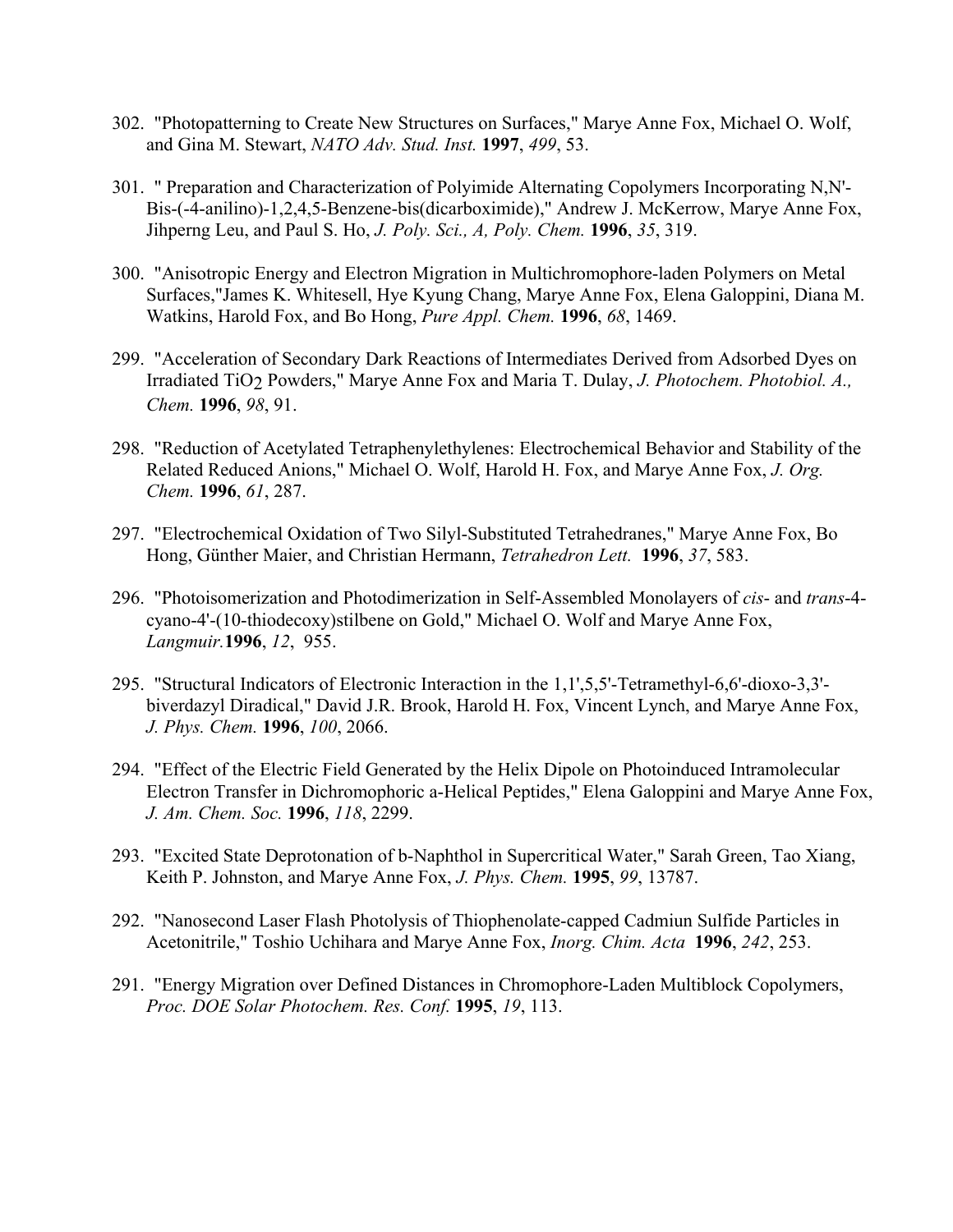302. "Photopatterning to Create New Structures on Surfaces," Marye Anne Fox, Michael O. Wolf, and Gina M. Stewart, *NATO Adv. Stud. Inst.* **1997**, *499*, 53.

301. " Preparation and Characterization of Polyimide Alternating Copolymers Incorporating N,N'-Bis-(-4-anilino)-1,2,4,5-Benzene-bis(dicarboximide)," Andrew J. McKerrow, Marye Anne Fox, Jihperng Leu, and Paul S. Ho, *J. Poly. Sci., A, Poly. Chem.* **1996**, *35*, 319.

300. "Anisotropic Energy and Electron Migration in Multichromophore-laden Polymers on Metal Surfaces,"James K. Whitesell, Hye Kyung Chang, Marye Anne Fox, Elena Galoppini, Diana M. Watkins, Harold Fox, and Bo Hong, *Pure Appl. Chem.* **1996**, *68*, 1469.

299. "Acceleration of Secondary Dark Reactions of Intermediates Derived from Adsorbed Dyes on Irradiated $TiO_2$ Powders," Marye Anne Fox and Maria T. Dulay, *J. Photochem. Photobiol. A., Chem.* **1996**, *98*, 91.

298. "Reduction of Acetylated Tetraphenylethylenes: Electrochemical Behavior and Stability of the Related Reduced Anions," Michael O. Wolf, Harold H. Fox, and Marye Anne Fox, *J. Org. Chem.* **1996**, *61*, 287.

297. "Electrochemical Oxidation of Two Silyl-Substituted Tetrahedranes," Marye Anne Fox, Bo Hong, Günther Maier, and Christian Hermann, *Tetrahedron Lett.* **1996**, *37*, 583.

296. "Photoisomerization and Photodimerization in Self-Assembled Monolayers of *cis*- and *trans*-4-cyano-4'-(10-thiodecoxy)stilbene on Gold," Michael O. Wolf and Marye Anne Fox, *Langmuir.* **1996**, *12*, 955.

295. "Structural Indicators of Electronic Interaction in the 1,1',5,5'-Tetramethyl-6,6'-dioxo-3,3'-biverdazyl Diradical," David J.R. Brook, Harold H. Fox, Vincent Lynch, and Marye Anne Fox, *J. Phys. Chem.* **1996**, *100*, 2066.

294. "Effect of the Electric Field Generated by the Helix Dipole on Photoinduced Intramolecular Electron Transfer in Dichromophoric a-Helical Peptides," Elena Galoppini and Marye Anne Fox, *J. Am. Chem. Soc.* **1996**, *118*, 2299.

293. "Excited State Deprotonation of b-Naphthol in Supercritical Water," Sarah Green, Tao Xiang, Keith P. Johnston, and Marye Anne Fox, *J. Phys. Chem.* **1995**, *99*, 13787.

292. "Nanosecond Laser Flash Photolysis of Thiophenolate-capped Cadmiun Sulfide Particles in Acetonitrile," Toshio Uchihara and Marye Anne Fox, *Inorg. Chim. Acta* **1996**, *242*, 253.

291. "Energy Migration over Defined Distances in Chromophore-Laden Multiblock Copolymers, *Proc. DOE Solar Photochem. Res. Conf.* **1995**, *19*, 113.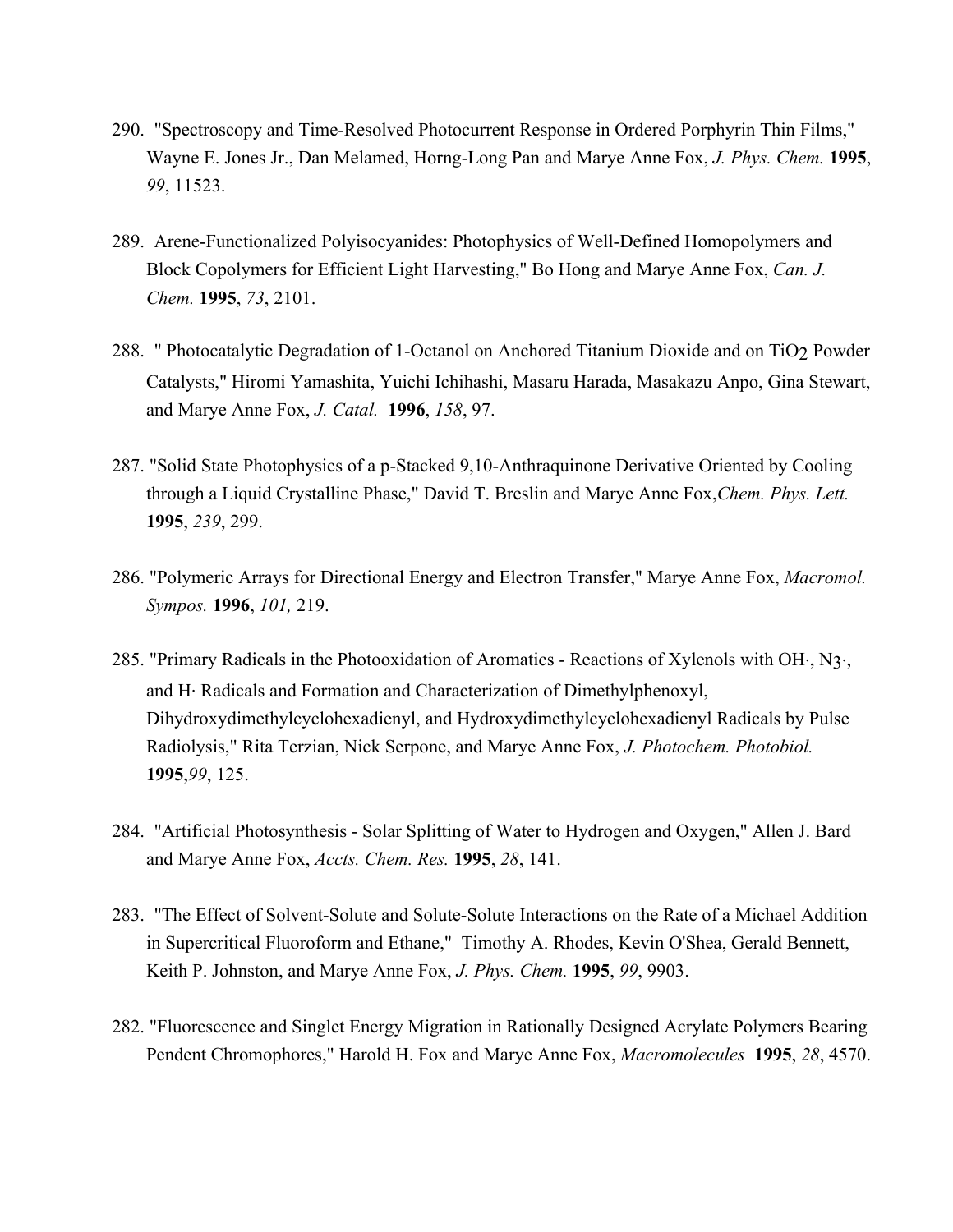290. "Spectroscopy and Time-Resolved Photocurrent Response in Ordered Porphyrin Thin Films," Wayne E. Jones Jr., Dan Melamed, Horng-Long Pan and Marye Anne Fox, *J. Phys. Chem.* **1995**, *99*, 11523.

289. Arene-Functionalized Polyisocyanides: Photophysics of Well-Defined Homopolymers and Block Copolymers for Efficient Light Harvesting," Bo Hong and Marye Anne Fox, *Can. J. Chem.* **1995**, *73*, 2101.

288. " Photocatalytic Degradation of 1-Octanol on Anchored Titanium Dioxide and on $TiO_2$ Powder Catalysts," Hiromi Yamashita, Yuichi Ichihashi, Masaru Harada, Masakazu Anpo, Gina Stewart, and Marye Anne Fox, *J. Catal.* **1996**, *158*, 97.

287. "Solid State Photophysics of a p-Stacked 9,10-Anthraquinone Derivative Oriented by Cooling through a Liquid Crystalline Phase," David T. Breslin and Marye Anne Fox,*Chem. Phys. Lett.* **1995**, *239*, 299.

286. "Polymeric Arrays for Directional Energy and Electron Transfer," Marye Anne Fox, *Macromol. Sympos.* **1996**, *101,* 219.

285. "Primary Radicals in the Photooxidation of Aromatics - Reactions of Xylenols with OH·, $N_3$·, and H· Radicals and Formation and Characterization of Dimethylphenoxyl, Dihydroxydimethylcyclohexadienyl, and Hydroxydimethylcyclohexadienyl Radicals by Pulse Radiolysis," Rita Terzian, Nick Serpone, and Marye Anne Fox, *J. Photochem. Photobiol.* **1995**,*99*, 125.

284. "Artificial Photosynthesis - Solar Splitting of Water to Hydrogen and Oxygen," Allen J. Bard and Marye Anne Fox, *Accts. Chem. Res.* **1995**, *28*, 141.

283. "The Effect of Solvent-Solute and Solute-Solute Interactions on the Rate of a Michael Addition in Supercritical Fluoroform and Ethane," Timothy A. Rhodes, Kevin O'Shea, Gerald Bennett, Keith P. Johnston, and Marye Anne Fox, *J. Phys. Chem.* **1995**, *99*, 9903.

282. "Fluorescence and Singlet Energy Migration in Rationally Designed Acrylate Polymers Bearing Pendent Chromophores," Harold H. Fox and Marye Anne Fox, *Macromolecules* **1995**, *28*, 4570.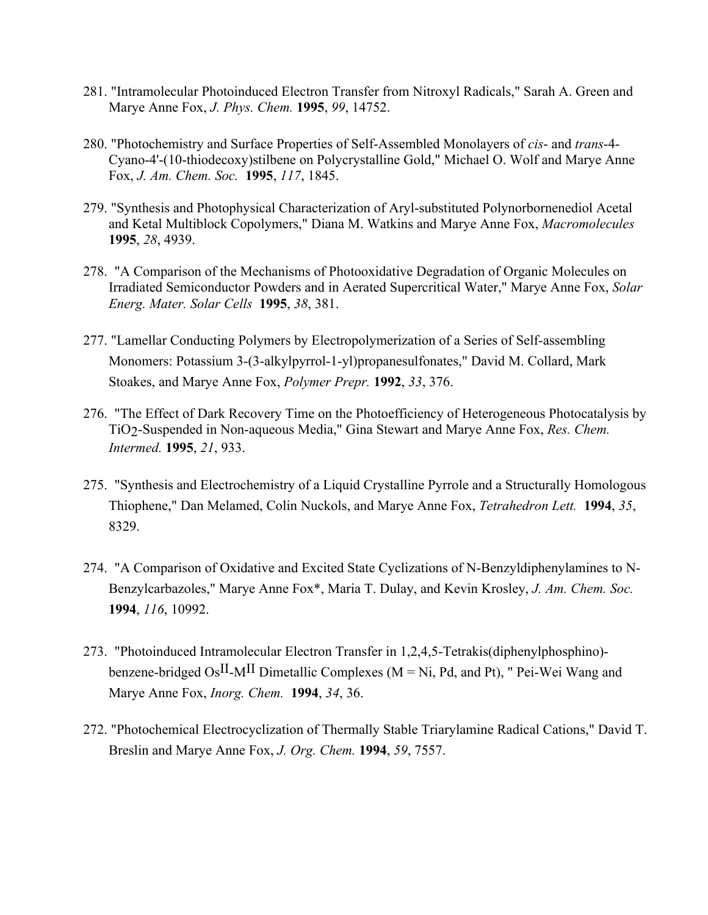281. "Intramolecular Photoinduced Electron Transfer from Nitroxyl Radicals," Sarah A. Green and Marye Anne Fox, *J. Phys. Chem.* **1995**, *99*, 14752.

280. "Photochemistry and Surface Properties of Self-Assembled Monolayers of *cis*- and *trans*-4-Cyano-4'-(10-thiodecoxy)stilbene on Polycrystalline Gold," Michael O. Wolf and Marye Anne Fox, *J. Am. Chem. Soc.* **1995**, *117*, 1845.

279. "Synthesis and Photophysical Characterization of Aryl-substituted Polynorbornenediol Acetal and Ketal Multiblock Copolymers," Diana M. Watkins and Marye Anne Fox, *Macromolecules* **1995**, *28*, 4939.

278. "A Comparison of the Mechanisms of Photooxidative Degradation of Organic Molecules on Irradiated Semiconductor Powders and in Aerated Supercritical Water," Marye Anne Fox, *Solar Energ. Mater. Solar Cells* **1995**, *38*, 381.

277. "Lamellar Conducting Polymers by Electropolymerization of a Series of Self-assembling Monomers: Potassium 3-(3-alkylpyrrol-1-yl)propanesulfonates," David M. Collard, Mark Stoakes, and Marye Anne Fox, *Polymer Prepr.* **1992**, *33*, 376.

276. "The Effect of Dark Recovery Time on the Photoefficiency of Heterogeneous Photocatalysis by $TiO_2$-Suspended in Non-aqueous Media," Gina Stewart and Marye Anne Fox, *Res. Chem. Intermed.* **1995**, *21*, 933.

275. "Synthesis and Electrochemistry of a Liquid Crystalline Pyrrole and a Structurally Homologous Thiophene," Dan Melamed, Colin Nuckols, and Marye Anne Fox, *Tetrahedron Lett.* **1994**, *35*, 8329.

274. "A Comparison of Oxidative and Excited State Cyclizations of N-Benzyldiphenylamines to N-Benzylcarbazoles," Marye Anne Fox*, Maria T. Dulay, and Kevin Krosley, *J. Am. Chem. Soc.* **1994**, *116*, 10992.

273. "Photoinduced Intramolecular Electron Transfer in 1,2,4,5-Tetrakis(diphenylphosphino)-benzene-bridged $Os^{II}$-$M^{II}$ Dimetallic Complexes (M = Ni, Pd, and Pt), " Pei-Wei Wang and Marye Anne Fox, *Inorg. Chem.* **1994**, *34*, 36.

272. "Photochemical Electrocyclization of Thermally Stable Triarylamine Radical Cations," David T. Breslin and Marye Anne Fox, *J. Org. Chem.* **1994**, *59*, 7557.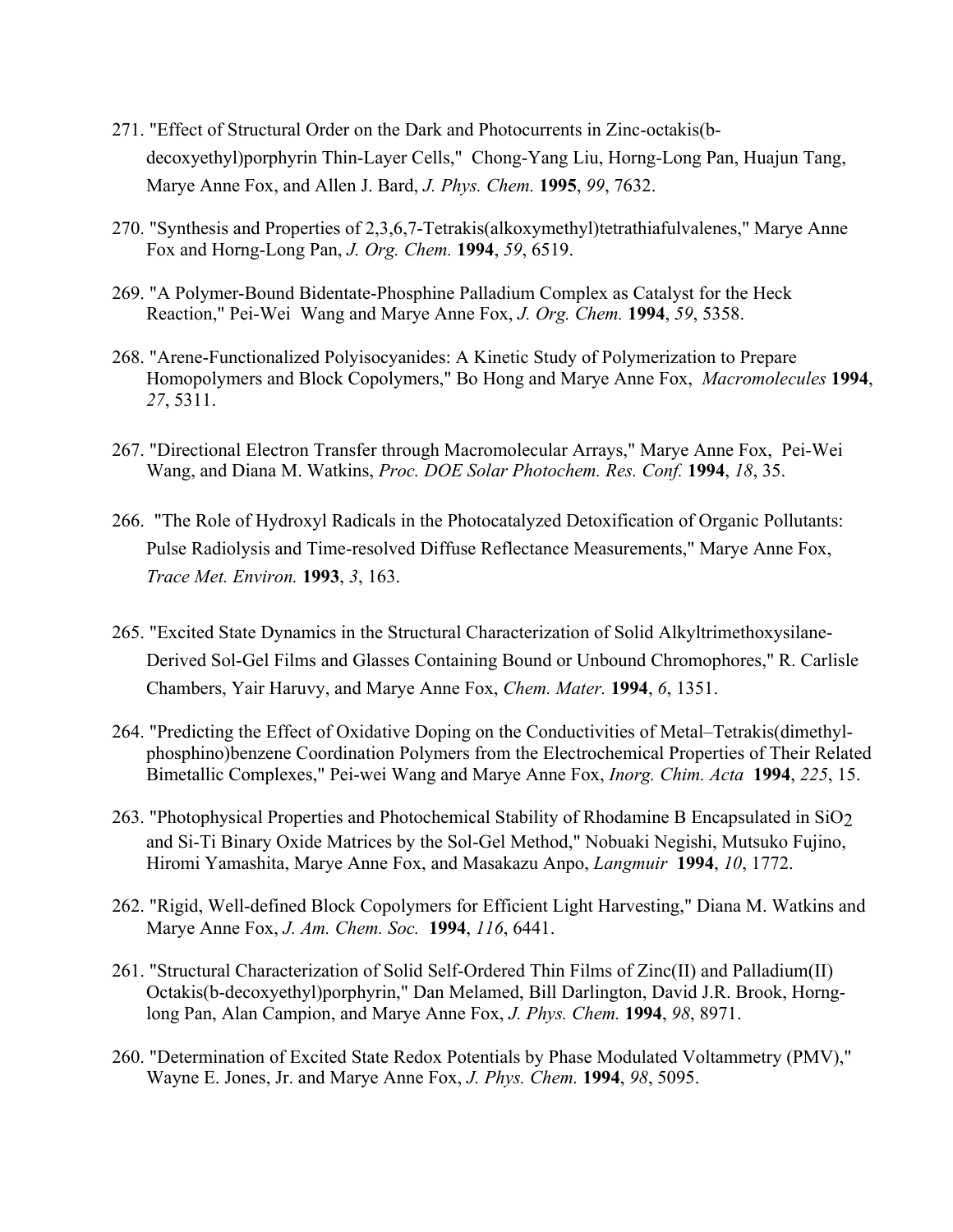271. "Effect of Structural Order on the Dark and Photocurrents in Zinc-octakis(b-decoxyethyl)porphyrin Thin-Layer Cells," Chong-Yang Liu, Horng-Long Pan, Huajun Tang, Marye Anne Fox, and Allen J. Bard, *J. Phys. Chem.* **1995**, *99*, 7632.

270. "Synthesis and Properties of 2,3,6,7-Tetrakis(alkoxymethyl)tetrathiafulvalenes," Marye Anne Fox and Horng-Long Pan, *J. Org. Chem.* **1994**, *59*, 6519.

269. "A Polymer-Bound Bidentate-Phosphine Palladium Complex as Catalyst for the Heck Reaction," Pei-Wei Wang and Marye Anne Fox, *J. Org. Chem.* **1994**, *59*, 5358.

268. "Arene-Functionalized Polyisocyanides: A Kinetic Study of Polymerization to Prepare Homopolymers and Block Copolymers," Bo Hong and Marye Anne Fox, *Macromolecules* **1994**, *27*, 5311.

267. "Directional Electron Transfer through Macromolecular Arrays," Marye Anne Fox, Pei-Wei Wang, and Diana M. Watkins, *Proc. DOE Solar Photochem. Res. Conf.* **1994**, *18*, 35.

266. "The Role of Hydroxyl Radicals in the Photocatalyzed Detoxification of Organic Pollutants: Pulse Radiolysis and Time-resolved Diffuse Reflectance Measurements," Marye Anne Fox, *Trace Met. Environ.* **1993**, *3*, 163.

265. "Excited State Dynamics in the Structural Characterization of Solid Alkyltrimethoxysilane-Derived Sol-Gel Films and Glasses Containing Bound or Unbound Chromophores," R. Carlisle Chambers, Yair Haruvy, and Marye Anne Fox, *Chem. Mater.* **1994**, *6*, 1351.

264. "Predicting the Effect of Oxidative Doping on the Conductivities of Metal–Tetrakis(dimethyl-phosphino)benzene Coordination Polymers from the Electrochemical Properties of Their Related Bimetallic Complexes," Pei-wei Wang and Marye Anne Fox, *Inorg. Chim. Acta* **1994**, *225*, 15.

263. "Photophysical Properties and Photochemical Stability of Rhodamine B Encapsulated in $SiO_2$ and Si-Ti Binary Oxide Matrices by the Sol-Gel Method," Nobuaki Negishi, Mutsuko Fujino, Hiromi Yamashita, Marye Anne Fox, and Masakazu Anpo, *Langmuir* **1994**, *10*, 1772.

262. "Rigid, Well-defined Block Copolymers for Efficient Light Harvesting," Diana M. Watkins and Marye Anne Fox, *J. Am. Chem. Soc.* **1994**, *116*, 6441.

261. "Structural Characterization of Solid Self-Ordered Thin Films of Zinc(II) and Palladium(II) Octakis(b-decoxyethyl)porphyrin," Dan Melamed, Bill Darlington, David J.R. Brook, Horng-long Pan, Alan Campion, and Marye Anne Fox, *J. Phys. Chem.* **1994**, *98*, 8971.

260. "Determination of Excited State Redox Potentials by Phase Modulated Voltammetry (PMV)," Wayne E. Jones, Jr. and Marye Anne Fox, *J. Phys. Chem.* **1994**, *98*, 5095.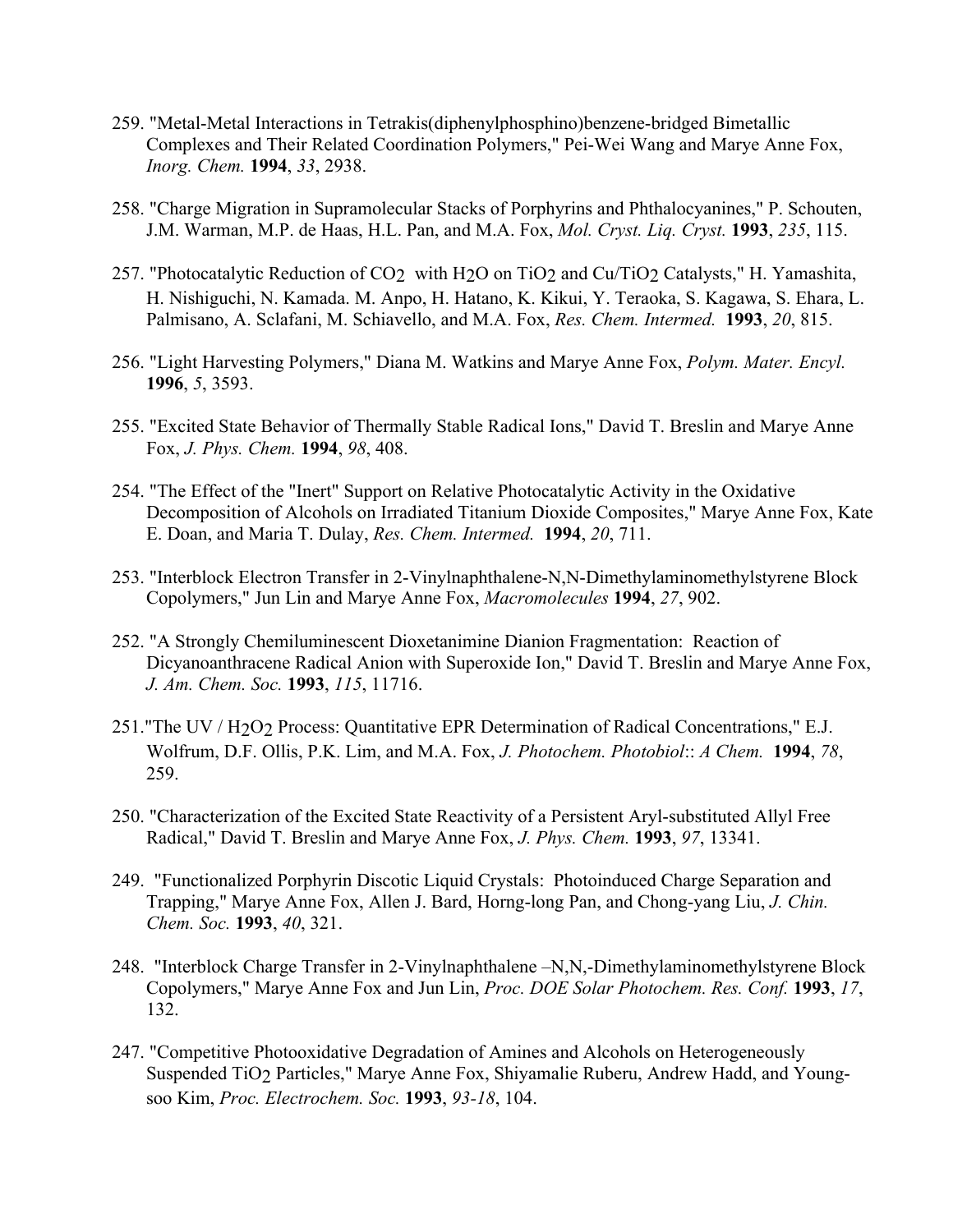259. "Metal-Metal Interactions in Tetrakis(diphenylphosphino)benzene-bridged Bimetallic Complexes and Their Related Coordination Polymers," Pei-Wei Wang and Marye Anne Fox, *Inorg. Chem.* **1994**, *33*, 2938.

258. "Charge Migration in Supramolecular Stacks of Porphyrins and Phthalocyanines," P. Schouten, J.M. Warman, M.P. de Haas, H.L. Pan, and M.A. Fox, *Mol. Cryst. Liq. Cryst.* **1993**, *235*, 115.

257. "Photocatalytic Reduction of $CO_2$ with $H_2O$ on $TiO_2$ and $Cu/TiO_2$ Catalysts," H. Yamashita, H. Nishiguchi, N. Kamada. M. Anpo, H. Hatano, K. Kikui, Y. Teraoka, S. Kagawa, S. Ehara, L. Palmisano, A. Sclafani, M. Schiavello, and M.A. Fox, *Res. Chem. Intermed.* **1993**, *20*, 815.

256. "Light Harvesting Polymers," Diana M. Watkins and Marye Anne Fox, *Polym. Mater. Encyl.* **1996**, *5*, 3593.

255. "Excited State Behavior of Thermally Stable Radical Ions," David T. Breslin and Marye Anne Fox, *J. Phys. Chem.* **1994**, *98*, 408.

254. "The Effect of the "Inert" Support on Relative Photocatalytic Activity in the Oxidative Decomposition of Alcohols on Irradiated Titanium Dioxide Composites," Marye Anne Fox, Kate E. Doan, and Maria T. Dulay, *Res. Chem. Intermed.* **1994**, *20*, 711.

253. "Interblock Electron Transfer in 2-Vinylnaphthalene-N,N-Dimethylaminomethylstyrene Block Copolymers," Jun Lin and Marye Anne Fox, *Macromolecules* **1994**, *27*, 902.

252. "A Strongly Chemiluminescent Dioxetanimine Dianion Fragmentation: Reaction of Dicyanoanthracene Radical Anion with Superoxide Ion," David T. Breslin and Marye Anne Fox, *J. Am. Chem. Soc.* **1993**, *115*, 11716.

251."The UV / $H_2O_2$ Process: Quantitative EPR Determination of Radical Concentrations," E.J. Wolfrum, D.F. Ollis, P.K. Lim, and M.A. Fox, *J. Photochem. Photobiol*:: *A Chem.* **1994**, *78*, 259.

250. "Characterization of the Excited State Reactivity of a Persistent Aryl-substituted Allyl Free Radical," David T. Breslin and Marye Anne Fox, *J. Phys. Chem.* **1993**, *97*, 13341.

249. "Functionalized Porphyrin Discotic Liquid Crystals: Photoinduced Charge Separation and Trapping," Marye Anne Fox, Allen J. Bard, Horng-long Pan, and Chong-yang Liu, *J. Chin. Chem. Soc.* **1993**, *40*, 321.

248. "Interblock Charge Transfer in 2-Vinylnaphthalene –N,N,-Dimethylaminomethylstyrene Block Copolymers," Marye Anne Fox and Jun Lin, *Proc. DOE Solar Photochem. Res. Conf.* **1993**, *17*, 132.

247. "Competitive Photooxidative Degradation of Amines and Alcohols on Heterogeneously Suspended $TiO_2$ Particles," Marye Anne Fox, Shiyamalie Ruberu, Andrew Hadd, and Young-soo Kim, *Proc. Electrochem. Soc.* **1993**, *93-18*, 104.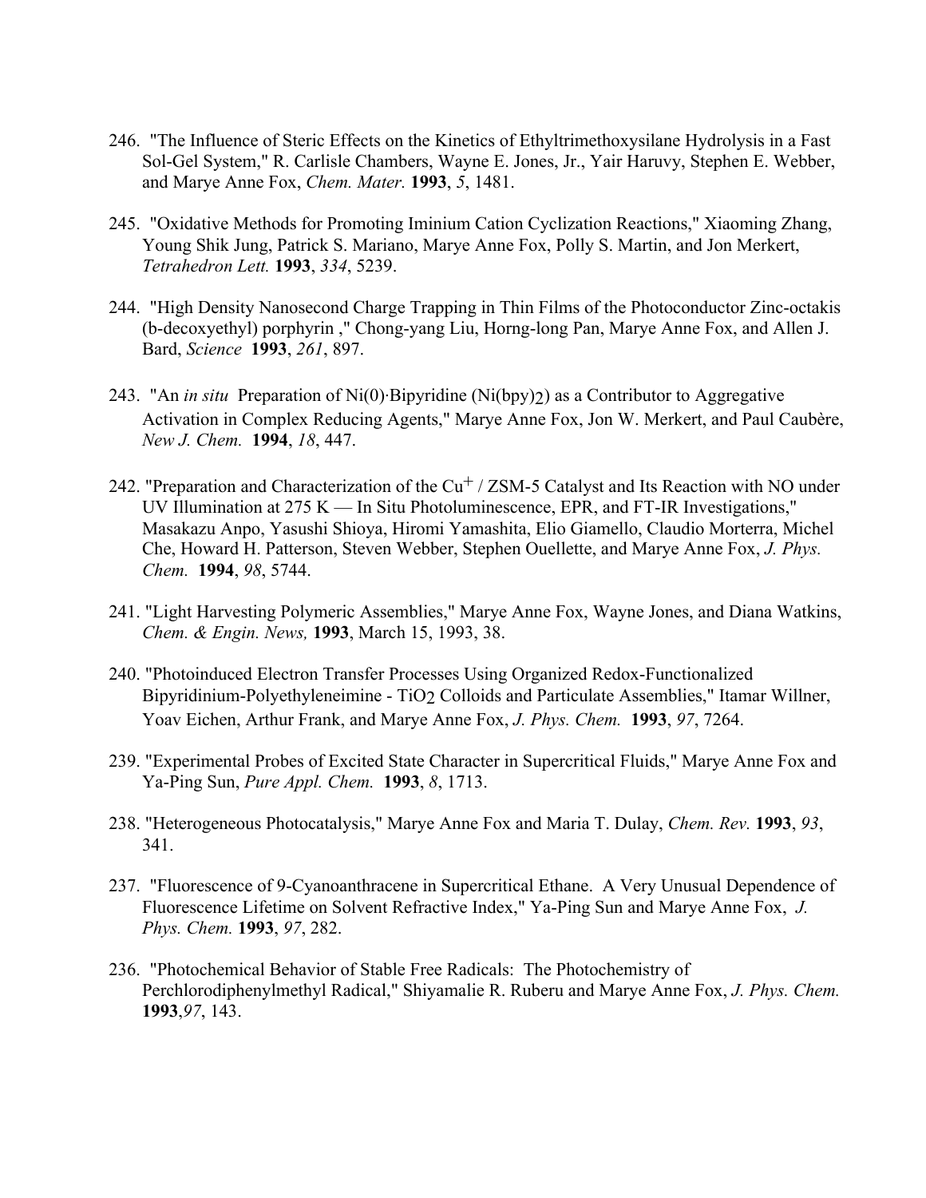246. "The Influence of Steric Effects on the Kinetics of Ethyltrimethoxysilane Hydrolysis in a Fast Sol-Gel System," R. Carlisle Chambers, Wayne E. Jones, Jr., Yair Haruvy, Stephen E. Webber, and Marye Anne Fox, *Chem. Mater.* **1993**, *5*, 1481.

245. "Oxidative Methods for Promoting Iminium Cation Cyclization Reactions," Xiaoming Zhang, Young Shik Jung, Patrick S. Mariano, Marye Anne Fox, Polly S. Martin, and Jon Merkert, *Tetrahedron Lett.* **1993**, *334*, 5239.

244. "High Density Nanosecond Charge Trapping in Thin Films of the Photoconductor Zinc-octakis (b-decoxyethyl) porphyrin ," Chong-yang Liu, Horng-long Pan, Marye Anne Fox, and Allen J. Bard, *Science* **1993**, *261*, 897.

243. "An *in situ* Preparation of Ni(0)·Bipyridine ($Ni(bpy)_2$) as a Contributor to Aggregative Activation in Complex Reducing Agents," Marye Anne Fox, Jon W. Merkert, and Paul Caubère, *New J. Chem.* **1994**, *18*, 447.

242. "Preparation and Characterization of the $Cu^+$ / ZSM-5 Catalyst and Its Reaction with NO under UV Illumination at 275 K — In Situ Photoluminescence, EPR, and FT-IR Investigations," Masakazu Anpo, Yasushi Shioya, Hiromi Yamashita, Elio Giamello, Claudio Morterra, Michel Che, Howard H. Patterson, Steven Webber, Stephen Ouellette, and Marye Anne Fox, *J. Phys. Chem.* **1994**, *98*, 5744.

241. "Light Harvesting Polymeric Assemblies," Marye Anne Fox, Wayne Jones, and Diana Watkins, *Chem. & Engin. News,* **1993**, March 15, 1993, 38.

240. "Photoinduced Electron Transfer Processes Using Organized Redox-Functionalized Bipyridinium-Polyethyleneimine - $TiO_2$ Colloids and Particulate Assemblies," Itamar Willner, Yoav Eichen, Arthur Frank, and Marye Anne Fox, *J. Phys. Chem.* **1993**, *97*, 7264.

239. "Experimental Probes of Excited State Character in Supercritical Fluids," Marye Anne Fox and Ya-Ping Sun, *Pure Appl. Chem.* **1993**, *8*, 1713.

238. "Heterogeneous Photocatalysis," Marye Anne Fox and Maria T. Dulay, *Chem. Rev.* **1993**, *93*, 341.

237. "Fluorescence of 9-Cyanoanthracene in Supercritical Ethane. A Very Unusual Dependence of Fluorescence Lifetime on Solvent Refractive Index," Ya-Ping Sun and Marye Anne Fox, *J. Phys. Chem.* **1993**, *97*, 282.

236. "Photochemical Behavior of Stable Free Radicals: The Photochemistry of Perchlorodiphenylmethyl Radical," Shiyamalie R. Ruberu and Marye Anne Fox, *J. Phys. Chem.* **1993**,*97*, 143.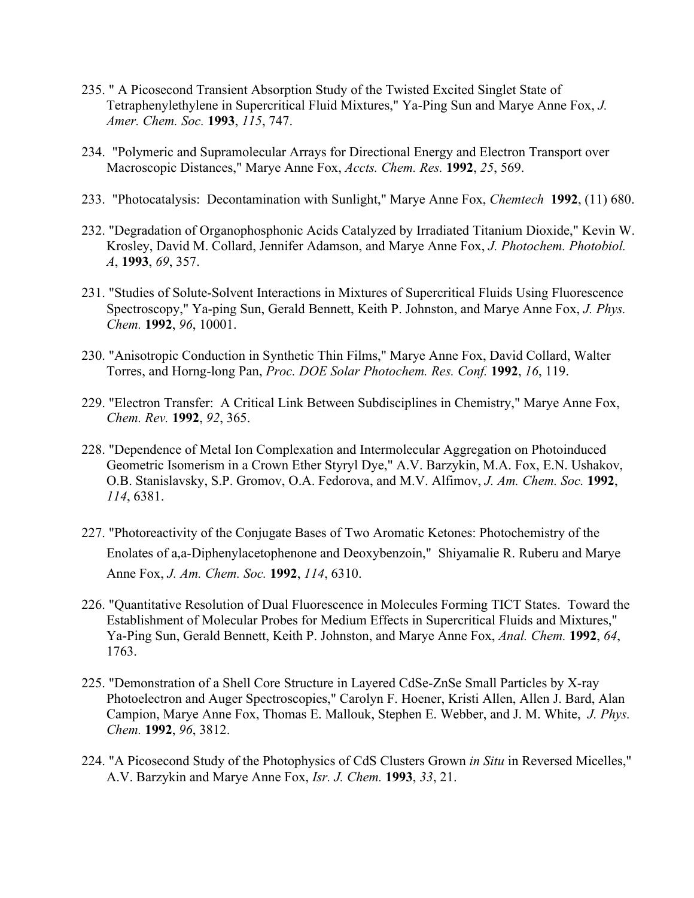235. " A Picosecond Transient Absorption Study of the Twisted Excited Singlet State of Tetraphenylethylene in Supercritical Fluid Mixtures," Ya-Ping Sun and Marye Anne Fox, *J. Amer. Chem. Soc.* **1993**, *115*, 747.

234. "Polymeric and Supramolecular Arrays for Directional Energy and Electron Transport over Macroscopic Distances," Marye Anne Fox, *Accts. Chem. Res.* **1992**, *25*, 569.

233. "Photocatalysis: Decontamination with Sunlight," Marye Anne Fox, *Chemtech* **1992**, (11) 680.

232. "Degradation of Organophosphonic Acids Catalyzed by Irradiated Titanium Dioxide," Kevin W. Krosley, David M. Collard, Jennifer Adamson, and Marye Anne Fox, *J. Photochem. Photobiol. A*, **1993**, *69*, 357.

231. "Studies of Solute-Solvent Interactions in Mixtures of Supercritical Fluids Using Fluorescence Spectroscopy," Ya-ping Sun, Gerald Bennett, Keith P. Johnston, and Marye Anne Fox, *J. Phys. Chem.* **1992**, *96*, 10001.

230. "Anisotropic Conduction in Synthetic Thin Films," Marye Anne Fox, David Collard, Walter Torres, and Horng-long Pan, *Proc. DOE Solar Photochem. Res. Conf.* **1992**, *16*, 119.

229. "Electron Transfer: A Critical Link Between Subdisciplines in Chemistry," Marye Anne Fox, *Chem. Rev.* **1992**, *92*, 365.

228. "Dependence of Metal Ion Complexation and Intermolecular Aggregation on Photoinduced Geometric Isomerism in a Crown Ether Styryl Dye," A.V. Barzykin, M.A. Fox, E.N. Ushakov, O.B. Stanislavsky, S.P. Gromov, O.A. Fedorova, and M.V. Alfimov, *J. Am. Chem. Soc.* **1992**, *114*, 6381.

227. "Photoreactivity of the Conjugate Bases of Two Aromatic Ketones: Photochemistry of the Enolates of a,a-Diphenylacetophenone and Deoxybenzoin," Shiyamalie R. Ruberu and Marye Anne Fox, *J. Am. Chem. Soc.* **1992**, *114*, 6310.

226. "Quantitative Resolution of Dual Fluorescence in Molecules Forming TICT States. Toward the Establishment of Molecular Probes for Medium Effects in Supercritical Fluids and Mixtures," Ya-Ping Sun, Gerald Bennett, Keith P. Johnston, and Marye Anne Fox, *Anal. Chem.* **1992**, *64*, 1763.

225. "Demonstration of a Shell Core Structure in Layered CdSe-ZnSe Small Particles by X-ray Photoelectron and Auger Spectroscopies," Carolyn F. Hoener, Kristi Allen, Allen J. Bard, Alan Campion, Marye Anne Fox, Thomas E. Mallouk, Stephen E. Webber, and J. M. White, *J. Phys. Chem.* **1992**, *96*, 3812.

224. "A Picosecond Study of the Photophysics of CdS Clusters Grown *in Situ* in Reversed Micelles," A.V. Barzykin and Marye Anne Fox, *Isr. J. Chem.* **1993**, *33*, 21.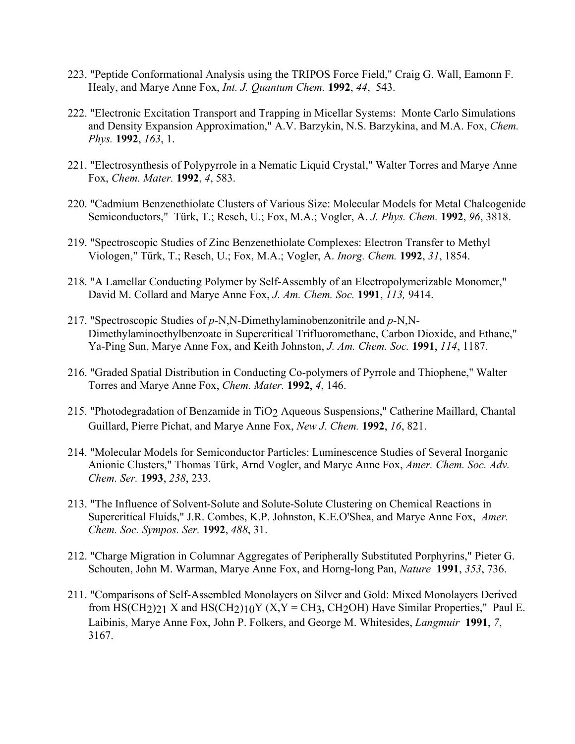223. "Peptide Conformational Analysis using the TRIPOS Force Field," Craig G. Wall, Eamonn F. Healy, and Marye Anne Fox, *Int. J. Quantum Chem.* **1992**, *44*, 543.

222. "Electronic Excitation Transport and Trapping in Micellar Systems: Monte Carlo Simulations and Density Expansion Approximation," A.V. Barzykin, N.S. Barzykina, and M.A. Fox, *Chem. Phys.* **1992**, *163*, 1.

221. "Electrosynthesis of Polypyrrole in a Nematic Liquid Crystal," Walter Torres and Marye Anne Fox, *Chem. Mater.* **1992**, *4*, 583.

220. "Cadmium Benzenethiolate Clusters of Various Size: Molecular Models for Metal Chalcogenide Semiconductors," Türk, T.; Resch, U.; Fox, M.A.; Vogler, A. *J. Phys. Chem.* **1992**, *96*, 3818.

219. "Spectroscopic Studies of Zinc Benzenethiolate Complexes: Electron Transfer to Methyl Viologen," Türk, T.; Resch, U.; Fox, M.A.; Vogler, A. *Inorg. Chem.* **1992**, *31*, 1854.

218. "A Lamellar Conducting Polymer by Self-Assembly of an Electropolymerizable Monomer," David M. Collard and Marye Anne Fox, *J. Am. Chem. Soc.* **1991**, *113,* 9414.

217. "Spectroscopic Studies of *p*-N,N-Dimethylaminobenzonitrile and *p*-N,N-Dimethylaminoethylbenzoate in Supercritical Trifluoromethane, Carbon Dioxide, and Ethane," Ya-Ping Sun, Marye Anne Fox, and Keith Johnston, *J. Am. Chem. Soc.* **1991**, *114*, 1187.

216. "Graded Spatial Distribution in Conducting Co-polymers of Pyrrole and Thiophene," Walter Torres and Marye Anne Fox, *Chem. Mater.* **1992**, *4*, 146.

215. "Photodegradation of Benzamide in $TiO_2$ Aqueous Suspensions," Catherine Maillard, Chantal Guillard, Pierre Pichat, and Marye Anne Fox, *New J. Chem.* **1992**, *16*, 821.

214. "Molecular Models for Semiconductor Particles: Luminescence Studies of Several Inorganic Anionic Clusters," Thomas Türk, Arnd Vogler, and Marye Anne Fox, *Amer. Chem. Soc. Adv. Chem. Ser.* **1993**, *238*, 233.

213. "The Influence of Solvent-Solute and Solute-Solute Clustering on Chemical Reactions in Supercritical Fluids," J.R. Combes, K.P. Johnston, K.E.O'Shea, and Marye Anne Fox, *Amer. Chem. Soc. Sympos. Ser.* **1992**, *488*, 31.

212. "Charge Migration in Columnar Aggregates of Peripherally Substituted Porphyrins," Pieter G. Schouten, John M. Warman, Marye Anne Fox, and Horng-long Pan, *Nature* **1991**, *353*, 736.

211. "Comparisons of Self-Assembled Monolayers on Silver and Gold: Mixed Monolayers Derived from $HS(CH_2)_{21}$ X and $HS(CH_2)_{10}Y$ (X,Y = $CH_3$, $CH_2OH$) Have Similar Properties," Paul E. Laibinis, Marye Anne Fox, John P. Folkers, and George M. Whitesides, *Langmuir* **1991**, *7*, 3167.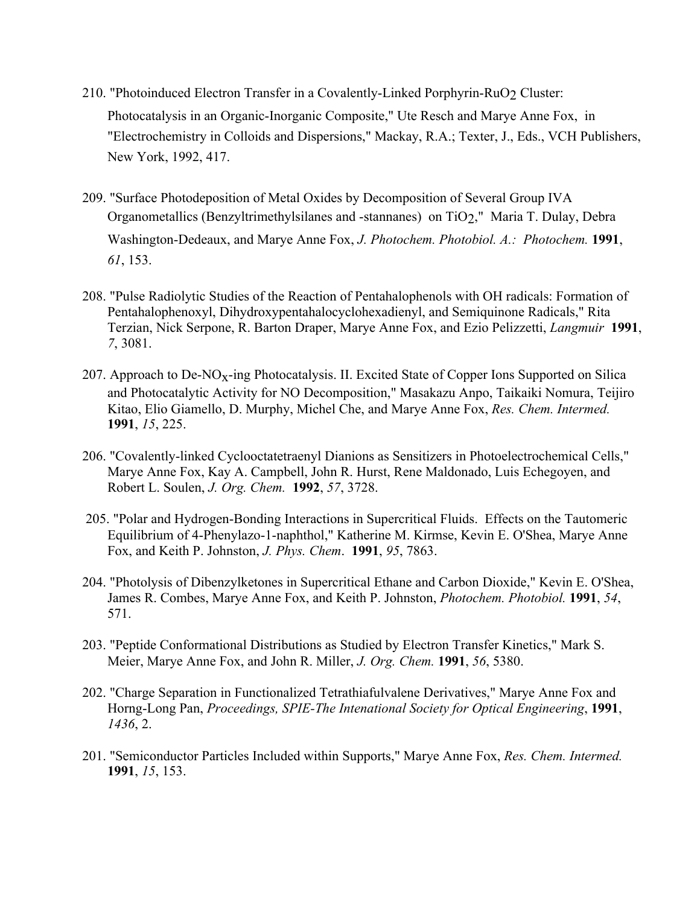210. "Photoinduced Electron Transfer in a Covalently-Linked Porphyrin-$RuO_2$ Cluster: Photocatalysis in an Organic-Inorganic Composite," Ute Resch and Marye Anne Fox, in "Electrochemistry in Colloids and Dispersions," Mackay, R.A.; Texter, J., Eds., VCH Publishers, New York, 1992, 417.

209. "Surface Photodeposition of Metal Oxides by Decomposition of Several Group IVA Organometallics (Benzyltrimethylsilanes and -stannanes) on $TiO_2$," Maria T. Dulay, Debra Washington-Dedeaux, and Marye Anne Fox, *J. Photochem. Photobiol. A.: Photochem.* **1991**, *61*, 153.

208. "Pulse Radiolytic Studies of the Reaction of Pentahalophenols with OH radicals: Formation of Pentahalophenoxyl, Dihydroxypentahalocyclohexadienyl, and Semiquinone Radicals," Rita Terzian, Nick Serpone, R. Barton Draper, Marye Anne Fox, and Ezio Pelizzetti, *Langmuir* **1991**, *7*, 3081.

207. Approach to De-$NO_x$-ing Photocatalysis. II. Excited State of Copper Ions Supported on Silica and Photocatalytic Activity for NO Decomposition," Masakazu Anpo, Taikaiki Nomura, Teijiro Kitao, Elio Giamello, D. Murphy, Michel Che, and Marye Anne Fox, *Res. Chem. Intermed.* **1991**, *15*, 225.

206. "Covalently-linked Cyclooctatetraenyl Dianions as Sensitizers in Photoelectrochemical Cells," Marye Anne Fox, Kay A. Campbell, John R. Hurst, Rene Maldonado, Luis Echegoyen, and Robert L. Soulen, *J. Org. Chem.* **1992**, *57*, 3728.

205. "Polar and Hydrogen-Bonding Interactions in Supercritical Fluids. Effects on the Tautomeric Equilibrium of 4-Phenylazo-1-naphthol," Katherine M. Kirmse, Kevin E. O'Shea, Marye Anne Fox, and Keith P. Johnston, *J. Phys. Chem*. **1991**, *95*, 7863.

204. "Photolysis of Dibenzylketones in Supercritical Ethane and Carbon Dioxide," Kevin E. O'Shea, James R. Combes, Marye Anne Fox, and Keith P. Johnston, *Photochem. Photobiol.* **1991**, *54*, 571.

203. "Peptide Conformational Distributions as Studied by Electron Transfer Kinetics," Mark S. Meier, Marye Anne Fox, and John R. Miller, *J. Org. Chem.* **1991**, *56*, 5380.

202. "Charge Separation in Functionalized Tetrathiafulvalene Derivatives," Marye Anne Fox and Horng-Long Pan, *Proceedings, SPIE-The Intenational Society for Optical Engineering*, **1991**, *1436*, 2.

201. "Semiconductor Particles Included within Supports," Marye Anne Fox, *Res. Chem. Intermed.* **1991**, *15*, 153.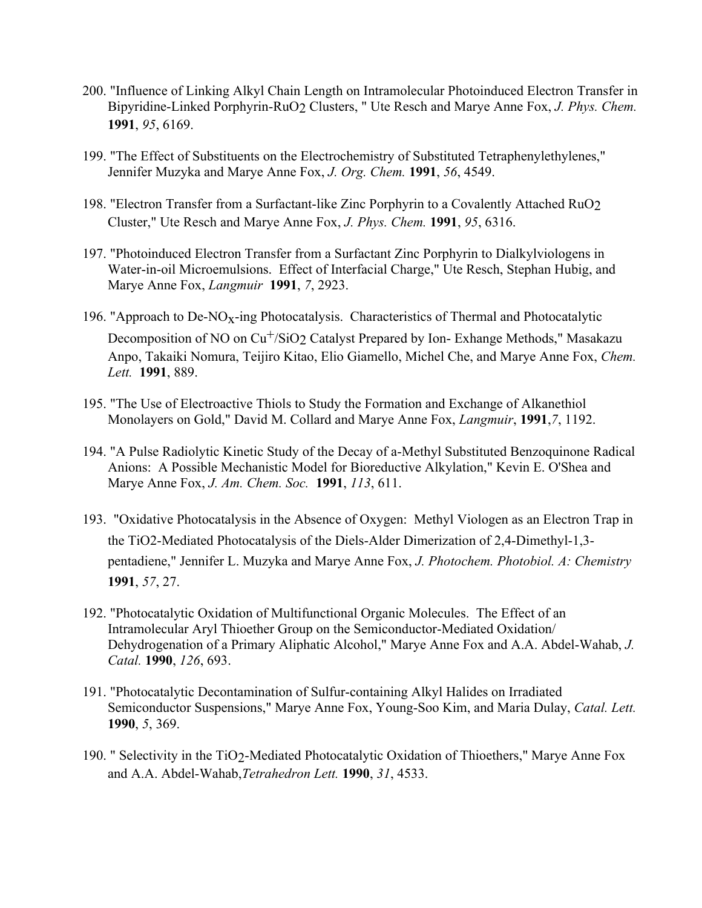200. "Influence of Linking Alkyl Chain Length on Intramolecular Photoinduced Electron Transfer in Bipyridine-Linked Porphyrin-$RuO_2$ Clusters, " Ute Resch and Marye Anne Fox, *J. Phys. Chem.* **1991**, *95*, 6169.

199. "The Effect of Substituents on the Electrochemistry of Substituted Tetraphenylethylenes," Jennifer Muzyka and Marye Anne Fox, *J. Org. Chem.* **1991**, *56*, 4549.

198. "Electron Transfer from a Surfactant-like Zinc Porphyrin to a Covalently Attached $RuO_2$ Cluster," Ute Resch and Marye Anne Fox, *J. Phys. Chem.* **1991**, *95*, 6316.

197. "Photoinduced Electron Transfer from a Surfactant Zinc Porphyrin to Dialkylviologens in Water-in-oil Microemulsions. Effect of Interfacial Charge," Ute Resch, Stephan Hubig, and Marye Anne Fox, *Langmuir* **1991**, *7*, 2923.

196. "Approach to De-$NO_x$-ing Photocatalysis. Characteristics of Thermal and Photocatalytic Decomposition of NO on $Cu^+/SiO_2$ Catalyst Prepared by Ion- Exhange Methods," Masakazu Anpo, Takaiki Nomura, Teijiro Kitao, Elio Giamello, Michel Che, and Marye Anne Fox, *Chem. Lett.* **1991**, 889.

195. "The Use of Electroactive Thiols to Study the Formation and Exchange of Alkanethiol Monolayers on Gold," David M. Collard and Marye Anne Fox, *Langmuir*, **1991**,*7*, 1192.

194. "A Pulse Radiolytic Kinetic Study of the Decay of a-Methyl Substituted Benzoquinone Radical Anions: A Possible Mechanistic Model for Bioreductive Alkylation," Kevin E. O'Shea and Marye Anne Fox, *J. Am. Chem. Soc.* **1991**, *113*, 611.

193. "Oxidative Photocatalysis in the Absence of Oxygen: Methyl Viologen as an Electron Trap in the TiO2-Mediated Photocatalysis of the Diels-Alder Dimerization of 2,4-Dimethyl-1,3-pentadiene," Jennifer L. Muzyka and Marye Anne Fox, *J. Photochem. Photobiol. A: Chemistry* **1991**, *57*, 27.

192. "Photocatalytic Oxidation of Multifunctional Organic Molecules. The Effect of an Intramolecular Aryl Thioether Group on the Semiconductor-Mediated Oxidation/ Dehydrogenation of a Primary Aliphatic Alcohol," Marye Anne Fox and A.A. Abdel-Wahab, *J. Catal.* **1990**, *126*, 693.

191. "Photocatalytic Decontamination of Sulfur-containing Alkyl Halides on Irradiated Semiconductor Suspensions," Marye Anne Fox, Young-Soo Kim, and Maria Dulay, *Catal. Lett.* **1990**, *5*, 369.

190. " Selectivity in the $TiO_2$-Mediated Photocatalytic Oxidation of Thioethers," Marye Anne Fox and A.A. Abdel-Wahab,*Tetrahedron Lett.* **1990**, *31*, 4533.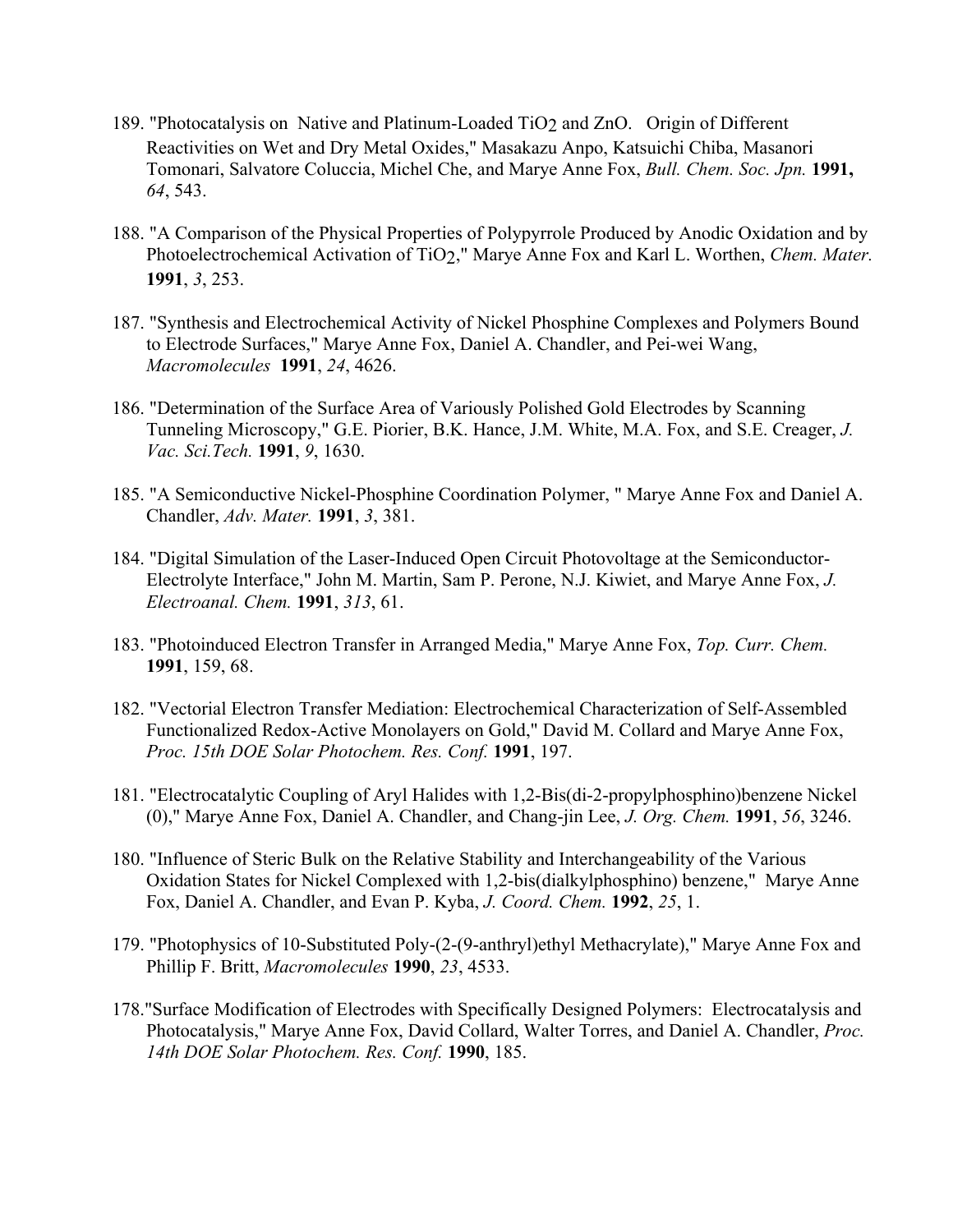189. "Photocatalysis on Native and Platinum-Loaded $TiO_2$ and ZnO. Origin of Different Reactivities on Wet and Dry Metal Oxides," Masakazu Anpo, Katsuichi Chiba, Masanori Tomonari, Salvatore Coluccia, Michel Che, and Marye Anne Fox, *Bull. Chem. Soc. Jpn.* **1991,** *64*, 543.

188. "A Comparison of the Physical Properties of Polypyrrole Produced by Anodic Oxidation and by Photoelectrochemical Activation of $TiO_2$," Marye Anne Fox and Karl L. Worthen, *Chem. Mater.* **1991**, *3*, 253.

187. "Synthesis and Electrochemical Activity of Nickel Phosphine Complexes and Polymers Bound to Electrode Surfaces," Marye Anne Fox, Daniel A. Chandler, and Pei-wei Wang, *Macromolecules* **1991**, *24*, 4626.

186. "Determination of the Surface Area of Variously Polished Gold Electrodes by Scanning Tunneling Microscopy," G.E. Piorier, B.K. Hance, J.M. White, M.A. Fox, and S.E. Creager, *J. Vac. Sci.Tech.* **1991**, *9*, 1630.

185. "A Semiconductive Nickel-Phosphine Coordination Polymer, " Marye Anne Fox and Daniel A. Chandler, *Adv. Mater.* **1991**, *3*, 381.

184. "Digital Simulation of the Laser-Induced Open Circuit Photovoltage at the Semiconductor-Electrolyte Interface," John M. Martin, Sam P. Perone, N.J. Kiwiet, and Marye Anne Fox, *J. Electroanal. Chem.* **1991**, *313*, 61.

183. "Photoinduced Electron Transfer in Arranged Media," Marye Anne Fox, *Top. Curr. Chem.* **1991**, 159, 68.

182. "Vectorial Electron Transfer Mediation: Electrochemical Characterization of Self-Assembled Functionalized Redox-Active Monolayers on Gold," David M. Collard and Marye Anne Fox, *Proc. 15th DOE Solar Photochem. Res. Conf.* **1991**, 197.

181. "Electrocatalytic Coupling of Aryl Halides with 1,2-Bis(di-2-propylphosphino)benzene Nickel (0)," Marye Anne Fox, Daniel A. Chandler, and Chang-jin Lee, *J. Org. Chem.* **1991**, *56*, 3246.

180. "Influence of Steric Bulk on the Relative Stability and Interchangeability of the Various Oxidation States for Nickel Complexed with 1,2-bis(dialkylphosphino) benzene," Marye Anne Fox, Daniel A. Chandler, and Evan P. Kyba, *J. Coord. Chem.* **1992**, *25*, 1.

179. "Photophysics of 10-Substituted Poly-(2-(9-anthryl)ethyl Methacrylate)," Marye Anne Fox and Phillip F. Britt, *Macromolecules* **1990**, *23*, 4533.

178. "Surface Modification of Electrodes with Specifically Designed Polymers: Electrocatalysis and Photocatalysis," Marye Anne Fox, David Collard, Walter Torres, and Daniel A. Chandler, *Proc. 14th DOE Solar Photochem. Res. Conf.* **1990**, 185.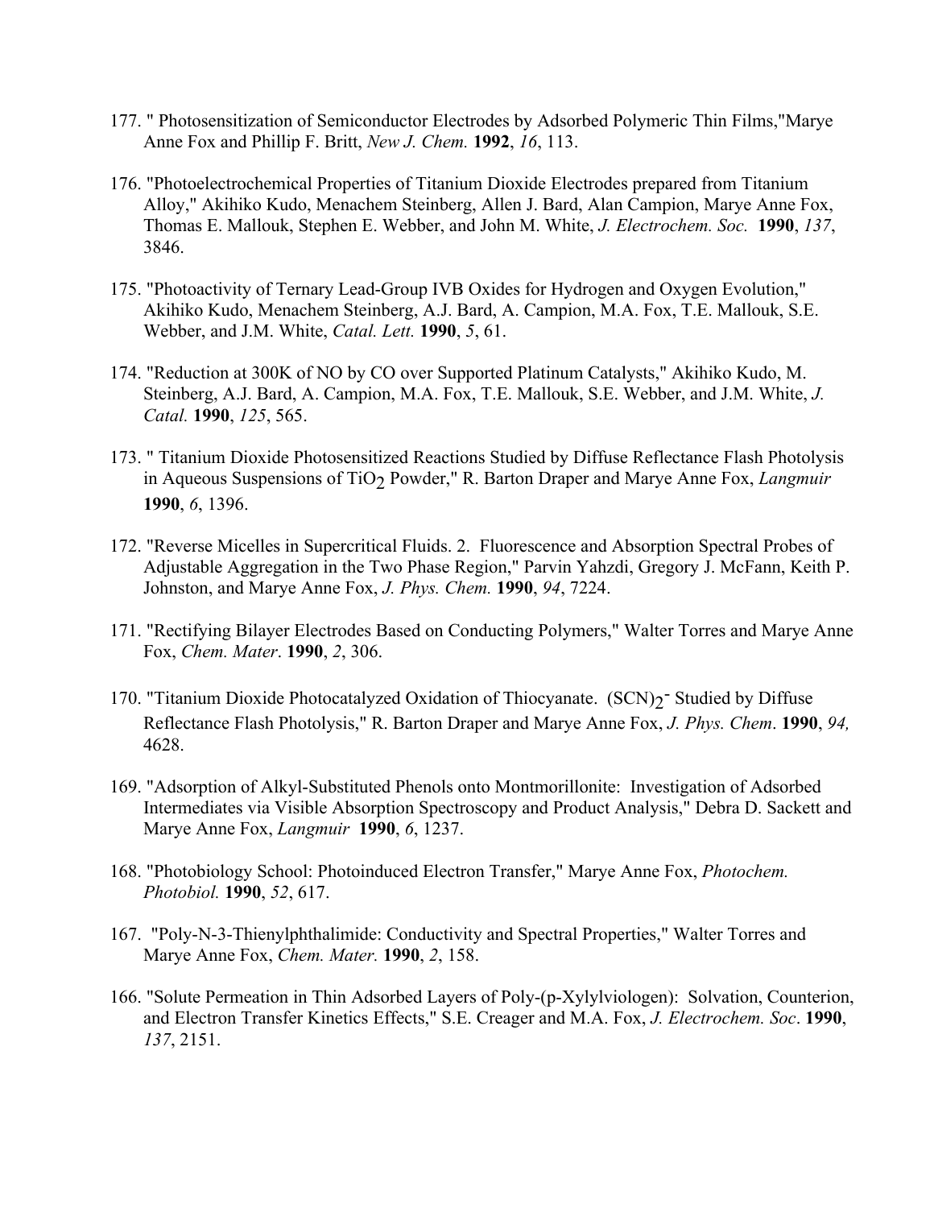177. " Photosensitization of Semiconductor Electrodes by Adsorbed Polymeric Thin Films,"Marye Anne Fox and Phillip F. Britt, *New J. Chem.* **1992**, *16*, 113.

176. "Photoelectrochemical Properties of Titanium Dioxide Electrodes prepared from Titanium Alloy," Akihiko Kudo, Menachem Steinberg, Allen J. Bard, Alan Campion, Marye Anne Fox, Thomas E. Mallouk, Stephen E. Webber, and John M. White, *J. Electrochem. Soc.* **1990**, *137*, 3846.

175. "Photoactivity of Ternary Lead-Group IVB Oxides for Hydrogen and Oxygen Evolution," Akihiko Kudo, Menachem Steinberg, A.J. Bard, A. Campion, M.A. Fox, T.E. Mallouk, S.E. Webber, and J.M. White, *Catal. Lett.* **1990**, *5*, 61.

174. "Reduction at 300K of NO by CO over Supported Platinum Catalysts," Akihiko Kudo, M. Steinberg, A.J. Bard, A. Campion, M.A. Fox, T.E. Mallouk, S.E. Webber, and J.M. White, *J. Catal.* **1990**, *125*, 565.

173. " Titanium Dioxide Photosensitized Reactions Studied by Diffuse Reflectance Flash Photolysis in Aqueous Suspensions of $TiO_2$ Powder," R. Barton Draper and Marye Anne Fox, *Langmuir* **1990**, *6*, 1396.

172. "Reverse Micelles in Supercritical Fluids. 2. Fluorescence and Absorption Spectral Probes of Adjustable Aggregation in the Two Phase Region," Parvin Yahzdi, Gregory J. McFann, Keith P. Johnston, and Marye Anne Fox, *J. Phys. Chem.* **1990**, *94*, 7224.

171. "Rectifying Bilayer Electrodes Based on Conducting Polymers," Walter Torres and Marye Anne Fox, *Chem. Mater*. **1990**, *2*, 306.

170. "Titanium Dioxide Photocatalyzed Oxidation of Thiocyanate. $(SCN)_2^-$ Studied by Diffuse Reflectance Flash Photolysis," R. Barton Draper and Marye Anne Fox, *J. Phys. Chem*. **1990**, *94,* 4628.

169. "Adsorption of Alkyl-Substituted Phenols onto Montmorillonite: Investigation of Adsorbed Intermediates via Visible Absorption Spectroscopy and Product Analysis," Debra D. Sackett and Marye Anne Fox, *Langmuir* **1990**, *6*, 1237.

168. "Photobiology School: Photoinduced Electron Transfer," Marye Anne Fox, *Photochem. Photobiol.* **1990**, *52*, 617.

167. "Poly-N-3-Thienylphthalimide: Conductivity and Spectral Properties," Walter Torres and Marye Anne Fox, *Chem. Mater.* **1990**, *2*, 158.

166. "Solute Permeation in Thin Adsorbed Layers of Poly-(p-Xylylviologen): Solvation, Counterion, and Electron Transfer Kinetics Effects," S.E. Creager and M.A. Fox, *J. Electrochem. Soc*. **1990**, *137*, 2151.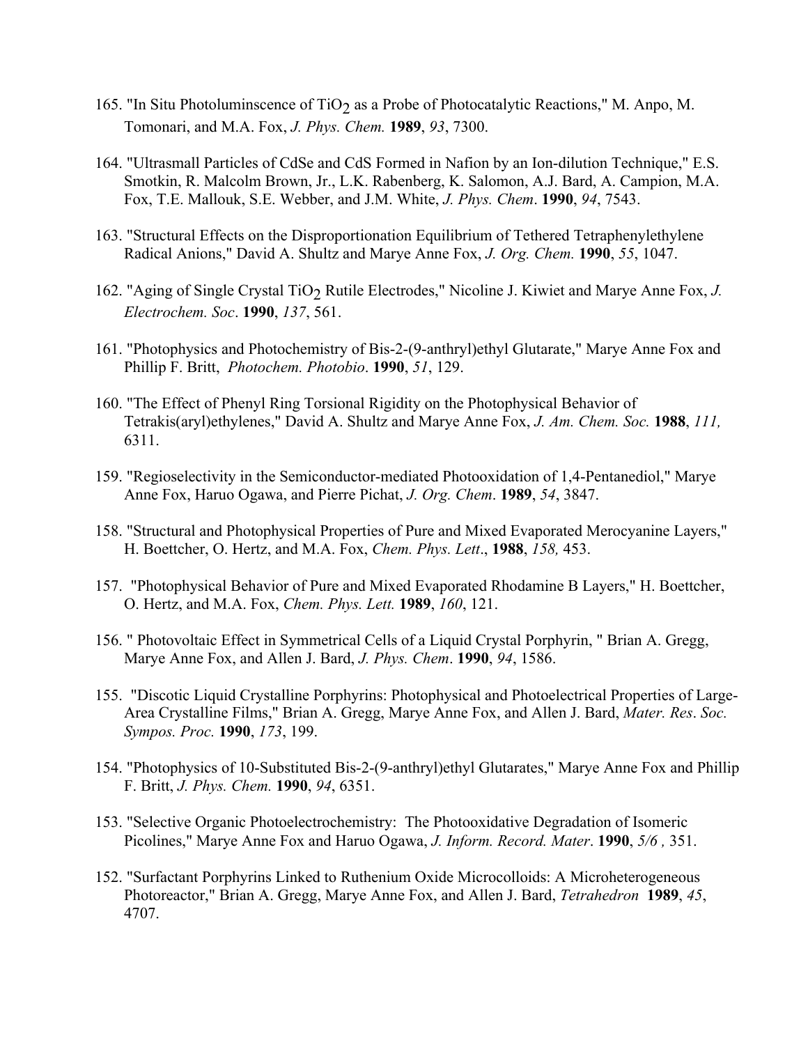165. "In Situ Photoluminscence of $TiO_2$ as a Probe of Photocatalytic Reactions," M. Anpo, M. Tomonari, and M.A. Fox, *J. Phys. Chem.* **1989**, *93*, 7300.

164. "Ultrasmall Particles of CdSe and CdS Formed in Nafion by an Ion-dilution Technique," E.S. Smotkin, R. Malcolm Brown, Jr., L.K. Rabenberg, K. Salomon, A.J. Bard, A. Campion, M.A. Fox, T.E. Mallouk, S.E. Webber, and J.M. White, *J. Phys. Chem*. **1990**, *94*, 7543.

163. "Structural Effects on the Disproportionation Equilibrium of Tethered Tetraphenylethylene Radical Anions," David A. Shultz and Marye Anne Fox, *J. Org. Chem.* **1990**, *55*, 1047.

162. "Aging of Single Crystal $TiO_2$ Rutile Electrodes," Nicoline J. Kiwiet and Marye Anne Fox, *J. Electrochem. Soc*. **1990**, *137*, 561.

161. "Photophysics and Photochemistry of Bis-2-(9-anthryl)ethyl Glutarate," Marye Anne Fox and Phillip F. Britt, *Photochem. Photobio*. **1990**, *51*, 129.

160. "The Effect of Phenyl Ring Torsional Rigidity on the Photophysical Behavior of Tetrakis(aryl)ethylenes," David A. Shultz and Marye Anne Fox, *J. Am. Chem. Soc.* **1988**, *111,* 6311.

159. "Regioselectivity in the Semiconductor-mediated Photooxidation of 1,4-Pentanediol," Marye Anne Fox, Haruo Ogawa, and Pierre Pichat, *J. Org. Chem*. **1989**, *54*, 3847.

158. "Structural and Photophysical Properties of Pure and Mixed Evaporated Merocyanine Layers," H. Boettcher, O. Hertz, and M.A. Fox, *Chem. Phys. Lett*., **1988**, *158,* 453.

157. "Photophysical Behavior of Pure and Mixed Evaporated Rhodamine B Layers," H. Boettcher, O. Hertz, and M.A. Fox, *Chem. Phys. Lett.* **1989**, *160*, 121.

156. " Photovoltaic Effect in Symmetrical Cells of a Liquid Crystal Porphyrin, " Brian A. Gregg, Marye Anne Fox, and Allen J. Bard, *J. Phys. Chem*. **1990**, *94*, 1586.

155. "Discotic Liquid Crystalline Porphyrins: Photophysical and Photoelectrical Properties of Large-Area Crystalline Films," Brian A. Gregg, Marye Anne Fox, and Allen J. Bard, *Mater. Res*. *Soc. Sympos. Proc.* **1990**, *173*, 199.

154. "Photophysics of 10-Substituted Bis-2-(9-anthryl)ethyl Glutarates," Marye Anne Fox and Phillip F. Britt, *J. Phys. Chem.* **1990**, *94*, 6351.

153. "Selective Organic Photoelectrochemistry: The Photooxidative Degradation of Isomeric Picolines," Marye Anne Fox and Haruo Ogawa, *J. Inform. Record. Mater*. **1990**, *5/6 ,* 351.

152. "Surfactant Porphyrins Linked to Ruthenium Oxide Microcolloids: A Microheterogeneous Photoreactor," Brian A. Gregg, Marye Anne Fox, and Allen J. Bard, *Tetrahedron* **1989**, *45*, 4707.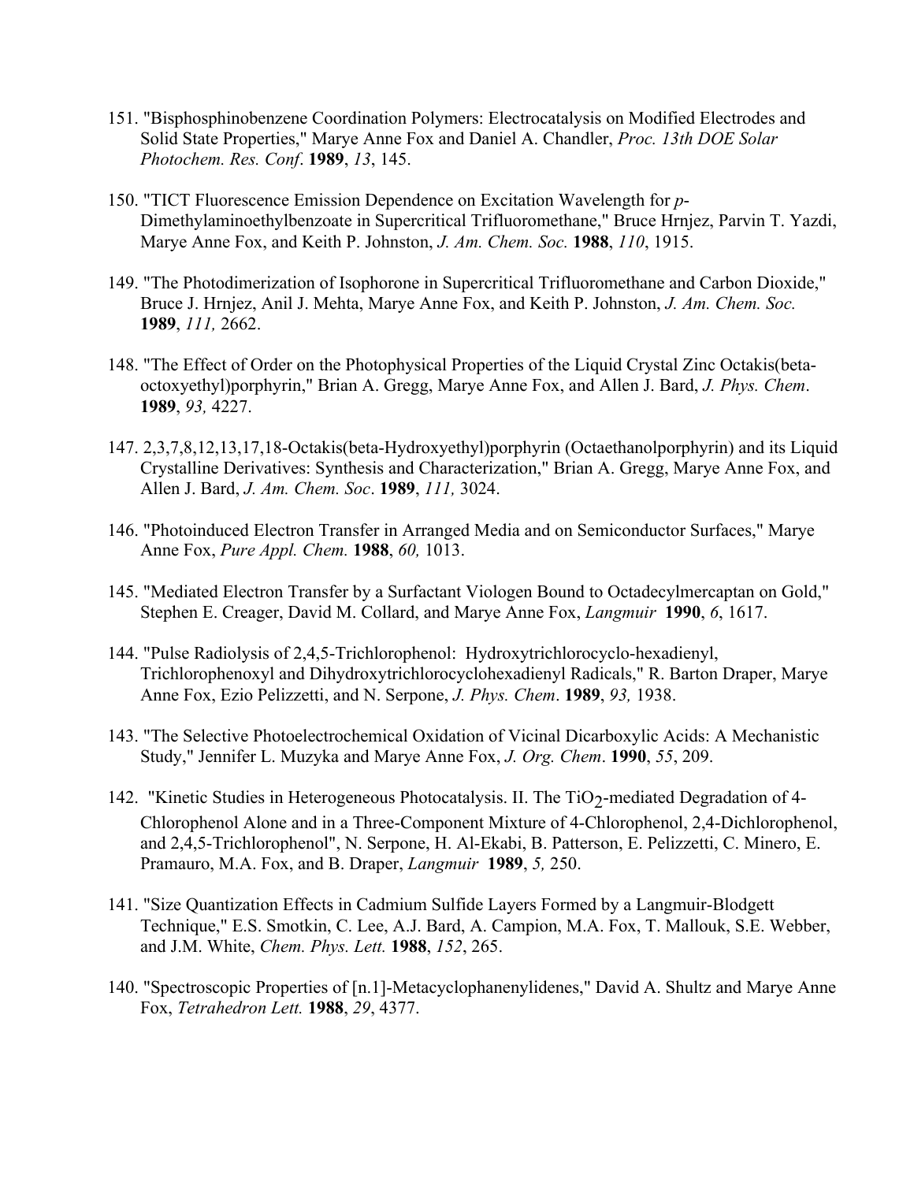151. "Bisphosphinobenzene Coordination Polymers: Electrocatalysis on Modified Electrodes and Solid State Properties," Marye Anne Fox and Daniel A. Chandler, *Proc. 13th DOE Solar Photochem. Res. Conf*. **1989**, *13*, 145.

150. "TICT Fluorescence Emission Dependence on Excitation Wavelength for *p*-Dimethylaminoethylbenzoate in Supercritical Trifluoromethane," Bruce Hrnjez, Parvin T. Yazdi, Marye Anne Fox, and Keith P. Johnston, *J. Am. Chem. Soc.* **1988**, *110*, 1915.

149. "The Photodimerization of Isophorone in Supercritical Trifluoromethane and Carbon Dioxide," Bruce J. Hrnjez, Anil J. Mehta, Marye Anne Fox, and Keith P. Johnston, *J. Am. Chem. Soc.* **1989**, *111,* 2662.

148. "The Effect of Order on the Photophysical Properties of the Liquid Crystal Zinc Octakis(beta-octoxyethyl)porphyrin," Brian A. Gregg, Marye Anne Fox, and Allen J. Bard, *J. Phys. Chem*. **1989**, *93,* 4227.

147. 2,3,7,8,12,13,17,18-Octakis(beta-Hydroxyethyl)porphyrin (Octaethanolporphyrin) and its Liquid Crystalline Derivatives: Synthesis and Characterization," Brian A. Gregg, Marye Anne Fox, and Allen J. Bard, *J. Am. Chem. Soc*. **1989**, *111,* 3024.

146. "Photoinduced Electron Transfer in Arranged Media and on Semiconductor Surfaces," Marye Anne Fox, *Pure Appl. Chem.* **1988**, *60,* 1013.

145. "Mediated Electron Transfer by a Surfactant Viologen Bound to Octadecylmercaptan on Gold," Stephen E. Creager, David M. Collard, and Marye Anne Fox, *Langmuir* **1990**, *6*, 1617.

144. "Pulse Radiolysis of 2,4,5-Trichlorophenol: Hydroxytrichlorocyclo-hexadienyl, Trichlorophenoxyl and Dihydroxytrichlorocyclohexadienyl Radicals," R. Barton Draper, Marye Anne Fox, Ezio Pelizzetti, and N. Serpone, *J. Phys. Chem*. **1989**, *93,* 1938.

143. "The Selective Photoelectrochemical Oxidation of Vicinal Dicarboxylic Acids: A Mechanistic Study," Jennifer L. Muzyka and Marye Anne Fox, *J. Org. Chem*. **1990**, *55*, 209.

142. "Kinetic Studies in Heterogeneous Photocatalysis. II. The $TiO_2$-mediated Degradation of 4-Chlorophenol Alone and in a Three-Component Mixture of 4-Chlorophenol, 2,4-Dichlorophenol, and 2,4,5-Trichlorophenol", N. Serpone, H. Al-Ekabi, B. Patterson, E. Pelizzetti, C. Minero, E. Pramauro, M.A. Fox, and B. Draper, *Langmuir* **1989**, *5,* 250.

141. "Size Quantization Effects in Cadmium Sulfide Layers Formed by a Langmuir-Blodgett Technique," E.S. Smotkin, C. Lee, A.J. Bard, A. Campion, M.A. Fox, T. Mallouk, S.E. Webber, and J.M. White, *Chem. Phys. Lett.* **1988**, *152*, 265.

140. "Spectroscopic Properties of [n.1]-Metacyclophanenylidenes," David A. Shultz and Marye Anne Fox, *Tetrahedron Lett.* **1988**, *29*, 4377.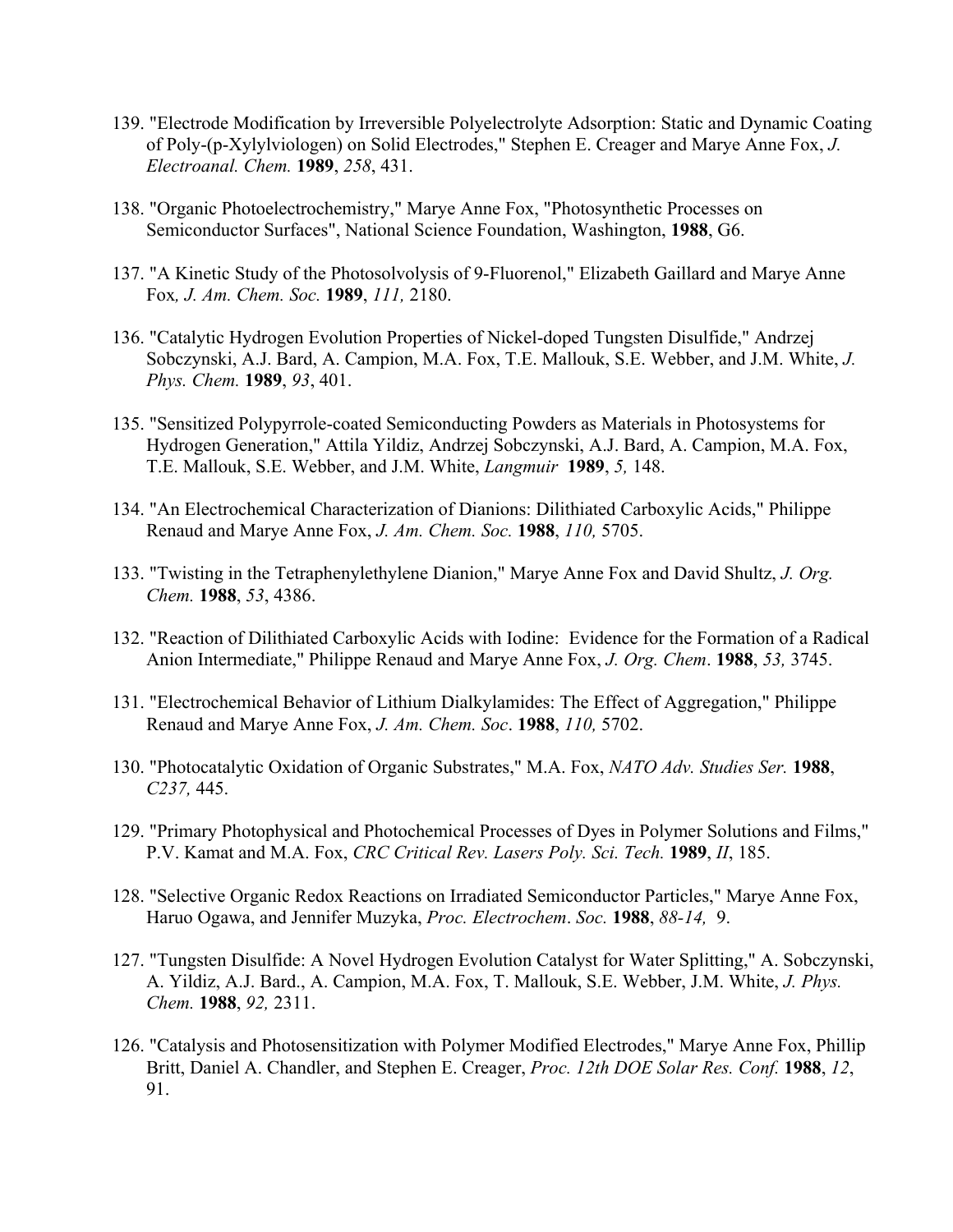139. "Electrode Modification by Irreversible Polyelectrolyte Adsorption: Static and Dynamic Coating of Poly-(p-Xylylviologen) on Solid Electrodes," Stephen E. Creager and Marye Anne Fox, *J. Electroanal. Chem.* **1989**, *258*, 431.

138. "Organic Photoelectrochemistry," Marye Anne Fox, "Photosynthetic Processes on Semiconductor Surfaces", National Science Foundation, Washington, **1988**, G6.

137. "A Kinetic Study of the Photosolvolysis of 9-Fluorenol," Elizabeth Gaillard and Marye Anne Fox*,* *J. Am. Chem. Soc.* **1989**, *111,* 2180.

136. "Catalytic Hydrogen Evolution Properties of Nickel-doped Tungsten Disulfide," Andrzej Sobczynski, A.J. Bard, A. Campion, M.A. Fox, T.E. Mallouk, S.E. Webber, and J.M. White, *J. Phys. Chem.* **1989**, *93*, 401.

135. "Sensitized Polypyrrole-coated Semiconducting Powders as Materials in Photosystems for Hydrogen Generation," Attila Yildiz, Andrzej Sobczynski, A.J. Bard, A. Campion, M.A. Fox, T.E. Mallouk, S.E. Webber, and J.M. White, *Langmuir* **1989**, *5,* 148.

134. "An Electrochemical Characterization of Dianions: Dilithiated Carboxylic Acids," Philippe Renaud and Marye Anne Fox, *J. Am. Chem. Soc.* **1988**, *110,* 5705.

133. "Twisting in the Tetraphenylethylene Dianion," Marye Anne Fox and David Shultz, *J. Org. Chem.* **1988**, *53*, 4386.

132. "Reaction of Dilithiated Carboxylic Acids with Iodine: Evidence for the Formation of a Radical Anion Intermediate," Philippe Renaud and Marye Anne Fox, *J. Org. Chem*. **1988**, *53,* 3745.

131. "Electrochemical Behavior of Lithium Dialkylamides: The Effect of Aggregation," Philippe Renaud and Marye Anne Fox, *J. Am. Chem. Soc*. **1988**, *110,* 5702.

130. "Photocatalytic Oxidation of Organic Substrates," M.A. Fox, *NATO Adv. Studies Ser.* **1988**, *C237,* 445.

129. "Primary Photophysical and Photochemical Processes of Dyes in Polymer Solutions and Films," P.V. Kamat and M.A. Fox, *CRC Critical Rev. Lasers Poly. Sci. Tech.* **1989**, *II*, 185.

128. "Selective Organic Redox Reactions on Irradiated Semiconductor Particles," Marye Anne Fox, Haruo Ogawa, and Jennifer Muzyka, *Proc. Electrochem*. *Soc.* **1988**, *88-14,* 9.

127. "Tungsten Disulfide: A Novel Hydrogen Evolution Catalyst for Water Splitting," A. Sobczynski, A. Yildiz, A.J. Bard., A. Campion, M.A. Fox, T. Mallouk, S.E. Webber, J.M. White, *J. Phys. Chem.* **1988**, *92,* 2311.

126. "Catalysis and Photosensitization with Polymer Modified Electrodes," Marye Anne Fox, Phillip Britt, Daniel A. Chandler, and Stephen E. Creager, *Proc. 12th DOE Solar Res. Conf.* **1988**, *12*, 91.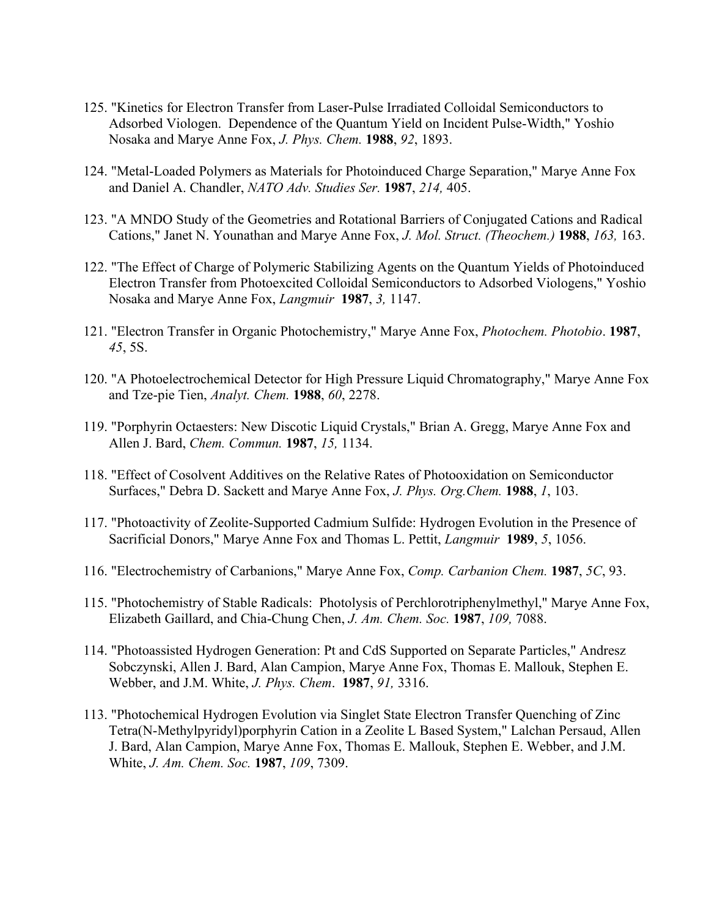125. "Kinetics for Electron Transfer from Laser-Pulse Irradiated Colloidal Semiconductors to Adsorbed Viologen. Dependence of the Quantum Yield on Incident Pulse-Width," Yoshio Nosaka and Marye Anne Fox, *J. Phys. Chem.* **1988**, *92*, 1893.

124. "Metal-Loaded Polymers as Materials for Photoinduced Charge Separation," Marye Anne Fox and Daniel A. Chandler, *NATO Adv. Studies Ser.* **1987**, *214,* 405.

123. "A MNDO Study of the Geometries and Rotational Barriers of Conjugated Cations and Radical Cations," Janet N. Younathan and Marye Anne Fox, *J. Mol. Struct. (Theochem.)* **1988**, *163,* 163.

122. "The Effect of Charge of Polymeric Stabilizing Agents on the Quantum Yields of Photoinduced Electron Transfer from Photoexcited Colloidal Semiconductors to Adsorbed Viologens," Yoshio Nosaka and Marye Anne Fox, *Langmuir* **1987**, *3,* 1147.

121. "Electron Transfer in Organic Photochemistry," Marye Anne Fox, *Photochem. Photobio*. **1987**, *45*, 5S.

120. "A Photoelectrochemical Detector for High Pressure Liquid Chromatography," Marye Anne Fox and Tze-pie Tien, *Analyt. Chem.* **1988**, *60*, 2278.

119. "Porphyrin Octaesters: New Discotic Liquid Crystals," Brian A. Gregg, Marye Anne Fox and Allen J. Bard, *Chem. Commun.* **1987**, *15,* 1134.

118. "Effect of Cosolvent Additives on the Relative Rates of Photooxidation on Semiconductor Surfaces," Debra D. Sackett and Marye Anne Fox, *J. Phys. Org.Chem.* **1988**, *1*, 103.

117. "Photoactivity of Zeolite-Supported Cadmium Sulfide: Hydrogen Evolution in the Presence of Sacrificial Donors," Marye Anne Fox and Thomas L. Pettit, *Langmuir* **1989**, *5*, 1056.

116. "Electrochemistry of Carbanions," Marye Anne Fox, *Comp. Carbanion Chem.* **1987**, *5C*, 93.

115. "Photochemistry of Stable Radicals: Photolysis of Perchlorotriphenylmethyl," Marye Anne Fox, Elizabeth Gaillard, and Chia-Chung Chen, *J. Am. Chem. Soc.* **1987**, *109,* 7088.

114. "Photoassisted Hydrogen Generation: Pt and CdS Supported on Separate Particles," Andresz Sobczynski, Allen J. Bard, Alan Campion, Marye Anne Fox, Thomas E. Mallouk, Stephen E. Webber, and J.M. White, *J. Phys. Chem*. **1987**, *91,* 3316.

113. "Photochemical Hydrogen Evolution via Singlet State Electron Transfer Quenching of Zinc Tetra(N-Methylpyridyl)porphyrin Cation in a Zeolite L Based System," Lalchan Persaud, Allen J. Bard, Alan Campion, Marye Anne Fox, Thomas E. Mallouk, Stephen E. Webber, and J.M. White, *J. Am. Chem. Soc.* **1987**, *109*, 7309.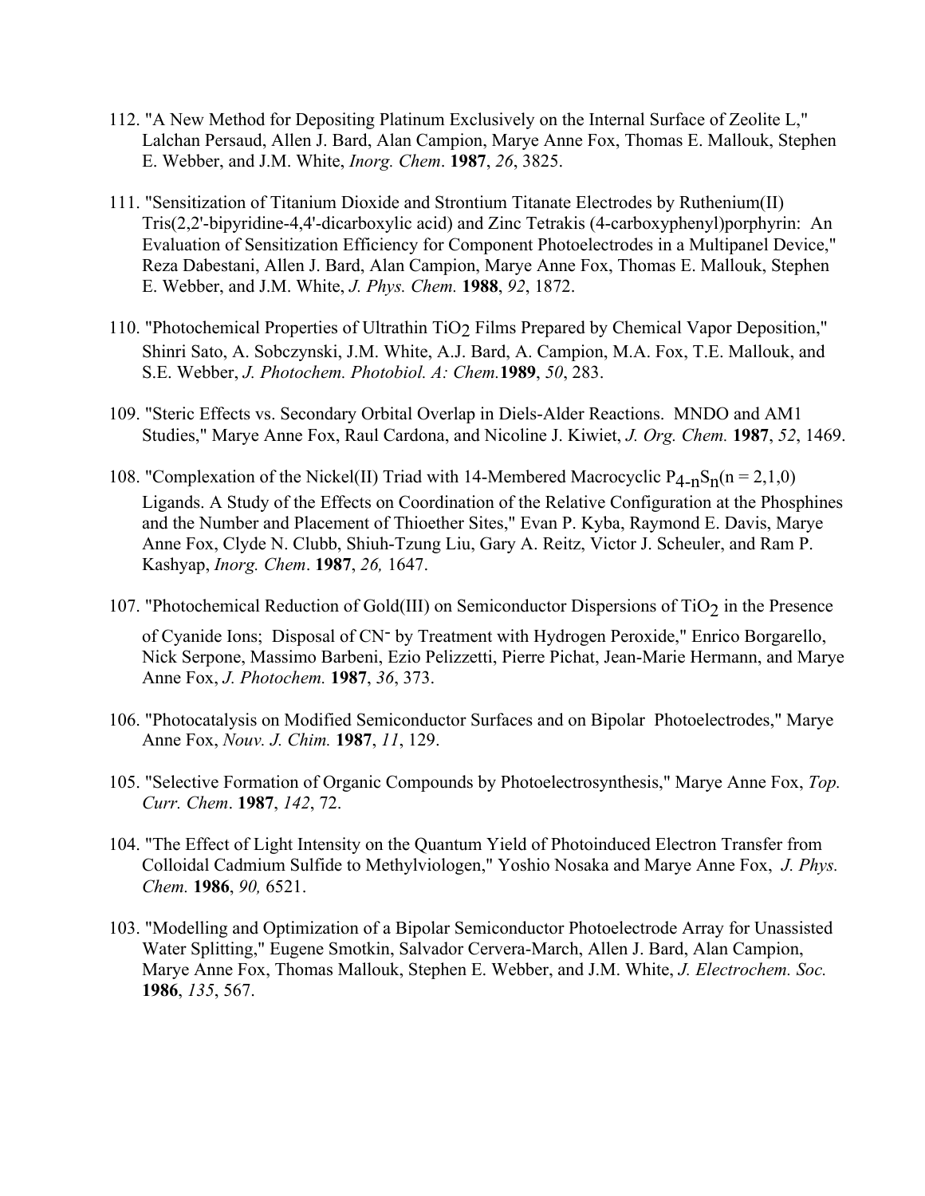112. "A New Method for Depositing Platinum Exclusively on the Internal Surface of Zeolite L," Lalchan Persaud, Allen J. Bard, Alan Campion, Marye Anne Fox, Thomas E. Mallouk, Stephen E. Webber, and J.M. White, *Inorg. Chem*. **1987**, *26*, 3825.

111. "Sensitization of Titanium Dioxide and Strontium Titanate Electrodes by Ruthenium(II) Tris(2,2'-bipyridine-4,4'-dicarboxylic acid) and Zinc Tetrakis (4-carboxyphenyl)porphyrin: An Evaluation of Sensitization Efficiency for Component Photoelectrodes in a Multipanel Device," Reza Dabestani, Allen J. Bard, Alan Campion, Marye Anne Fox, Thomas E. Mallouk, Stephen E. Webber, and J.M. White, *J. Phys. Chem.* **1988**, *92*, 1872.

110. "Photochemical Properties of Ultrathin $TiO_2$ Films Prepared by Chemical Vapor Deposition," Shinri Sato, A. Sobczynski, J.M. White, A.J. Bard, A. Campion, M.A. Fox, T.E. Mallouk, and S.E. Webber, *J. Photochem. Photobiol. A: Chem.* **1989**, *50*, 283.

109. "Steric Effects vs. Secondary Orbital Overlap in Diels-Alder Reactions. MNDO and AM1 Studies," Marye Anne Fox, Raul Cardona, and Nicoline J. Kiwiet, *J. Org. Chem.* **1987**, *52*, 1469.

108. "Complexation of the Nickel(II) Triad with 14-Membered Macrocyclic $P_{4-n}S_n$(n = 2,1,0) Ligands. A Study of the Effects on Coordination of the Relative Configuration at the Phosphines and the Number and Placement of Thioether Sites," Evan P. Kyba, Raymond E. Davis, Marye Anne Fox, Clyde N. Clubb, Shiuh-Tzung Liu, Gary A. Reitz, Victor J. Scheuler, and Ram P. Kashyap, *Inorg. Chem*. **1987**, *26,* 1647.

107. "Photochemical Reduction of Gold(III) on Semiconductor Dispersions of $TiO_2$ in the Presence of Cyanide Ions; Disposal of $CN^-$ by Treatment with Hydrogen Peroxide," Enrico Borgarello, Nick Serpone, Massimo Barbeni, Ezio Pelizzetti, Pierre Pichat, Jean-Marie Hermann, and Marye Anne Fox, *J. Photochem.* **1987**, *36*, 373.

106. "Photocatalysis on Modified Semiconductor Surfaces and on Bipolar Photoelectrodes," Marye Anne Fox, *Nouv. J. Chim.* **1987**, *11*, 129.

105. "Selective Formation of Organic Compounds by Photoelectrosynthesis," Marye Anne Fox, *Top. Curr. Chem*. **1987**, *142*, 72.

104. "The Effect of Light Intensity on the Quantum Yield of Photoinduced Electron Transfer from Colloidal Cadmium Sulfide to Methylviologen," Yoshio Nosaka and Marye Anne Fox, *J. Phys. Chem.* **1986**, *90,* 6521.

103. "Modelling and Optimization of a Bipolar Semiconductor Photoelectrode Array for Unassisted Water Splitting," Eugene Smotkin, Salvador Cervera-March, Allen J. Bard, Alan Campion, Marye Anne Fox, Thomas Mallouk, Stephen E. Webber, and J.M. White, *J. Electrochem. Soc.* **1986**, *135*, 567.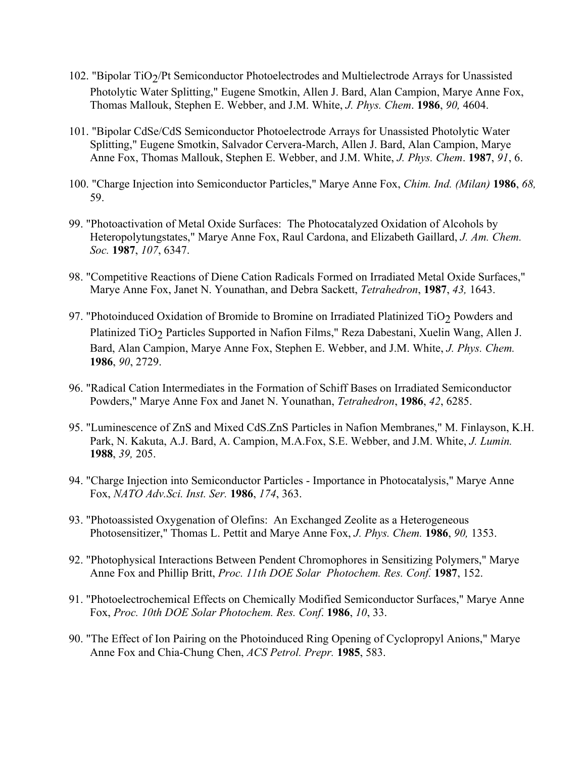102. "Bipolar $TiO_2$/Pt Semiconductor Photoelectrodes and Multielectrode Arrays for Unassisted Photolytic Water Splitting," Eugene Smotkin, Allen J. Bard, Alan Campion, Marye Anne Fox, Thomas Mallouk, Stephen E. Webber, and J.M. White, *J. Phys. Chem*. **1986**, *90,* 4604.

101. "Bipolar CdSe/CdS Semiconductor Photoelectrode Arrays for Unassisted Photolytic Water Splitting," Eugene Smotkin, Salvador Cervera-March, Allen J. Bard, Alan Campion, Marye Anne Fox, Thomas Mallouk, Stephen E. Webber, and J.M. White, *J. Phys. Chem*. **1987**, *91*, 6.

100. "Charge Injection into Semiconductor Particles," Marye Anne Fox, *Chim. Ind. (Milan)* **1986**, *68,* 59.

99. "Photoactivation of Metal Oxide Surfaces: The Photocatalyzed Oxidation of Alcohols by Heteropolytungstates," Marye Anne Fox, Raul Cardona, and Elizabeth Gaillard, *J. Am. Chem. Soc.* **1987**, *107*, 6347.

98. "Competitive Reactions of Diene Cation Radicals Formed on Irradiated Metal Oxide Surfaces," Marye Anne Fox, Janet N. Younathan, and Debra Sackett, *Tetrahedron*, **1987**, *43,* 1643.

97. "Photoinduced Oxidation of Bromide to Bromine on Irradiated Platinized $TiO_2$ Powders and Platinized $TiO_2$ Particles Supported in Nafion Films," Reza Dabestani, Xuelin Wang, Allen J. Bard, Alan Campion, Marye Anne Fox, Stephen E. Webber, and J.M. White, *J. Phys. Chem.* **1986**, *90*, 2729.

96. "Radical Cation Intermediates in the Formation of Schiff Bases on Irradiated Semiconductor Powders," Marye Anne Fox and Janet N. Younathan, *Tetrahedron*, **1986**, *42*, 6285.

95. "Luminescence of ZnS and Mixed CdS.ZnS Particles in Nafion Membranes," M. Finlayson, K.H. Park, N. Kakuta, A.J. Bard, A. Campion, M.A.Fox, S.E. Webber, and J.M. White, *J. Lumin.* **1988**, *39,* 205.

94. "Charge Injection into Semiconductor Particles - Importance in Photocatalysis," Marye Anne Fox, *NATO Adv.Sci. Inst. Ser.* **1986**, *174*, 363.

93. "Photoassisted Oxygenation of Olefins: An Exchanged Zeolite as a Heterogeneous Photosensitizer," Thomas L. Pettit and Marye Anne Fox, *J. Phys. Chem.* **1986**, *90,* 1353.

92. "Photophysical Interactions Between Pendent Chromophores in Sensitizing Polymers," Marye Anne Fox and Phillip Britt, *Proc. 11th DOE Solar Photochem. Res. Conf.* **1987**, 152.

91. "Photoelectrochemical Effects on Chemically Modified Semiconductor Surfaces," Marye Anne Fox, *Proc. 10th DOE Solar Photochem. Res. Conf*. **1986**, *10*, 33.

90. "The Effect of Ion Pairing on the Photoinduced Ring Opening of Cyclopropyl Anions," Marye Anne Fox and Chia-Chung Chen, *ACS Petrol. Prepr.* **1985**, 583.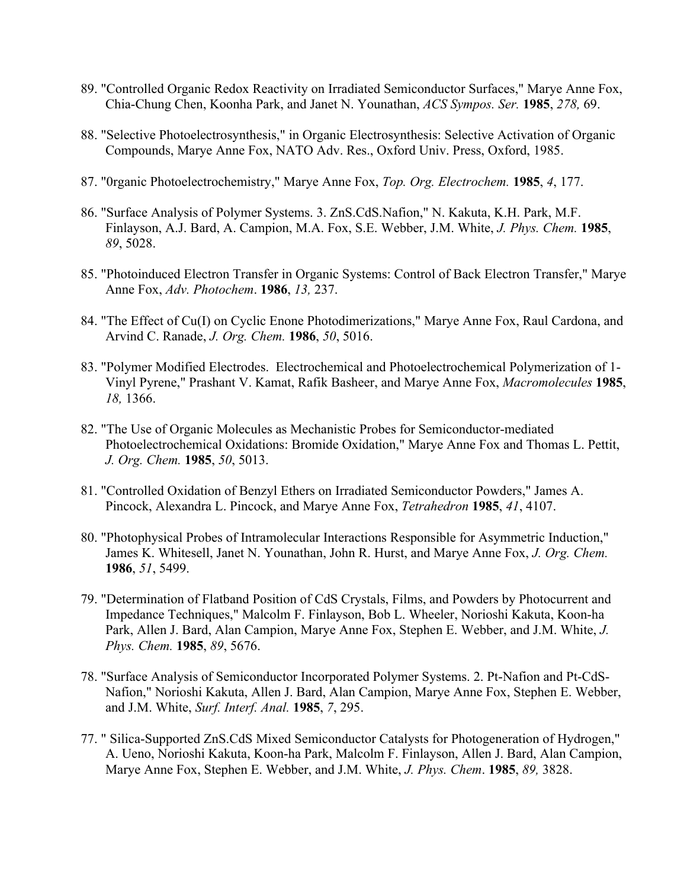89. "Controlled Organic Redox Reactivity on Irradiated Semiconductor Surfaces," Marye Anne Fox, Chia-Chung Chen, Koonha Park, and Janet N. Younathan, *ACS Sympos. Ser.* **1985**, *278,* 69.

88. "Selective Photoelectrosynthesis," in Organic Electrosynthesis: Selective Activation of Organic Compounds, Marye Anne Fox, NATO Adv. Res., Oxford Univ. Press, Oxford, 1985.

87. "0rganic Photoelectrochemistry," Marye Anne Fox, *Top. Org. Electrochem.* **1985**, *4*, 177.

86. "Surface Analysis of Polymer Systems. 3. ZnS.CdS.Nafion," N. Kakuta, K.H. Park, M.F. Finlayson, A.J. Bard, A. Campion, M.A. Fox, S.E. Webber, J.M. White, *J. Phys. Chem.* **1985**, *89*, 5028.

85. "Photoinduced Electron Transfer in Organic Systems: Control of Back Electron Transfer," Marye Anne Fox, *Adv. Photochem*. **1986**, *13,* 237.

84. "The Effect of Cu(I) on Cyclic Enone Photodimerizations," Marye Anne Fox, Raul Cardona, and Arvind C. Ranade, *J. Org. Chem.* **1986**, *50*, 5016.

83. "Polymer Modified Electrodes. Electrochemical and Photoelectrochemical Polymerization of 1-Vinyl Pyrene," Prashant V. Kamat, Rafik Basheer, and Marye Anne Fox, *Macromolecules* **1985**, *18,* 1366.

82. "The Use of Organic Molecules as Mechanistic Probes for Semiconductor-mediated Photoelectrochemical Oxidations: Bromide Oxidation," Marye Anne Fox and Thomas L. Pettit, *J. Org. Chem.* **1985**, *50*, 5013.

81. "Controlled Oxidation of Benzyl Ethers on Irradiated Semiconductor Powders," James A. Pincock, Alexandra L. Pincock, and Marye Anne Fox, *Tetrahedron* **1985**, *41*, 4107.

80. "Photophysical Probes of Intramolecular Interactions Responsible for Asymmetric Induction," James K. Whitesell, Janet N. Younathan, John R. Hurst, and Marye Anne Fox, *J. Org. Chem.* **1986**, *51*, 5499.

79. "Determination of Flatband Position of CdS Crystals, Films, and Powders by Photocurrent and Impedance Techniques," Malcolm F. Finlayson, Bob L. Wheeler, Norioshi Kakuta, Koon-ha Park, Allen J. Bard, Alan Campion, Marye Anne Fox, Stephen E. Webber, and J.M. White, *J. Phys. Chem.* **1985**, *89*, 5676.

78. "Surface Analysis of Semiconductor Incorporated Polymer Systems. 2. Pt-Nafion and Pt-CdS-Nafion," Norioshi Kakuta, Allen J. Bard, Alan Campion, Marye Anne Fox, Stephen E. Webber, and J.M. White, *Surf. Interf. Anal.* **1985**, *7*, 295.

77. " Silica-Supported ZnS.CdS Mixed Semiconductor Catalysts for Photogeneration of Hydrogen," A. Ueno, Norioshi Kakuta, Koon-ha Park, Malcolm F. Finlayson, Allen J. Bard, Alan Campion, Marye Anne Fox, Stephen E. Webber, and J.M. White, *J. Phys. Chem*. **1985**, *89,* 3828.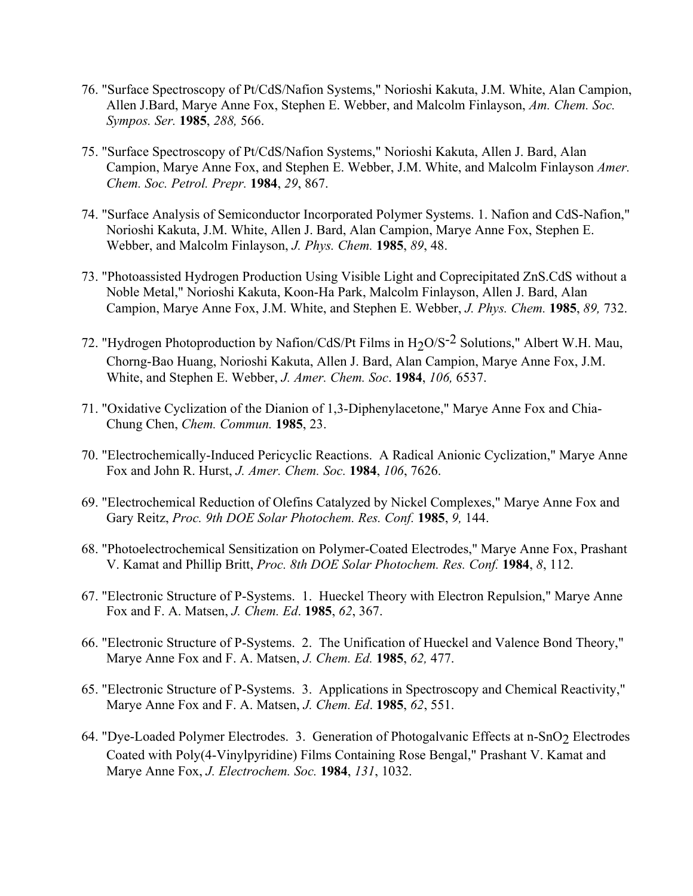76. "Surface Spectroscopy of Pt/CdS/Nafion Systems," Norioshi Kakuta, J.M. White, Alan Campion, Allen J.Bard, Marye Anne Fox, Stephen E. Webber, and Malcolm Finlayson, *Am. Chem. Soc. Sympos. Ser.* **1985**, *288,* 566.

75. "Surface Spectroscopy of Pt/CdS/Nafion Systems," Norioshi Kakuta, Allen J. Bard, Alan Campion, Marye Anne Fox, and Stephen E. Webber, J.M. White, and Malcolm Finlayson *Amer. Chem. Soc. Petrol. Prepr.* **1984**, *29*, 867.

74. "Surface Analysis of Semiconductor Incorporated Polymer Systems. 1. Nafion and CdS-Nafion," Norioshi Kakuta, J.M. White, Allen J. Bard, Alan Campion, Marye Anne Fox, Stephen E. Webber, and Malcolm Finlayson, *J. Phys. Chem.* **1985**, *89*, 48.

73. "Photoassisted Hydrogen Production Using Visible Light and Coprecipitated ZnS.CdS without a Noble Metal," Norioshi Kakuta, Koon-Ha Park, Malcolm Finlayson, Allen J. Bard, Alan Campion, Marye Anne Fox, J.M. White, and Stephen E. Webber, *J. Phys. Chem.* **1985**, *89,* 732.

72. "Hydrogen Photoproduction by Nafion/CdS/Pt Films in $H_2O/S^{-2}$ Solutions," Albert W.H. Mau, Chorng-Bao Huang, Norioshi Kakuta, Allen J. Bard, Alan Campion, Marye Anne Fox, J.M. White, and Stephen E. Webber, *J. Amer. Chem. Soc*. **1984**, *106,* 6537.

71. "Oxidative Cyclization of the Dianion of 1,3-Diphenylacetone," Marye Anne Fox and Chia-Chung Chen, *Chem. Commun.* **1985**, 23.

70. "Electrochemically-Induced Pericyclic Reactions. A Radical Anionic Cyclization," Marye Anne Fox and John R. Hurst, *J. Amer. Chem. Soc.* **1984**, *106*, 7626.

69. "Electrochemical Reduction of Olefins Catalyzed by Nickel Complexes," Marye Anne Fox and Gary Reitz, *Proc. 9th DOE Solar Photochem. Res. Conf.* **1985**, *9,* 144.

68. "Photoelectrochemical Sensitization on Polymer-Coated Electrodes," Marye Anne Fox, Prashant V. Kamat and Phillip Britt, *Proc. 8th DOE Solar Photochem. Res. Conf.* **1984**, *8*, 112.

67. "Electronic Structure of P-Systems. 1. Hueckel Theory with Electron Repulsion," Marye Anne Fox and F. A. Matsen, *J. Chem. Ed*. **1985**, *62*, 367.

66. "Electronic Structure of P-Systems. 2. The Unification of Hueckel and Valence Bond Theory," Marye Anne Fox and F. A. Matsen, *J. Chem. Ed.* **1985**, *62,* 477.

65. "Electronic Structure of P-Systems. 3. Applications in Spectroscopy and Chemical Reactivity," Marye Anne Fox and F. A. Matsen, *J. Chem. Ed*. **1985**, *62*, 551.

64. "Dye-Loaded Polymer Electrodes. 3. Generation of Photogalvanic Effects at n-$SnO_2$ Electrodes Coated with Poly(4-Vinylpyridine) Films Containing Rose Bengal," Prashant V. Kamat and Marye Anne Fox, *J. Electrochem. Soc.* **1984**, *131*, 1032.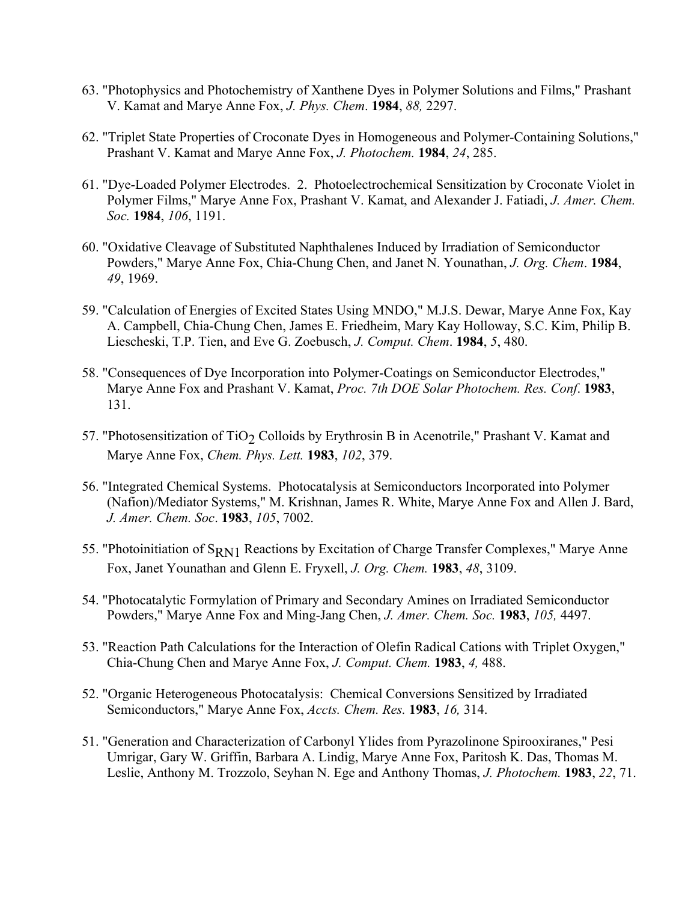63. "Photophysics and Photochemistry of Xanthene Dyes in Polymer Solutions and Films," Prashant V. Kamat and Marye Anne Fox, *J. Phys. Chem*. **1984**, *88,* 2297.

62. "Triplet State Properties of Croconate Dyes in Homogeneous and Polymer-Containing Solutions," Prashant V. Kamat and Marye Anne Fox, *J. Photochem.* **1984**, *24*, 285.

61. "Dye-Loaded Polymer Electrodes. 2. Photoelectrochemical Sensitization by Croconate Violet in Polymer Films," Marye Anne Fox, Prashant V. Kamat, and Alexander J. Fatiadi, *J. Amer. Chem. Soc.* **1984**, *106*, 1191.

60. "Oxidative Cleavage of Substituted Naphthalenes Induced by Irradiation of Semiconductor Powders," Marye Anne Fox, Chia-Chung Chen, and Janet N. Younathan, *J. Org. Chem*. **1984**, *49*, 1969.

59. "Calculation of Energies of Excited States Using MNDO," M.J.S. Dewar, Marye Anne Fox, Kay A. Campbell, Chia-Chung Chen, James E. Friedheim, Mary Kay Holloway, S.C. Kim, Philip B. Liescheski, T.P. Tien, and Eve G. Zoebusch, *J. Comput. Chem*. **1984**, *5*, 480.

58. "Consequences of Dye Incorporation into Polymer-Coatings on Semiconductor Electrodes," Marye Anne Fox and Prashant V. Kamat, *Proc. 7th DOE Solar Photochem. Res. Conf*. **1983**, 131.

57. "Photosensitization of $TiO_2$ Colloids by Erythrosin B in Acenotrile," Prashant V. Kamat and Marye Anne Fox, *Chem. Phys. Lett.* **1983**, *102*, 379.

56. "Integrated Chemical Systems. Photocatalysis at Semiconductors Incorporated into Polymer (Nafion)/Mediator Systems," M. Krishnan, James R. White, Marye Anne Fox and Allen J. Bard, *J. Amer. Chem. Soc*. **1983**, *105*, 7002.

55. "Photoinitiation of $S_{RN1}$ Reactions by Excitation of Charge Transfer Complexes," Marye Anne Fox, Janet Younathan and Glenn E. Fryxell, *J. Org. Chem.* **1983**, *48*, 3109.

54. "Photocatalytic Formylation of Primary and Secondary Amines on Irradiated Semiconductor Powders," Marye Anne Fox and Ming-Jang Chen, *J. Amer. Chem. Soc.* **1983**, *105,* 4497.

53. "Reaction Path Calculations for the Interaction of Olefin Radical Cations with Triplet Oxygen," Chia-Chung Chen and Marye Anne Fox, *J. Comput. Chem.* **1983**, *4,* 488.

52. "Organic Heterogeneous Photocatalysis: Chemical Conversions Sensitized by Irradiated Semiconductors," Marye Anne Fox, *Accts. Chem. Res.* **1983**, *16,* 314.

51. "Generation and Characterization of Carbonyl Ylides from Pyrazolinone Spirooxiranes," Pesi Umrigar, Gary W. Griffin, Barbara A. Lindig, Marye Anne Fox, Paritosh K. Das, Thomas M. Leslie, Anthony M. Trozzolo, Seyhan N. Ege and Anthony Thomas, *J. Photochem.* **1983**, *22*, 71.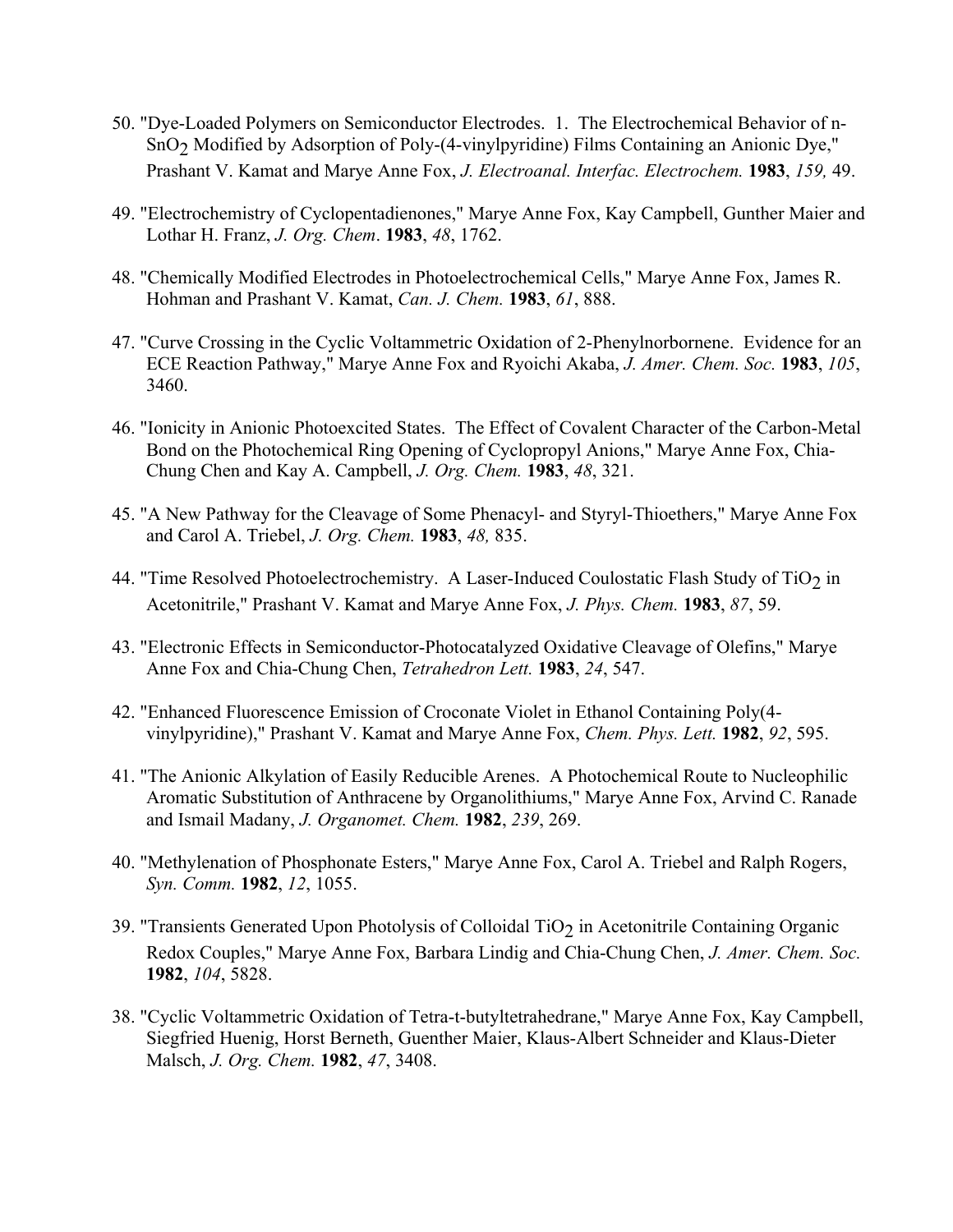50. "Dye-Loaded Polymers on Semiconductor Electrodes. 1. The Electrochemical Behavior of n-$SnO_2$ Modified by Adsorption of Poly-(4-vinylpyridine) Films Containing an Anionic Dye," Prashant V. Kamat and Marye Anne Fox, *J. Electroanal. Interfac. Electrochem.* **1983**, *159,* 49.

49. "Electrochemistry of Cyclopentadienones," Marye Anne Fox, Kay Campbell, Gunther Maier and Lothar H. Franz, *J. Org. Chem*. **1983**, *48*, 1762.

48. "Chemically Modified Electrodes in Photoelectrochemical Cells," Marye Anne Fox, James R. Hohman and Prashant V. Kamat, *Can. J. Chem.* **1983**, *61*, 888.

47. "Curve Crossing in the Cyclic Voltammetric Oxidation of 2-Phenylnorbornene. Evidence for an ECE Reaction Pathway," Marye Anne Fox and Ryoichi Akaba, *J. Amer. Chem. Soc.* **1983**, *105*, 3460.

46. "Ionicity in Anionic Photoexcited States. The Effect of Covalent Character of the Carbon-Metal Bond on the Photochemical Ring Opening of Cyclopropyl Anions," Marye Anne Fox, Chia-Chung Chen and Kay A. Campbell, *J. Org. Chem.* **1983**, *48*, 321.

45. "A New Pathway for the Cleavage of Some Phenacyl- and Styryl-Thioethers," Marye Anne Fox and Carol A. Triebel, *J. Org. Chem.* **1983**, *48,* 835.

44. "Time Resolved Photoelectrochemistry. A Laser-Induced Coulostatic Flash Study of $TiO_2$ in Acetonitrile," Prashant V. Kamat and Marye Anne Fox, *J. Phys. Chem.* **1983**, *87*, 59.

43. "Electronic Effects in Semiconductor-Photocatalyzed Oxidative Cleavage of Olefins," Marye Anne Fox and Chia-Chung Chen, *Tetrahedron Lett.* **1983**, *24*, 547.

42. "Enhanced Fluorescence Emission of Croconate Violet in Ethanol Containing Poly(4-vinylpyridine)," Prashant V. Kamat and Marye Anne Fox, *Chem. Phys. Lett.* **1982**, *92*, 595.

41. "The Anionic Alkylation of Easily Reducible Arenes. A Photochemical Route to Nucleophilic Aromatic Substitution of Anthracene by Organolithiums," Marye Anne Fox, Arvind C. Ranade and Ismail Madany, *J. Organomet. Chem.* **1982**, *239*, 269.

40. "Methylenation of Phosphonate Esters," Marye Anne Fox, Carol A. Triebel and Ralph Rogers, *Syn. Comm.* **1982**, *12*, 1055.

39. "Transients Generated Upon Photolysis of Colloidal $TiO_2$ in Acetonitrile Containing Organic Redox Couples," Marye Anne Fox, Barbara Lindig and Chia-Chung Chen, *J. Amer. Chem. Soc.* **1982**, *104*, 5828.

38. "Cyclic Voltammetric Oxidation of Tetra-t-butyltetrahedrane," Marye Anne Fox, Kay Campbell, Siegfried Huenig, Horst Berneth, Guenther Maier, Klaus-Albert Schneider and Klaus-Dieter Malsch, *J. Org. Chem.* **1982**, *47*, 3408.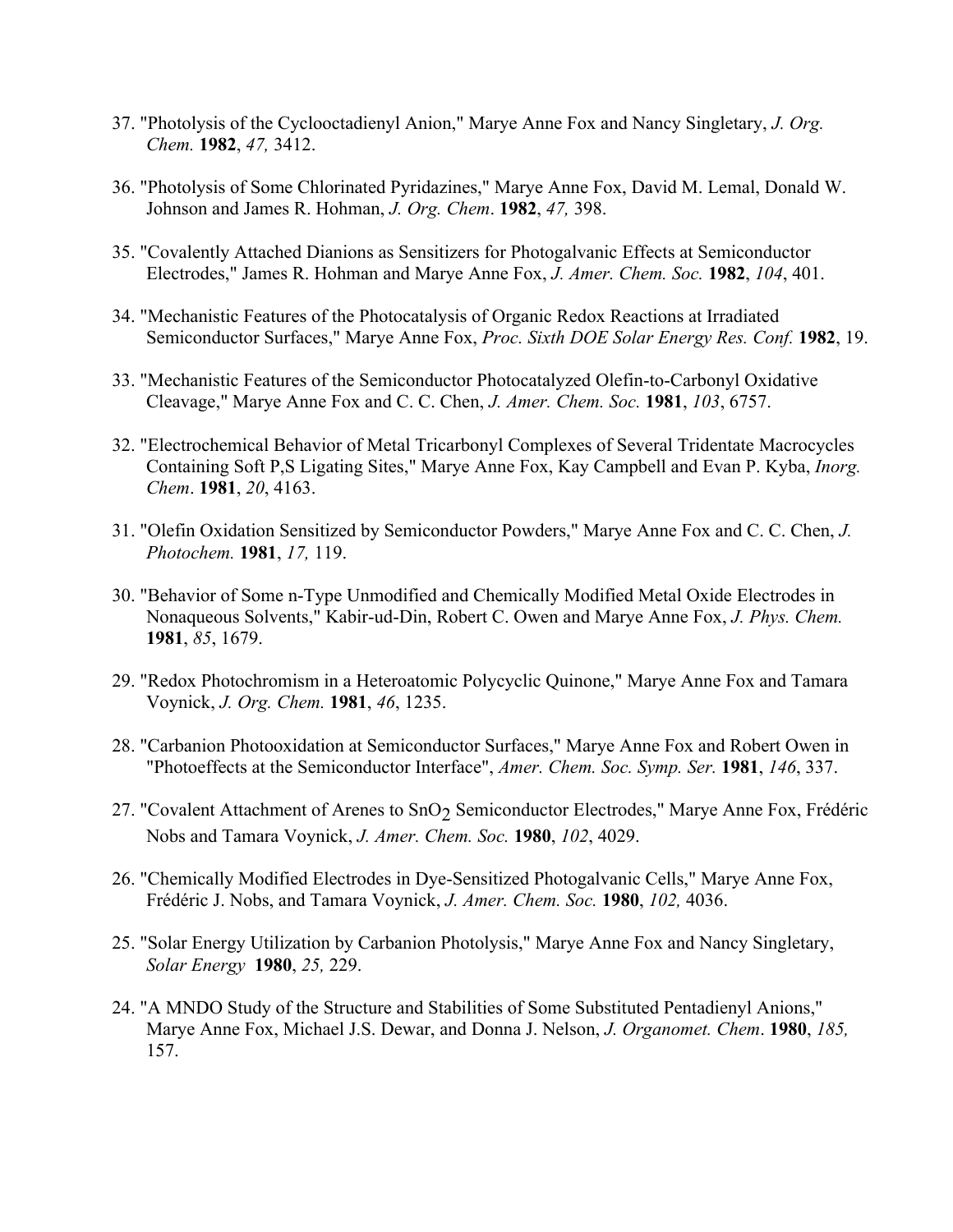37. "Photolysis of the Cyclooctadienyl Anion," Marye Anne Fox and Nancy Singletary, *J. Org. Chem.* **1982**, *47,* 3412.

36. "Photolysis of Some Chlorinated Pyridazines," Marye Anne Fox, David M. Lemal, Donald W. Johnson and James R. Hohman, *J. Org. Chem*. **1982**, *47,* 398.

35. "Covalently Attached Dianions as Sensitizers for Photogalvanic Effects at Semiconductor Electrodes," James R. Hohman and Marye Anne Fox, *J. Amer. Chem. Soc.* **1982**, *104*, 401.

34. "Mechanistic Features of the Photocatalysis of Organic Redox Reactions at Irradiated Semiconductor Surfaces," Marye Anne Fox, *Proc. Sixth DOE Solar Energy Res. Conf.* **1982**, 19.

33. "Mechanistic Features of the Semiconductor Photocatalyzed Olefin-to-Carbonyl Oxidative Cleavage," Marye Anne Fox and C. C. Chen, *J. Amer. Chem. Soc.* **1981**, *103*, 6757.

32. "Electrochemical Behavior of Metal Tricarbonyl Complexes of Several Tridentate Macrocycles Containing Soft P,S Ligating Sites," Marye Anne Fox, Kay Campbell and Evan P. Kyba, *Inorg. Chem*. **1981**, *20*, 4163.

31. "Olefin Oxidation Sensitized by Semiconductor Powders," Marye Anne Fox and C. C. Chen, *J. Photochem.* **1981**, *17,* 119.

30. "Behavior of Some n-Type Unmodified and Chemically Modified Metal Oxide Electrodes in Nonaqueous Solvents," Kabir-ud-Din, Robert C. Owen and Marye Anne Fox, *J. Phys. Chem.* **1981**, *85*, 1679.

29. "Redox Photochromism in a Heteroatomic Polycyclic Quinone," Marye Anne Fox and Tamara Voynick, *J. Org. Chem.* **1981**, *46*, 1235.

28. "Carbanion Photooxidation at Semiconductor Surfaces," Marye Anne Fox and Robert Owen in "Photoeffects at the Semiconductor Interface", *Amer. Chem. Soc. Symp. Ser.* **1981**, *146*, 337.

27. "Covalent Attachment of Arenes to $SnO_2$ Semiconductor Electrodes," Marye Anne Fox, Frédéric Nobs and Tamara Voynick, *J. Amer. Chem. Soc.* **1980**, *102*, 4029.

26. "Chemically Modified Electrodes in Dye-Sensitized Photogalvanic Cells," Marye Anne Fox, Frédéric J. Nobs, and Tamara Voynick, *J. Amer. Chem. Soc.* **1980**, *102,* 4036.

25. "Solar Energy Utilization by Carbanion Photolysis," Marye Anne Fox and Nancy Singletary, *Solar Energy* **1980**, *25,* 229.

24. "A MNDO Study of the Structure and Stabilities of Some Substituted Pentadienyl Anions," Marye Anne Fox, Michael J.S. Dewar, and Donna J. Nelson, *J. Organomet. Chem*. **1980**, *185,* 157.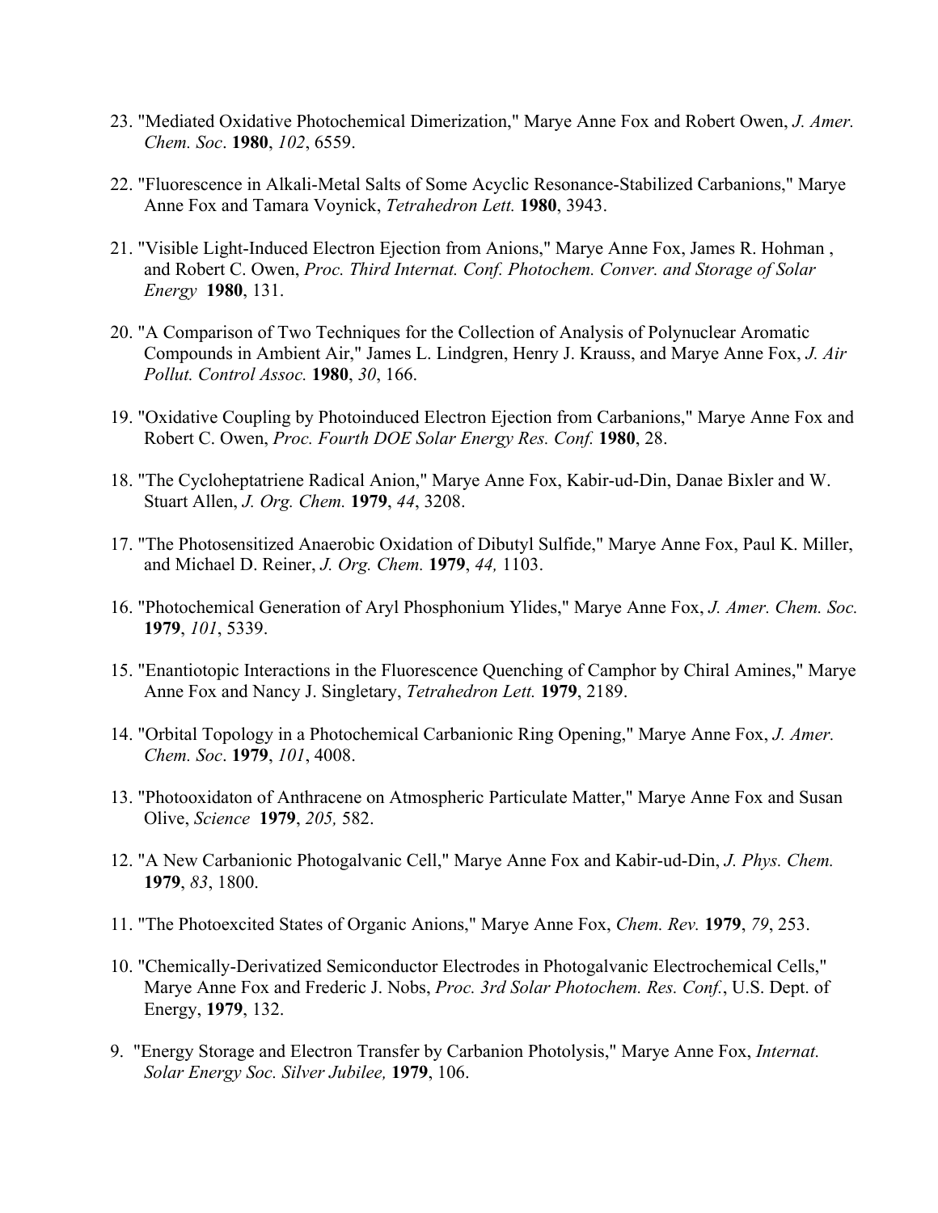23. "Mediated Oxidative Photochemical Dimerization," Marye Anne Fox and Robert Owen, *J. Amer. Chem. Soc*. **1980**, *102*, 6559.

22. "Fluorescence in Alkali-Metal Salts of Some Acyclic Resonance-Stabilized Carbanions," Marye Anne Fox and Tamara Voynick, *Tetrahedron Lett.* **1980**, 3943.

21. "Visible Light-Induced Electron Ejection from Anions," Marye Anne Fox, James R. Hohman , and Robert C. Owen, *Proc. Third Internat. Conf. Photochem. Conver. and Storage of Solar Energy* **1980**, 131.

20. "A Comparison of Two Techniques for the Collection of Analysis of Polynuclear Aromatic Compounds in Ambient Air," James L. Lindgren, Henry J. Krauss, and Marye Anne Fox, *J. Air Pollut. Control Assoc.* **1980**, *30*, 166.

19. "Oxidative Coupling by Photoinduced Electron Ejection from Carbanions," Marye Anne Fox and Robert C. Owen, *Proc. Fourth DOE Solar Energy Res. Conf.* **1980**, 28.

18. "The Cycloheptatriene Radical Anion," Marye Anne Fox, Kabir-ud-Din, Danae Bixler and W. Stuart Allen, *J. Org. Chem.* **1979**, *44*, 3208.

17. "The Photosensitized Anaerobic Oxidation of Dibutyl Sulfide," Marye Anne Fox, Paul K. Miller, and Michael D. Reiner, *J. Org. Chem.* **1979**, *44,* 1103.

16. "Photochemical Generation of Aryl Phosphonium Ylides," Marye Anne Fox, *J. Amer. Chem. Soc.* **1979**, *101*, 5339.

15. "Enantiotopic Interactions in the Fluorescence Quenching of Camphor by Chiral Amines," Marye Anne Fox and Nancy J. Singletary, *Tetrahedron Lett.* **1979**, 2189.

14. "Orbital Topology in a Photochemical Carbanionic Ring Opening," Marye Anne Fox, *J. Amer. Chem. Soc*. **1979**, *101*, 4008.

13. "Photooxidaton of Anthracene on Atmospheric Particulate Matter," Marye Anne Fox and Susan Olive, *Science* **1979**, *205,* 582.

12. "A New Carbanionic Photogalvanic Cell," Marye Anne Fox and Kabir-ud-Din, *J. Phys. Chem.* **1979**, *83*, 1800.

11. "The Photoexcited States of Organic Anions," Marye Anne Fox, *Chem. Rev.* **1979**, *79*, 253.

10. "Chemically-Derivatized Semiconductor Electrodes in Photogalvanic Electrochemical Cells," Marye Anne Fox and Frederic J. Nobs, *Proc. 3rd Solar Photochem. Res. Conf.*, U.S. Dept. of Energy, **1979**, 132.

9. "Energy Storage and Electron Transfer by Carbanion Photolysis," Marye Anne Fox, *Internat. Solar Energy Soc. Silver Jubilee,* **1979**, 106.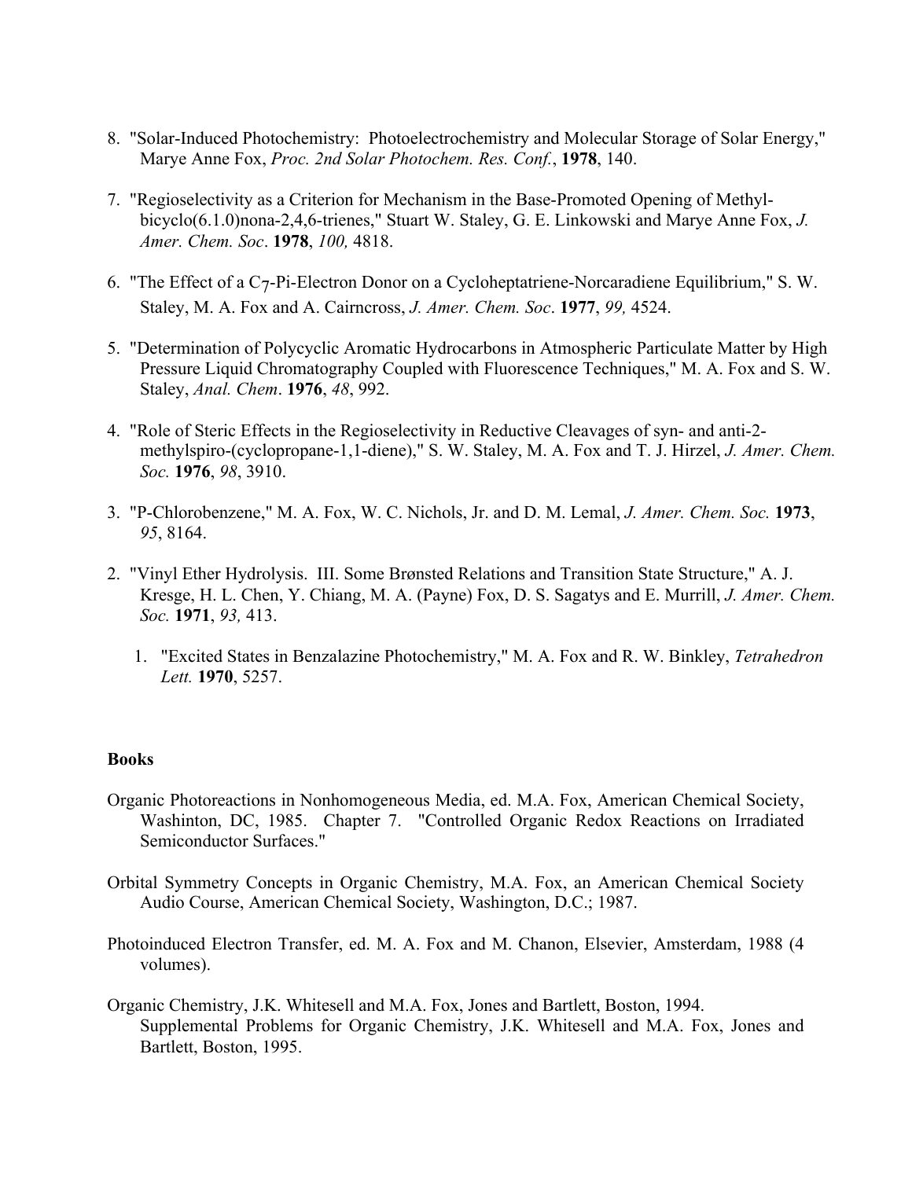8. "Solar-Induced Photochemistry: Photoelectrochemistry and Molecular Storage of Solar Energy," Marye Anne Fox, *Proc. 2nd Solar Photochem. Res. Conf.*, **1978**, 140.

7. "Regioselectivity as a Criterion for Mechanism in the Base-Promoted Opening of Methyl-bicyclo(6.1.0)nona-2,4,6-trienes," Stuart W. Staley, G. E. Linkowski and Marye Anne Fox, *J. Amer. Chem. Soc*. **1978**, *100,* 4818.

6. "The Effect of a $C_7$-Pi-Electron Donor on a Cycloheptatriene-Norcaradiene Equilibrium," S. W. Staley, M. A. Fox and A. Cairncross, *J. Amer. Chem. Soc*. **1977**, *99,* 4524.

5. "Determination of Polycyclic Aromatic Hydrocarbons in Atmospheric Particulate Matter by High Pressure Liquid Chromatography Coupled with Fluorescence Techniques," M. A. Fox and S. W. Staley, *Anal. Chem*. **1976**, *48*, 992.

4. "Role of Steric Effects in the Regioselectivity in Reductive Cleavages of syn- and anti-2-methylspiro-(cyclopropane-1,1-diene)," S. W. Staley, M. A. Fox and T. J. Hirzel, *J. Amer. Chem. Soc.* **1976**, *98*, 3910.

3. "P-Chlorobenzene," M. A. Fox, W. C. Nichols, Jr. and D. M. Lemal, *J. Amer. Chem. Soc.* **1973**, *95*, 8164.

2. "Vinyl Ether Hydrolysis. III. Some Brønsted Relations and Transition State Structure," A. J. Kresge, H. L. Chen, Y. Chiang, M. A. (Payne) Fox, D. S. Sagatys and E. Murrill, *J. Amer. Chem. Soc.* **1971**, *93,* 413.

1. "Excited States in Benzalazine Photochemistry," M. A. Fox and R. W. Binkley, *Tetrahedron Lett.* **1970**, 5257.

**Books**

Organic Photoreactions in Nonhomogeneous Media, ed. M.A. Fox, American Chemical Society, Washinton, DC, 1985. Chapter 7. "Controlled Organic Redox Reactions on Irradiated Semiconductor Surfaces."

Orbital Symmetry Concepts in Organic Chemistry, M.A. Fox, an American Chemical Society Audio Course, American Chemical Society, Washington, D.C.; 1987.

Photoinduced Electron Transfer, ed. M. A. Fox and M. Chanon, Elsevier, Amsterdam, 1988 (4 volumes).

Organic Chemistry, J.K. Whitesell and M.A. Fox, Jones and Bartlett, Boston, 1994.
Supplemental Problems for Organic Chemistry, J.K. Whitesell and M.A. Fox, Jones and Bartlett, Boston, 1995.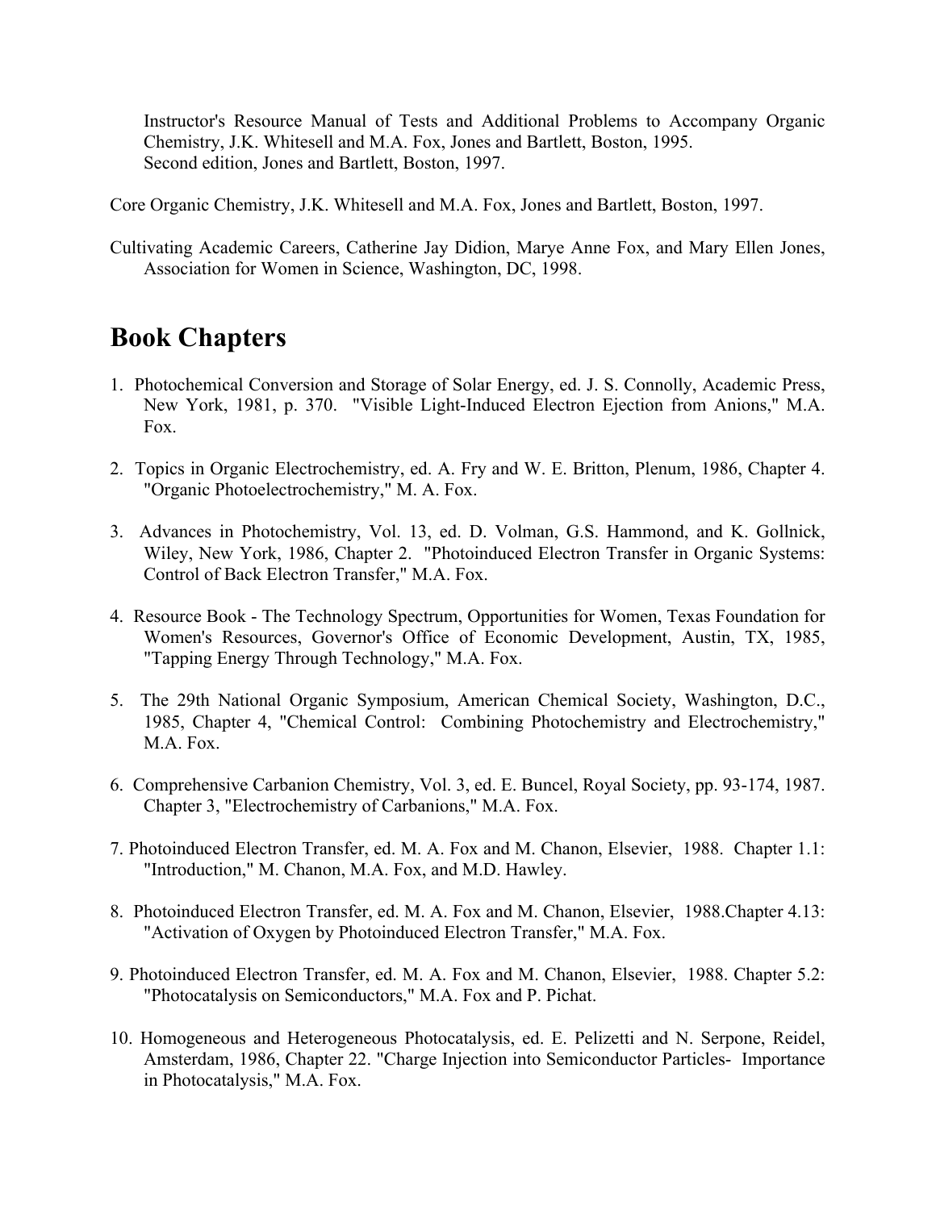Instructor's Resource Manual of Tests and Additional Problems to Accompany Organic Chemistry, J.K. Whitesell and M.A. Fox, Jones and Bartlett, Boston, 1995.
Second edition, Jones and Bartlett, Boston, 1997.

Core Organic Chemistry, J.K. Whitesell and M.A. Fox, Jones and Bartlett, Boston, 1997.

Cultivating Academic Careers, Catherine Jay Didion, Marye Anne Fox, and Mary Ellen Jones, Association for Women in Science, Washington, DC, 1998.

## Book Chapters

1. Photochemical Conversion and Storage of Solar Energy, ed. J. S. Connolly, Academic Press, New York, 1981, p. 370. "Visible Light-Induced Electron Ejection from Anions," M.A. Fox.

2. Topics in Organic Electrochemistry, ed. A. Fry and W. E. Britton, Plenum, 1986, Chapter 4. "Organic Photoelectrochemistry," M. A. Fox.

3. Advances in Photochemistry, Vol. 13, ed. D. Volman, G.S. Hammond, and K. Gollnick, Wiley, New York, 1986, Chapter 2. "Photoinduced Electron Transfer in Organic Systems: Control of Back Electron Transfer," M.A. Fox.

4. Resource Book - The Technology Spectrum, Opportunities for Women, Texas Foundation for Women's Resources, Governor's Office of Economic Development, Austin, TX, 1985, "Tapping Energy Through Technology," M.A. Fox.

5. The 29th National Organic Symposium, American Chemical Society, Washington, D.C., 1985, Chapter 4, "Chemical Control: Combining Photochemistry and Electrochemistry," M.A. Fox.

6. Comprehensive Carbanion Chemistry, Vol. 3, ed. E. Buncel, Royal Society, pp. 93-174, 1987. Chapter 3, "Electrochemistry of Carbanions," M.A. Fox.

7. Photoinduced Electron Transfer, ed. M. A. Fox and M. Chanon, Elsevier, 1988. Chapter 1.1: "Introduction," M. Chanon, M.A. Fox, and M.D. Hawley.

8. Photoinduced Electron Transfer, ed. M. A. Fox and M. Chanon, Elsevier, 1988.Chapter 4.13: "Activation of Oxygen by Photoinduced Electron Transfer," M.A. Fox.

9. Photoinduced Electron Transfer, ed. M. A. Fox and M. Chanon, Elsevier, 1988. Chapter 5.2: "Photocatalysis on Semiconductors," M.A. Fox and P. Pichat.

10. Homogeneous and Heterogeneous Photocatalysis, ed. E. Pelizetti and N. Serpone, Reidel, Amsterdam, 1986, Chapter 22. "Charge Injection into Semiconductor Particles- Importance in Photocatalysis," M.A. Fox.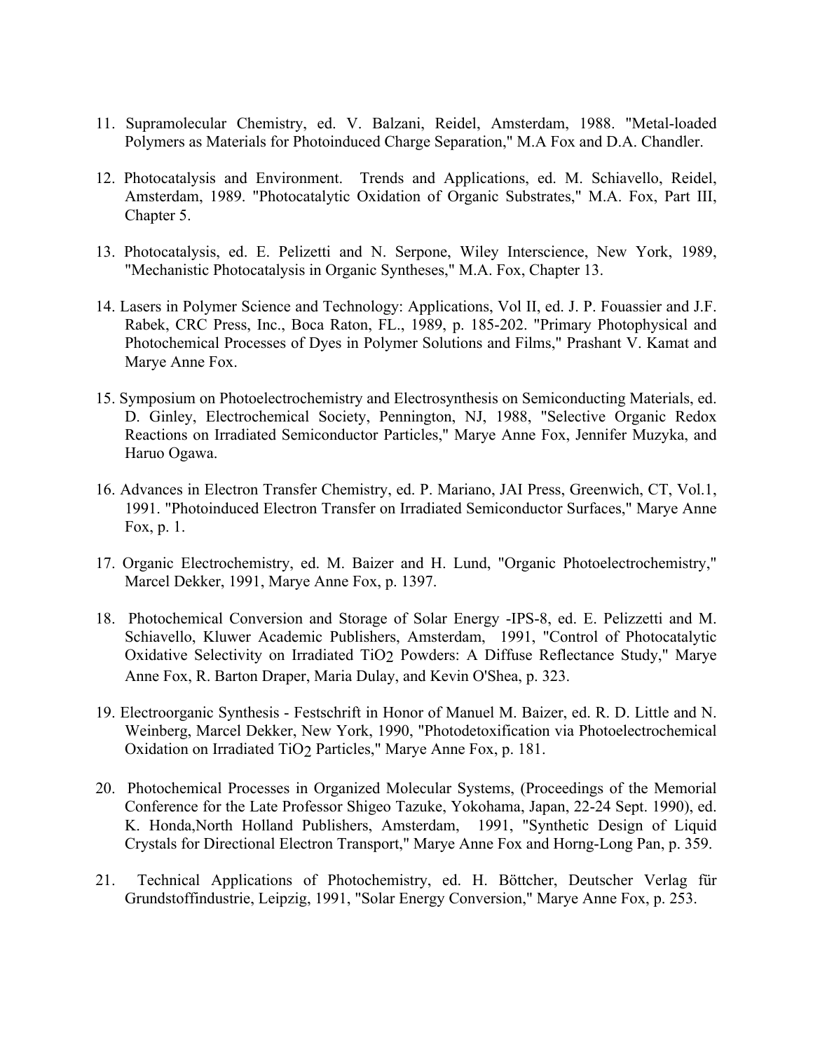11. Supramolecular Chemistry, ed. V. Balzani, Reidel, Amsterdam, 1988. "Metal-loaded Polymers as Materials for Photoinduced Charge Separation," M.A Fox and D.A. Chandler.

12. Photocatalysis and Environment. Trends and Applications, ed. M. Schiavello, Reidel, Amsterdam, 1989. "Photocatalytic Oxidation of Organic Substrates," M.A. Fox, Part III, Chapter 5.

13. Photocatalysis, ed. E. Pelizetti and N. Serpone, Wiley Interscience, New York, 1989, "Mechanistic Photocatalysis in Organic Syntheses," M.A. Fox, Chapter 13.

14. Lasers in Polymer Science and Technology: Applications, Vol II, ed. J. P. Fouassier and J.F. Rabek, CRC Press, Inc., Boca Raton, FL., 1989, p. 185-202. "Primary Photophysical and Photochemical Processes of Dyes in Polymer Solutions and Films," Prashant V. Kamat and Marye Anne Fox.

15. Symposium on Photoelectrochemistry and Electrosynthesis on Semiconducting Materials, ed. D. Ginley, Electrochemical Society, Pennington, NJ, 1988, "Selective Organic Redox Reactions on Irradiated Semiconductor Particles," Marye Anne Fox, Jennifer Muzyka, and Haruo Ogawa.

16. Advances in Electron Transfer Chemistry, ed. P. Mariano, JAI Press, Greenwich, CT, Vol.1, 1991. "Photoinduced Electron Transfer on Irradiated Semiconductor Surfaces," Marye Anne Fox, p. 1.

17. Organic Electrochemistry, ed. M. Baizer and H. Lund, "Organic Photoelectrochemistry," Marcel Dekker, 1991, Marye Anne Fox, p. 1397.

18. Photochemical Conversion and Storage of Solar Energy -IPS-8, ed. E. Pelizzetti and M. Schiavello, Kluwer Academic Publishers, Amsterdam, 1991, "Control of Photocatalytic Oxidative Selectivity on Irradiated $TiO_2$ Powders: A Diffuse Reflectance Study," Marye Anne Fox, R. Barton Draper, Maria Dulay, and Kevin O'Shea, p. 323.

19. Electroorganic Synthesis - Festschrift in Honor of Manuel M. Baizer, ed. R. D. Little and N. Weinberg, Marcel Dekker, New York, 1990, "Photodetoxification via Photoelectrochemical Oxidation on Irradiated $TiO_2$ Particles," Marye Anne Fox, p. 181.

20. Photochemical Processes in Organized Molecular Systems, (Proceedings of the Memorial Conference for the Late Professor Shigeo Tazuke, Yokohama, Japan, 22-24 Sept. 1990), ed. K. Honda,North Holland Publishers, Amsterdam, 1991, "Synthetic Design of Liquid Crystals for Directional Electron Transport," Marye Anne Fox and Horng-Long Pan, p. 359.

21. Technical Applications of Photochemistry, ed. H. Böttcher, Deutscher Verlag für Grundstoffindustrie, Leipzig, 1991, "Solar Energy Conversion," Marye Anne Fox, p. 253.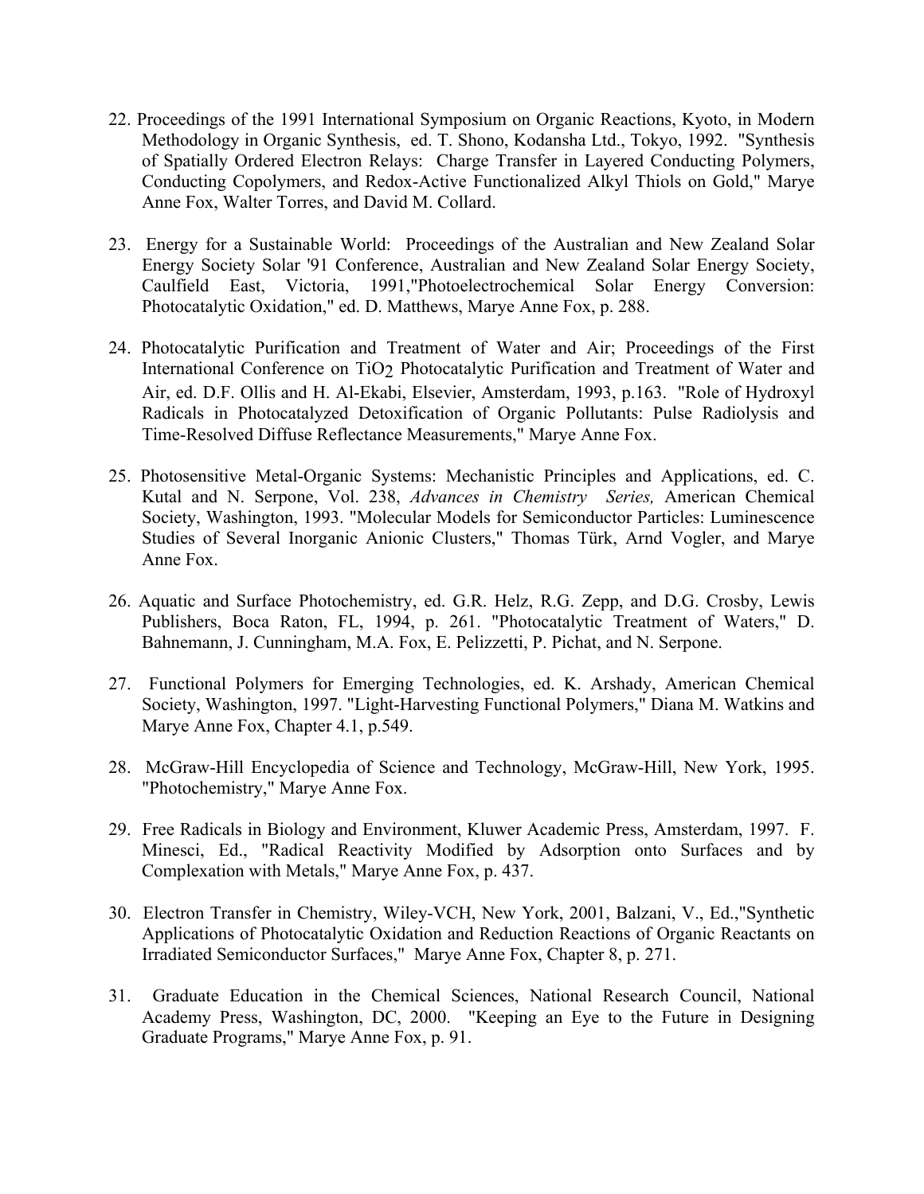22. Proceedings of the 1991 International Symposium on Organic Reactions, Kyoto, in Modern Methodology in Organic Synthesis, ed. T. Shono, Kodansha Ltd., Tokyo, 1992. "Synthesis of Spatially Ordered Electron Relays: Charge Transfer in Layered Conducting Polymers, Conducting Copolymers, and Redox-Active Functionalized Alkyl Thiols on Gold," Marye Anne Fox, Walter Torres, and David M. Collard.

23. Energy for a Sustainable World: Proceedings of the Australian and New Zealand Solar Energy Society Solar '91 Conference, Australian and New Zealand Solar Energy Society, Caulfield East, Victoria, 1991,"Photoelectrochemical Solar Energy Conversion: Photocatalytic Oxidation," ed. D. Matthews, Marye Anne Fox, p. 288.

24. Photocatalytic Purification and Treatment of Water and Air; Proceedings of the First International Conference on $TiO_2$ Photocatalytic Purification and Treatment of Water and Air, ed. D.F. Ollis and H. Al-Ekabi, Elsevier, Amsterdam, 1993, p.163. "Role of Hydroxyl Radicals in Photocatalyzed Detoxification of Organic Pollutants: Pulse Radiolysis and Time-Resolved Diffuse Reflectance Measurements," Marye Anne Fox.

25. Photosensitive Metal-Organic Systems: Mechanistic Principles and Applications, ed. C. Kutal and N. Serpone, Vol. 238, *Advances in Chemistry Series,* American Chemical Society, Washington, 1993. "Molecular Models for Semiconductor Particles: Luminescence Studies of Several Inorganic Anionic Clusters," Thomas Türk, Arnd Vogler, and Marye Anne Fox.

26. Aquatic and Surface Photochemistry, ed. G.R. Helz, R.G. Zepp, and D.G. Crosby, Lewis Publishers, Boca Raton, FL, 1994, p. 261. "Photocatalytic Treatment of Waters," D. Bahnemann, J. Cunningham, M.A. Fox, E. Pelizzetti, P. Pichat, and N. Serpone.

27. Functional Polymers for Emerging Technologies, ed. K. Arshady, American Chemical Society, Washington, 1997. "Light-Harvesting Functional Polymers," Diana M. Watkins and Marye Anne Fox, Chapter 4.1, p.549.

28. McGraw-Hill Encyclopedia of Science and Technology, McGraw-Hill, New York, 1995. "Photochemistry," Marye Anne Fox.

29. Free Radicals in Biology and Environment, Kluwer Academic Press, Amsterdam, 1997. F. Minesci, Ed., "Radical Reactivity Modified by Adsorption onto Surfaces and by Complexation with Metals," Marye Anne Fox, p. 437.

30. Electron Transfer in Chemistry, Wiley-VCH, New York, 2001, Balzani, V., Ed.,"Synthetic Applications of Photocatalytic Oxidation and Reduction Reactions of Organic Reactants on Irradiated Semiconductor Surfaces," Marye Anne Fox, Chapter 8, p. 271.

31. Graduate Education in the Chemical Sciences, National Research Council, National Academy Press, Washington, DC, 2000. "Keeping an Eye to the Future in Designing Graduate Programs," Marye Anne Fox, p. 91.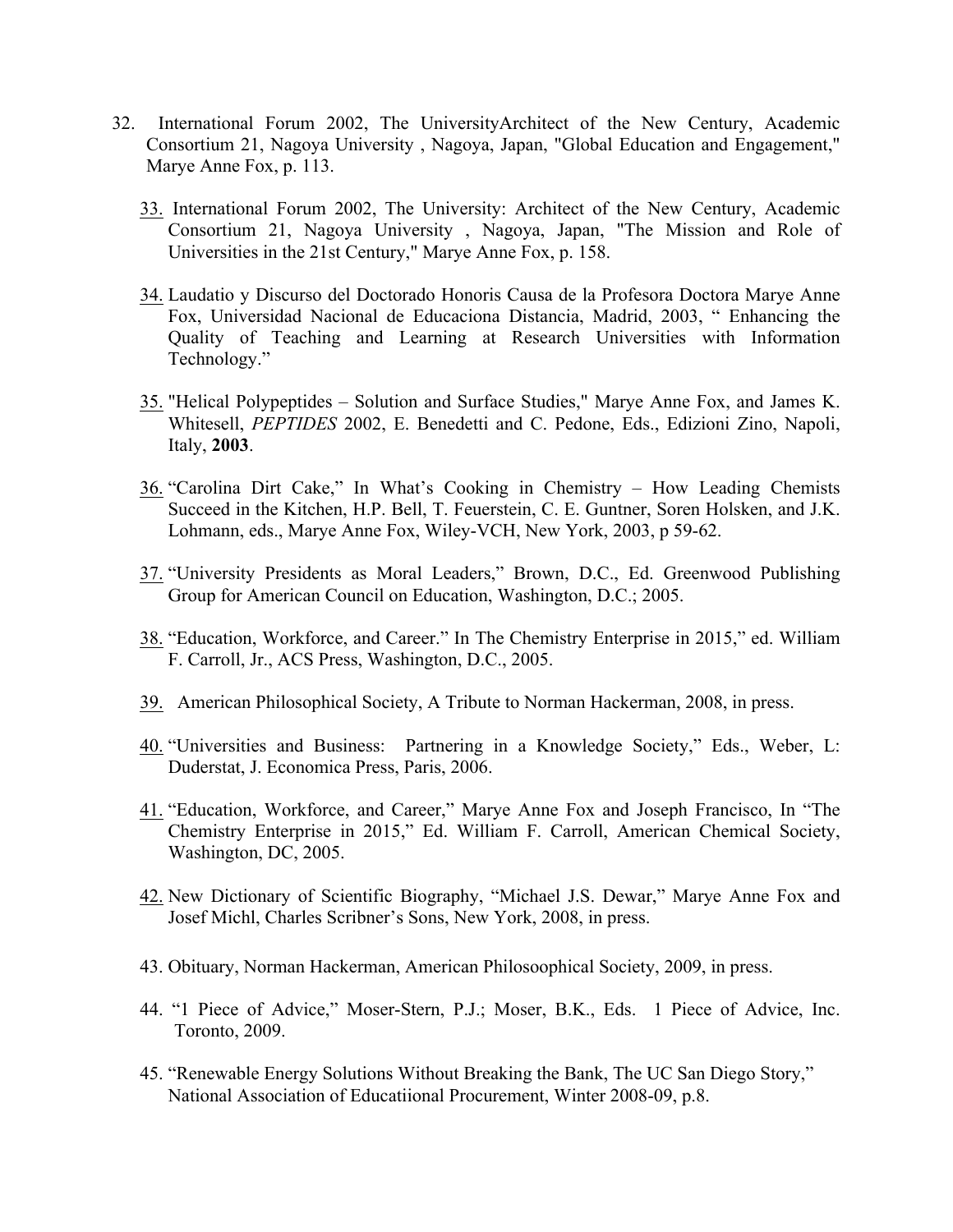32. International Forum 2002, The UniversityArchitect of the New Century, Academic Consortium 21, Nagoya University , Nagoya, Japan, "Global Education and Engagement," Marye Anne Fox, p. 113.

33. International Forum 2002, The University: Architect of the New Century, Academic Consortium 21, Nagoya University , Nagoya, Japan, "The Mission and Role of Universities in the 21st Century," Marye Anne Fox, p. 158.

34. Laudatio y Discurso del Doctorado Honoris Causa de la Profesora Doctora Marye Anne Fox, Universidad Nacional de Educaciona Distancia, Madrid, 2003, " Enhancing the Quality of Teaching and Learning at Research Universities with Information Technology."

35. "Helical Polypeptides – Solution and Surface Studies," Marye Anne Fox, and James K. Whitesell, *PEPTIDES* 2002, E. Benedetti and C. Pedone, Eds., Edizioni Zino, Napoli, Italy, **2003**.

36. "Carolina Dirt Cake," In What's Cooking in Chemistry – How Leading Chemists Succeed in the Kitchen, H.P. Bell, T. Feuerstein, C. E. Guntner, Soren Holsken, and J.K. Lohmann, eds., Marye Anne Fox, Wiley-VCH, New York, 2003, p 59-62.

37. "University Presidents as Moral Leaders," Brown, D.C., Ed. Greenwood Publishing Group for American Council on Education, Washington, D.C.; 2005.

38. "Education, Workforce, and Career." In The Chemistry Enterprise in 2015," ed. William F. Carroll, Jr., ACS Press, Washington, D.C., 2005.

39. American Philosophical Society, A Tribute to Norman Hackerman, 2008, in press.

40. "Universities and Business: Partnering in a Knowledge Society," Eds., Weber, L: Duderstat, J. Economica Press, Paris, 2006.

41. "Education, Workforce, and Career," Marye Anne Fox and Joseph Francisco, In "The Chemistry Enterprise in 2015," Ed. William F. Carroll, American Chemical Society, Washington, DC, 2005.

42. New Dictionary of Scientific Biography, "Michael J.S. Dewar," Marye Anne Fox and Josef Michl, Charles Scribner's Sons, New York, 2008, in press.

43. Obituary, Norman Hackerman, American Philosoophical Society, 2009, in press.

44. "1 Piece of Advice," Moser-Stern, P.J.; Moser, B.K., Eds. 1 Piece of Advice, Inc. Toronto, 2009.

45. "Renewable Energy Solutions Without Breaking the Bank, The UC San Diego Story," National Association of Educatiional Procurement, Winter 2008-09, p.8.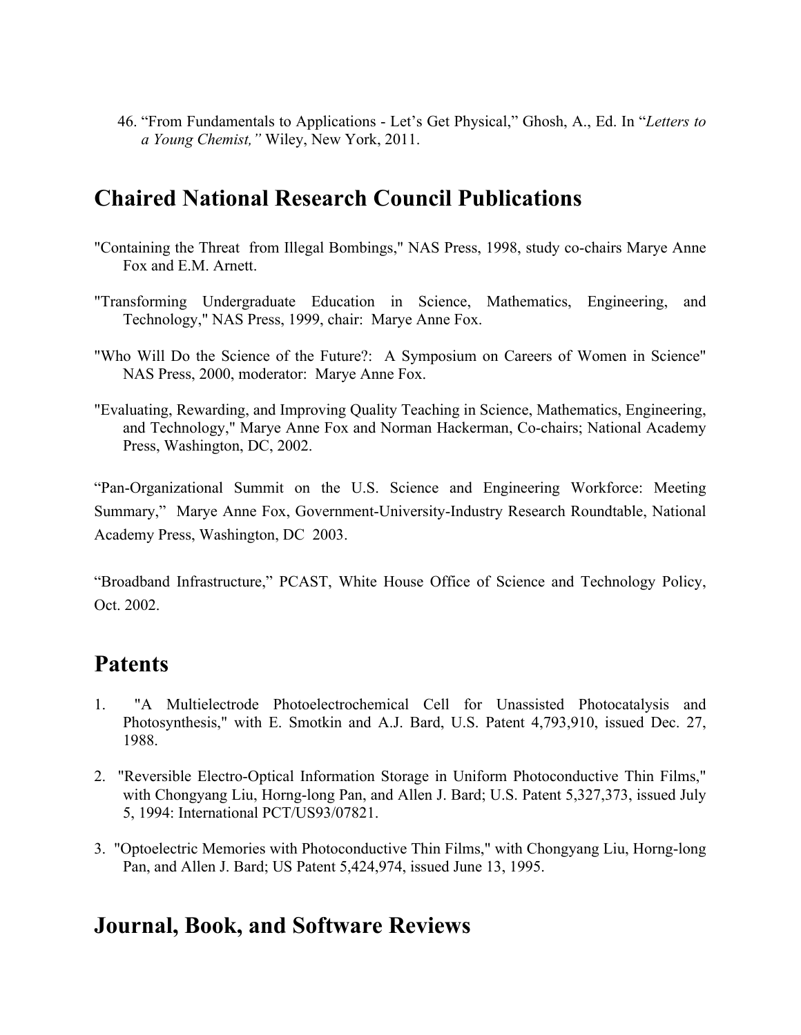46. "From Fundamentals to Applications - Let's Get Physical," Ghosh, A., Ed. In "*Letters to a Young Chemist,"* Wiley, New York, 2011.

## Chaired National Research Council Publications

"Containing the Threat from Illegal Bombings," NAS Press, 1998, study co-chairs Marye Anne Fox and E.M. Arnett.

"Transforming Undergraduate Education in Science, Mathematics, Engineering, and Technology," NAS Press, 1999, chair: Marye Anne Fox.

"Who Will Do the Science of the Future?: A Symposium on Careers of Women in Science" NAS Press, 2000, moderator: Marye Anne Fox.

"Evaluating, Rewarding, and Improving Quality Teaching in Science, Mathematics, Engineering, and Technology," Marye Anne Fox and Norman Hackerman, Co-chairs; National Academy Press, Washington, DC, 2002.

"Pan-Organizational Summit on the U.S. Science and Engineering Workforce: Meeting Summary," Marye Anne Fox, Government-University-Industry Research Roundtable, National Academy Press, Washington, DC 2003.

"Broadband Infrastructure," PCAST, White House Office of Science and Technology Policy, Oct. 2002.

## Patents

1. "A Multielectrode Photoelectrochemical Cell for Unassisted Photocatalysis and Photosynthesis," with E. Smotkin and A.J. Bard, U.S. Patent 4,793,910, issued Dec. 27, 1988.

2. "Reversible Electro-Optical Information Storage in Uniform Photoconductive Thin Films," with Chongyang Liu, Horng-long Pan, and Allen J. Bard; U.S. Patent 5,327,373, issued July 5, 1994: International PCT/US93/07821.

3. "Optoelectric Memories with Photoconductive Thin Films," with Chongyang Liu, Horng-long Pan, and Allen J. Bard; US Patent 5,424,974, issued June 13, 1995.

## Journal, Book, and Software Reviews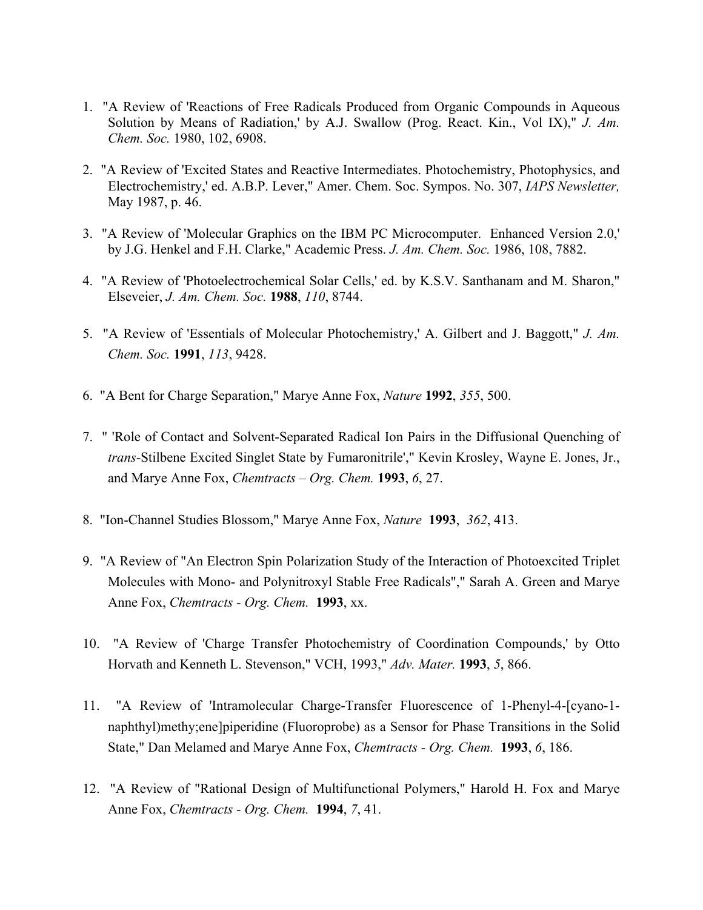1. "A Review of 'Reactions of Free Radicals Produced from Organic Compounds in Aqueous Solution by Means of Radiation,' by A.J. Swallow (Prog. React. Kin., Vol IX)," *J. Am. Chem. Soc.* 1980, 102, 6908.

2. "A Review of 'Excited States and Reactive Intermediates. Photochemistry, Photophysics, and Electrochemistry,' ed. A.B.P. Lever," Amer. Chem. Soc. Sympos. No. 307, *IAPS Newsletter,* May 1987, p. 46.

3. "A Review of 'Molecular Graphics on the IBM PC Microcomputer. Enhanced Version 2.0,' by J.G. Henkel and F.H. Clarke," Academic Press. *J. Am. Chem. Soc.* 1986, 108, 7882.

4. "A Review of 'Photoelectrochemical Solar Cells,' ed. by K.S.V. Santhanam and M. Sharon," Elseveier, *J. Am. Chem. Soc.* **1988**, *110*, 8744.

5. "A Review of 'Essentials of Molecular Photochemistry,' A. Gilbert and J. Baggott," *J. Am. Chem. Soc.* **1991**, *113*, 9428.

6. "A Bent for Charge Separation," Marye Anne Fox, *Nature* **1992**, *355*, 500.

7. " 'Role of Contact and Solvent-Separated Radical Ion Pairs in the Diffusional Quenching of *trans*-Stilbene Excited Singlet State by Fumaronitrile'," Kevin Krosley, Wayne E. Jones, Jr., and Marye Anne Fox, *Chemtracts – Org. Chem.* **1993**, *6*, 27.

8. "Ion-Channel Studies Blossom," Marye Anne Fox, *Nature* **1993**, *362*, 413.

9. "A Review of "An Electron Spin Polarization Study of the Interaction of Photoexcited Triplet Molecules with Mono- and Polynitroxyl Stable Free Radicals"," Sarah A. Green and Marye Anne Fox, *Chemtracts - Org. Chem.* **1993**, xx.

10. "A Review of 'Charge Transfer Photochemistry of Coordination Compounds,' by Otto Horvath and Kenneth L. Stevenson," VCH, 1993," *Adv. Mater.* **1993**, *5*, 866.

11. "A Review of 'Intramolecular Charge-Transfer Fluorescence of 1-Phenyl-4-[cyano-1-naphthyl)methy;ene]piperidine (Fluoroprobe) as a Sensor for Phase Transitions in the Solid State," Dan Melamed and Marye Anne Fox, *Chemtracts - Org. Chem.* **1993**, *6*, 186.

12. "A Review of "Rational Design of Multifunctional Polymers," Harold H. Fox and Marye Anne Fox, *Chemtracts - Org. Chem.* **1994**, *7*, 41.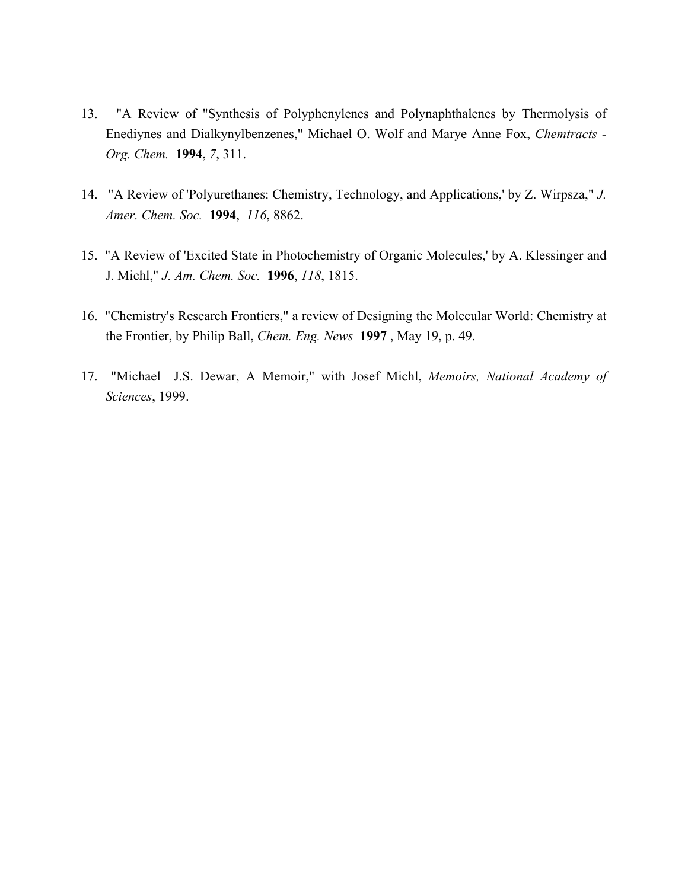13. "A Review of "Synthesis of Polyphenylenes and Polynaphthalenes by Thermolysis of Enediynes and Dialkynylbenzenes," Michael O. Wolf and Marye Anne Fox, *Chemtracts - Org. Chem.* **1994**, *7*, 311.

14. "A Review of 'Polyurethanes: Chemistry, Technology, and Applications,' by Z. Wirpsza," *J. Amer. Chem. Soc.* **1994**, *116*, 8862.

15. "A Review of 'Excited State in Photochemistry of Organic Molecules,' by A. Klessinger and J. Michl," *J. Am. Chem. Soc.* **1996**, *118*, 1815.

16. "Chemistry's Research Frontiers," a review of Designing the Molecular World: Chemistry at the Frontier, by Philip Ball, *Chem. Eng. News* **1997** , May 19, p. 49.

17. "Michael J.S. Dewar, A Memoir," with Josef Michl, *Memoirs, National Academy of Sciences*, 1999.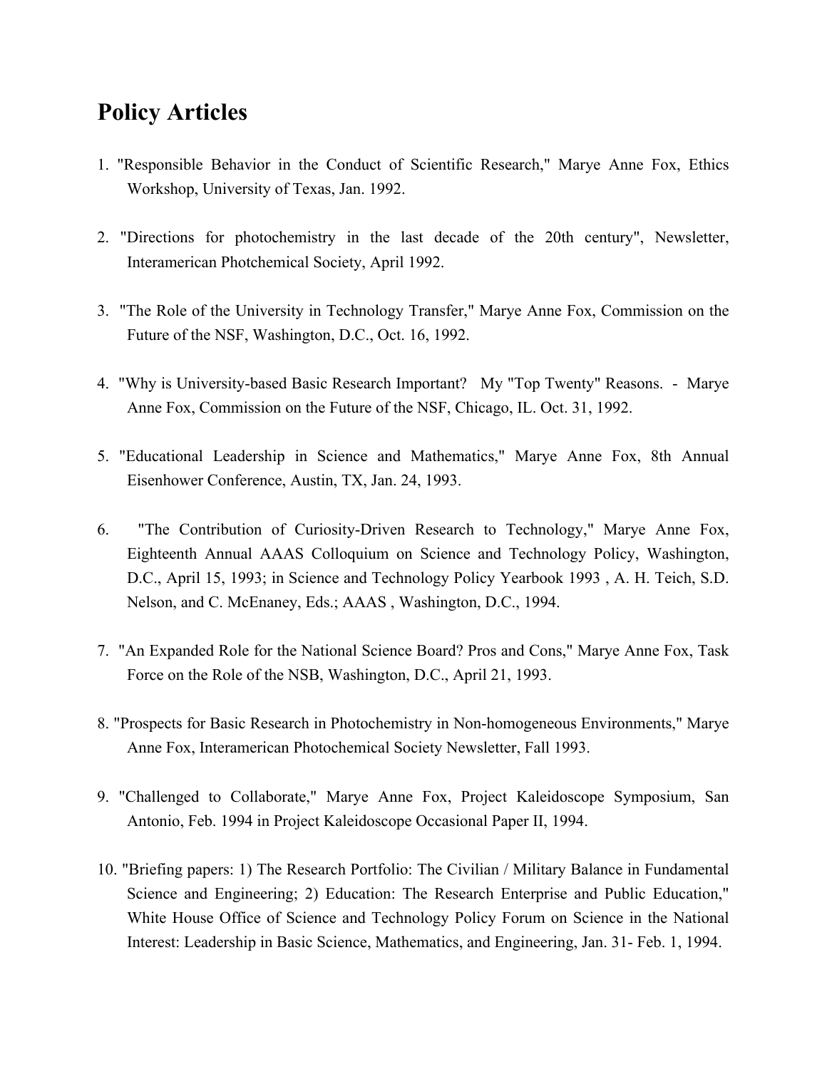## Policy Articles

1. "Responsible Behavior in the Conduct of Scientific Research," Marye Anne Fox, Ethics Workshop, University of Texas, Jan. 1992.

2. "Directions for photochemistry in the last decade of the 20th century", Newsletter, Interamerican Photchemical Society, April 1992.

3. "The Role of the University in Technology Transfer," Marye Anne Fox, Commission on the Future of the NSF, Washington, D.C., Oct. 16, 1992.

4. "Why is University-based Basic Research Important? My "Top Twenty" Reasons. - Marye Anne Fox, Commission on the Future of the NSF, Chicago, IL. Oct. 31, 1992.

5. "Educational Leadership in Science and Mathematics," Marye Anne Fox, 8th Annual Eisenhower Conference, Austin, TX, Jan. 24, 1993.

6. "The Contribution of Curiosity-Driven Research to Technology," Marye Anne Fox, Eighteenth Annual AAAS Colloquium on Science and Technology Policy, Washington, D.C., April 15, 1993; in Science and Technology Policy Yearbook 1993 , A. H. Teich, S.D. Nelson, and C. McEnaney, Eds.; AAAS , Washington, D.C., 1994.

7. "An Expanded Role for the National Science Board? Pros and Cons," Marye Anne Fox, Task Force on the Role of the NSB, Washington, D.C., April 21, 1993.

8. "Prospects for Basic Research in Photochemistry in Non-homogeneous Environments," Marye Anne Fox, Interamerican Photochemical Society Newsletter, Fall 1993.

9. "Challenged to Collaborate," Marye Anne Fox, Project Kaleidoscope Symposium, San Antonio, Feb. 1994 in Project Kaleidoscope Occasional Paper II, 1994.

10. "Briefing papers: 1) The Research Portfolio: The Civilian / Military Balance in Fundamental Science and Engineering; 2) Education: The Research Enterprise and Public Education," White House Office of Science and Technology Policy Forum on Science in the National Interest: Leadership in Basic Science, Mathematics, and Engineering, Jan. 31- Feb. 1, 1994.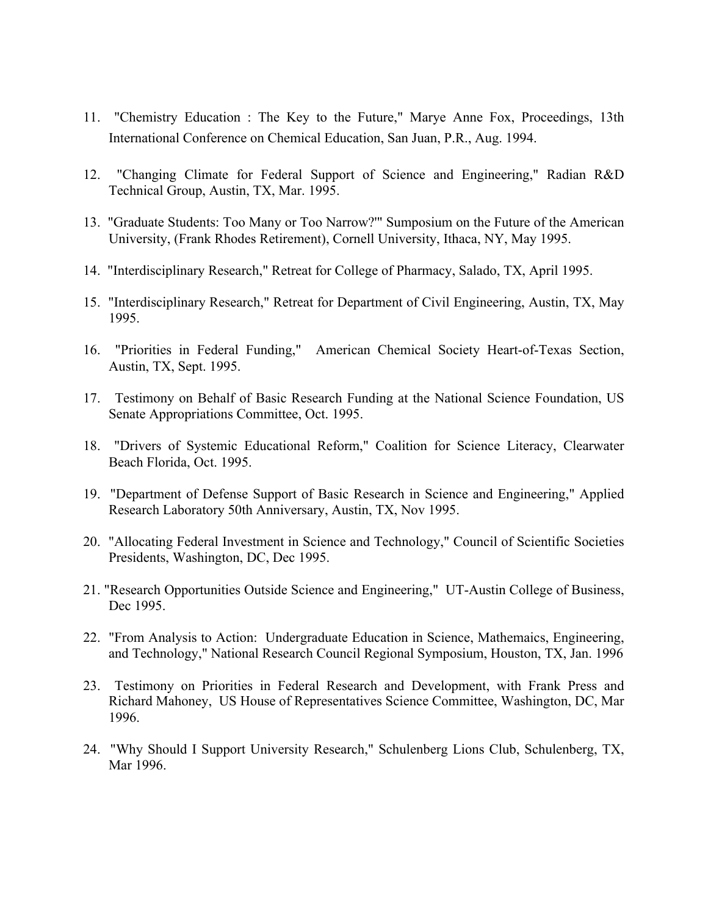11. "Chemistry Education : The Key to the Future," Marye Anne Fox, Proceedings, 13th International Conference on Chemical Education, San Juan, P.R., Aug. 1994.

12. "Changing Climate for Federal Support of Science and Engineering," Radian R&D Technical Group, Austin, TX, Mar. 1995.

13. "Graduate Students: Too Many or Too Narrow?'" Sumposium on the Future of the American University, (Frank Rhodes Retirement), Cornell University, Ithaca, NY, May 1995.

14. "Interdisciplinary Research," Retreat for College of Pharmacy, Salado, TX, April 1995.

15. "Interdisciplinary Research," Retreat for Department of Civil Engineering, Austin, TX, May 1995.

16. "Priorities in Federal Funding," American Chemical Society Heart-of-Texas Section, Austin, TX, Sept. 1995.

17. Testimony on Behalf of Basic Research Funding at the National Science Foundation, US Senate Appropriations Committee, Oct. 1995.

18. "Drivers of Systemic Educational Reform," Coalition for Science Literacy, Clearwater Beach Florida, Oct. 1995.

19. "Department of Defense Support of Basic Research in Science and Engineering," Applied Research Laboratory 50th Anniversary, Austin, TX, Nov 1995.

20. "Allocating Federal Investment in Science and Technology," Council of Scientific Societies Presidents, Washington, DC, Dec 1995.

21. "Research Opportunities Outside Science and Engineering," UT-Austin College of Business, Dec 1995.

22. "From Analysis to Action: Undergraduate Education in Science, Mathemaics, Engineering, and Technology," National Research Council Regional Symposium, Houston, TX, Jan. 1996

23. Testimony on Priorities in Federal Research and Development, with Frank Press and Richard Mahoney, US House of Representatives Science Committee, Washington, DC, Mar 1996.

24. "Why Should I Support University Research," Schulenberg Lions Club, Schulenberg, TX, Mar 1996.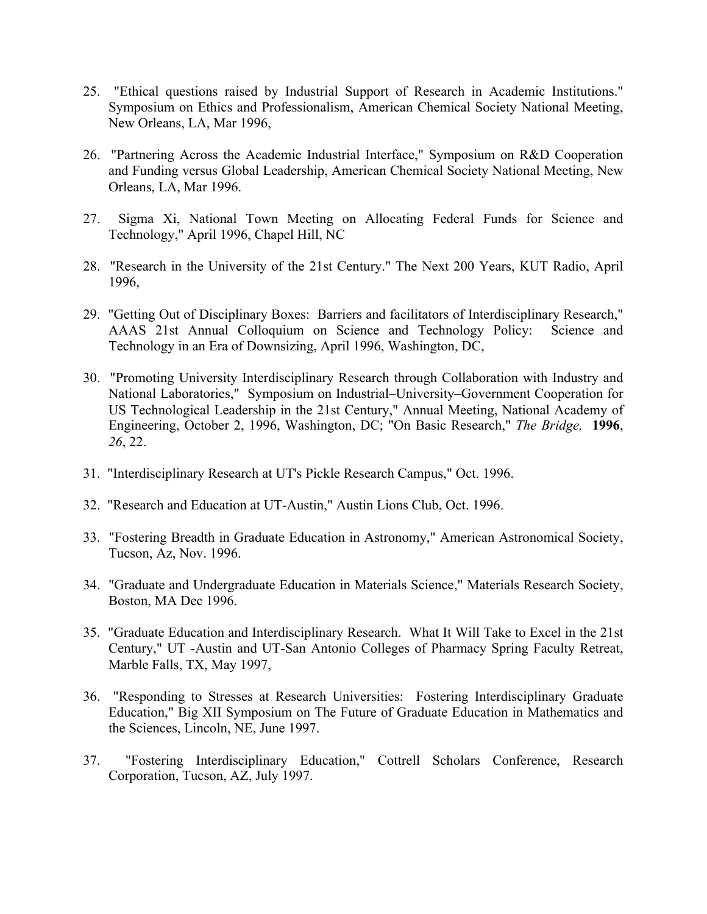25. "Ethical questions raised by Industrial Support of Research in Academic Institutions." Symposium on Ethics and Professionalism, American Chemical Society National Meeting, New Orleans, LA, Mar 1996,

26. "Partnering Across the Academic Industrial Interface," Symposium on R&D Cooperation and Funding versus Global Leadership, American Chemical Society National Meeting, New Orleans, LA, Mar 1996.

27. Sigma Xi, National Town Meeting on Allocating Federal Funds for Science and Technology," April 1996, Chapel Hill, NC

28. "Research in the University of the 21st Century." The Next 200 Years, KUT Radio, April 1996,

29. "Getting Out of Disciplinary Boxes: Barriers and facilitators of Interdisciplinary Research," AAAS 21st Annual Colloquium on Science and Technology Policy: Science and Technology in an Era of Downsizing, April 1996, Washington, DC,

30. "Promoting University Interdisciplinary Research through Collaboration with Industry and National Laboratories," Symposium on Industrial–University–Government Cooperation for US Technological Leadership in the 21st Century," Annual Meeting, National Academy of Engineering, October 2, 1996, Washington, DC; "On Basic Research," *The Bridge,* **1996**, *26*, 22.

31. "Interdisciplinary Research at UT's Pickle Research Campus," Oct. 1996.

32. "Research and Education at UT-Austin," Austin Lions Club, Oct. 1996.

33. "Fostering Breadth in Graduate Education in Astronomy," American Astronomical Society, Tucson, Az, Nov. 1996.

34. "Graduate and Undergraduate Education in Materials Science," Materials Research Society, Boston, MA Dec 1996.

35. "Graduate Education and Interdisciplinary Research. What It Will Take to Excel in the 21st Century," UT -Austin and UT-San Antonio Colleges of Pharmacy Spring Faculty Retreat, Marble Falls, TX, May 1997,

36. "Responding to Stresses at Research Universities: Fostering Interdisciplinary Graduate Education," Big XII Symposium on The Future of Graduate Education in Mathematics and the Sciences, Lincoln, NE, June 1997.

37. "Fostering Interdisciplinary Education," Cottrell Scholars Conference, Research Corporation, Tucson, AZ, July 1997.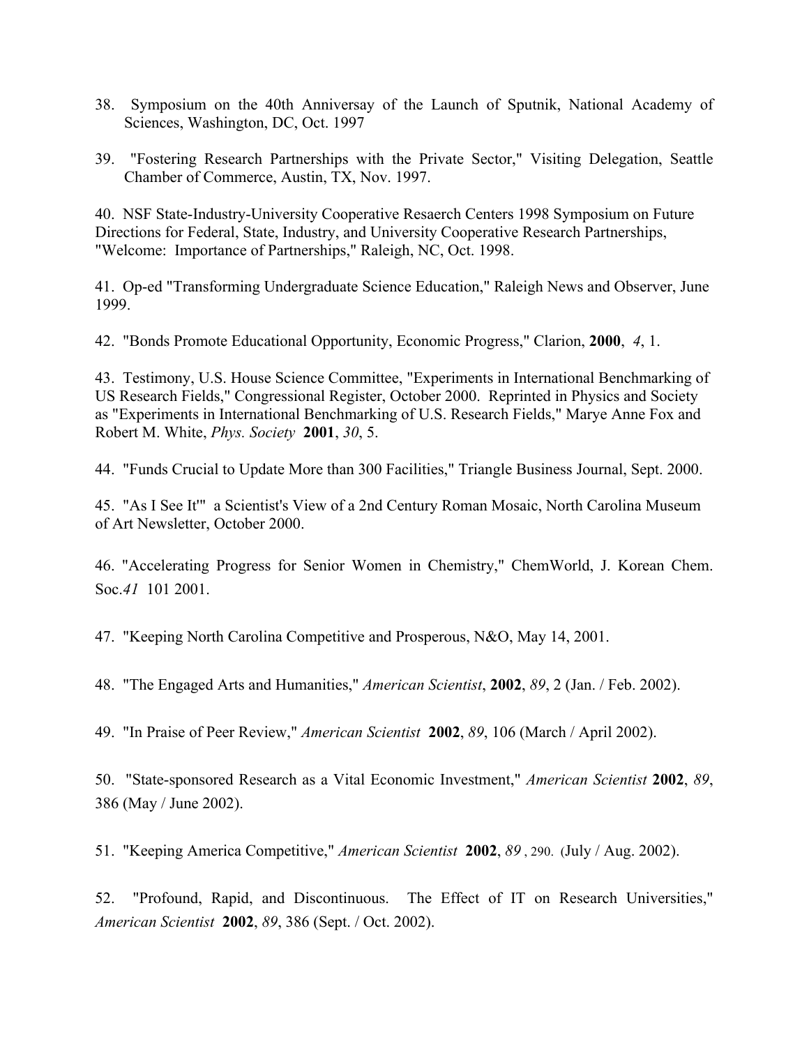38. Symposium on the 40th Anniversay of the Launch of Sputnik, National Academy of Sciences, Washington, DC, Oct. 1997

39. "Fostering Research Partnerships with the Private Sector," Visiting Delegation, Seattle Chamber of Commerce, Austin, TX, Nov. 1997.

40. NSF State-Industry-University Cooperative Resaerch Centers 1998 Symposium on Future Directions for Federal, State, Industry, and University Cooperative Research Partnerships, "Welcome: Importance of Partnerships," Raleigh, NC, Oct. 1998.

41. Op-ed "Transforming Undergraduate Science Education," Raleigh News and Observer, June 1999.

42. "Bonds Promote Educational Opportunity, Economic Progress," Clarion, **2000**, *4*, 1.

43. Testimony, U.S. House Science Committee, "Experiments in International Benchmarking of US Research Fields," Congressional Register, October 2000. Reprinted in Physics and Society as "Experiments in International Benchmarking of U.S. Research Fields," Marye Anne Fox and Robert M. White, *Phys. Society* **2001**, *30*, 5.

44. "Funds Crucial to Update More than 300 Facilities," Triangle Business Journal, Sept. 2000.

45. "As I See It'" a Scientist's View of a 2nd Century Roman Mosaic, North Carolina Museum of Art Newsletter, October 2000.

46. "Accelerating Progress for Senior Women in Chemistry," ChemWorld, J. Korean Chem. Soc.*41* 101 2001.

47. "Keeping North Carolina Competitive and Prosperous, N&O, May 14, 2001.

48. "The Engaged Arts and Humanities," *American Scientist*, **2002**, *89*, 2 (Jan. / Feb. 2002).

49. "In Praise of Peer Review," *American Scientist* **2002**, *89*, 106 (March / April 2002).

50. "State-sponsored Research as a Vital Economic Investment," *American Scientist* **2002**, *89*, 386 (May / June 2002).

51. "Keeping America Competitive," *American Scientist* **2002**, *89* , 290. (July / Aug. 2002).

52. "Profound, Rapid, and Discontinuous. The Effect of IT on Research Universities," *American Scientist* **2002**, *89*, 386 (Sept. / Oct. 2002).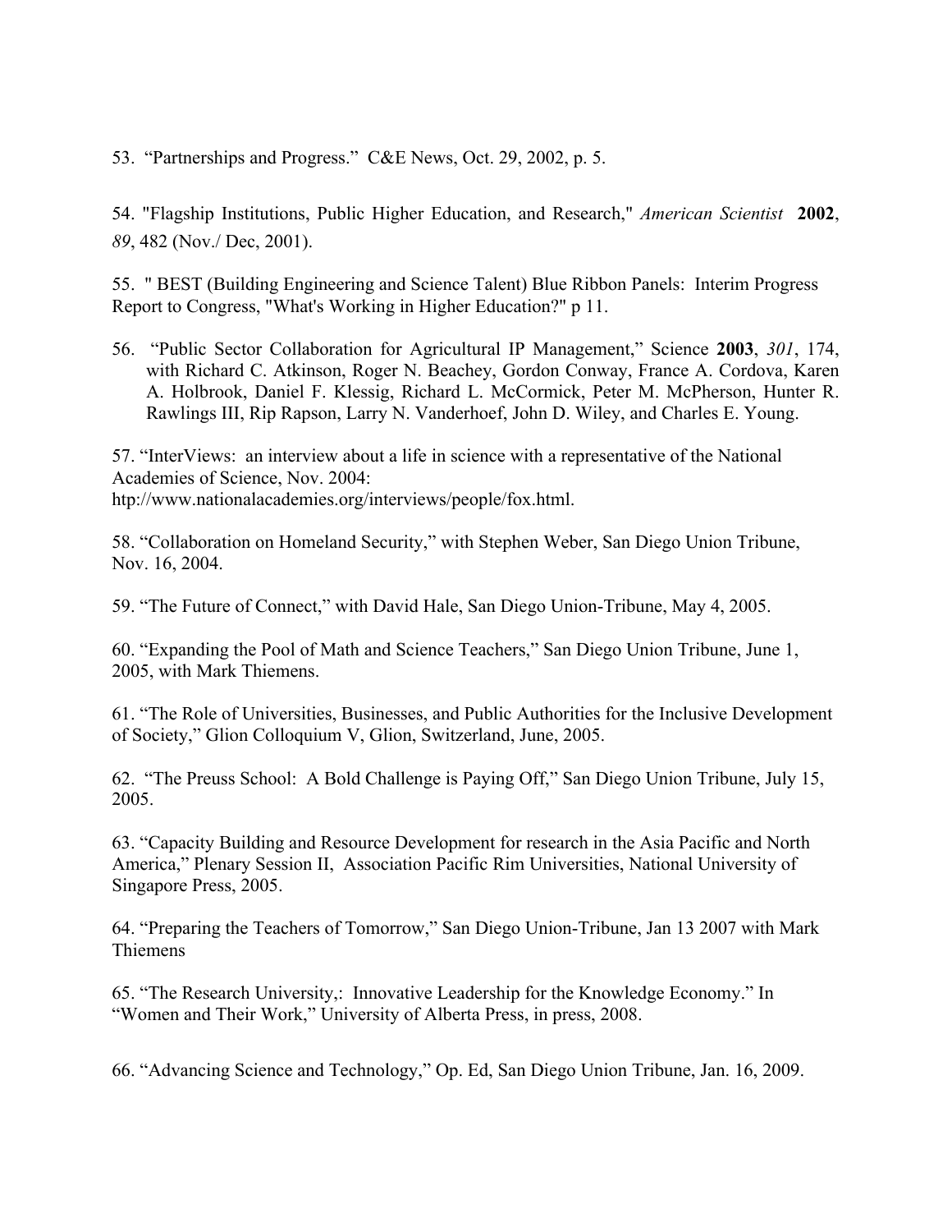53. “Partnerships and Progress.” C&E News, Oct. 29, 2002, p. 5.

54. "Flagship Institutions, Public Higher Education, and Research," *American Scientist* **2002**, *89*, 482 (Nov./ Dec, 2001).

55. " BEST (Building Engineering and Science Talent) Blue Ribbon Panels: Interim Progress Report to Congress, "What's Working in Higher Education?" p 11.

56. “Public Sector Collaboration for Agricultural IP Management,” Science **2003**, *301*, 174, with Richard C. Atkinson, Roger N. Beachey, Gordon Conway, France A. Cordova, Karen A. Holbrook, Daniel F. Klessig, Richard L. McCormick, Peter M. McPherson, Hunter R. Rawlings III, Rip Rapson, Larry N. Vanderhoef, John D. Wiley, and Charles E. Young.

57. “InterViews: an interview about a life in science with a representative of the National Academies of Science, Nov. 2004: htp://www.nationalacademies.org/interviews/people/fox.html.

58. “Collaboration on Homeland Security,” with Stephen Weber, San Diego Union Tribune, Nov. 16, 2004.

59. “The Future of Connect,” with David Hale, San Diego Union-Tribune, May 4, 2005.

60. “Expanding the Pool of Math and Science Teachers,” San Diego Union Tribune, June 1, 2005, with Mark Thiemens.

61. “The Role of Universities, Businesses, and Public Authorities for the Inclusive Development of Society,” Glion Colloquium V, Glion, Switzerland, June, 2005.

62. “The Preuss School: A Bold Challenge is Paying Off,” San Diego Union Tribune, July 15, 2005.

63. “Capacity Building and Resource Development for research in the Asia Pacific and North America,” Plenary Session II, Association Pacific Rim Universities, National University of Singapore Press, 2005.

64. “Preparing the Teachers of Tomorrow,” San Diego Union-Tribune, Jan 13 2007 with Mark Thiemens

65. “The Research University,: Innovative Leadership for the Knowledge Economy.” In “Women and Their Work,” University of Alberta Press, in press, 2008.

66. “Advancing Science and Technology,” Op. Ed, San Diego Union Tribune, Jan. 16, 2009.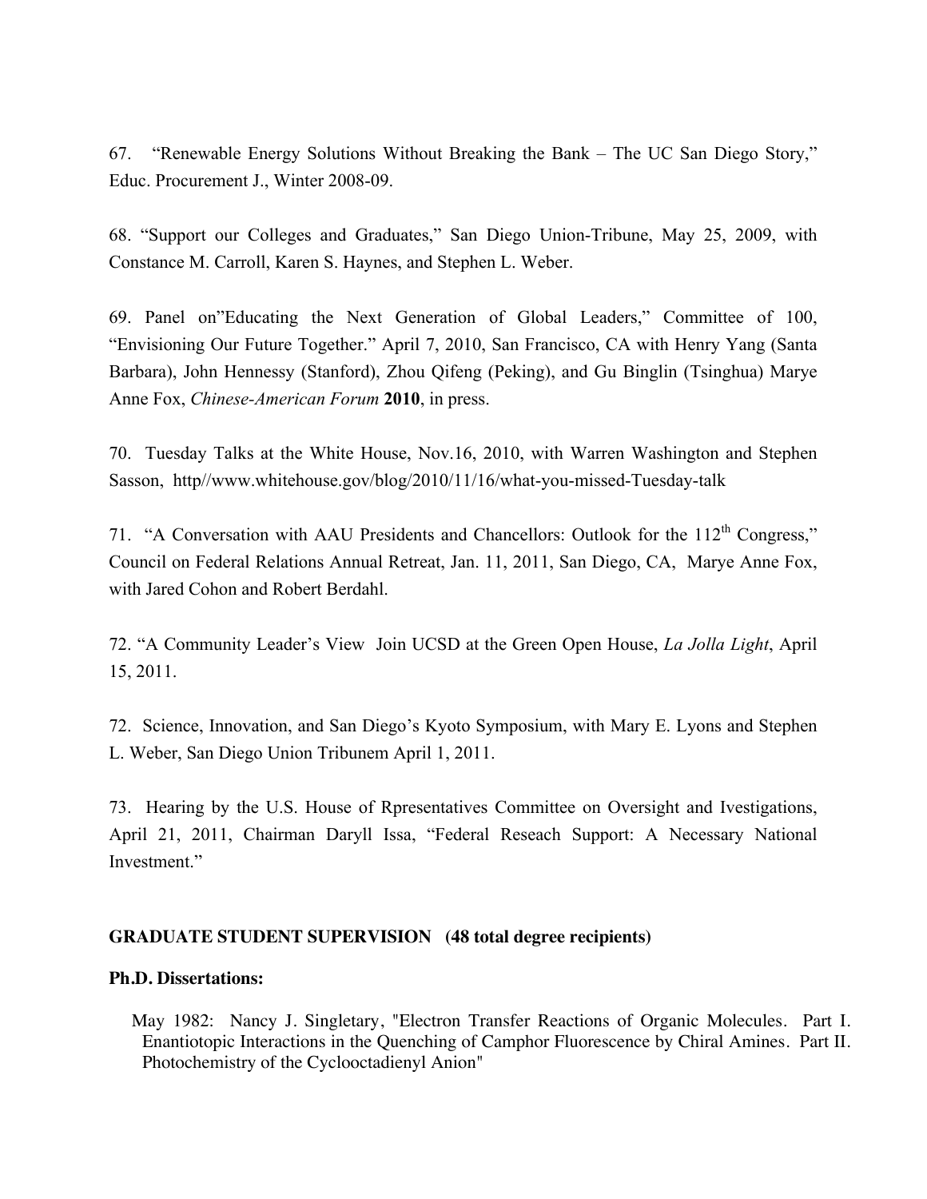67. "Renewable Energy Solutions Without Breaking the Bank – The UC San Diego Story," Educ. Procurement J., Winter 2008-09.

68. "Support our Colleges and Graduates," San Diego Union-Tribune, May 25, 2009, with Constance M. Carroll, Karen S. Haynes, and Stephen L. Weber.

69. Panel on"Educating the Next Generation of Global Leaders," Committee of 100, "Envisioning Our Future Together." April 7, 2010, San Francisco, CA with Henry Yang (Santa Barbara), John Hennessy (Stanford), Zhou Qifeng (Peking), and Gu Binglin (Tsinghua) Marye Anne Fox, *Chinese-American Forum* **2010**, in press.

70. Tuesday Talks at the White House, Nov.16, 2010, with Warren Washington and Stephen Sasson, http//www.whitehouse.gov/blog/2010/11/16/what-you-missed-Tuesday-talk

71. "A Conversation with AAU Presidents and Chancellors: Outlook for the 112th Congress," Council on Federal Relations Annual Retreat, Jan. 11, 2011, San Diego, CA, Marye Anne Fox, with Jared Cohon and Robert Berdahl.

72. "A Community Leader's View Join UCSD at the Green Open House, *La Jolla Light*, April 15, 2011.

72. Science, Innovation, and San Diego's Kyoto Symposium, with Mary E. Lyons and Stephen L. Weber, San Diego Union Tribunem April 1, 2011.

73. Hearing by the U.S. House of Rpresentatives Committee on Oversight and Ivestigations, April 21, 2011, Chairman Daryll Issa, "Federal Reseach Support: A Necessary National Investment."

**GRADUATE STUDENT SUPERVISION (48 total degree recipients)**

**Ph.D. Dissertations:**

May 1982: Nancy J. Singletary, "Electron Transfer Reactions of Organic Molecules. Part I. Enantiotopic Interactions in the Quenching of Camphor Fluorescence by Chiral Amines. Part II. Photochemistry of the Cyclooctadienyl Anion"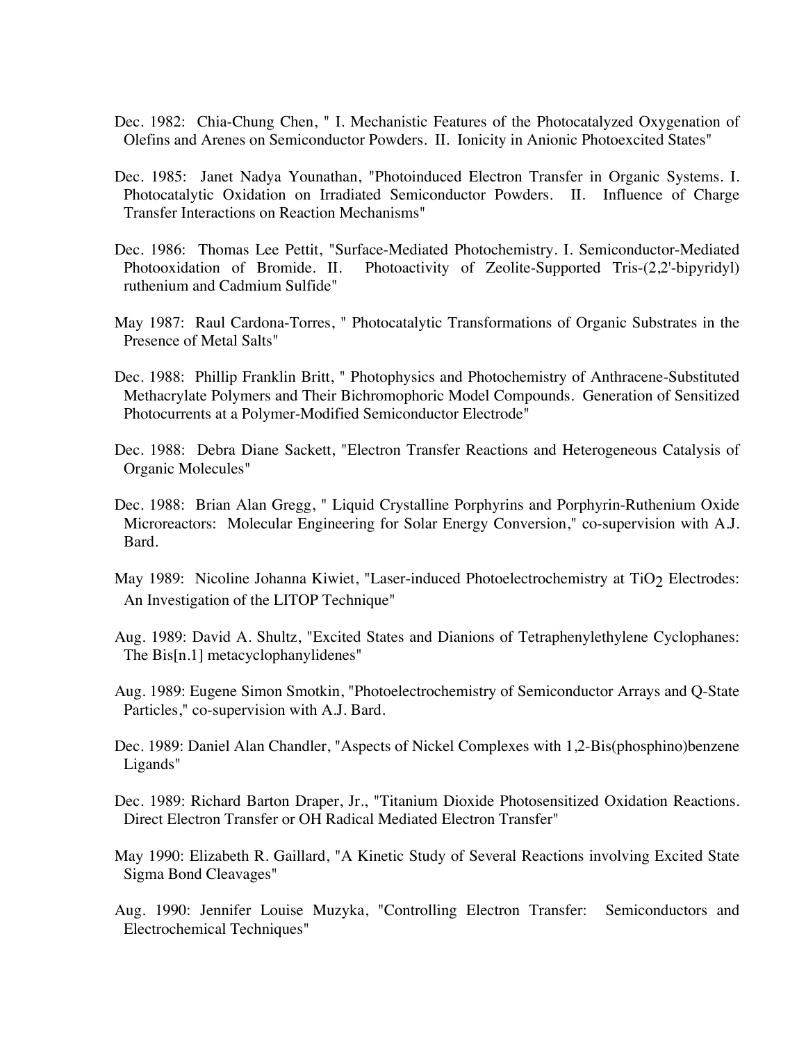Dec. 1982: Chia-Chung Chen, " I. Mechanistic Features of the Photocatalyzed Oxygenation of Olefins and Arenes on Semiconductor Powders. II. Ionicity in Anionic Photoexcited States"

Dec. 1985: Janet Nadya Younathan, "Photoinduced Electron Transfer in Organic Systems. I. Photocatalytic Oxidation on Irradiated Semiconductor Powders. II. Influence of Charge Transfer Interactions on Reaction Mechanisms"

Dec. 1986: Thomas Lee Pettit, "Surface-Mediated Photochemistry. I. Semiconductor-Mediated Photooxidation of Bromide. II. Photoactivity of Zeolite-Supported Tris-(2,2'-bipyridyl) ruthenium and Cadmium Sulfide"

May 1987: Raul Cardona-Torres, " Photocatalytic Transformations of Organic Substrates in the Presence of Metal Salts"

Dec. 1988: Phillip Franklin Britt, " Photophysics and Photochemistry of Anthracene-Substituted Methacrylate Polymers and Their Bichromophoric Model Compounds. Generation of Sensitized Photocurrents at a Polymer-Modified Semiconductor Electrode"

Dec. 1988: Debra Diane Sackett, "Electron Transfer Reactions and Heterogeneous Catalysis of Organic Molecules"

Dec. 1988: Brian Alan Gregg, " Liquid Crystalline Porphyrins and Porphyrin-Ruthenium Oxide Microreactors: Molecular Engineering for Solar Energy Conversion," co-supervision with A.J. Bard.

May 1989: Nicoline Johanna Kiwiet, "Laser-induced Photoelectrochemistry at $TiO_2$ Electrodes: An Investigation of the LITOP Technique"

Aug. 1989: David A. Shultz, "Excited States and Dianions of Tetraphenylethylene Cyclophanes: The Bis[n.1] metacyclophanylidenes"

Aug. 1989: Eugene Simon Smotkin, "Photoelectrochemistry of Semiconductor Arrays and Q-State Particles," co-supervision with A.J. Bard.

Dec. 1989: Daniel Alan Chandler, "Aspects of Nickel Complexes with 1,2-Bis(phosphino)benzene Ligands"

Dec. 1989: Richard Barton Draper, Jr., "Titanium Dioxide Photosensitized Oxidation Reactions. Direct Electron Transfer or OH Radical Mediated Electron Transfer"

May 1990: Elizabeth R. Gaillard, "A Kinetic Study of Several Reactions involving Excited State Sigma Bond Cleavages"

Aug. 1990: Jennifer Louise Muzyka, "Controlling Electron Transfer: Semiconductors and Electrochemical Techniques"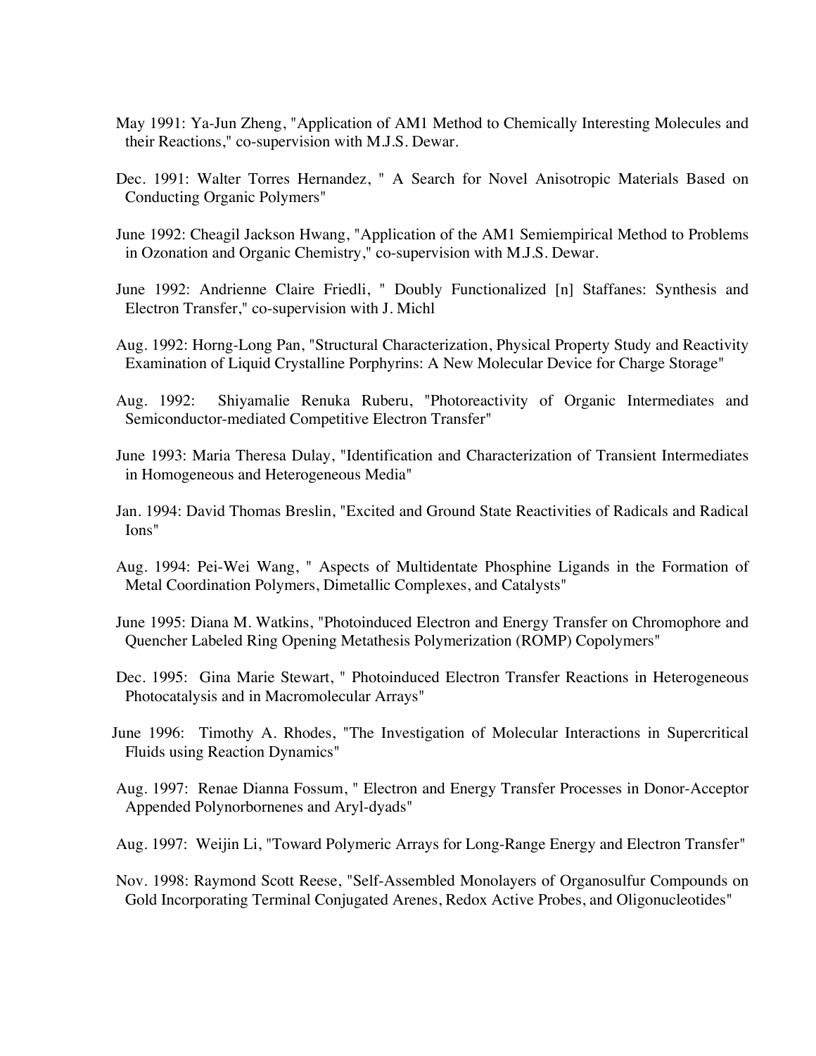May 1991: Ya-Jun Zheng, "Application of AM1 Method to Chemically Interesting Molecules and their Reactions," co-supervision with M.J.S. Dewar.

Dec. 1991: Walter Torres Hernandez, " A Search for Novel Anisotropic Materials Based on Conducting Organic Polymers"

June 1992: Cheagil Jackson Hwang, "Application of the AM1 Semiempirical Method to Problems in Ozonation and Organic Chemistry," co-supervision with M.J.S. Dewar.

June 1992: Andrienne Claire Friedli, " Doubly Functionalized [n] Staffanes: Synthesis and Electron Transfer," co-supervision with J. Michl

Aug. 1992: Horng-Long Pan, "Structural Characterization, Physical Property Study and Reactivity Examination of Liquid Crystalline Porphyrins: A New Molecular Device for Charge Storage"

Aug. 1992: Shiyamalie Renuka Ruberu, "Photoreactivity of Organic Intermediates and Semiconductor-mediated Competitive Electron Transfer"

June 1993: Maria Theresa Dulay, "Identification and Characterization of Transient Intermediates in Homogeneous and Heterogeneous Media"

Jan. 1994: David Thomas Breslin, "Excited and Ground State Reactivities of Radicals and Radical Ions"

Aug. 1994: Pei-Wei Wang, " Aspects of Multidentate Phosphine Ligands in the Formation of Metal Coordination Polymers, Dimetallic Complexes, and Catalysts"

June 1995: Diana M. Watkins, "Photoinduced Electron and Energy Transfer on Chromophore and Quencher Labeled Ring Opening Metathesis Polymerization (ROMP) Copolymers"

Dec. 1995: Gina Marie Stewart, " Photoinduced Electron Transfer Reactions in Heterogeneous Photocatalysis and in Macromolecular Arrays"

June 1996: Timothy A. Rhodes, "The Investigation of Molecular Interactions in Supercritical Fluids using Reaction Dynamics"

Aug. 1997: Renae Dianna Fossum, " Electron and Energy Transfer Processes in Donor-Acceptor Appended Polynorbornenes and Aryl-dyads"

Aug. 1997: Weijin Li, "Toward Polymeric Arrays for Long-Range Energy and Electron Transfer"

Nov. 1998: Raymond Scott Reese, "Self-Assembled Monolayers of Organosulfur Compounds on Gold Incorporating Terminal Conjugated Arenes, Redox Active Probes, and Oligonucleotides"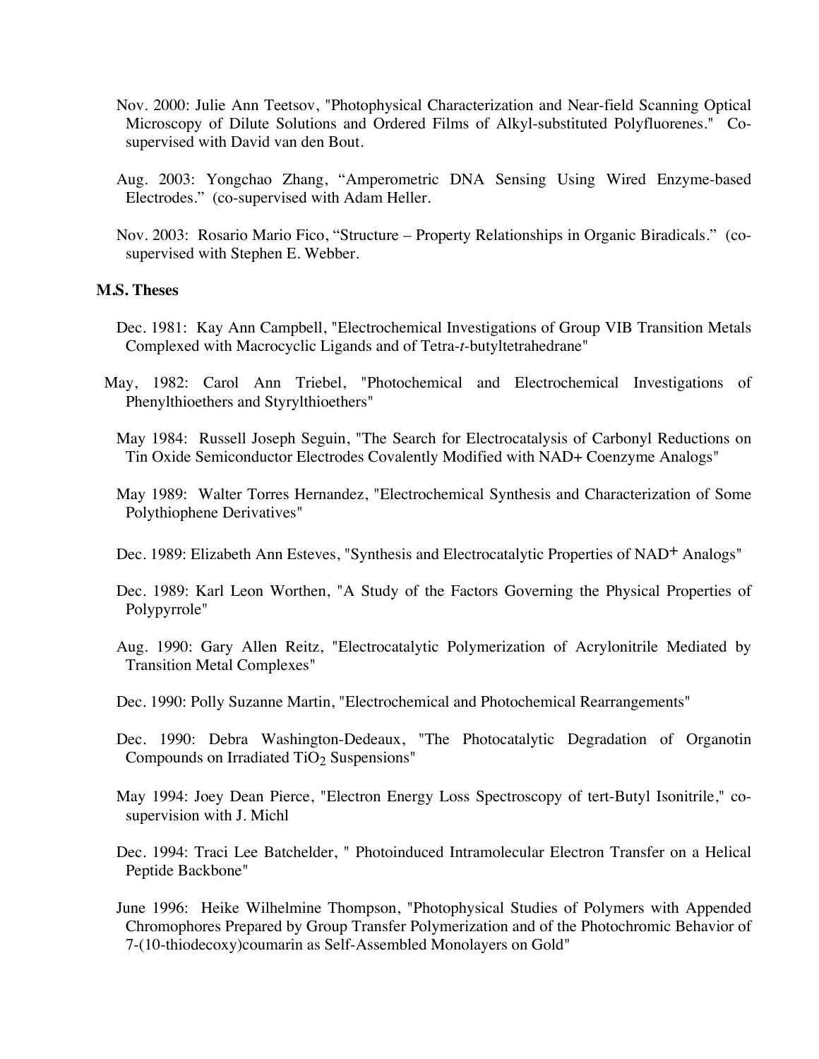Nov. 2000: Julie Ann Teetsov, "Photophysical Characterization and Near-field Scanning Optical Microscopy of Dilute Solutions and Ordered Films of Alkyl-substituted Polyfluorenes." Co-supervised with David van den Bout.

Aug. 2003: Yongchao Zhang, "Amperometric DNA Sensing Using Wired Enzyme-based Electrodes." (co-supervised with Adam Heller.

Nov. 2003: Rosario Mario Fico, "Structure – Property Relationships in Organic Biradicals." (co-supervised with Stephen E. Webber.

**M.S. Theses**

Dec. 1981: Kay Ann Campbell, "Electrochemical Investigations of Group VIB Transition Metals Complexed with Macrocyclic Ligands and of Tetra-*t*-butyltetrahedrane"

May, 1982: Carol Ann Triebel, "Photochemical and Electrochemical Investigations of Phenylthioethers and Styrylthioethers"

May 1984: Russell Joseph Seguin, "The Search for Electrocatalysis of Carbonyl Reductions on Tin Oxide Semiconductor Electrodes Covalently Modified with NAD+ Coenzyme Analogs"

May 1989: Walter Torres Hernandez, "Electrochemical Synthesis and Characterization of Some Polythiophene Derivatives"

Dec. 1989: Elizabeth Ann Esteves, "Synthesis and Electrocatalytic Properties of $NAD^+$ Analogs"

Dec. 1989: Karl Leon Worthen, "A Study of the Factors Governing the Physical Properties of Polypyrrole"

Aug. 1990: Gary Allen Reitz, "Electrocatalytic Polymerization of Acrylonitrile Mediated by Transition Metal Complexes"

Dec. 1990: Polly Suzanne Martin, "Electrochemical and Photochemical Rearrangements"

Dec. 1990: Debra Washington-Dedeaux, "The Photocatalytic Degradation of Organotin Compounds on Irradiated $TiO_2$ Suspensions"

May 1994: Joey Dean Pierce, "Electron Energy Loss Spectroscopy of tert-Butyl Isonitrile," co-supervision with J. Michl

Dec. 1994: Traci Lee Batchelder, " Photoinduced Intramolecular Electron Transfer on a Helical Peptide Backbone"

June 1996: Heike Wilhelmine Thompson, "Photophysical Studies of Polymers with Appended Chromophores Prepared by Group Transfer Polymerization and of the Photochromic Behavior of 7-(10-thiodecoxy)coumarin as Self-Assembled Monolayers on Gold"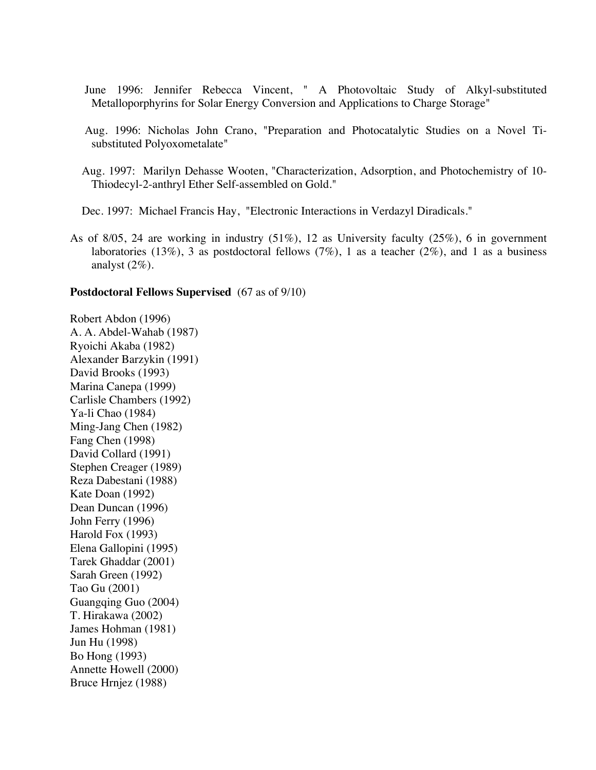June 1996: Jennifer Rebecca Vincent, " A Photovoltaic Study of Alkyl-substituted Metalloporphyrins for Solar Energy Conversion and Applications to Charge Storage"

Aug. 1996: Nicholas John Crano, "Preparation and Photocatalytic Studies on a Novel Ti-substituted Polyoxometalate"

Aug. 1997: Marilyn Dehasse Wooten, "Characterization, Adsorption, and Photochemistry of 10-Thiodecyl-2-anthryl Ether Self-assembled on Gold."

Dec. 1997: Michael Francis Hay, "Electronic Interactions in Verdazyl Diradicals."

As of 8/05, 24 are working in industry (51%), 12 as University faculty (25%), 6 in government laboratories (13%), 3 as postdoctoral fellows (7%), 1 as a teacher (2%), and 1 as a business analyst (2%).

**Postdoctoral Fellows Supervised** (67 as of 9/10)

Robert Abdon (1996)
A. A. Abdel-Wahab (1987)
Ryoichi Akaba (1982)
Alexander Barzykin (1991)
David Brooks (1993)
Marina Canepa (1999)
Carlisle Chambers (1992)
Ya-li Chao (1984)
Ming-Jang Chen (1982)
Fang Chen (1998)
David Collard (1991)
Stephen Creager (1989)
Reza Dabestani (1988)
Kate Doan (1992)
Dean Duncan (1996)
John Ferry (1996)
Harold Fox (1993)
Elena Gallopini (1995)
Tarek Ghaddar (2001)
Sarah Green (1992)
Tao Gu (2001)
Guangqing Guo (2004)
T. Hirakawa (2002)
James Hohman (1981)
Jun Hu (1998)
Bo Hong (1993)
Annette Howell (2000)
Bruce Hrnjez (1988)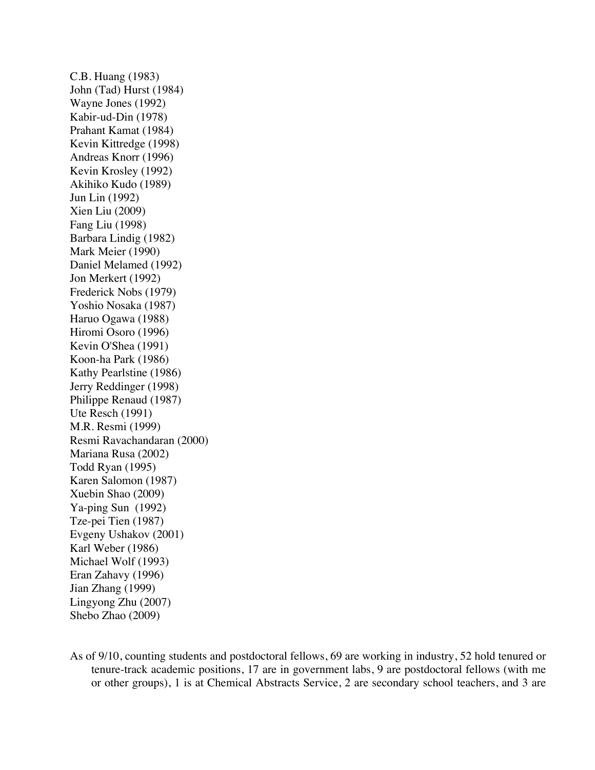C.B. Huang (1983)  
John (Tad) Hurst (1984)  
Wayne Jones (1992)  
Kabir-ud-Din (1978)  
Prahant Kamat (1984)  
Kevin Kittredge (1998)  
Andreas Knorr (1996)  
Kevin Krosley (1992)  
Akihiko Kudo (1989)  
Jun Lin (1992)  
Xien Liu (2009)  
Fang Liu (1998)  
Barbara Lindig (1982)  
Mark Meier (1990)  
Daniel Melamed (1992)  
Jon Merkert (1992)  
Frederick Nobs (1979)  
Yoshio Nosaka (1987)  
Haruo Ogawa (1988)  
Hiromi Osoro (1996)  
Kevin O'Shea (1991)  
Koon-ha Park (1986)  
Kathy Pearlstine (1986)  
Jerry Reddinger (1998)  
Philippe Renaud (1987)  
Ute Resch (1991)  
M.R. Resmi (1999)  
Resmi Ravachandaran (2000)  
Mariana Rusa (2002)  
Todd Ryan (1995)  
Karen Salomon (1987)  
Xuebin Shao (2009)  
Ya-ping Sun (1992)  
Tze-pei Tien (1987)  
Evgeny Ushakov (2001)  
Karl Weber (1986)  
Michael Wolf (1993)  
Eran Zahavy (1996)  
Jian Zhang (1999)  
Lingyong Zhu (2007)  
Shebo Zhao (2009)

As of 9/10, counting students and postdoctoral fellows, 69 are working in industry, 52 hold tenured or tenure-track academic positions, 17 are in government labs, 9 are postdoctoral fellows (with me or other groups), 1 is at Chemical Abstracts Service, 2 are secondary school teachers, and 3 are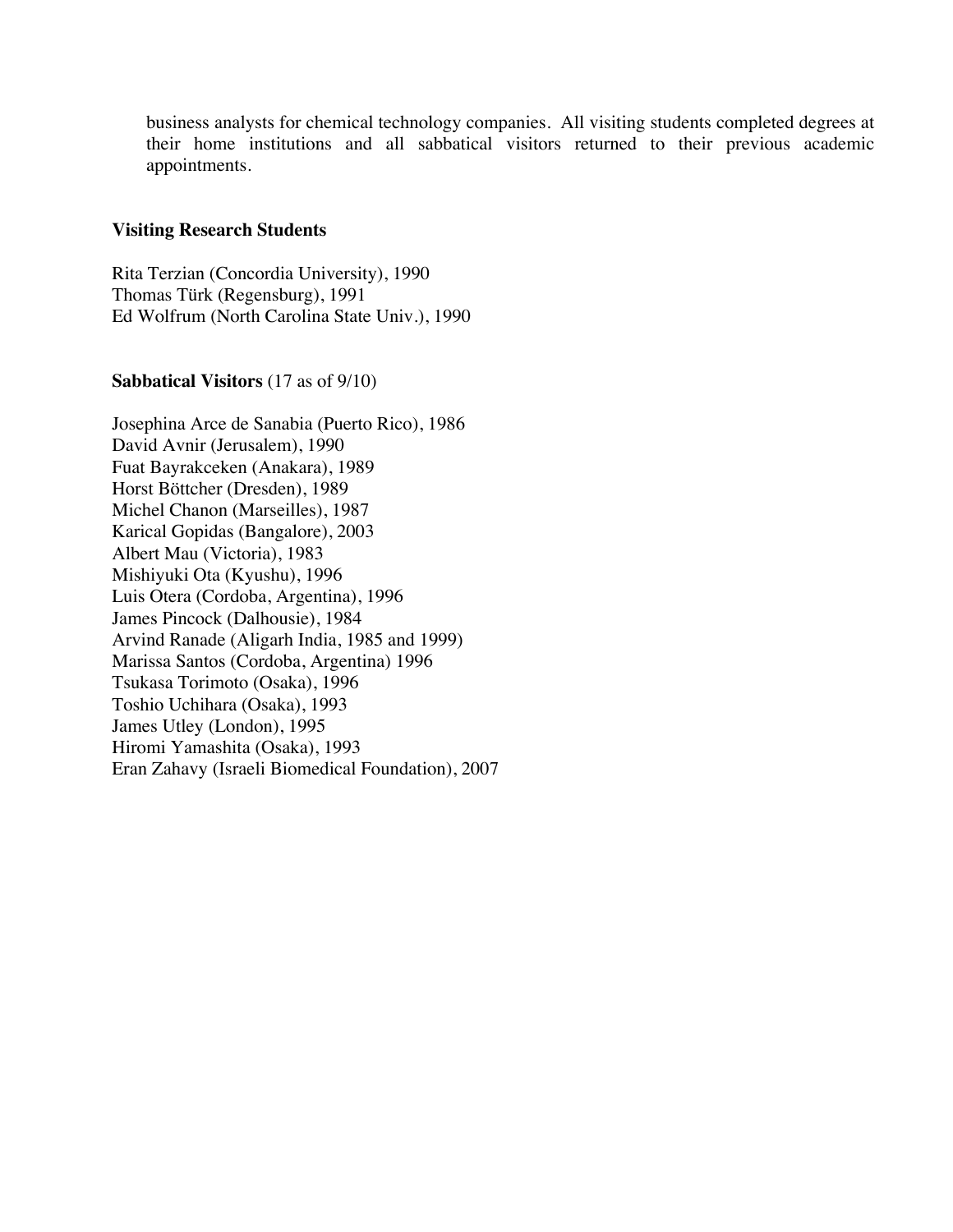business analysts for chemical technology companies. All visiting students completed degrees at their home institutions and all sabbatical visitors returned to their previous academic appointments.

**Visiting Research Students**

Rita Terzian (Concordia University), 1990
Thomas Türk (Regensburg), 1991
Ed Wolfrum (North Carolina State Univ.), 1990

**Sabbatical Visitors** (17 as of 9/10)

Josephina Arce de Sanabia (Puerto Rico), 1986
David Avnir (Jerusalem), 1990
Fuat Bayrakceken (Anakara), 1989
Horst Böttcher (Dresden), 1989
Michel Chanon (Marseilles), 1987
Karical Gopidas (Bangalore), 2003
Albert Mau (Victoria), 1983
Mishiyuki Ota (Kyushu), 1996
Luis Otera (Cordoba, Argentina), 1996
James Pincock (Dalhousie), 1984
Arvind Ranade (Aligarh India, 1985 and 1999)
Marissa Santos (Cordoba, Argentina) 1996
Tsukasa Torimoto (Osaka), 1996
Toshio Uchihara (Osaka), 1993
James Utley (London), 1995
Hiromi Yamashita (Osaka), 1993
Eran Zahavy (Israeli Biomedical Foundation), 2007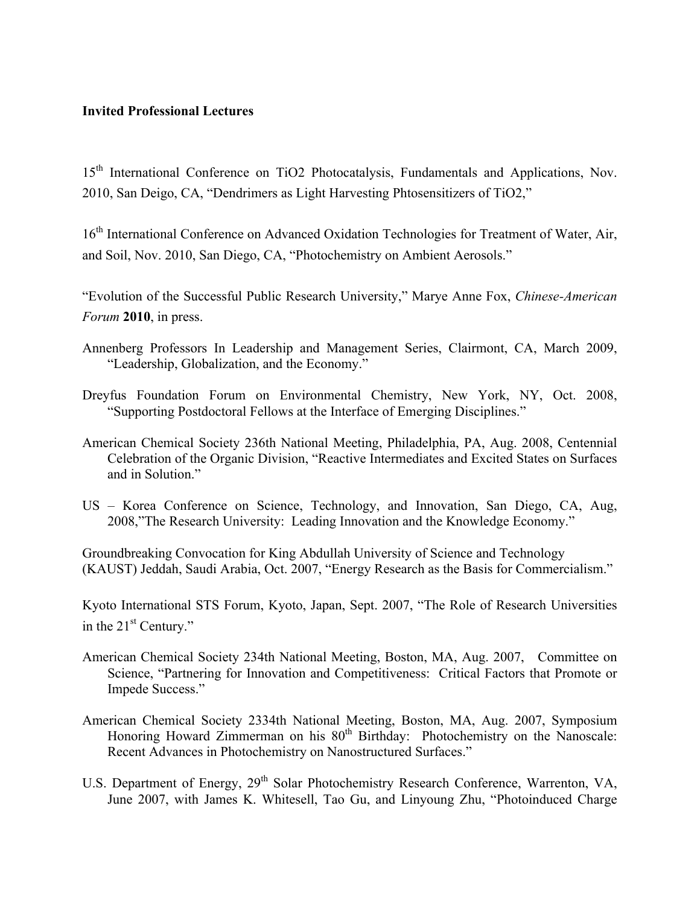**Invited Professional Lectures**

15th International Conference on TiO2 Photocatalysis, Fundamentals and Applications, Nov. 2010, San Deigo, CA, "Dendrimers as Light Harvesting Phtosensitizers of TiO2,"

16th International Conference on Advanced Oxidation Technologies for Treatment of Water, Air, and Soil, Nov. 2010, San Diego, CA, "Photochemistry on Ambient Aerosols."

"Evolution of the Successful Public Research University," Marye Anne Fox, *Chinese-American Forum* **2010**, in press.

Annenberg Professors In Leadership and Management Series, Clairmont, CA, March 2009, "Leadership, Globalization, and the Economy."

Dreyfus Foundation Forum on Environmental Chemistry, New York, NY, Oct. 2008, "Supporting Postdoctoral Fellows at the Interface of Emerging Disciplines."

American Chemical Society 236th National Meeting, Philadelphia, PA, Aug. 2008, Centennial Celebration of the Organic Division, "Reactive Intermediates and Excited States on Surfaces and in Solution."

US – Korea Conference on Science, Technology, and Innovation, San Diego, CA, Aug, 2008,"The Research University: Leading Innovation and the Knowledge Economy."

Groundbreaking Convocation for King Abdullah University of Science and Technology (KAUST) Jeddah, Saudi Arabia, Oct. 2007, "Energy Research as the Basis for Commercialism."

Kyoto International STS Forum, Kyoto, Japan, Sept. 2007, "The Role of Research Universities in the 21st Century."

American Chemical Society 234th National Meeting, Boston, MA, Aug. 2007, Committee on Science, "Partnering for Innovation and Competitiveness: Critical Factors that Promote or Impede Success."

American Chemical Society 2334th National Meeting, Boston, MA, Aug. 2007, Symposium Honoring Howard Zimmerman on his 80th Birthday: Photochemistry on the Nanoscale: Recent Advances in Photochemistry on Nanostructured Surfaces."

U.S. Department of Energy, 29th Solar Photochemistry Research Conference, Warrenton, VA, June 2007, with James K. Whitesell, Tao Gu, and Linyoung Zhu, "Photoinduced Charge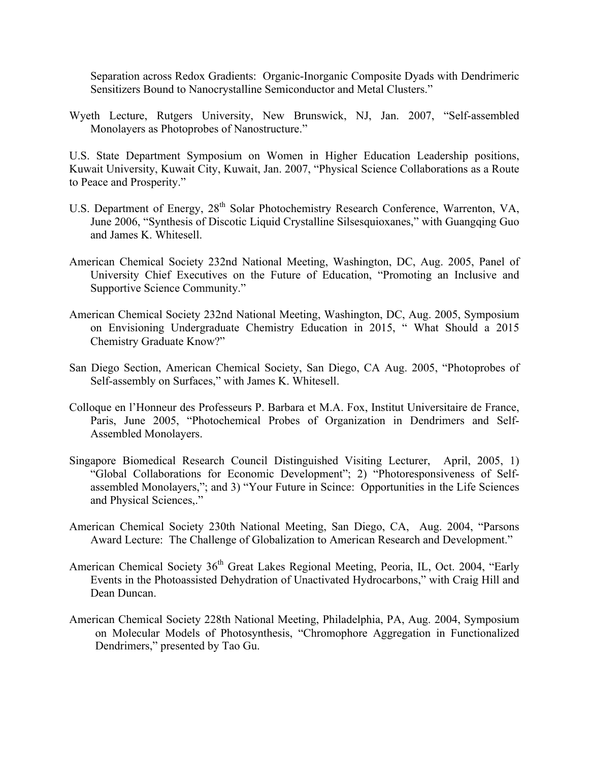Separation across Redox Gradients: Organic-Inorganic Composite Dyads with Dendrimeric Sensitizers Bound to Nanocrystalline Semiconductor and Metal Clusters."

Wyeth Lecture, Rutgers University, New Brunswick, NJ, Jan. 2007, "Self-assembled Monolayers as Photoprobes of Nanostructure."

U.S. State Department Symposium on Women in Higher Education Leadership positions, Kuwait University, Kuwait City, Kuwait, Jan. 2007, "Physical Science Collaborations as a Route to Peace and Prosperity."

U.S. Department of Energy, 28th Solar Photochemistry Research Conference, Warrenton, VA, June 2006, "Synthesis of Discotic Liquid Crystalline Silsesquioxanes," with Guangqing Guo and James K. Whitesell.

American Chemical Society 232nd National Meeting, Washington, DC, Aug. 2005, Panel of University Chief Executives on the Future of Education, "Promoting an Inclusive and Supportive Science Community."

American Chemical Society 232nd National Meeting, Washington, DC, Aug. 2005, Symposium on Envisioning Undergraduate Chemistry Education in 2015, " What Should a 2015 Chemistry Graduate Know?"

San Diego Section, American Chemical Society, San Diego, CA Aug. 2005, "Photoprobes of Self-assembly on Surfaces," with James K. Whitesell.

Colloque en l'Honneur des Professeurs P. Barbara et M.A. Fox, Institut Universitaire de France, Paris, June 2005, "Photochemical Probes of Organization in Dendrimers and Self-Assembled Monolayers.

Singapore Biomedical Research Council Distinguished Visiting Lecturer, April, 2005, 1) "Global Collaborations for Economic Development"; 2) "Photoresponsiveness of Self-assembled Monolayers,"; and 3) "Your Future in Scince: Opportunities in the Life Sciences and Physical Sciences,."

American Chemical Society 230th National Meeting, San Diego, CA, Aug. 2004, "Parsons Award Lecture: The Challenge of Globalization to American Research and Development."

American Chemical Society 36th Great Lakes Regional Meeting, Peoria, IL, Oct. 2004, "Early Events in the Photoassisted Dehydration of Unactivated Hydrocarbons," with Craig Hill and Dean Duncan.

American Chemical Society 228th National Meeting, Philadelphia, PA, Aug. 2004, Symposium on Molecular Models of Photosynthesis, "Chromophore Aggregation in Functionalized Dendrimers," presented by Tao Gu.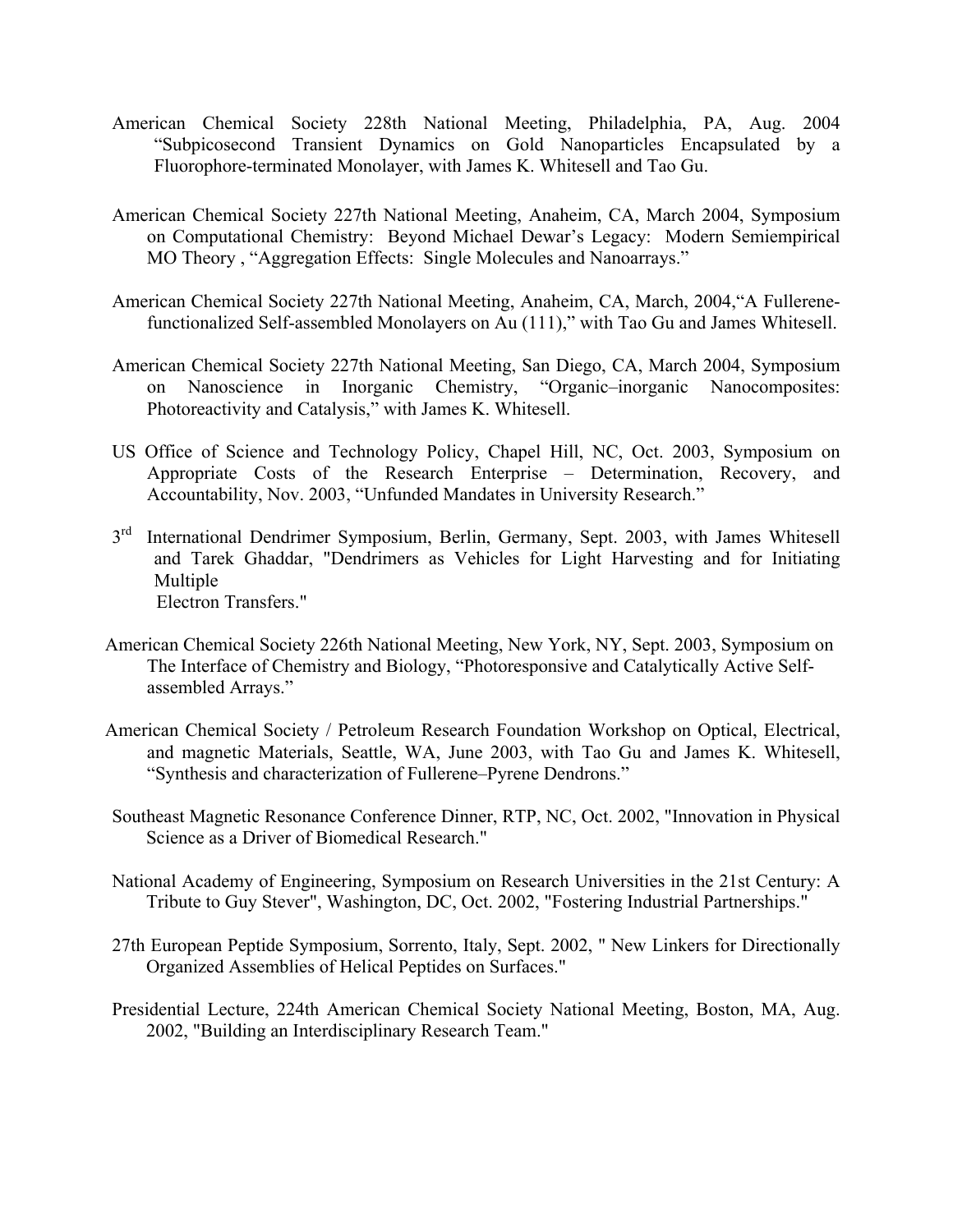American Chemical Society 228th National Meeting, Philadelphia, PA, Aug. 2004 “Subpicosecond Transient Dynamics on Gold Nanoparticles Encapsulated by a Fluorophore-terminated Monolayer, with James K. Whitesell and Tao Gu.

American Chemical Society 227th National Meeting, Anaheim, CA, March 2004, Symposium on Computational Chemistry: Beyond Michael Dewar’s Legacy: Modern Semiempirical MO Theory , “Aggregation Effects: Single Molecules and Nanoarrays.”

American Chemical Society 227th National Meeting, Anaheim, CA, March, 2004,“A Fullerene-functionalized Self-assembled Monolayers on Au (111),” with Tao Gu and James Whitesell.

American Chemical Society 227th National Meeting, San Diego, CA, March 2004, Symposium on Nanoscience in Inorganic Chemistry, “Organic–inorganic Nanocomposites: Photoreactivity and Catalysis,” with James K. Whitesell.

US Office of Science and Technology Policy, Chapel Hill, NC, Oct. 2003, Symposium on Appropriate Costs of the Research Enterprise – Determination, Recovery, and Accountability, Nov. 2003, “Unfunded Mandates in University Research.”

3rd International Dendrimer Symposium, Berlin, Germany, Sept. 2003, with James Whitesell and Tarek Ghaddar, "Dendrimers as Vehicles for Light Harvesting and for Initiating Multiple Electron Transfers."

American Chemical Society 226th National Meeting, New York, NY, Sept. 2003, Symposium on The Interface of Chemistry and Biology, “Photoresponsive and Catalytically Active Self-assembled Arrays.”

American Chemical Society / Petroleum Research Foundation Workshop on Optical, Electrical, and magnetic Materials, Seattle, WA, June 2003, with Tao Gu and James K. Whitesell, “Synthesis and characterization of Fullerene–Pyrene Dendrons.”

Southeast Magnetic Resonance Conference Dinner, RTP, NC, Oct. 2002, "Innovation in Physical Science as a Driver of Biomedical Research."

National Academy of Engineering, Symposium on Research Universities in the 21st Century: A Tribute to Guy Stever", Washington, DC, Oct. 2002, "Fostering Industrial Partnerships."

27th European Peptide Symposium, Sorrento, Italy, Sept. 2002, " New Linkers for Directionally Organized Assemblies of Helical Peptides on Surfaces."

Presidential Lecture, 224th American Chemical Society National Meeting, Boston, MA, Aug. 2002, "Building an Interdisciplinary Research Team."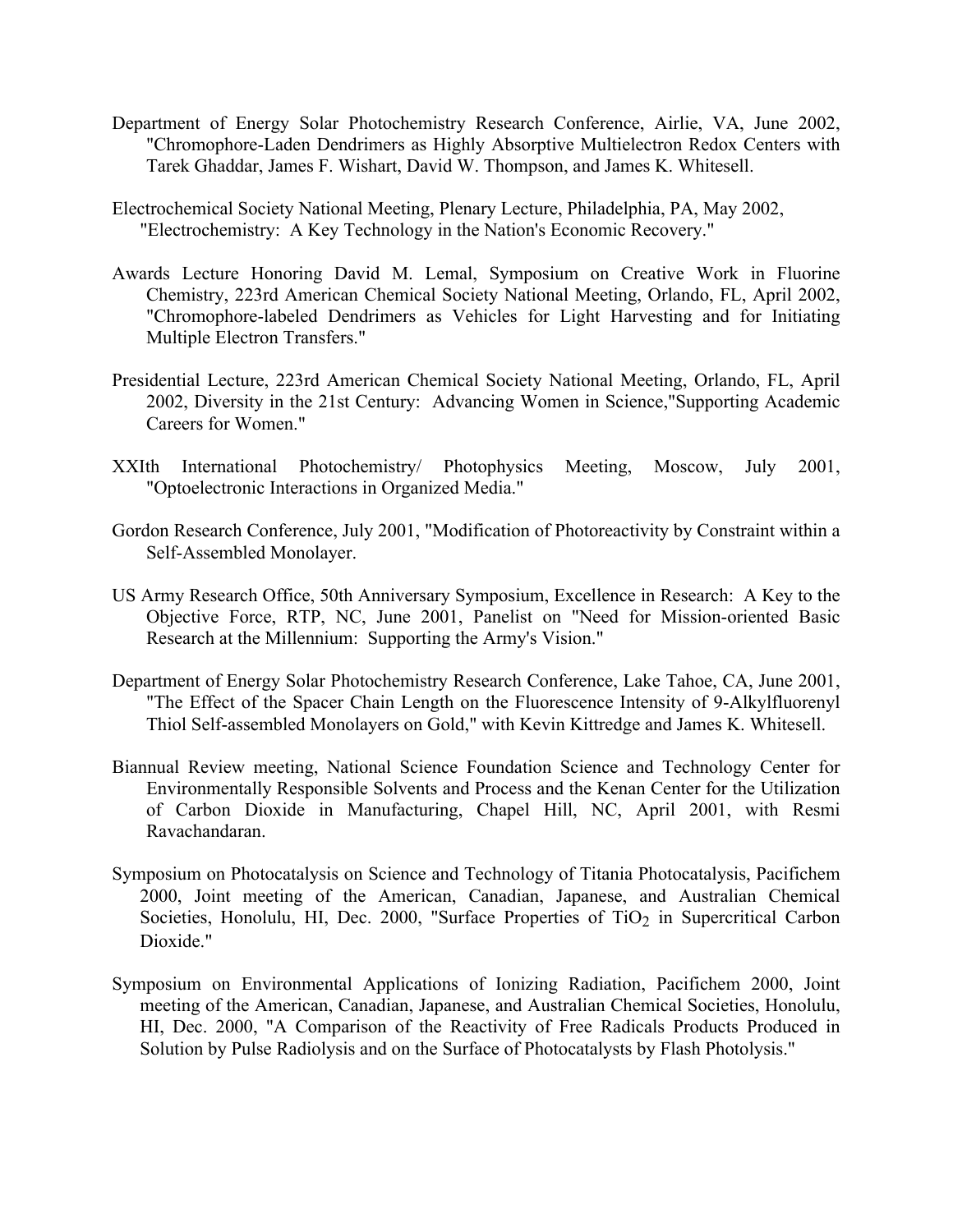Department of Energy Solar Photochemistry Research Conference, Airlie, VA, June 2002, "Chromophore-Laden Dendrimers as Highly Absorptive Multielectron Redox Centers with Tarek Ghaddar, James F. Wishart, David W. Thompson, and James K. Whitesell.

Electrochemical Society National Meeting, Plenary Lecture, Philadelphia, PA, May 2002, "Electrochemistry: A Key Technology in the Nation's Economic Recovery."

Awards Lecture Honoring David M. Lemal, Symposium on Creative Work in Fluorine Chemistry, 223rd American Chemical Society National Meeting, Orlando, FL, April 2002, "Chromophore-labeled Dendrimers as Vehicles for Light Harvesting and for Initiating Multiple Electron Transfers."

Presidential Lecture, 223rd American Chemical Society National Meeting, Orlando, FL, April 2002, Diversity in the 21st Century: Advancing Women in Science,"Supporting Academic Careers for Women."

XXIth International Photochemistry/ Photophysics Meeting, Moscow, July 2001, "Optoelectronic Interactions in Organized Media."

Gordon Research Conference, July 2001, "Modification of Photoreactivity by Constraint within a Self-Assembled Monolayer.

US Army Research Office, 50th Anniversary Symposium, Excellence in Research: A Key to the Objective Force, RTP, NC, June 2001, Panelist on "Need for Mission-oriented Basic Research at the Millennium: Supporting the Army's Vision."

Department of Energy Solar Photochemistry Research Conference, Lake Tahoe, CA, June 2001, "The Effect of the Spacer Chain Length on the Fluorescence Intensity of 9-Alkylfluorenyl Thiol Self-assembled Monolayers on Gold," with Kevin Kittredge and James K. Whitesell.

Biannual Review meeting, National Science Foundation Science and Technology Center for Environmentally Responsible Solvents and Process and the Kenan Center for the Utilization of Carbon Dioxide in Manufacturing, Chapel Hill, NC, April 2001, with Resmi Ravachandaran.

Symposium on Photocatalysis on Science and Technology of Titania Photocatalysis, Pacifichem 2000, Joint meeting of the American, Canadian, Japanese, and Australian Chemical Societies, Honolulu, HI, Dec. 2000, "Surface Properties of $TiO_2$ in Supercritical Carbon Dioxide."

Symposium on Environmental Applications of Ionizing Radiation, Pacifichem 2000, Joint meeting of the American, Canadian, Japanese, and Australian Chemical Societies, Honolulu, HI, Dec. 2000, "A Comparison of the Reactivity of Free Radicals Products Produced in Solution by Pulse Radiolysis and on the Surface of Photocatalysts by Flash Photolysis."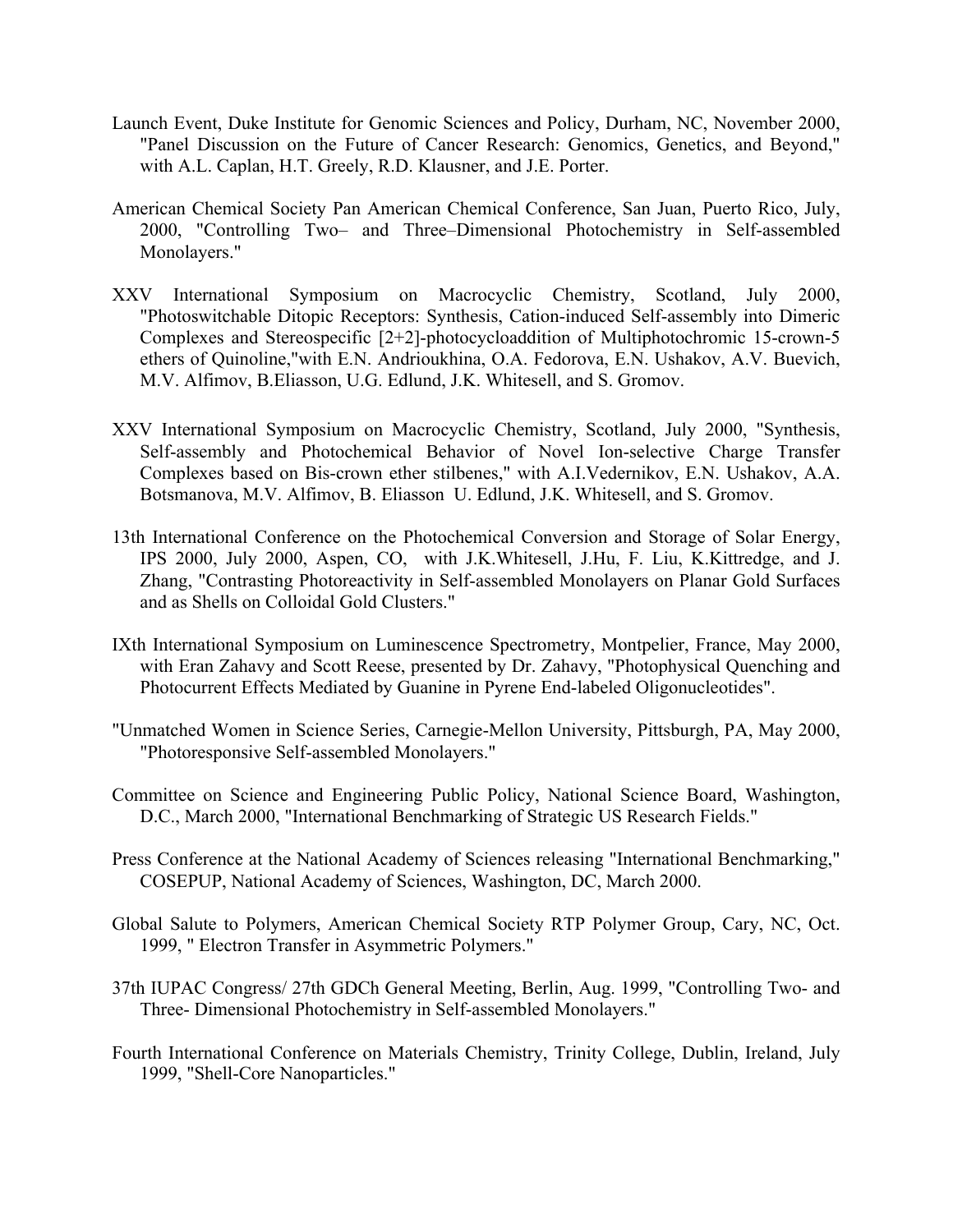Launch Event, Duke Institute for Genomic Sciences and Policy, Durham, NC, November 2000, "Panel Discussion on the Future of Cancer Research: Genomics, Genetics, and Beyond," with A.L. Caplan, H.T. Greely, R.D. Klausner, and J.E. Porter.

American Chemical Society Pan American Chemical Conference, San Juan, Puerto Rico, July, 2000, "Controlling Two– and Three–Dimensional Photochemistry in Self-assembled Monolayers."

XXV International Symposium on Macrocyclic Chemistry, Scotland, July 2000, "Photoswitchable Ditopic Receptors: Synthesis, Cation-induced Self-assembly into Dimeric Complexes and Stereospecific [2+2]-photocycloaddition of Multiphotochromic 15-crown-5 ethers of Quinoline,"with E.N. Andrioukhina, O.A. Fedorova, E.N. Ushakov, A.V. Buevich, M.V. Alfimov, B.Eliasson, U.G. Edlund, J.K. Whitesell, and S. Gromov.

XXV International Symposium on Macrocyclic Chemistry, Scotland, July 2000, "Synthesis, Self-assembly and Photochemical Behavior of Novel Ion-selective Charge Transfer Complexes based on Bis-crown ether stilbenes," with A.I.Vedernikov, E.N. Ushakov, A.A. Botsmanova, M.V. Alfimov, B. Eliasson U. Edlund, J.K. Whitesell, and S. Gromov.

13th International Conference on the Photochemical Conversion and Storage of Solar Energy, IPS 2000, July 2000, Aspen, CO, with J.K.Whitesell, J.Hu, F. Liu, K.Kittredge, and J. Zhang, "Contrasting Photoreactivity in Self-assembled Monolayers on Planar Gold Surfaces and as Shells on Colloidal Gold Clusters."

IXth International Symposium on Luminescence Spectrometry, Montpelier, France, May 2000, with Eran Zahavy and Scott Reese, presented by Dr. Zahavy, "Photophysical Quenching and Photocurrent Effects Mediated by Guanine in Pyrene End-labeled Oligonucleotides".

"Unmatched Women in Science Series, Carnegie-Mellon University, Pittsburgh, PA, May 2000, "Photoresponsive Self-assembled Monolayers."

Committee on Science and Engineering Public Policy, National Science Board, Washington, D.C., March 2000, "International Benchmarking of Strategic US Research Fields."

Press Conference at the National Academy of Sciences releasing "International Benchmarking," COSEPUP, National Academy of Sciences, Washington, DC, March 2000.

Global Salute to Polymers, American Chemical Society RTP Polymer Group, Cary, NC, Oct. 1999, " Electron Transfer in Asymmetric Polymers."

37th IUPAC Congress/ 27th GDCh General Meeting, Berlin, Aug. 1999, "Controlling Two- and Three- Dimensional Photochemistry in Self-assembled Monolayers."

Fourth International Conference on Materials Chemistry, Trinity College, Dublin, Ireland, July 1999, "Shell-Core Nanoparticles."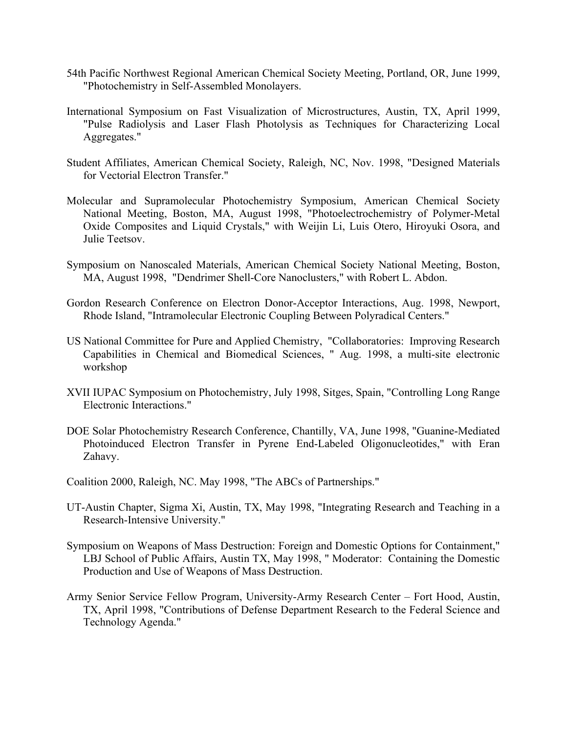54th Pacific Northwest Regional American Chemical Society Meeting, Portland, OR, June 1999, "Photochemistry in Self-Assembled Monolayers.

International Symposium on Fast Visualization of Microstructures, Austin, TX, April 1999, "Pulse Radiolysis and Laser Flash Photolysis as Techniques for Characterizing Local Aggregates."

Student Affiliates, American Chemical Society, Raleigh, NC, Nov. 1998, "Designed Materials for Vectorial Electron Transfer."

Molecular and Supramolecular Photochemistry Symposium, American Chemical Society National Meeting, Boston, MA, August 1998, "Photoelectrochemistry of Polymer-Metal Oxide Composites and Liquid Crystals," with Weijin Li, Luis Otero, Hiroyuki Osora, and Julie Teetsov.

Symposium on Nanoscaled Materials, American Chemical Society National Meeting, Boston, MA, August 1998, "Dendrimer Shell-Core Nanoclusters," with Robert L. Abdon.

Gordon Research Conference on Electron Donor-Acceptor Interactions, Aug. 1998, Newport, Rhode Island, "Intramolecular Electronic Coupling Between Polyradical Centers."

US National Committee for Pure and Applied Chemistry, "Collaboratories: Improving Research Capabilities in Chemical and Biomedical Sciences, " Aug. 1998, a multi-site electronic workshop

XVII IUPAC Symposium on Photochemistry, July 1998, Sitges, Spain, "Controlling Long Range Electronic Interactions."

DOE Solar Photochemistry Research Conference, Chantilly, VA, June 1998, "Guanine-Mediated Photoinduced Electron Transfer in Pyrene End-Labeled Oligonucleotides," with Eran Zahavy.

Coalition 2000, Raleigh, NC. May 1998, "The ABCs of Partnerships."

UT-Austin Chapter, Sigma Xi, Austin, TX, May 1998, "Integrating Research and Teaching in a Research-Intensive University."

Symposium on Weapons of Mass Destruction: Foreign and Domestic Options for Containment," LBJ School of Public Affairs, Austin TX, May 1998, " Moderator: Containing the Domestic Production and Use of Weapons of Mass Destruction.

Army Senior Service Fellow Program, University-Army Research Center – Fort Hood, Austin, TX, April 1998, "Contributions of Defense Department Research to the Federal Science and Technology Agenda."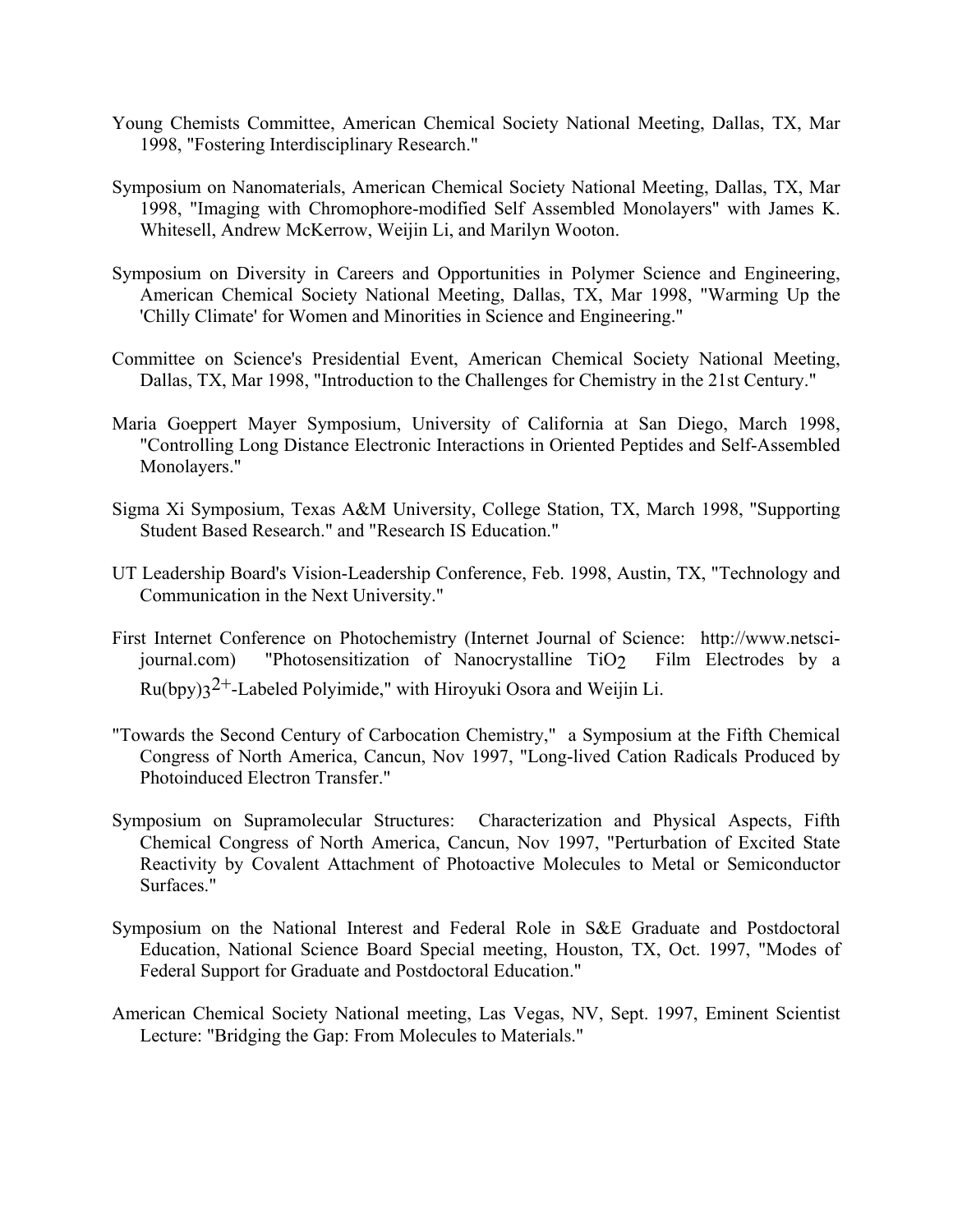Young Chemists Committee, American Chemical Society National Meeting, Dallas, TX, Mar 1998, "Fostering Interdisciplinary Research."

Symposium on Nanomaterials, American Chemical Society National Meeting, Dallas, TX, Mar 1998, "Imaging with Chromophore-modified Self Assembled Monolayers" with James K. Whitesell, Andrew McKerrow, Weijin Li, and Marilyn Wooton.

Symposium on Diversity in Careers and Opportunities in Polymer Science and Engineering, American Chemical Society National Meeting, Dallas, TX, Mar 1998, "Warming Up the 'Chilly Climate' for Women and Minorities in Science and Engineering."

Committee on Science's Presidential Event, American Chemical Society National Meeting, Dallas, TX, Mar 1998, "Introduction to the Challenges for Chemistry in the 21st Century."

Maria Goeppert Mayer Symposium, University of California at San Diego, March 1998, "Controlling Long Distance Electronic Interactions in Oriented Peptides and Self-Assembled Monolayers."

Sigma Xi Symposium, Texas A&M University, College Station, TX, March 1998, "Supporting Student Based Research." and "Research IS Education."

UT Leadership Board's Vision-Leadership Conference, Feb. 1998, Austin, TX, "Technology and Communication in the Next University."

First Internet Conference on Photochemistry (Internet Journal of Science: http://www.netsci-journal.com) "Photosensitization of Nanocrystalline $TiO_2$ Film Electrodes by a $Ru(bpy)_3^{2+}$-Labeled Polyimide," with Hiroyuki Osora and Weijin Li.

"Towards the Second Century of Carbocation Chemistry," a Symposium at the Fifth Chemical Congress of North America, Cancun, Nov 1997, "Long-lived Cation Radicals Produced by Photoinduced Electron Transfer."

Symposium on Supramolecular Structures: Characterization and Physical Aspects, Fifth Chemical Congress of North America, Cancun, Nov 1997, "Perturbation of Excited State Reactivity by Covalent Attachment of Photoactive Molecules to Metal or Semiconductor Surfaces."

Symposium on the National Interest and Federal Role in S&E Graduate and Postdoctoral Education, National Science Board Special meeting, Houston, TX, Oct. 1997, "Modes of Federal Support for Graduate and Postdoctoral Education."

American Chemical Society National meeting, Las Vegas, NV, Sept. 1997, Eminent Scientist Lecture: "Bridging the Gap: From Molecules to Materials."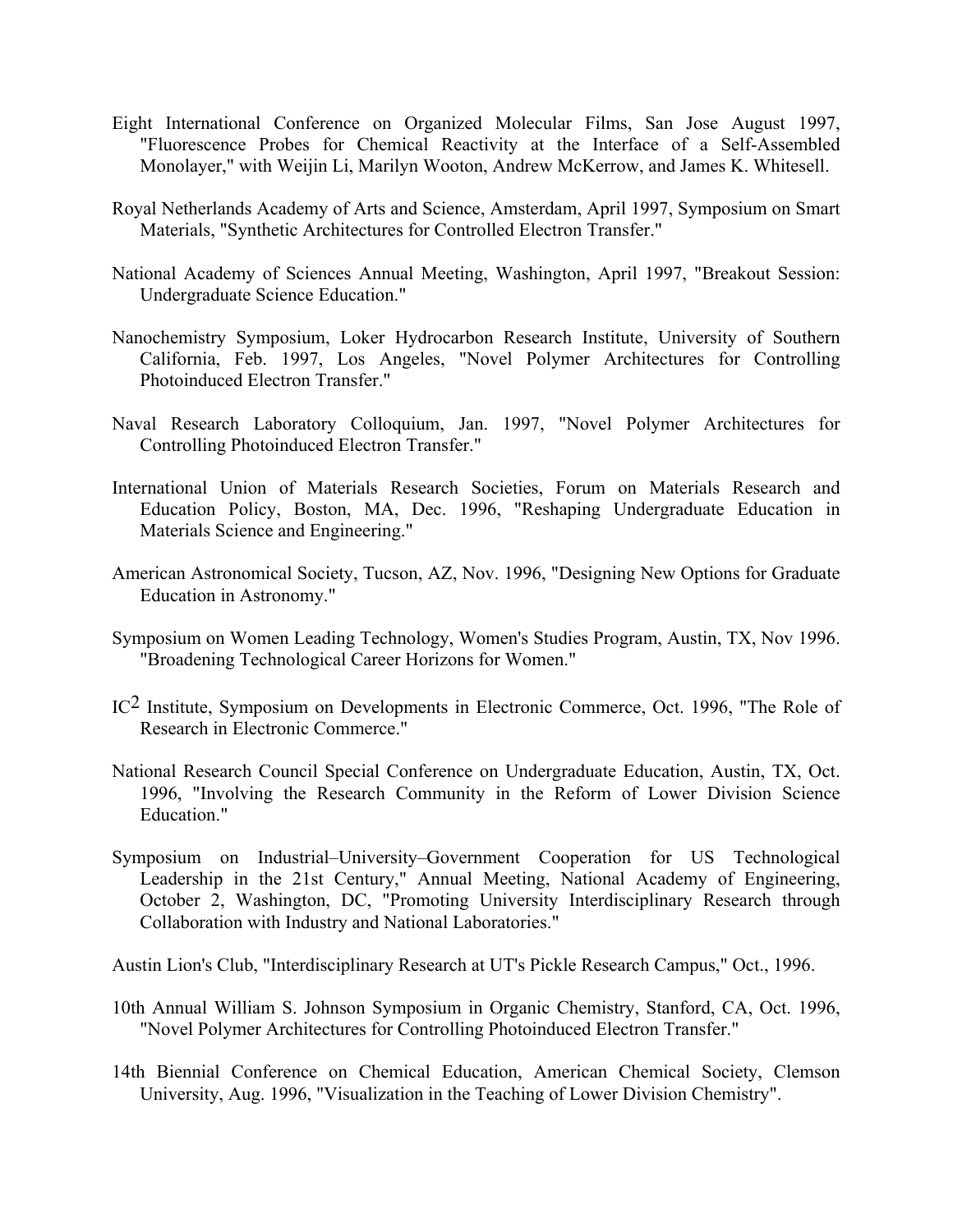Eight International Conference on Organized Molecular Films, San Jose August 1997, "Fluorescence Probes for Chemical Reactivity at the Interface of a Self-Assembled Monolayer," with Weijin Li, Marilyn Wooton, Andrew McKerrow, and James K. Whitesell.

Royal Netherlands Academy of Arts and Science, Amsterdam, April 1997, Symposium on Smart Materials, "Synthetic Architectures for Controlled Electron Transfer."

National Academy of Sciences Annual Meeting, Washington, April 1997, "Breakout Session: Undergraduate Science Education."

Nanochemistry Symposium, Loker Hydrocarbon Research Institute, University of Southern California, Feb. 1997, Los Angeles, "Novel Polymer Architectures for Controlling Photoinduced Electron Transfer."

Naval Research Laboratory Colloquium, Jan. 1997, "Novel Polymer Architectures for Controlling Photoinduced Electron Transfer."

International Union of Materials Research Societies, Forum on Materials Research and Education Policy, Boston, MA, Dec. 1996, "Reshaping Undergraduate Education in Materials Science and Engineering."

American Astronomical Society, Tucson, AZ, Nov. 1996, "Designing New Options for Graduate Education in Astronomy."

Symposium on Women Leading Technology, Women's Studies Program, Austin, TX, Nov 1996. "Broadening Technological Career Horizons for Women."

$IC^2$ Institute, Symposium on Developments in Electronic Commerce, Oct. 1996, "The Role of Research in Electronic Commerce."

National Research Council Special Conference on Undergraduate Education, Austin, TX, Oct. 1996, "Involving the Research Community in the Reform of Lower Division Science Education."

Symposium on Industrial–University–Government Cooperation for US Technological Leadership in the 21st Century," Annual Meeting, National Academy of Engineering, October 2, Washington, DC, "Promoting University Interdisciplinary Research through Collaboration with Industry and National Laboratories."

Austin Lion's Club, "Interdisciplinary Research at UT's Pickle Research Campus," Oct., 1996.

10th Annual William S. Johnson Symposium in Organic Chemistry, Stanford, CA, Oct. 1996, "Novel Polymer Architectures for Controlling Photoinduced Electron Transfer."

14th Biennial Conference on Chemical Education, American Chemical Society, Clemson University, Aug. 1996, "Visualization in the Teaching of Lower Division Chemistry".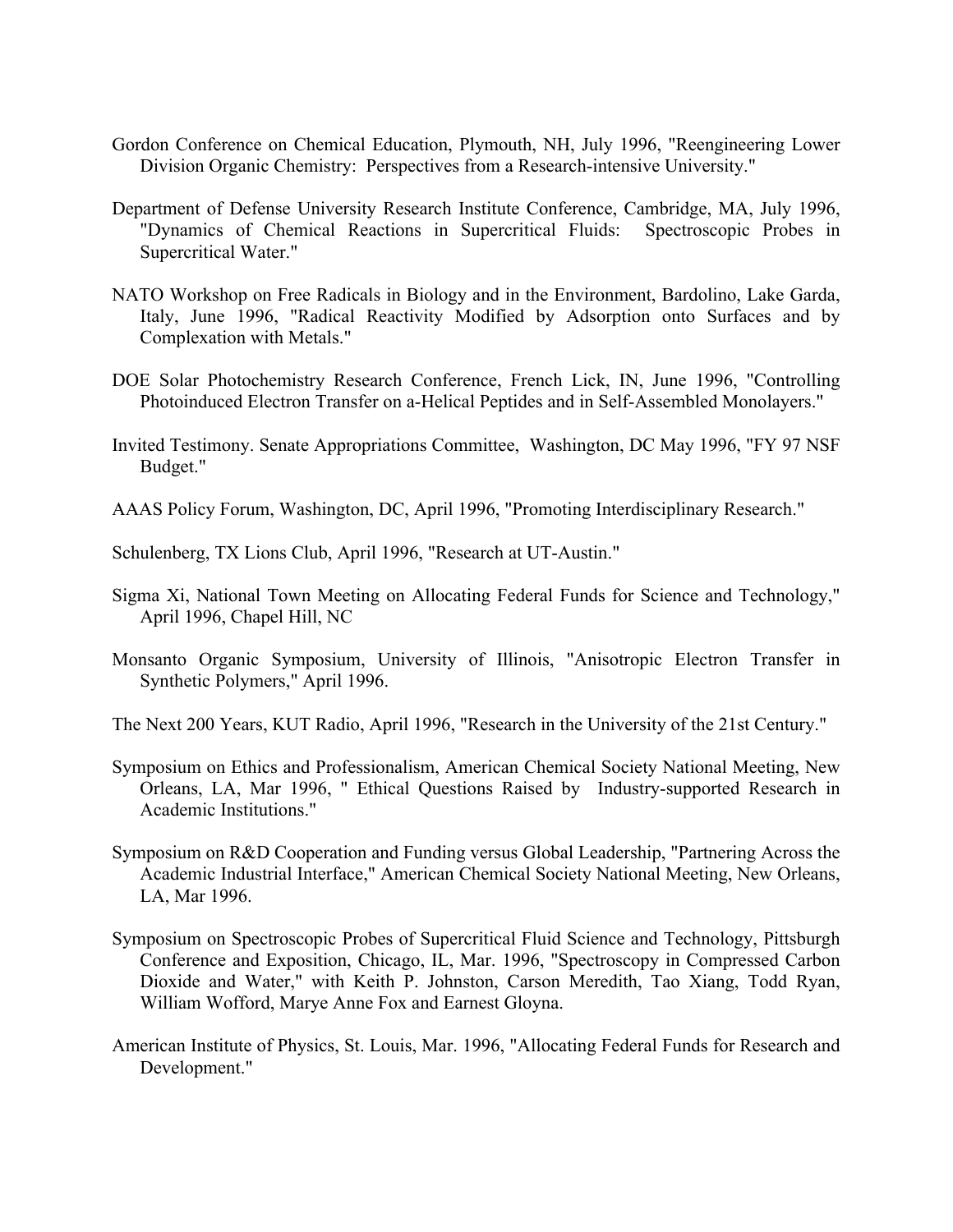Gordon Conference on Chemical Education, Plymouth, NH, July 1996, "Reengineering Lower Division Organic Chemistry: Perspectives from a Research-intensive University."

Department of Defense University Research Institute Conference, Cambridge, MA, July 1996, "Dynamics of Chemical Reactions in Supercritical Fluids: Spectroscopic Probes in Supercritical Water."

NATO Workshop on Free Radicals in Biology and in the Environment, Bardolino, Lake Garda, Italy, June 1996, "Radical Reactivity Modified by Adsorption onto Surfaces and by Complexation with Metals."

DOE Solar Photochemistry Research Conference, French Lick, IN, June 1996, "Controlling Photoinduced Electron Transfer on a-Helical Peptides and in Self-Assembled Monolayers."

Invited Testimony. Senate Appropriations Committee, Washington, DC May 1996, "FY 97 NSF Budget."

AAAS Policy Forum, Washington, DC, April 1996, "Promoting Interdisciplinary Research."

Schulenberg, TX Lions Club, April 1996, "Research at UT-Austin."

Sigma Xi, National Town Meeting on Allocating Federal Funds for Science and Technology," April 1996, Chapel Hill, NC

Monsanto Organic Symposium, University of Illinois, "Anisotropic Electron Transfer in Synthetic Polymers," April 1996.

The Next 200 Years, KUT Radio, April 1996, "Research in the University of the 21st Century."

Symposium on Ethics and Professionalism, American Chemical Society National Meeting, New Orleans, LA, Mar 1996, " Ethical Questions Raised by Industry-supported Research in Academic Institutions."

Symposium on R&D Cooperation and Funding versus Global Leadership, "Partnering Across the Academic Industrial Interface," American Chemical Society National Meeting, New Orleans, LA, Mar 1996.

Symposium on Spectroscopic Probes of Supercritical Fluid Science and Technology, Pittsburgh Conference and Exposition, Chicago, IL, Mar. 1996, "Spectroscopy in Compressed Carbon Dioxide and Water," with Keith P. Johnston, Carson Meredith, Tao Xiang, Todd Ryan, William Wofford, Marye Anne Fox and Earnest Gloyna.

American Institute of Physics, St. Louis, Mar. 1996, "Allocating Federal Funds for Research and Development."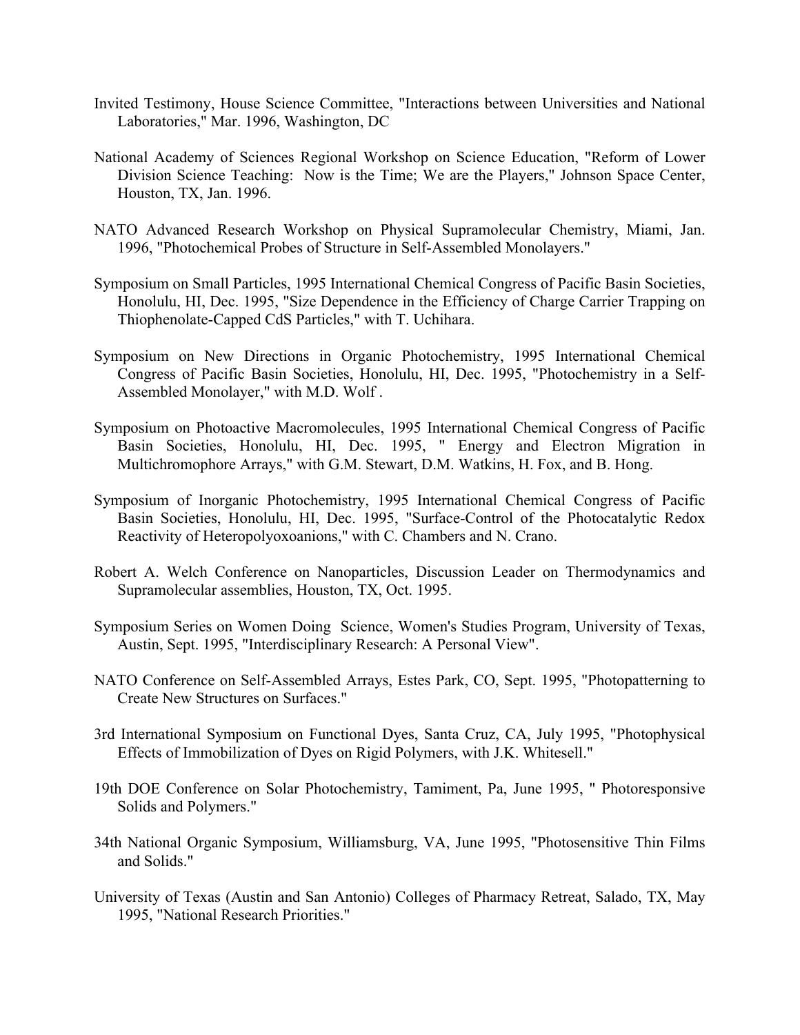Invited Testimony, House Science Committee, "Interactions between Universities and National Laboratories," Mar. 1996, Washington, DC

National Academy of Sciences Regional Workshop on Science Education, "Reform of Lower Division Science Teaching: Now is the Time; We are the Players," Johnson Space Center, Houston, TX, Jan. 1996.

NATO Advanced Research Workshop on Physical Supramolecular Chemistry, Miami, Jan. 1996, "Photochemical Probes of Structure in Self-Assembled Monolayers."

Symposium on Small Particles, 1995 International Chemical Congress of Pacific Basin Societies, Honolulu, HI, Dec. 1995, "Size Dependence in the Efficiency of Charge Carrier Trapping on Thiophenolate-Capped CdS Particles," with T. Uchihara.

Symposium on New Directions in Organic Photochemistry, 1995 International Chemical Congress of Pacific Basin Societies, Honolulu, HI, Dec. 1995, "Photochemistry in a Self-Assembled Monolayer," with M.D. Wolf .

Symposium on Photoactive Macromolecules, 1995 International Chemical Congress of Pacific Basin Societies, Honolulu, HI, Dec. 1995, " Energy and Electron Migration in Multichromophore Arrays," with G.M. Stewart, D.M. Watkins, H. Fox, and B. Hong.

Symposium of Inorganic Photochemistry, 1995 International Chemical Congress of Pacific Basin Societies, Honolulu, HI, Dec. 1995, "Surface-Control of the Photocatalytic Redox Reactivity of Heteropolyoxoanions," with C. Chambers and N. Crano.

Robert A. Welch Conference on Nanoparticles, Discussion Leader on Thermodynamics and Supramolecular assemblies, Houston, TX, Oct. 1995.

Symposium Series on Women Doing Science, Women's Studies Program, University of Texas, Austin, Sept. 1995, "Interdisciplinary Research: A Personal View".

NATO Conference on Self-Assembled Arrays, Estes Park, CO, Sept. 1995, "Photopatterning to Create New Structures on Surfaces."

3rd International Symposium on Functional Dyes, Santa Cruz, CA, July 1995, "Photophysical Effects of Immobilization of Dyes on Rigid Polymers, with J.K. Whitesell."

19th DOE Conference on Solar Photochemistry, Tamiment, Pa, June 1995, " Photoresponsive Solids and Polymers."

34th National Organic Symposium, Williamsburg, VA, June 1995, "Photosensitive Thin Films and Solids."

University of Texas (Austin and San Antonio) Colleges of Pharmacy Retreat, Salado, TX, May 1995, "National Research Priorities."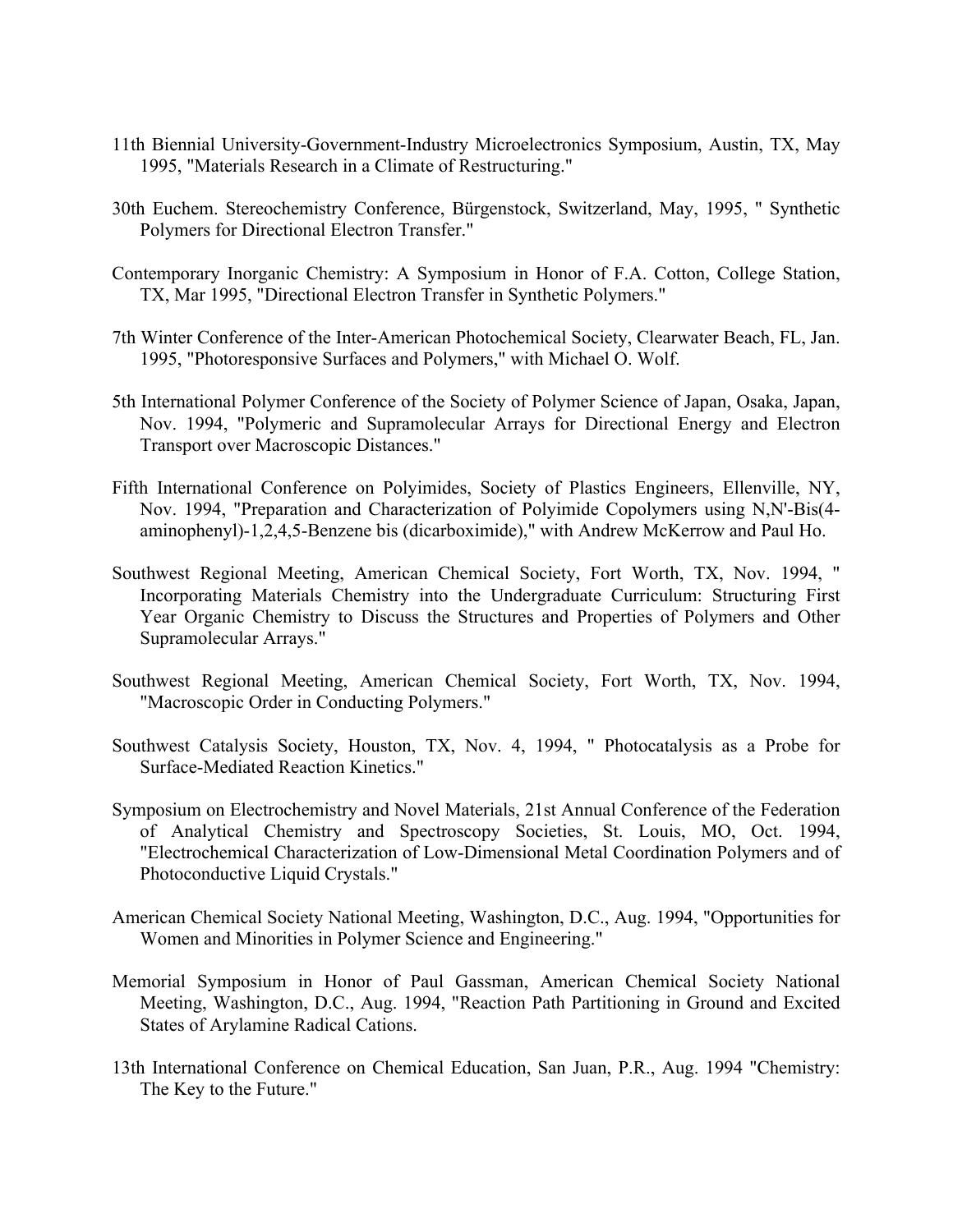11th Biennial University-Government-Industry Microelectronics Symposium, Austin, TX, May 1995, "Materials Research in a Climate of Restructuring."

30th Euchem. Stereochemistry Conference, Bürgenstock, Switzerland, May, 1995, " Synthetic Polymers for Directional Electron Transfer."

Contemporary Inorganic Chemistry: A Symposium in Honor of F.A. Cotton, College Station, TX, Mar 1995, "Directional Electron Transfer in Synthetic Polymers."

7th Winter Conference of the Inter-American Photochemical Society, Clearwater Beach, FL, Jan. 1995, "Photoresponsive Surfaces and Polymers," with Michael O. Wolf.

5th International Polymer Conference of the Society of Polymer Science of Japan, Osaka, Japan, Nov. 1994, "Polymeric and Supramolecular Arrays for Directional Energy and Electron Transport over Macroscopic Distances."

Fifth International Conference on Polyimides, Society of Plastics Engineers, Ellenville, NY, Nov. 1994, "Preparation and Characterization of Polyimide Copolymers using N,N'-Bis(4-aminophenyl)-1,2,4,5-Benzene bis (dicarboximide)," with Andrew McKerrow and Paul Ho.

Southwest Regional Meeting, American Chemical Society, Fort Worth, TX, Nov. 1994, " Incorporating Materials Chemistry into the Undergraduate Curriculum: Structuring First Year Organic Chemistry to Discuss the Structures and Properties of Polymers and Other Supramolecular Arrays."

Southwest Regional Meeting, American Chemical Society, Fort Worth, TX, Nov. 1994, "Macroscopic Order in Conducting Polymers."

Southwest Catalysis Society, Houston, TX, Nov. 4, 1994, " Photocatalysis as a Probe for Surface-Mediated Reaction Kinetics."

Symposium on Electrochemistry and Novel Materials, 21st Annual Conference of the Federation of Analytical Chemistry and Spectroscopy Societies, St. Louis, MO, Oct. 1994, "Electrochemical Characterization of Low-Dimensional Metal Coordination Polymers and of Photoconductive Liquid Crystals."

American Chemical Society National Meeting, Washington, D.C., Aug. 1994, "Opportunities for Women and Minorities in Polymer Science and Engineering."

Memorial Symposium in Honor of Paul Gassman, American Chemical Society National Meeting, Washington, D.C., Aug. 1994, "Reaction Path Partitioning in Ground and Excited States of Arylamine Radical Cations.

13th International Conference on Chemical Education, San Juan, P.R., Aug. 1994 "Chemistry: The Key to the Future."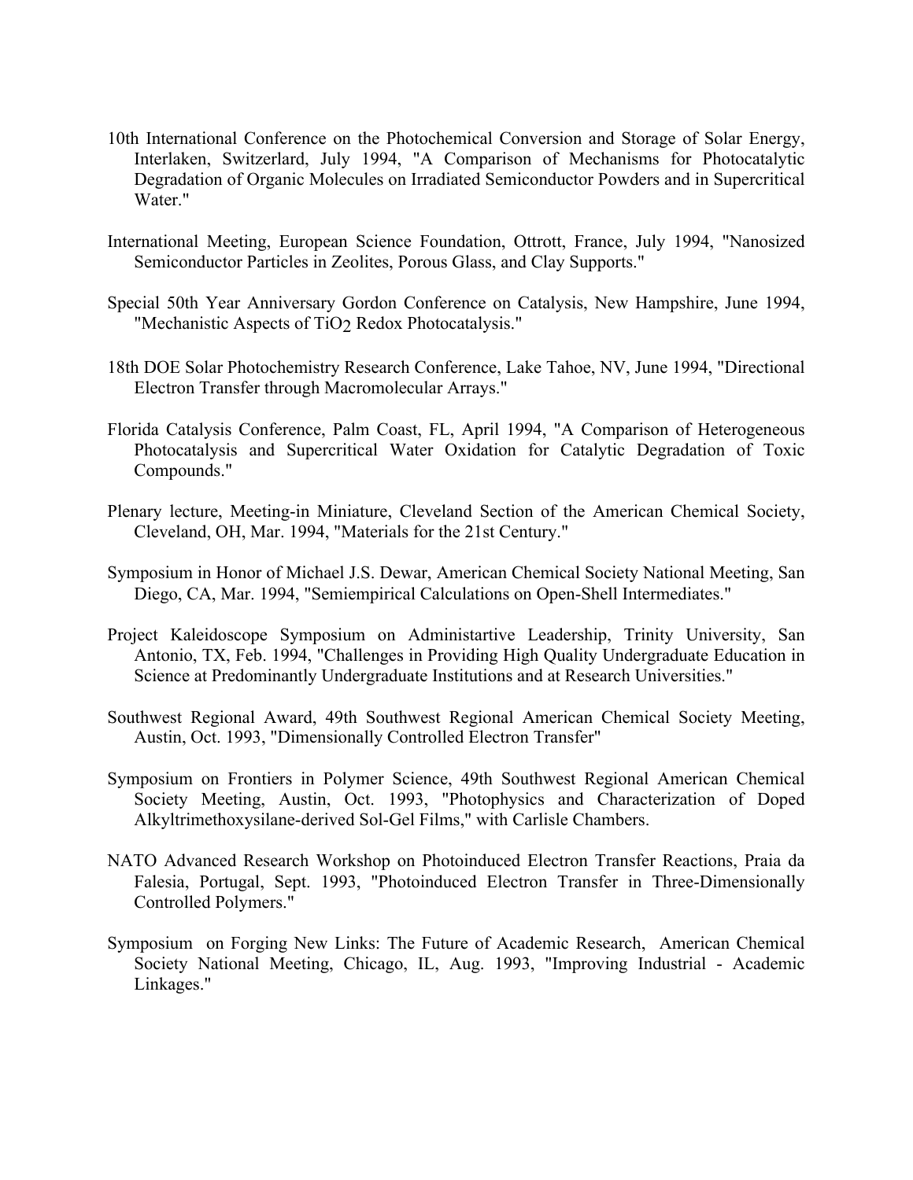10th International Conference on the Photochemical Conversion and Storage of Solar Energy, Interlaken, Switzerlard, July 1994, "A Comparison of Mechanisms for Photocatalytic Degradation of Organic Molecules on Irradiated Semiconductor Powders and in Supercritical Water."

International Meeting, European Science Foundation, Ottrott, France, July 1994, "Nanosized Semiconductor Particles in Zeolites, Porous Glass, and Clay Supports."

Special 50th Year Anniversary Gordon Conference on Catalysis, New Hampshire, June 1994, "Mechanistic Aspects of $TiO_2$ Redox Photocatalysis."

18th DOE Solar Photochemistry Research Conference, Lake Tahoe, NV, June 1994, "Directional Electron Transfer through Macromolecular Arrays."

Florida Catalysis Conference, Palm Coast, FL, April 1994, "A Comparison of Heterogeneous Photocatalysis and Supercritical Water Oxidation for Catalytic Degradation of Toxic Compounds."

Plenary lecture, Meeting-in Miniature, Cleveland Section of the American Chemical Society, Cleveland, OH, Mar. 1994, "Materials for the 21st Century."

Symposium in Honor of Michael J.S. Dewar, American Chemical Society National Meeting, San Diego, CA, Mar. 1994, "Semiempirical Calculations on Open-Shell Intermediates."

Project Kaleidoscope Symposium on Administartive Leadership, Trinity University, San Antonio, TX, Feb. 1994, "Challenges in Providing High Quality Undergraduate Education in Science at Predominantly Undergraduate Institutions and at Research Universities."

Southwest Regional Award, 49th Southwest Regional American Chemical Society Meeting, Austin, Oct. 1993, "Dimensionally Controlled Electron Transfer"

Symposium on Frontiers in Polymer Science, 49th Southwest Regional American Chemical Society Meeting, Austin, Oct. 1993, "Photophysics and Characterization of Doped Alkyltrimethoxysilane-derived Sol-Gel Films," with Carlisle Chambers.

NATO Advanced Research Workshop on Photoinduced Electron Transfer Reactions, Praia da Falesia, Portugal, Sept. 1993, "Photoinduced Electron Transfer in Three-Dimensionally Controlled Polymers."

Symposium on Forging New Links: The Future of Academic Research, American Chemical Society National Meeting, Chicago, IL, Aug. 1993, "Improving Industrial - Academic Linkages."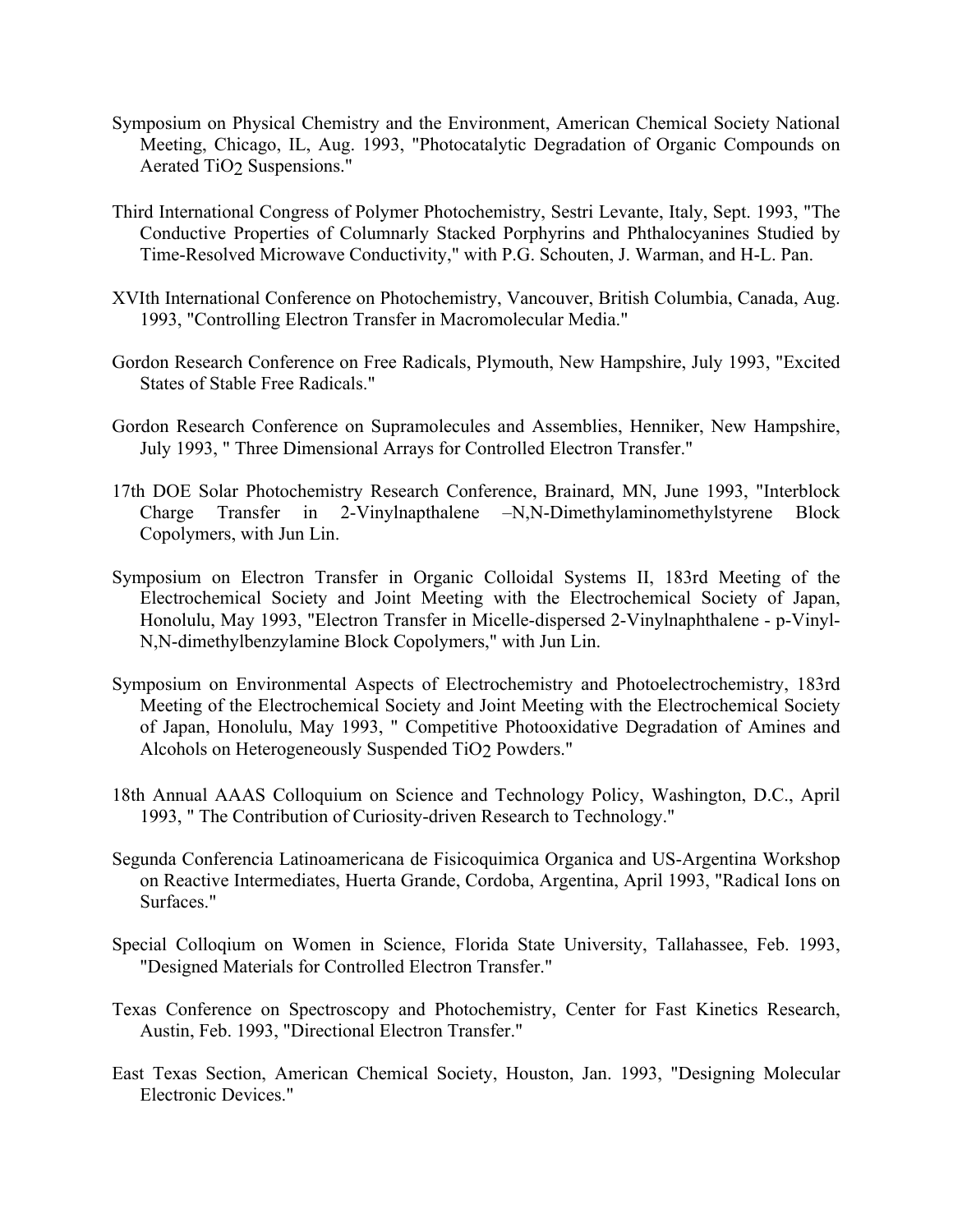Symposium on Physical Chemistry and the Environment, American Chemical Society National Meeting, Chicago, IL, Aug. 1993, "Photocatalytic Degradation of Organic Compounds on Aerated $TiO_2$ Suspensions."

Third International Congress of Polymer Photochemistry, Sestri Levante, Italy, Sept. 1993, "The Conductive Properties of Columnarly Stacked Porphyrins and Phthalocyanines Studied by Time-Resolved Microwave Conductivity," with P.G. Schouten, J. Warman, and H-L. Pan.

XVIth International Conference on Photochemistry, Vancouver, British Columbia, Canada, Aug. 1993, "Controlling Electron Transfer in Macromolecular Media."

Gordon Research Conference on Free Radicals, Plymouth, New Hampshire, July 1993, "Excited States of Stable Free Radicals."

Gordon Research Conference on Supramolecules and Assemblies, Henniker, New Hampshire, July 1993, " Three Dimensional Arrays for Controlled Electron Transfer."

17th DOE Solar Photochemistry Research Conference, Brainard, MN, June 1993, "Interblock Charge Transfer in 2-Vinylnapthalene –N,N-Dimethylaminomethylstyrene Block Copolymers, with Jun Lin.

Symposium on Electron Transfer in Organic Colloidal Systems II, 183rd Meeting of the Electrochemical Society and Joint Meeting with the Electrochemical Society of Japan, Honolulu, May 1993, "Electron Transfer in Micelle-dispersed 2-Vinylnaphthalene - p-Vinyl-N,N-dimethylbenzylamine Block Copolymers," with Jun Lin.

Symposium on Environmental Aspects of Electrochemistry and Photoelectrochemistry, 183rd Meeting of the Electrochemical Society and Joint Meeting with the Electrochemical Society of Japan, Honolulu, May 1993, " Competitive Photooxidative Degradation of Amines and Alcohols on Heterogeneously Suspended $TiO_2$ Powders."

18th Annual AAAS Colloquium on Science and Technology Policy, Washington, D.C., April 1993, " The Contribution of Curiosity-driven Research to Technology."

Segunda Conferencia Latinoamericana de Fisicoquimica Organica and US-Argentina Workshop on Reactive Intermediates, Huerta Grande, Cordoba, Argentina, April 1993, "Radical Ions on Surfaces."

Special Colloqium on Women in Science, Florida State University, Tallahassee, Feb. 1993, "Designed Materials for Controlled Electron Transfer."

Texas Conference on Spectroscopy and Photochemistry, Center for Fast Kinetics Research, Austin, Feb. 1993, "Directional Electron Transfer."

East Texas Section, American Chemical Society, Houston, Jan. 1993, "Designing Molecular Electronic Devices."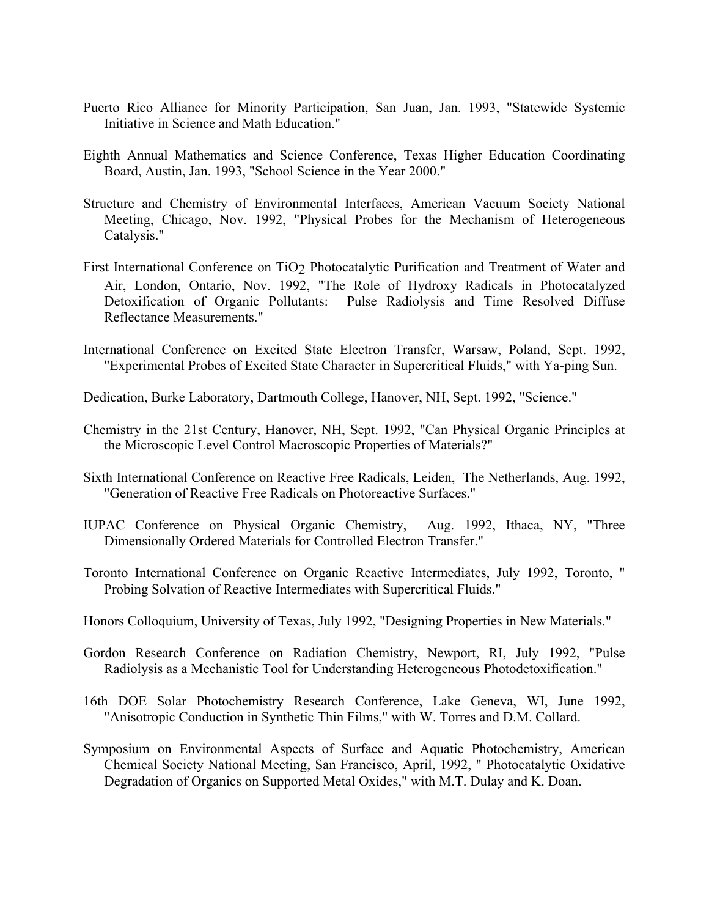Puerto Rico Alliance for Minority Participation, San Juan, Jan. 1993, "Statewide Systemic Initiative in Science and Math Education."

Eighth Annual Mathematics and Science Conference, Texas Higher Education Coordinating Board, Austin, Jan. 1993, "School Science in the Year 2000."

Structure and Chemistry of Environmental Interfaces, American Vacuum Society National Meeting, Chicago, Nov. 1992, "Physical Probes for the Mechanism of Heterogeneous Catalysis."

First International Conference on $TiO_2$ Photocatalytic Purification and Treatment of Water and Air, London, Ontario, Nov. 1992, "The Role of Hydroxy Radicals in Photocatalyzed Detoxification of Organic Pollutants: Pulse Radiolysis and Time Resolved Diffuse Reflectance Measurements."

International Conference on Excited State Electron Transfer, Warsaw, Poland, Sept. 1992, "Experimental Probes of Excited State Character in Supercritical Fluids," with Ya-ping Sun.

Dedication, Burke Laboratory, Dartmouth College, Hanover, NH, Sept. 1992, "Science."

Chemistry in the 21st Century, Hanover, NH, Sept. 1992, "Can Physical Organic Principles at the Microscopic Level Control Macroscopic Properties of Materials?"

Sixth International Conference on Reactive Free Radicals, Leiden, The Netherlands, Aug. 1992, "Generation of Reactive Free Radicals on Photoreactive Surfaces."

IUPAC Conference on Physical Organic Chemistry, Aug. 1992, Ithaca, NY, "Three Dimensionally Ordered Materials for Controlled Electron Transfer."

Toronto International Conference on Organic Reactive Intermediates, July 1992, Toronto, " Probing Solvation of Reactive Intermediates with Supercritical Fluids."

Honors Colloquium, University of Texas, July 1992, "Designing Properties in New Materials."

Gordon Research Conference on Radiation Chemistry, Newport, RI, July 1992, "Pulse Radiolysis as a Mechanistic Tool for Understanding Heterogeneous Photodetoxification."

16th DOE Solar Photochemistry Research Conference, Lake Geneva, WI, June 1992, "Anisotropic Conduction in Synthetic Thin Films," with W. Torres and D.M. Collard.

Symposium on Environmental Aspects of Surface and Aquatic Photochemistry, American Chemical Society National Meeting, San Francisco, April, 1992, " Photocatalytic Oxidative Degradation of Organics on Supported Metal Oxides," with M.T. Dulay and K. Doan.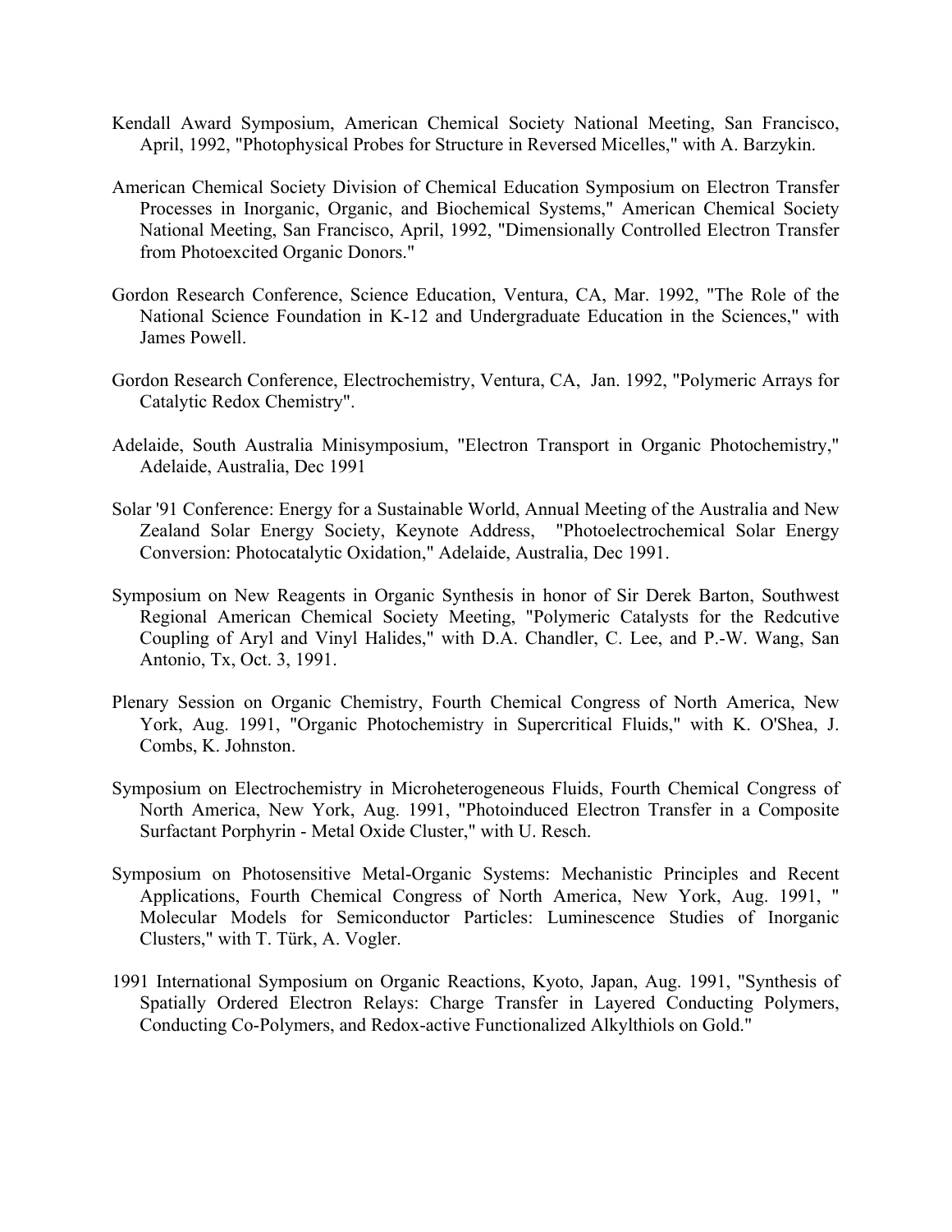Kendall Award Symposium, American Chemical Society National Meeting, San Francisco, April, 1992, "Photophysical Probes for Structure in Reversed Micelles," with A. Barzykin.

American Chemical Society Division of Chemical Education Symposium on Electron Transfer Processes in Inorganic, Organic, and Biochemical Systems," American Chemical Society National Meeting, San Francisco, April, 1992, "Dimensionally Controlled Electron Transfer from Photoexcited Organic Donors."

Gordon Research Conference, Science Education, Ventura, CA, Mar. 1992, "The Role of the National Science Foundation in K-12 and Undergraduate Education in the Sciences," with James Powell.

Gordon Research Conference, Electrochemistry, Ventura, CA, Jan. 1992, "Polymeric Arrays for Catalytic Redox Chemistry".

Adelaide, South Australia Minisymposium, "Electron Transport in Organic Photochemistry," Adelaide, Australia, Dec 1991

Solar '91 Conference: Energy for a Sustainable World, Annual Meeting of the Australia and New Zealand Solar Energy Society, Keynote Address, "Photoelectrochemical Solar Energy Conversion: Photocatalytic Oxidation," Adelaide, Australia, Dec 1991.

Symposium on New Reagents in Organic Synthesis in honor of Sir Derek Barton, Southwest Regional American Chemical Society Meeting, "Polymeric Catalysts for the Redcutive Coupling of Aryl and Vinyl Halides," with D.A. Chandler, C. Lee, and P.-W. Wang, San Antonio, Tx, Oct. 3, 1991.

Plenary Session on Organic Chemistry, Fourth Chemical Congress of North America, New York, Aug. 1991, "Organic Photochemistry in Supercritical Fluids," with K. O'Shea, J. Combs, K. Johnston.

Symposium on Electrochemistry in Microheterogeneous Fluids, Fourth Chemical Congress of North America, New York, Aug. 1991, "Photoinduced Electron Transfer in a Composite Surfactant Porphyrin - Metal Oxide Cluster," with U. Resch.

Symposium on Photosensitive Metal-Organic Systems: Mechanistic Principles and Recent Applications, Fourth Chemical Congress of North America, New York, Aug. 1991, " Molecular Models for Semiconductor Particles: Luminescence Studies of Inorganic Clusters," with T. Türk, A. Vogler.

1991 International Symposium on Organic Reactions, Kyoto, Japan, Aug. 1991, "Synthesis of Spatially Ordered Electron Relays: Charge Transfer in Layered Conducting Polymers, Conducting Co-Polymers, and Redox-active Functionalized Alkylthiols on Gold."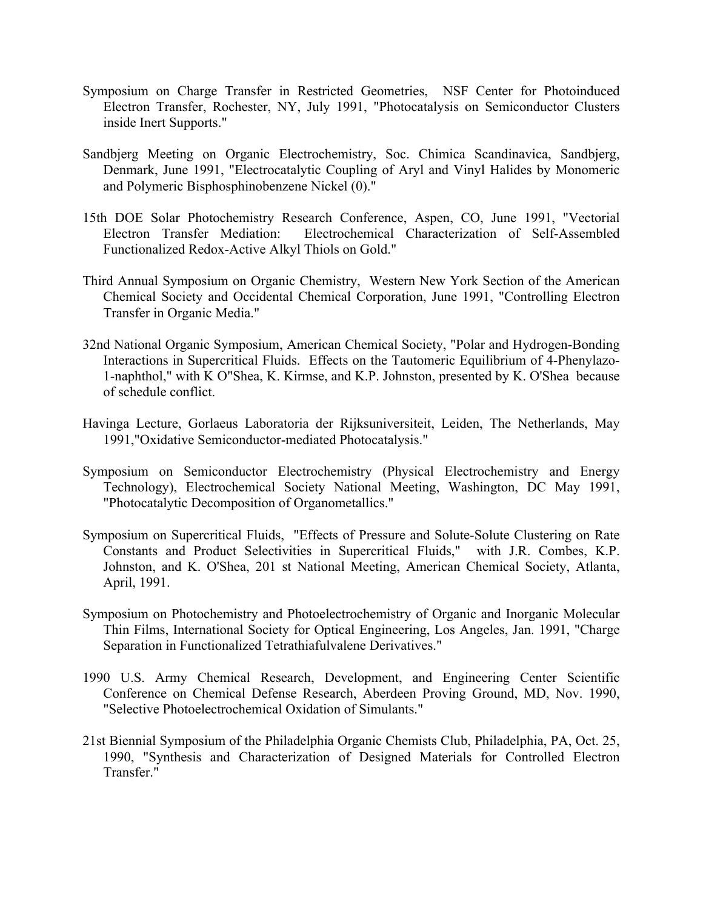Symposium on Charge Transfer in Restricted Geometries, NSF Center for Photoinduced Electron Transfer, Rochester, NY, July 1991, "Photocatalysis on Semiconductor Clusters inside Inert Supports."

Sandbjerg Meeting on Organic Electrochemistry, Soc. Chimica Scandinavica, Sandbjerg, Denmark, June 1991, "Electrocatalytic Coupling of Aryl and Vinyl Halides by Monomeric and Polymeric Bisphosphinobenzene Nickel (0)."

15th DOE Solar Photochemistry Research Conference, Aspen, CO, June 1991, "Vectorial Electron Transfer Mediation: Electrochemical Characterization of Self-Assembled Functionalized Redox-Active Alkyl Thiols on Gold."

Third Annual Symposium on Organic Chemistry, Western New York Section of the American Chemical Society and Occidental Chemical Corporation, June 1991, "Controlling Electron Transfer in Organic Media."

32nd National Organic Symposium, American Chemical Society, "Polar and Hydrogen-Bonding Interactions in Supercritical Fluids. Effects on the Tautomeric Equilibrium of 4-Phenylazo-1-naphthol," with K O"Shea, K. Kirmse, and K.P. Johnston, presented by K. O'Shea because of schedule conflict.

Havinga Lecture, Gorlaeus Laboratoria der Rijksuniversiteit, Leiden, The Netherlands, May 1991,"Oxidative Semiconductor-mediated Photocatalysis."

Symposium on Semiconductor Electrochemistry (Physical Electrochemistry and Energy Technology), Electrochemical Society National Meeting, Washington, DC May 1991, "Photocatalytic Decomposition of Organometallics."

Symposium on Supercritical Fluids, "Effects of Pressure and Solute-Solute Clustering on Rate Constants and Product Selectivities in Supercritical Fluids," with J.R. Combes, K.P. Johnston, and K. O'Shea, 201 st National Meeting, American Chemical Society, Atlanta, April, 1991.

Symposium on Photochemistry and Photoelectrochemistry of Organic and Inorganic Molecular Thin Films, International Society for Optical Engineering, Los Angeles, Jan. 1991, "Charge Separation in Functionalized Tetrathiafulvalene Derivatives."

1990 U.S. Army Chemical Research, Development, and Engineering Center Scientific Conference on Chemical Defense Research, Aberdeen Proving Ground, MD, Nov. 1990, "Selective Photoelectrochemical Oxidation of Simulants."

21st Biennial Symposium of the Philadelphia Organic Chemists Club, Philadelphia, PA, Oct. 25, 1990, "Synthesis and Characterization of Designed Materials for Controlled Electron Transfer."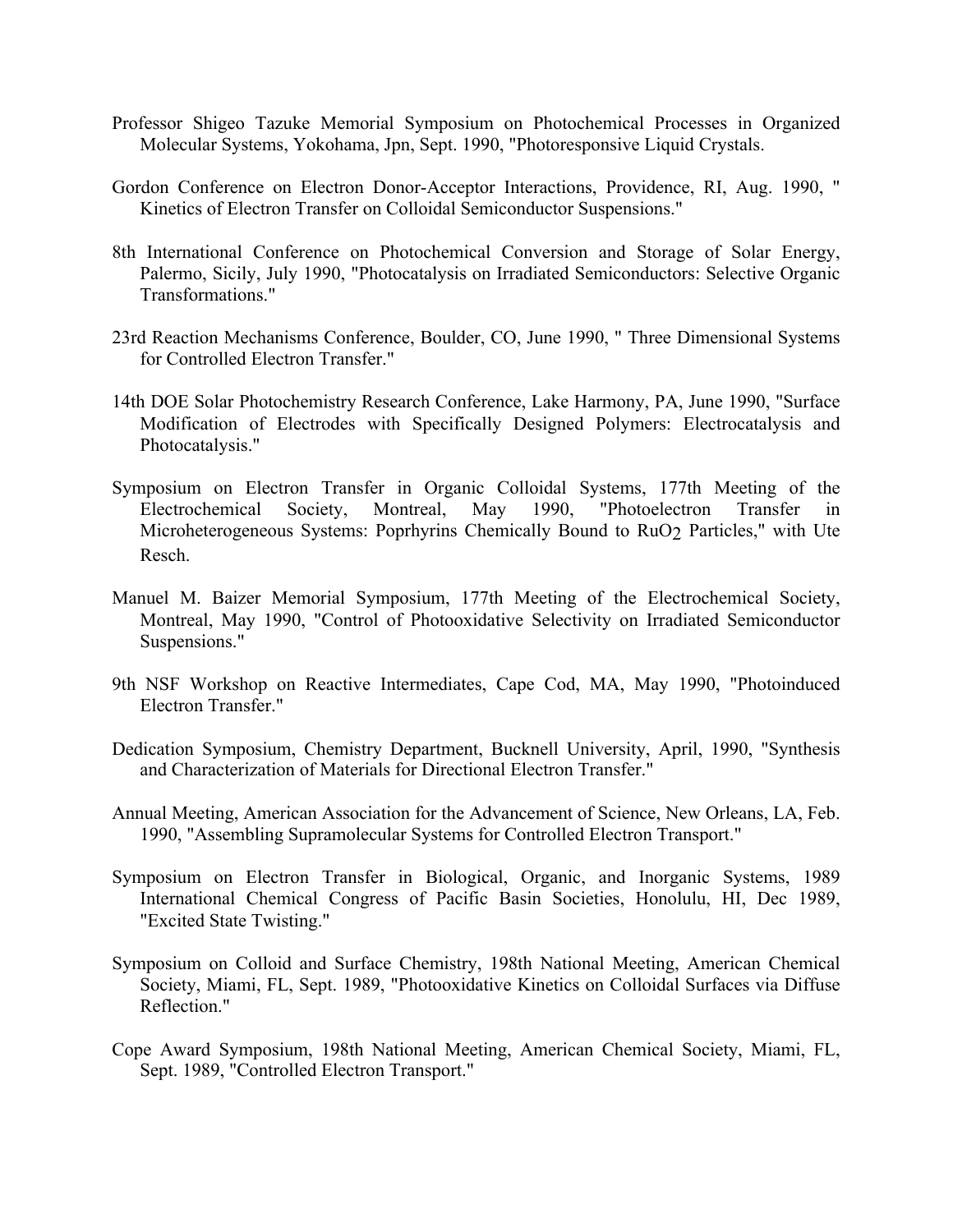Professor Shigeo Tazuke Memorial Symposium on Photochemical Processes in Organized Molecular Systems, Yokohama, Jpn, Sept. 1990, "Photoresponsive Liquid Crystals.

Gordon Conference on Electron Donor-Acceptor Interactions, Providence, RI, Aug. 1990, " Kinetics of Electron Transfer on Colloidal Semiconductor Suspensions."

8th International Conference on Photochemical Conversion and Storage of Solar Energy, Palermo, Sicily, July 1990, "Photocatalysis on Irradiated Semiconductors: Selective Organic Transformations."

23rd Reaction Mechanisms Conference, Boulder, CO, June 1990, " Three Dimensional Systems for Controlled Electron Transfer."

14th DOE Solar Photochemistry Research Conference, Lake Harmony, PA, June 1990, "Surface Modification of Electrodes with Specifically Designed Polymers: Electrocatalysis and Photocatalysis."

Symposium on Electron Transfer in Organic Colloidal Systems, 177th Meeting of the Electrochemical Society, Montreal, May 1990, "Photoelectron Transfer in Microheterogeneous Systems: Poprhyrins Chemically Bound to $RuO_2$ Particles," with Ute Resch.

Manuel M. Baizer Memorial Symposium, 177th Meeting of the Electrochemical Society, Montreal, May 1990, "Control of Photooxidative Selectivity on Irradiated Semiconductor Suspensions."

9th NSF Workshop on Reactive Intermediates, Cape Cod, MA, May 1990, "Photoinduced Electron Transfer."

Dedication Symposium, Chemistry Department, Bucknell University, April, 1990, "Synthesis and Characterization of Materials for Directional Electron Transfer."

Annual Meeting, American Association for the Advancement of Science, New Orleans, LA, Feb. 1990, "Assembling Supramolecular Systems for Controlled Electron Transport."

Symposium on Electron Transfer in Biological, Organic, and Inorganic Systems, 1989 International Chemical Congress of Pacific Basin Societies, Honolulu, HI, Dec 1989, "Excited State Twisting."

Symposium on Colloid and Surface Chemistry, 198th National Meeting, American Chemical Society, Miami, FL, Sept. 1989, "Photooxidative Kinetics on Colloidal Surfaces via Diffuse Reflection."

Cope Award Symposium, 198th National Meeting, American Chemical Society, Miami, FL, Sept. 1989, "Controlled Electron Transport."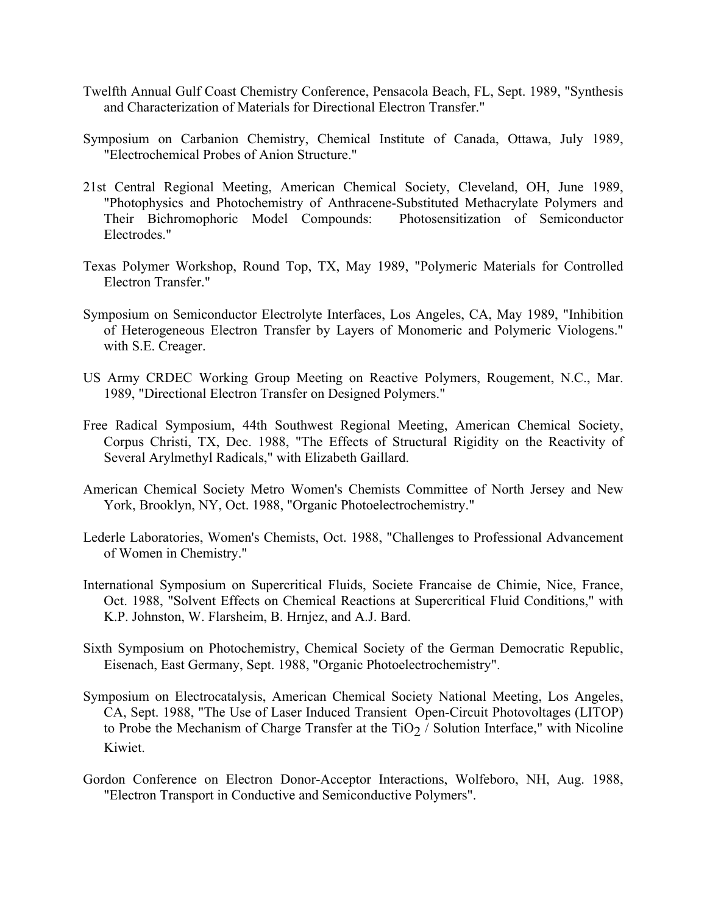Twelfth Annual Gulf Coast Chemistry Conference, Pensacola Beach, FL, Sept. 1989, "Synthesis and Characterization of Materials for Directional Electron Transfer."

Symposium on Carbanion Chemistry, Chemical Institute of Canada, Ottawa, July 1989, "Electrochemical Probes of Anion Structure."

21st Central Regional Meeting, American Chemical Society, Cleveland, OH, June 1989, "Photophysics and Photochemistry of Anthracene-Substituted Methacrylate Polymers and Their Bichromophoric Model Compounds: Photosensitization of Semiconductor Electrodes."

Texas Polymer Workshop, Round Top, TX, May 1989, "Polymeric Materials for Controlled Electron Transfer."

Symposium on Semiconductor Electrolyte Interfaces, Los Angeles, CA, May 1989, "Inhibition of Heterogeneous Electron Transfer by Layers of Monomeric and Polymeric Viologens." with S.E. Creager.

US Army CRDEC Working Group Meeting on Reactive Polymers, Rougement, N.C., Mar. 1989, "Directional Electron Transfer on Designed Polymers."

Free Radical Symposium, 44th Southwest Regional Meeting, American Chemical Society, Corpus Christi, TX, Dec. 1988, "The Effects of Structural Rigidity on the Reactivity of Several Arylmethyl Radicals," with Elizabeth Gaillard.

American Chemical Society Metro Women's Chemists Committee of North Jersey and New York, Brooklyn, NY, Oct. 1988, "Organic Photoelectrochemistry."

Lederle Laboratories, Women's Chemists, Oct. 1988, "Challenges to Professional Advancement of Women in Chemistry."

International Symposium on Supercritical Fluids, Societe Francaise de Chimie, Nice, France, Oct. 1988, "Solvent Effects on Chemical Reactions at Supercritical Fluid Conditions," with K.P. Johnston, W. Flarsheim, B. Hrnjez, and A.J. Bard.

Sixth Symposium on Photochemistry, Chemical Society of the German Democratic Republic, Eisenach, East Germany, Sept. 1988, "Organic Photoelectrochemistry".

Symposium on Electrocatalysis, American Chemical Society National Meeting, Los Angeles, CA, Sept. 1988, "The Use of Laser Induced Transient Open-Circuit Photovoltages (LITOP) to Probe the Mechanism of Charge Transfer at the $TiO_2$ / Solution Interface," with Nicoline Kiwiet.

Gordon Conference on Electron Donor-Acceptor Interactions, Wolfeboro, NH, Aug. 1988, "Electron Transport in Conductive and Semiconductive Polymers".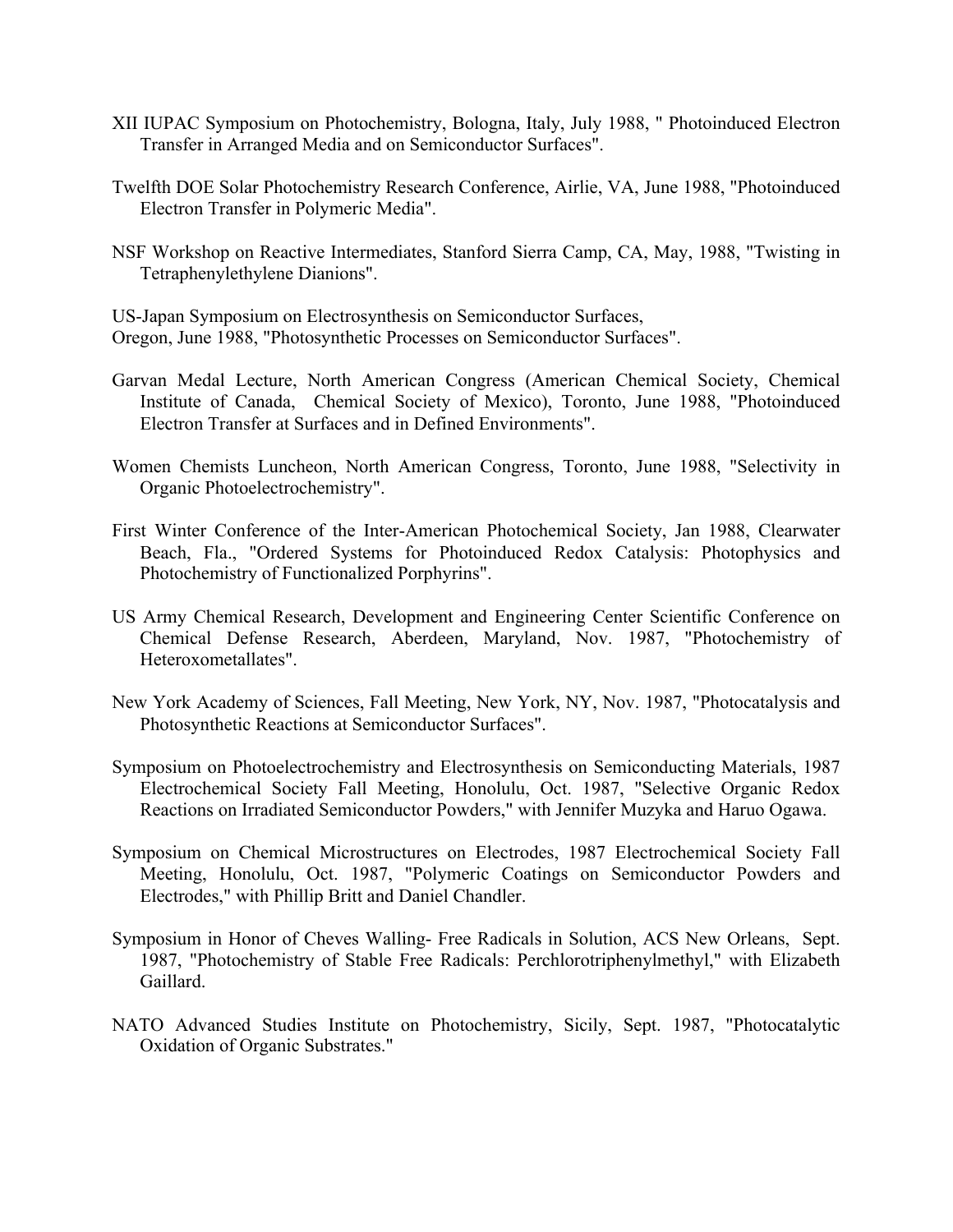XII IUPAC Symposium on Photochemistry, Bologna, Italy, July 1988, " Photoinduced Electron Transfer in Arranged Media and on Semiconductor Surfaces".

Twelfth DOE Solar Photochemistry Research Conference, Airlie, VA, June 1988, "Photoinduced Electron Transfer in Polymeric Media".

NSF Workshop on Reactive Intermediates, Stanford Sierra Camp, CA, May, 1988, "Twisting in Tetraphenylethylene Dianions".

US-Japan Symposium on Electrosynthesis on Semiconductor Surfaces, Oregon, June 1988, "Photosynthetic Processes on Semiconductor Surfaces".

Garvan Medal Lecture, North American Congress (American Chemical Society, Chemical Institute of Canada, Chemical Society of Mexico), Toronto, June 1988, "Photoinduced Electron Transfer at Surfaces and in Defined Environments".

Women Chemists Luncheon, North American Congress, Toronto, June 1988, "Selectivity in Organic Photoelectrochemistry".

First Winter Conference of the Inter-American Photochemical Society, Jan 1988, Clearwater Beach, Fla., "Ordered Systems for Photoinduced Redox Catalysis: Photophysics and Photochemistry of Functionalized Porphyrins".

US Army Chemical Research, Development and Engineering Center Scientific Conference on Chemical Defense Research, Aberdeen, Maryland, Nov. 1987, "Photochemistry of Heteroxometallates".

New York Academy of Sciences, Fall Meeting, New York, NY, Nov. 1987, "Photocatalysis and Photosynthetic Reactions at Semiconductor Surfaces".

Symposium on Photoelectrochemistry and Electrosynthesis on Semiconducting Materials, 1987 Electrochemical Society Fall Meeting, Honolulu, Oct. 1987, "Selective Organic Redox Reactions on Irradiated Semiconductor Powders," with Jennifer Muzyka and Haruo Ogawa.

Symposium on Chemical Microstructures on Electrodes, 1987 Electrochemical Society Fall Meeting, Honolulu, Oct. 1987, "Polymeric Coatings on Semiconductor Powders and Electrodes," with Phillip Britt and Daniel Chandler.

Symposium in Honor of Cheves Walling- Free Radicals in Solution, ACS New Orleans, Sept. 1987, "Photochemistry of Stable Free Radicals: Perchlorotriphenylmethyl," with Elizabeth Gaillard.

NATO Advanced Studies Institute on Photochemistry, Sicily, Sept. 1987, "Photocatalytic Oxidation of Organic Substrates."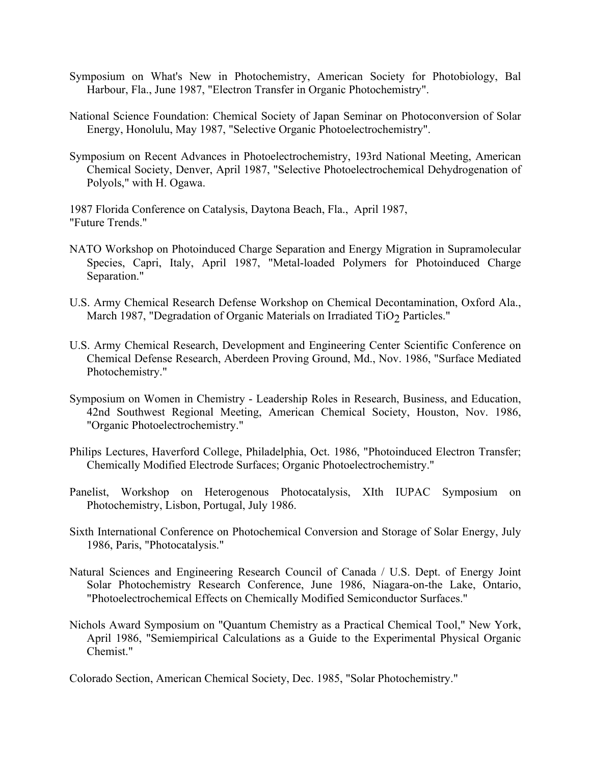Symposium on What's New in Photochemistry, American Society for Photobiology, Bal Harbour, Fla., June 1987, "Electron Transfer in Organic Photochemistry".

National Science Foundation: Chemical Society of Japan Seminar on Photoconversion of Solar Energy, Honolulu, May 1987, "Selective Organic Photoelectrochemistry".

Symposium on Recent Advances in Photoelectrochemistry, 193rd National Meeting, American Chemical Society, Denver, April 1987, "Selective Photoelectrochemical Dehydrogenation of Polyols," with H. Ogawa.

1987 Florida Conference on Catalysis, Daytona Beach, Fla., April 1987, "Future Trends."

NATO Workshop on Photoinduced Charge Separation and Energy Migration in Supramolecular Species, Capri, Italy, April 1987, "Metal-loaded Polymers for Photoinduced Charge Separation."

U.S. Army Chemical Research Defense Workshop on Chemical Decontamination, Oxford Ala., March 1987, "Degradation of Organic Materials on Irradiated $TiO_2$ Particles."

U.S. Army Chemical Research, Development and Engineering Center Scientific Conference on Chemical Defense Research, Aberdeen Proving Ground, Md., Nov. 1986, "Surface Mediated Photochemistry."

Symposium on Women in Chemistry - Leadership Roles in Research, Business, and Education, 42nd Southwest Regional Meeting, American Chemical Society, Houston, Nov. 1986, "Organic Photoelectrochemistry."

Philips Lectures, Haverford College, Philadelphia, Oct. 1986, "Photoinduced Electron Transfer; Chemically Modified Electrode Surfaces; Organic Photoelectrochemistry."

Panelist, Workshop on Heterogenous Photocatalysis, XIth IUPAC Symposium on Photochemistry, Lisbon, Portugal, July 1986.

Sixth International Conference on Photochemical Conversion and Storage of Solar Energy, July 1986, Paris, "Photocatalysis."

Natural Sciences and Engineering Research Council of Canada / U.S. Dept. of Energy Joint Solar Photochemistry Research Conference, June 1986, Niagara-on-the Lake, Ontario, "Photoelectrochemical Effects on Chemically Modified Semiconductor Surfaces."

Nichols Award Symposium on "Quantum Chemistry as a Practical Chemical Tool," New York, April 1986, "Semiempirical Calculations as a Guide to the Experimental Physical Organic Chemist."

Colorado Section, American Chemical Society, Dec. 1985, "Solar Photochemistry."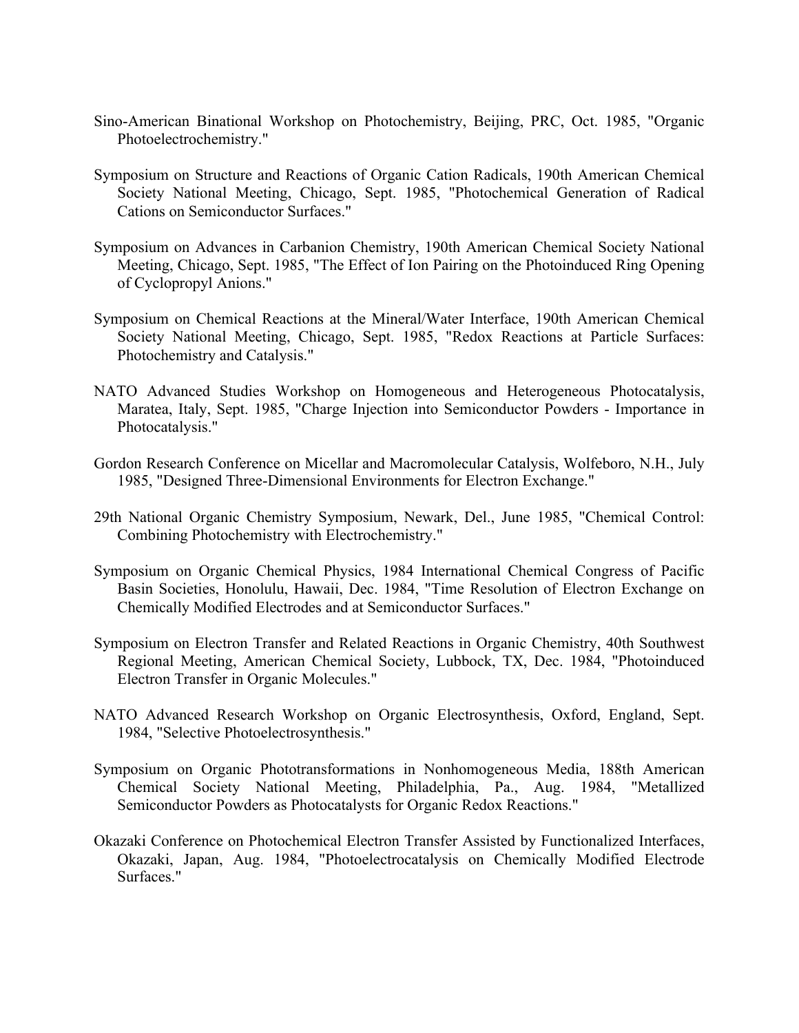Sino-American Binational Workshop on Photochemistry, Beijing, PRC, Oct. 1985, "Organic Photoelectrochemistry."

Symposium on Structure and Reactions of Organic Cation Radicals, 190th American Chemical Society National Meeting, Chicago, Sept. 1985, "Photochemical Generation of Radical Cations on Semiconductor Surfaces."

Symposium on Advances in Carbanion Chemistry, 190th American Chemical Society National Meeting, Chicago, Sept. 1985, "The Effect of Ion Pairing on the Photoinduced Ring Opening of Cyclopropyl Anions."

Symposium on Chemical Reactions at the Mineral/Water Interface, 190th American Chemical Society National Meeting, Chicago, Sept. 1985, "Redox Reactions at Particle Surfaces: Photochemistry and Catalysis."

NATO Advanced Studies Workshop on Homogeneous and Heterogeneous Photocatalysis, Maratea, Italy, Sept. 1985, "Charge Injection into Semiconductor Powders - Importance in Photocatalysis."

Gordon Research Conference on Micellar and Macromolecular Catalysis, Wolfeboro, N.H., July 1985, "Designed Three-Dimensional Environments for Electron Exchange."

29th National Organic Chemistry Symposium, Newark, Del., June 1985, "Chemical Control: Combining Photochemistry with Electrochemistry."

Symposium on Organic Chemical Physics, 1984 International Chemical Congress of Pacific Basin Societies, Honolulu, Hawaii, Dec. 1984, "Time Resolution of Electron Exchange on Chemically Modified Electrodes and at Semiconductor Surfaces."

Symposium on Electron Transfer and Related Reactions in Organic Chemistry, 40th Southwest Regional Meeting, American Chemical Society, Lubbock, TX, Dec. 1984, "Photoinduced Electron Transfer in Organic Molecules."

NATO Advanced Research Workshop on Organic Electrosynthesis, Oxford, England, Sept. 1984, "Selective Photoelectrosynthesis."

Symposium on Organic Phototransformations in Nonhomogeneous Media, 188th American Chemical Society National Meeting, Philadelphia, Pa., Aug. 1984, "Metallized Semiconductor Powders as Photocatalysts for Organic Redox Reactions."

Okazaki Conference on Photochemical Electron Transfer Assisted by Functionalized Interfaces, Okazaki, Japan, Aug. 1984, "Photoelectrocatalysis on Chemically Modified Electrode Surfaces."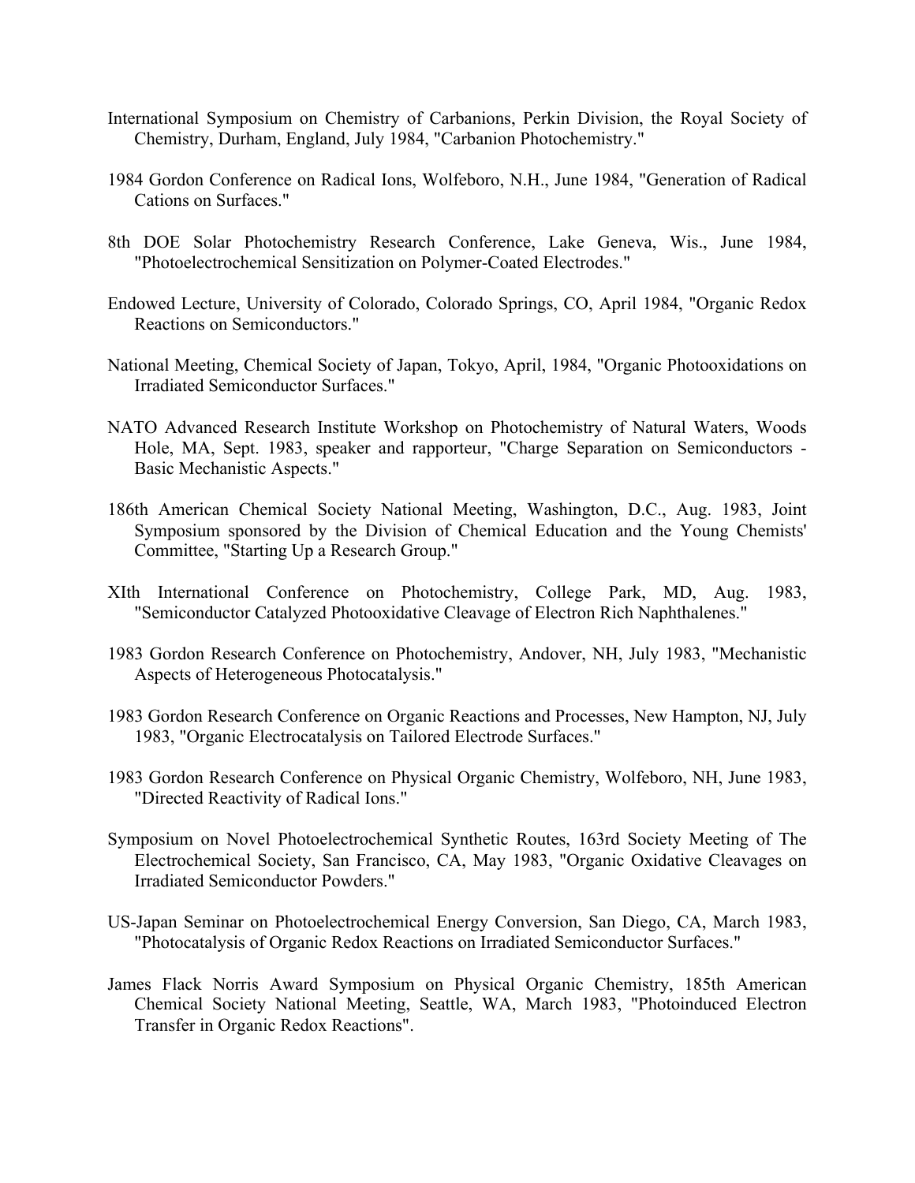International Symposium on Chemistry of Carbanions, Perkin Division, the Royal Society of Chemistry, Durham, England, July 1984, "Carbanion Photochemistry."

1984 Gordon Conference on Radical Ions, Wolfeboro, N.H., June 1984, "Generation of Radical Cations on Surfaces."

8th DOE Solar Photochemistry Research Conference, Lake Geneva, Wis., June 1984, "Photoelectrochemical Sensitization on Polymer-Coated Electrodes."

Endowed Lecture, University of Colorado, Colorado Springs, CO, April 1984, "Organic Redox Reactions on Semiconductors."

National Meeting, Chemical Society of Japan, Tokyo, April, 1984, "Organic Photooxidations on Irradiated Semiconductor Surfaces."

NATO Advanced Research Institute Workshop on Photochemistry of Natural Waters, Woods Hole, MA, Sept. 1983, speaker and rapporteur, "Charge Separation on Semiconductors - Basic Mechanistic Aspects."

186th American Chemical Society National Meeting, Washington, D.C., Aug. 1983, Joint Symposium sponsored by the Division of Chemical Education and the Young Chemists' Committee, "Starting Up a Research Group."

XIth International Conference on Photochemistry, College Park, MD, Aug. 1983, "Semiconductor Catalyzed Photooxidative Cleavage of Electron Rich Naphthalenes."

1983 Gordon Research Conference on Photochemistry, Andover, NH, July 1983, "Mechanistic Aspects of Heterogeneous Photocatalysis."

1983 Gordon Research Conference on Organic Reactions and Processes, New Hampton, NJ, July 1983, "Organic Electrocatalysis on Tailored Electrode Surfaces."

1983 Gordon Research Conference on Physical Organic Chemistry, Wolfeboro, NH, June 1983, "Directed Reactivity of Radical Ions."

Symposium on Novel Photoelectrochemical Synthetic Routes, 163rd Society Meeting of The Electrochemical Society, San Francisco, CA, May 1983, "Organic Oxidative Cleavages on Irradiated Semiconductor Powders."

US-Japan Seminar on Photoelectrochemical Energy Conversion, San Diego, CA, March 1983, "Photocatalysis of Organic Redox Reactions on Irradiated Semiconductor Surfaces."

James Flack Norris Award Symposium on Physical Organic Chemistry, 185th American Chemical Society National Meeting, Seattle, WA, March 1983, "Photoinduced Electron Transfer in Organic Redox Reactions".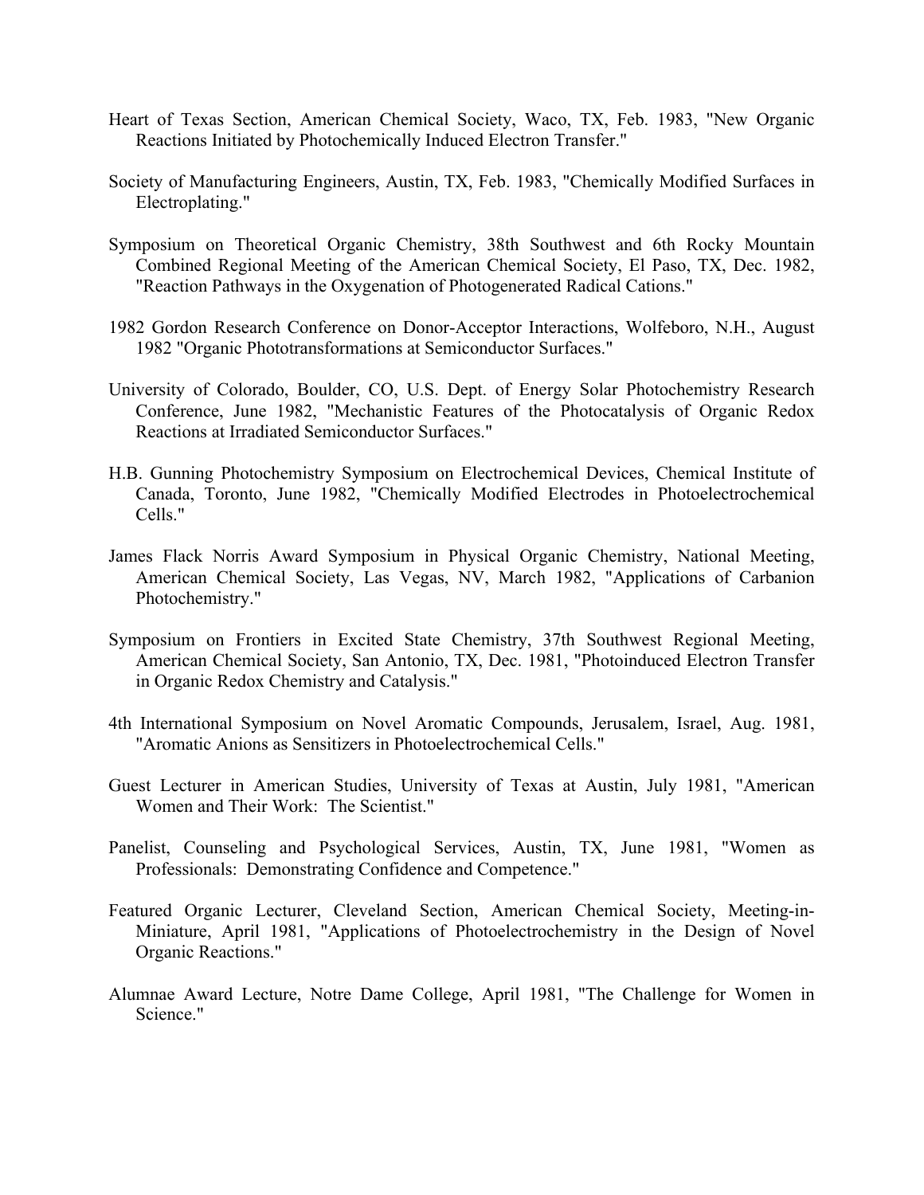Heart of Texas Section, American Chemical Society, Waco, TX, Feb. 1983, "New Organic Reactions Initiated by Photochemically Induced Electron Transfer."

Society of Manufacturing Engineers, Austin, TX, Feb. 1983, "Chemically Modified Surfaces in Electroplating."

Symposium on Theoretical Organic Chemistry, 38th Southwest and 6th Rocky Mountain Combined Regional Meeting of the American Chemical Society, El Paso, TX, Dec. 1982, "Reaction Pathways in the Oxygenation of Photogenerated Radical Cations."

1982 Gordon Research Conference on Donor-Acceptor Interactions, Wolfeboro, N.H., August 1982 "Organic Phototransformations at Semiconductor Surfaces."

University of Colorado, Boulder, CO, U.S. Dept. of Energy Solar Photochemistry Research Conference, June 1982, "Mechanistic Features of the Photocatalysis of Organic Redox Reactions at Irradiated Semiconductor Surfaces."

H.B. Gunning Photochemistry Symposium on Electrochemical Devices, Chemical Institute of Canada, Toronto, June 1982, "Chemically Modified Electrodes in Photoelectrochemical Cells."

James Flack Norris Award Symposium in Physical Organic Chemistry, National Meeting, American Chemical Society, Las Vegas, NV, March 1982, "Applications of Carbanion Photochemistry."

Symposium on Frontiers in Excited State Chemistry, 37th Southwest Regional Meeting, American Chemical Society, San Antonio, TX, Dec. 1981, "Photoinduced Electron Transfer in Organic Redox Chemistry and Catalysis."

4th International Symposium on Novel Aromatic Compounds, Jerusalem, Israel, Aug. 1981, "Aromatic Anions as Sensitizers in Photoelectrochemical Cells."

Guest Lecturer in American Studies, University of Texas at Austin, July 1981, "American Women and Their Work: The Scientist."

Panelist, Counseling and Psychological Services, Austin, TX, June 1981, "Women as Professionals: Demonstrating Confidence and Competence."

Featured Organic Lecturer, Cleveland Section, American Chemical Society, Meeting-in-Miniature, April 1981, "Applications of Photoelectrochemistry in the Design of Novel Organic Reactions."

Alumnae Award Lecture, Notre Dame College, April 1981, "The Challenge for Women in Science."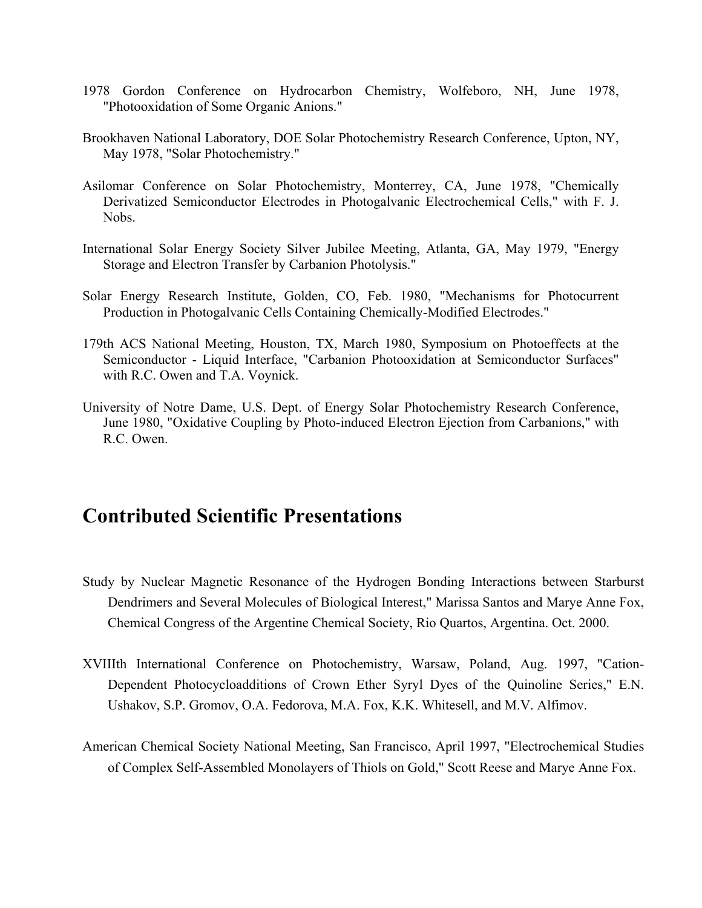1978 Gordon Conference on Hydrocarbon Chemistry, Wolfeboro, NH, June 1978, "Photooxidation of Some Organic Anions."

Brookhaven National Laboratory, DOE Solar Photochemistry Research Conference, Upton, NY, May 1978, "Solar Photochemistry."

Asilomar Conference on Solar Photochemistry, Monterrey, CA, June 1978, "Chemically Derivatized Semiconductor Electrodes in Photogalvanic Electrochemical Cells," with F. J. Nobs.

International Solar Energy Society Silver Jubilee Meeting, Atlanta, GA, May 1979, "Energy Storage and Electron Transfer by Carbanion Photolysis."

Solar Energy Research Institute, Golden, CO, Feb. 1980, "Mechanisms for Photocurrent Production in Photogalvanic Cells Containing Chemically-Modified Electrodes."

179th ACS National Meeting, Houston, TX, March 1980, Symposium on Photoeffects at the Semiconductor - Liquid Interface, "Carbanion Photooxidation at Semiconductor Surfaces" with R.C. Owen and T.A. Voynick.

University of Notre Dame, U.S. Dept. of Energy Solar Photochemistry Research Conference, June 1980, "Oxidative Coupling by Photo-induced Electron Ejection from Carbanions," with R.C. Owen.

## Contributed Scientific Presentations

Study by Nuclear Magnetic Resonance of the Hydrogen Bonding Interactions between Starburst Dendrimers and Several Molecules of Biological Interest," Marissa Santos and Marye Anne Fox, Chemical Congress of the Argentine Chemical Society, Rio Quartos, Argentina. Oct. 2000.

XVIIIth International Conference on Photochemistry, Warsaw, Poland, Aug. 1997, "Cation-Dependent Photocycloadditions of Crown Ether Syryl Dyes of the Quinoline Series," E.N. Ushakov, S.P. Gromov, O.A. Fedorova, M.A. Fox, K.K. Whitesell, and M.V. Alfimov.

American Chemical Society National Meeting, San Francisco, April 1997, "Electrochemical Studies of Complex Self-Assembled Monolayers of Thiols on Gold," Scott Reese and Marye Anne Fox.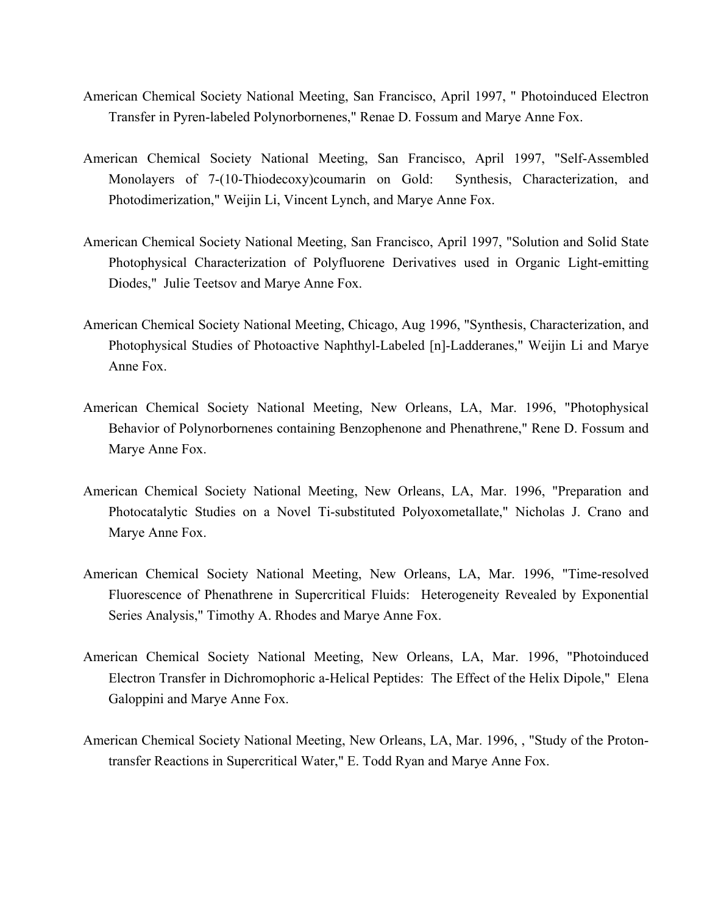American Chemical Society National Meeting, San Francisco, April 1997, " Photoinduced Electron Transfer in Pyren-labeled Polynorbornenes," Renae D. Fossum and Marye Anne Fox.

American Chemical Society National Meeting, San Francisco, April 1997, "Self-Assembled Monolayers of 7-(10-Thiodecoxy)coumarin on Gold: Synthesis, Characterization, and Photodimerization," Weijin Li, Vincent Lynch, and Marye Anne Fox.

American Chemical Society National Meeting, San Francisco, April 1997, "Solution and Solid State Photophysical Characterization of Polyfluorene Derivatives used in Organic Light-emitting Diodes," Julie Teetsov and Marye Anne Fox.

American Chemical Society National Meeting, Chicago, Aug 1996, "Synthesis, Characterization, and Photophysical Studies of Photoactive Naphthyl-Labeled [n]-Ladderanes," Weijin Li and Marye Anne Fox.

American Chemical Society National Meeting, New Orleans, LA, Mar. 1996, "Photophysical Behavior of Polynorbornenes containing Benzophenone and Phenathrene," Rene D. Fossum and Marye Anne Fox.

American Chemical Society National Meeting, New Orleans, LA, Mar. 1996, "Preparation and Photocatalytic Studies on a Novel Ti-substituted Polyoxometallate," Nicholas J. Crano and Marye Anne Fox.

American Chemical Society National Meeting, New Orleans, LA, Mar. 1996, "Time-resolved Fluorescence of Phenathrene in Supercritical Fluids: Heterogeneity Revealed by Exponential Series Analysis," Timothy A. Rhodes and Marye Anne Fox.

American Chemical Society National Meeting, New Orleans, LA, Mar. 1996, "Photoinduced Electron Transfer in Dichromophoric a-Helical Peptides: The Effect of the Helix Dipole," Elena Galoppini and Marye Anne Fox.

American Chemical Society National Meeting, New Orleans, LA, Mar. 1996, , "Study of the Proton-transfer Reactions in Supercritical Water," E. Todd Ryan and Marye Anne Fox.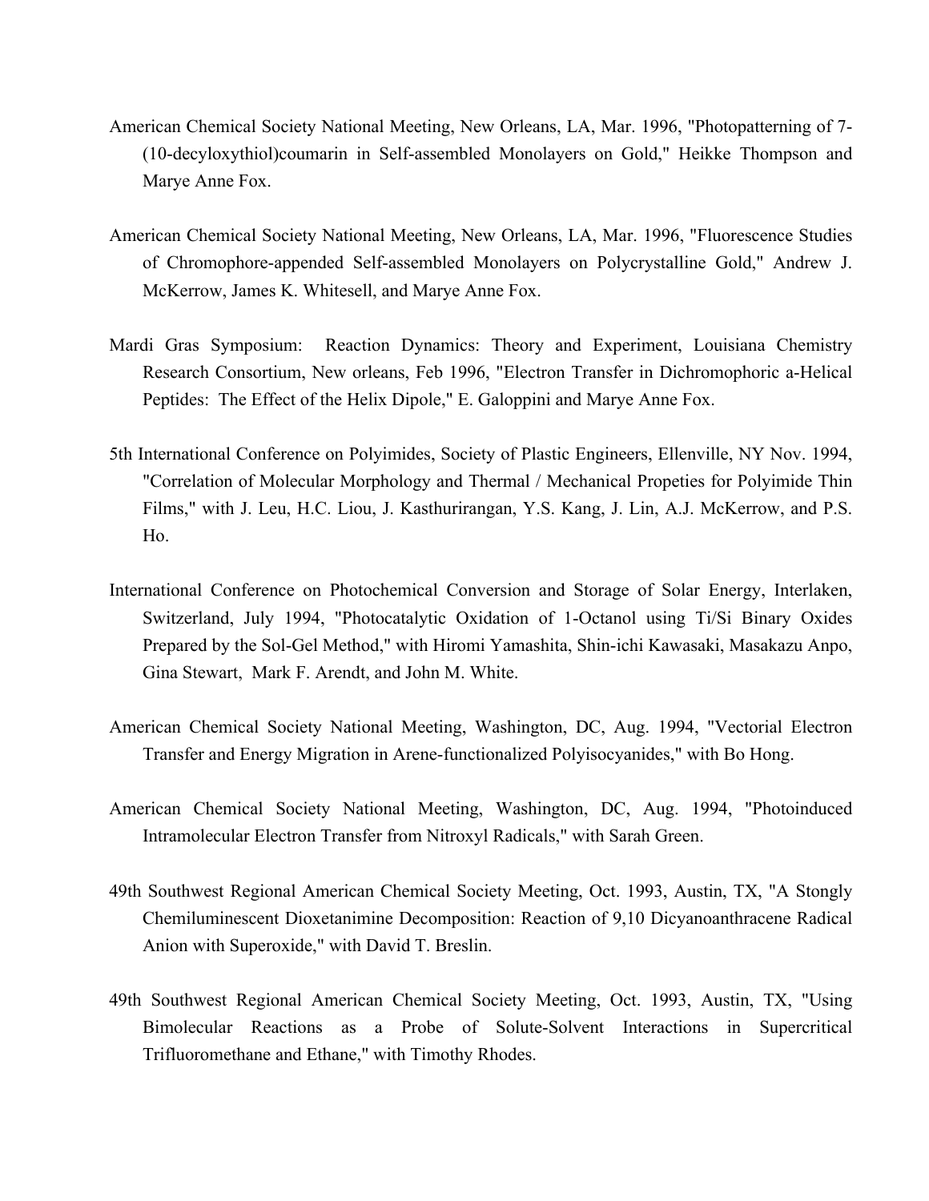American Chemical Society National Meeting, New Orleans, LA, Mar. 1996, "Photopatterning of 7-(10-decyloxythiol)coumarin in Self-assembled Monolayers on Gold," Heikke Thompson and Marye Anne Fox.

American Chemical Society National Meeting, New Orleans, LA, Mar. 1996, "Fluorescence Studies of Chromophore-appended Self-assembled Monolayers on Polycrystalline Gold," Andrew J. McKerrow, James K. Whitesell, and Marye Anne Fox.

Mardi Gras Symposium: Reaction Dynamics: Theory and Experiment, Louisiana Chemistry Research Consortium, New orleans, Feb 1996, "Electron Transfer in Dichromophoric a-Helical Peptides: The Effect of the Helix Dipole," E. Galoppini and Marye Anne Fox.

5th International Conference on Polyimides, Society of Plastic Engineers, Ellenville, NY Nov. 1994, "Correlation of Molecular Morphology and Thermal / Mechanical Propeties for Polyimide Thin Films," with J. Leu, H.C. Liou, J. Kasthurirangan, Y.S. Kang, J. Lin, A.J. McKerrow, and P.S. Ho.

International Conference on Photochemical Conversion and Storage of Solar Energy, Interlaken, Switzerland, July 1994, "Photocatalytic Oxidation of 1-Octanol using Ti/Si Binary Oxides Prepared by the Sol-Gel Method," with Hiromi Yamashita, Shin-ichi Kawasaki, Masakazu Anpo, Gina Stewart, Mark F. Arendt, and John M. White.

American Chemical Society National Meeting, Washington, DC, Aug. 1994, "Vectorial Electron Transfer and Energy Migration in Arene-functionalized Polyisocyanides," with Bo Hong.

American Chemical Society National Meeting, Washington, DC, Aug. 1994, "Photoinduced Intramolecular Electron Transfer from Nitroxyl Radicals," with Sarah Green.

49th Southwest Regional American Chemical Society Meeting, Oct. 1993, Austin, TX, "A Stongly Chemiluminescent Dioxetanimine Decomposition: Reaction of 9,10 Dicyanoanthracene Radical Anion with Superoxide," with David T. Breslin.

49th Southwest Regional American Chemical Society Meeting, Oct. 1993, Austin, TX, "Using Bimolecular Reactions as a Probe of Solute-Solvent Interactions in Supercritical Trifluoromethane and Ethane," with Timothy Rhodes.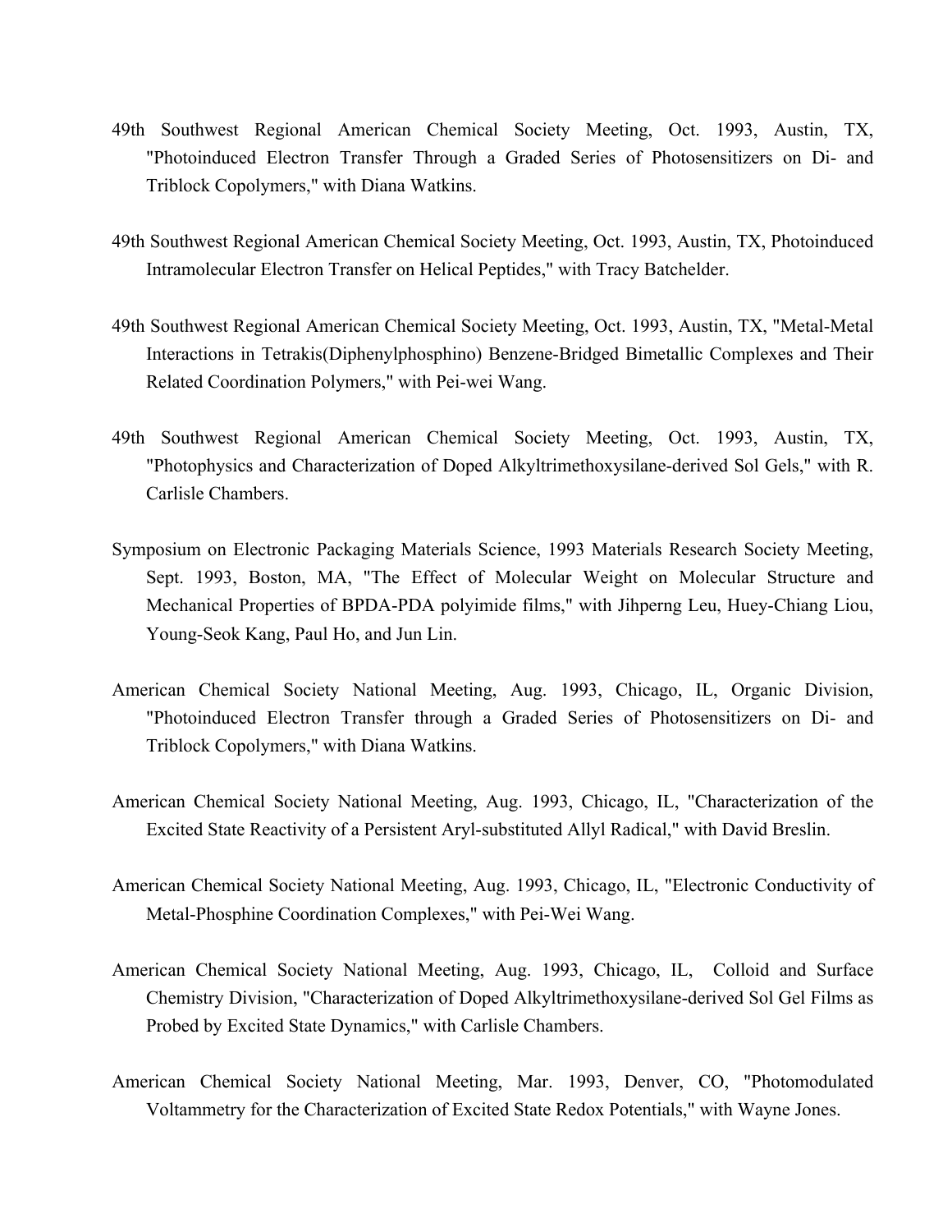49th Southwest Regional American Chemical Society Meeting, Oct. 1993, Austin, TX, "Photoinduced Electron Transfer Through a Graded Series of Photosensitizers on Di- and Triblock Copolymers," with Diana Watkins.

49th Southwest Regional American Chemical Society Meeting, Oct. 1993, Austin, TX, Photoinduced Intramolecular Electron Transfer on Helical Peptides," with Tracy Batchelder.

49th Southwest Regional American Chemical Society Meeting, Oct. 1993, Austin, TX, "Metal-Metal Interactions in Tetrakis(Diphenylphosphino) Benzene-Bridged Bimetallic Complexes and Their Related Coordination Polymers," with Pei-wei Wang.

49th Southwest Regional American Chemical Society Meeting, Oct. 1993, Austin, TX, "Photophysics and Characterization of Doped Alkyltrimethoxysilane-derived Sol Gels," with R. Carlisle Chambers.

Symposium on Electronic Packaging Materials Science, 1993 Materials Research Society Meeting, Sept. 1993, Boston, MA, "The Effect of Molecular Weight on Molecular Structure and Mechanical Properties of BPDA-PDA polyimide films," with Jihperng Leu, Huey-Chiang Liou, Young-Seok Kang, Paul Ho, and Jun Lin.

American Chemical Society National Meeting, Aug. 1993, Chicago, IL, Organic Division, "Photoinduced Electron Transfer through a Graded Series of Photosensitizers on Di- and Triblock Copolymers," with Diana Watkins.

American Chemical Society National Meeting, Aug. 1993, Chicago, IL, "Characterization of the Excited State Reactivity of a Persistent Aryl-substituted Allyl Radical," with David Breslin.

American Chemical Society National Meeting, Aug. 1993, Chicago, IL, "Electronic Conductivity of Metal-Phosphine Coordination Complexes," with Pei-Wei Wang.

American Chemical Society National Meeting, Aug. 1993, Chicago, IL, Colloid and Surface Chemistry Division, "Characterization of Doped Alkyltrimethoxysilane-derived Sol Gel Films as Probed by Excited State Dynamics," with Carlisle Chambers.

American Chemical Society National Meeting, Mar. 1993, Denver, CO, "Photomodulated Voltammetry for the Characterization of Excited State Redox Potentials," with Wayne Jones.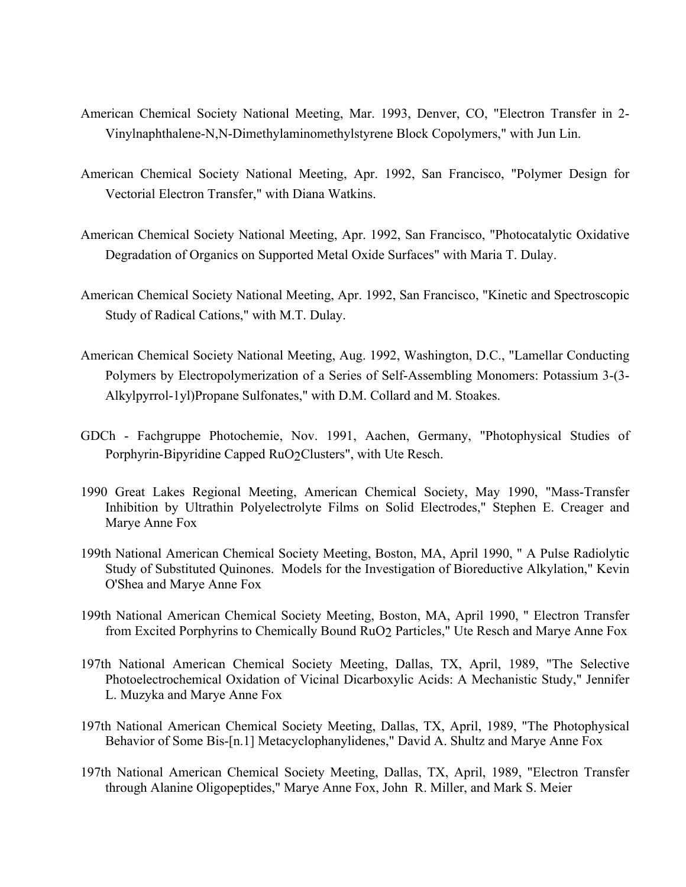American Chemical Society National Meeting, Mar. 1993, Denver, CO, "Electron Transfer in 2-Vinylnaphthalene-N,N-Dimethylaminomethylstyrene Block Copolymers," with Jun Lin.

American Chemical Society National Meeting, Apr. 1992, San Francisco, "Polymer Design for Vectorial Electron Transfer," with Diana Watkins.

American Chemical Society National Meeting, Apr. 1992, San Francisco, "Photocatalytic Oxidative Degradation of Organics on Supported Metal Oxide Surfaces" with Maria T. Dulay.

American Chemical Society National Meeting, Apr. 1992, San Francisco, "Kinetic and Spectroscopic Study of Radical Cations," with M.T. Dulay.

American Chemical Society National Meeting, Aug. 1992, Washington, D.C., "Lamellar Conducting Polymers by Electropolymerization of a Series of Self-Assembling Monomers: Potassium 3-(3-Alkylpyrrol-1yl)Propane Sulfonates," with D.M. Collard and M. Stoakes.

GDCh - Fachgruppe Photochemie, Nov. 1991, Aachen, Germany, "Photophysical Studies of Porphyrin-Bipyridine Capped $RuO_2$Clusters", with Ute Resch.

1990 Great Lakes Regional Meeting, American Chemical Society, May 1990, "Mass-Transfer Inhibition by Ultrathin Polyelectrolyte Films on Solid Electrodes," Stephen E. Creager and Marye Anne Fox

199th National American Chemical Society Meeting, Boston, MA, April 1990, " A Pulse Radiolytic Study of Substituted Quinones. Models for the Investigation of Bioreductive Alkylation," Kevin O'Shea and Marye Anne Fox

199th National American Chemical Society Meeting, Boston, MA, April 1990, " Electron Transfer from Excited Porphyrins to Chemically Bound $RuO_2$ Particles," Ute Resch and Marye Anne Fox

197th National American Chemical Society Meeting, Dallas, TX, April, 1989, "The Selective Photoelectrochemical Oxidation of Vicinal Dicarboxylic Acids: A Mechanistic Study," Jennifer L. Muzyka and Marye Anne Fox

197th National American Chemical Society Meeting, Dallas, TX, April, 1989, "The Photophysical Behavior of Some Bis-[n.1] Metacyclophanylidenes," David A. Shultz and Marye Anne Fox

197th National American Chemical Society Meeting, Dallas, TX, April, 1989, "Electron Transfer through Alanine Oligopeptides," Marye Anne Fox, John R. Miller, and Mark S. Meier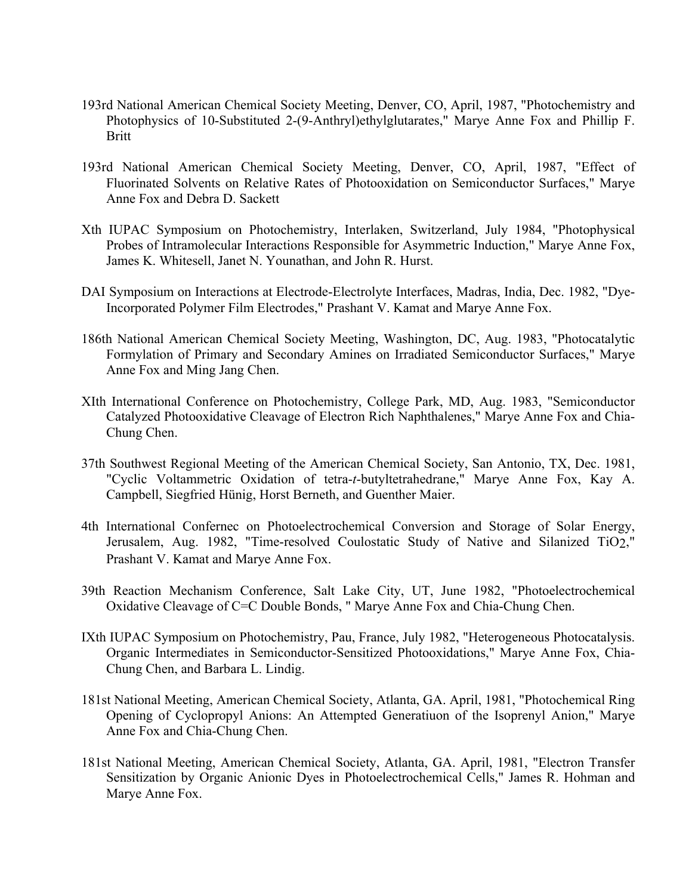193rd National American Chemical Society Meeting, Denver, CO, April, 1987, "Photochemistry and Photophysics of 10-Substituted 2-(9-Anthryl)ethylglutarates," Marye Anne Fox and Phillip F. Britt

193rd National American Chemical Society Meeting, Denver, CO, April, 1987, "Effect of Fluorinated Solvents on Relative Rates of Photooxidation on Semiconductor Surfaces," Marye Anne Fox and Debra D. Sackett

Xth IUPAC Symposium on Photochemistry, Interlaken, Switzerland, July 1984, "Photophysical Probes of Intramolecular Interactions Responsible for Asymmetric Induction," Marye Anne Fox, James K. Whitesell, Janet N. Younathan, and John R. Hurst.

DAI Symposium on Interactions at Electrode-Electrolyte Interfaces, Madras, India, Dec. 1982, "Dye-Incorporated Polymer Film Electrodes," Prashant V. Kamat and Marye Anne Fox.

186th National American Chemical Society Meeting, Washington, DC, Aug. 1983, "Photocatalytic Formylation of Primary and Secondary Amines on Irradiated Semiconductor Surfaces," Marye Anne Fox and Ming Jang Chen.

XIth International Conference on Photochemistry, College Park, MD, Aug. 1983, "Semiconductor Catalyzed Photooxidative Cleavage of Electron Rich Naphthalenes," Marye Anne Fox and Chia-Chung Chen.

37th Southwest Regional Meeting of the American Chemical Society, San Antonio, TX, Dec. 1981, "Cyclic Voltammetric Oxidation of tetra-*t*-butyltetrahedrane," Marye Anne Fox, Kay A. Campbell, Siegfried Hünig, Horst Berneth, and Guenther Maier.

4th International Confernec on Photoelectrochemical Conversion and Storage of Solar Energy, Jerusalem, Aug. 1982, "Time-resolved Coulostatic Study of Native and Silanized $TiO_2$," Prashant V. Kamat and Marye Anne Fox.

39th Reaction Mechanism Conference, Salt Lake City, UT, June 1982, "Photoelectrochemical Oxidative Cleavage of C=C Double Bonds, " Marye Anne Fox and Chia-Chung Chen.

IXth IUPAC Symposium on Photochemistry, Pau, France, July 1982, "Heterogeneous Photocatalysis. Organic Intermediates in Semiconductor-Sensitized Photooxidations," Marye Anne Fox, Chia-Chung Chen, and Barbara L. Lindig.

181st National Meeting, American Chemical Society, Atlanta, GA. April, 1981, "Photochemical Ring Opening of Cyclopropyl Anions: An Attempted Generatiuon of the Isoprenyl Anion," Marye Anne Fox and Chia-Chung Chen.

181st National Meeting, American Chemical Society, Atlanta, GA. April, 1981, "Electron Transfer Sensitization by Organic Anionic Dyes in Photoelectrochemical Cells," James R. Hohman and Marye Anne Fox.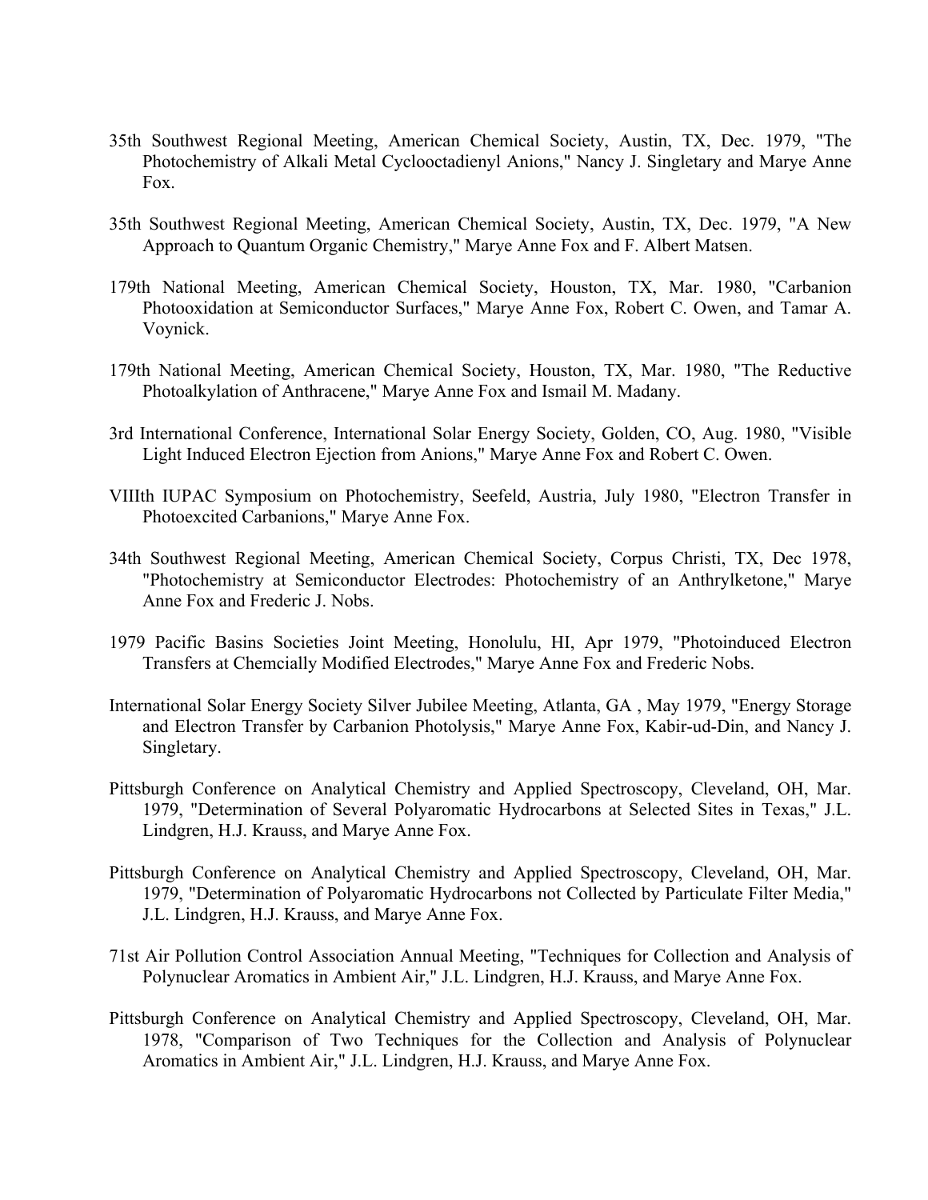35th Southwest Regional Meeting, American Chemical Society, Austin, TX, Dec. 1979, "The Photochemistry of Alkali Metal Cyclooctadienyl Anions," Nancy J. Singletary and Marye Anne Fox.

35th Southwest Regional Meeting, American Chemical Society, Austin, TX, Dec. 1979, "A New Approach to Quantum Organic Chemistry," Marye Anne Fox and F. Albert Matsen.

179th National Meeting, American Chemical Society, Houston, TX, Mar. 1980, "Carbanion Photooxidation at Semiconductor Surfaces," Marye Anne Fox, Robert C. Owen, and Tamar A. Voynick.

179th National Meeting, American Chemical Society, Houston, TX, Mar. 1980, "The Reductive Photoalkylation of Anthracene," Marye Anne Fox and Ismail M. Madany.

3rd International Conference, International Solar Energy Society, Golden, CO, Aug. 1980, "Visible Light Induced Electron Ejection from Anions," Marye Anne Fox and Robert C. Owen.

VIIIth IUPAC Symposium on Photochemistry, Seefeld, Austria, July 1980, "Electron Transfer in Photoexcited Carbanions," Marye Anne Fox.

34th Southwest Regional Meeting, American Chemical Society, Corpus Christi, TX, Dec 1978, "Photochemistry at Semiconductor Electrodes: Photochemistry of an Anthrylketone," Marye Anne Fox and Frederic J. Nobs.

1979 Pacific Basins Societies Joint Meeting, Honolulu, HI, Apr 1979, "Photoinduced Electron Transfers at Chemcially Modified Electrodes," Marye Anne Fox and Frederic Nobs.

International Solar Energy Society Silver Jubilee Meeting, Atlanta, GA , May 1979, "Energy Storage and Electron Transfer by Carbanion Photolysis," Marye Anne Fox, Kabir-ud-Din, and Nancy J. Singletary.

Pittsburgh Conference on Analytical Chemistry and Applied Spectroscopy, Cleveland, OH, Mar. 1979, "Determination of Several Polyaromatic Hydrocarbons at Selected Sites in Texas," J.L. Lindgren, H.J. Krauss, and Marye Anne Fox.

Pittsburgh Conference on Analytical Chemistry and Applied Spectroscopy, Cleveland, OH, Mar. 1979, "Determination of Polyaromatic Hydrocarbons not Collected by Particulate Filter Media," J.L. Lindgren, H.J. Krauss, and Marye Anne Fox.

71st Air Pollution Control Association Annual Meeting, "Techniques for Collection and Analysis of Polynuclear Aromatics in Ambient Air," J.L. Lindgren, H.J. Krauss, and Marye Anne Fox.

Pittsburgh Conference on Analytical Chemistry and Applied Spectroscopy, Cleveland, OH, Mar. 1978, "Comparison of Two Techniques for the Collection and Analysis of Polynuclear Aromatics in Ambient Air," J.L. Lindgren, H.J. Krauss, and Marye Anne Fox.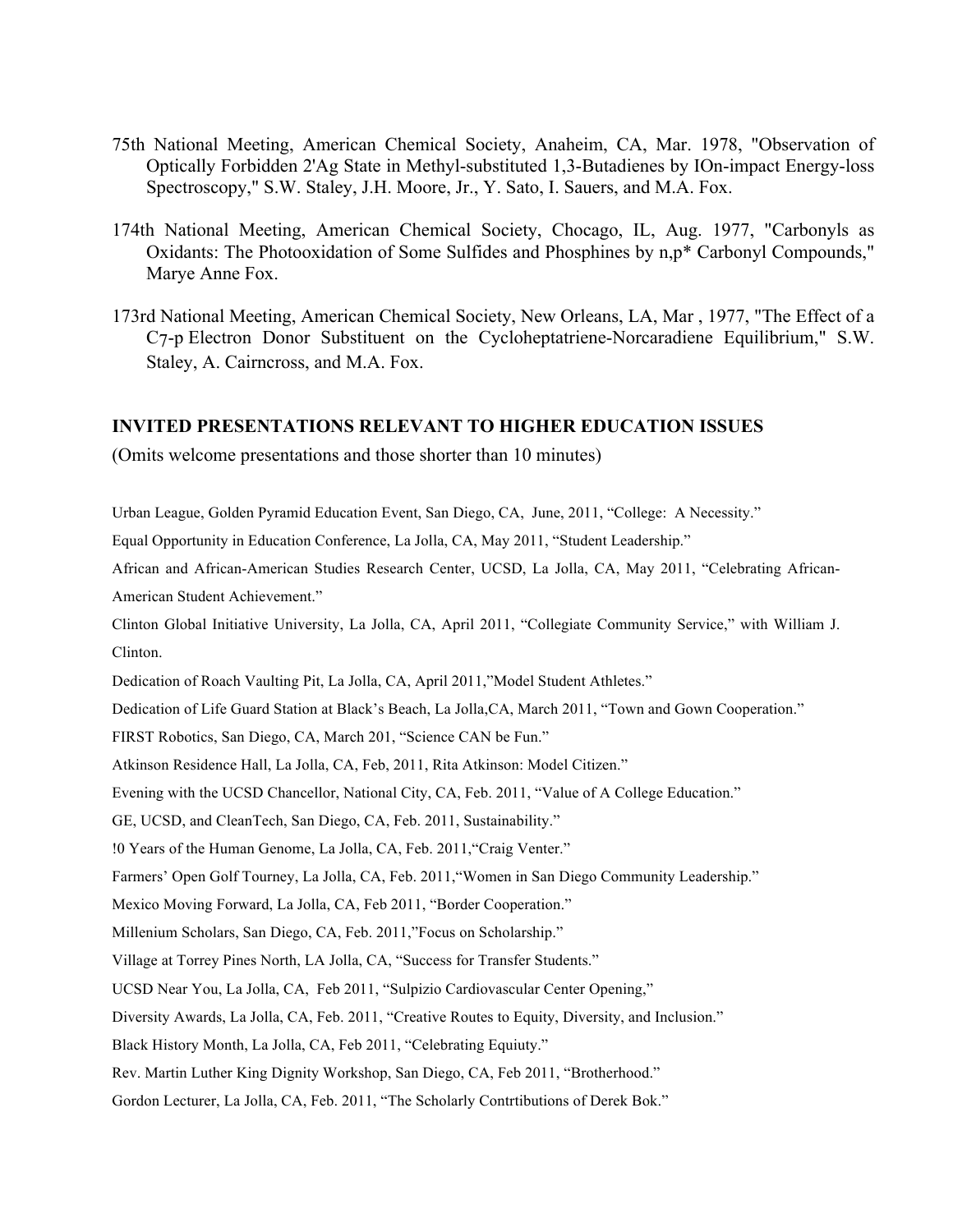75th National Meeting, American Chemical Society, Anaheim, CA, Mar. 1978, "Observation of Optically Forbidden 2'Ag State in Methyl-substituted 1,3-Butadienes by IOn-impact Energy-loss Spectroscopy," S.W. Staley, J.H. Moore, Jr., Y. Sato, I. Sauers, and M.A. Fox.

174th National Meeting, American Chemical Society, Chocago, IL, Aug. 1977, "Carbonyls as Oxidants: The Photooxidation of Some Sulfides and Phosphines by n,p* Carbonyl Compounds," Marye Anne Fox.

173rd National Meeting, American Chemical Society, New Orleans, LA, Mar , 1977, "The Effect of a C7-p Electron Donor Substituent on the Cycloheptatriene-Norcaradiene Equilibrium," S.W. Staley, A. Cairncross, and M.A. Fox.

**INVITED PRESENTATIONS RELEVANT TO HIGHER EDUCATION ISSUES**

(Omits welcome presentations and those shorter than 10 minutes)

Urban League, Golden Pyramid Education Event, San Diego, CA, June, 2011, "College: A Necessity."

Equal Opportunity in Education Conference, La Jolla, CA, May 2011, "Student Leadership."

African and African-American Studies Research Center, UCSD, La Jolla, CA, May 2011, "Celebrating African-American Student Achievement."

Clinton Global Initiative University, La Jolla, CA, April 2011, "Collegiate Community Service," with William J. Clinton.

Dedication of Roach Vaulting Pit, La Jolla, CA, April 2011,"Model Student Athletes."

Dedication of Life Guard Station at Black's Beach, La Jolla,CA, March 2011, "Town and Gown Cooperation."

FIRST Robotics, San Diego, CA, March 201, "Science CAN be Fun."

Atkinson Residence Hall, La Jolla, CA, Feb, 2011, Rita Atkinson: Model Citizen."

Evening with the UCSD Chancellor, National City, CA, Feb. 2011, "Value of A College Education."

GE, UCSD, and CleanTech, San Diego, CA, Feb. 2011, Sustainability."

!0 Years of the Human Genome, La Jolla, CA, Feb. 2011,"Craig Venter."

Farmers' Open Golf Tourney, La Jolla, CA, Feb. 2011,"Women in San Diego Community Leadership."

Mexico Moving Forward, La Jolla, CA, Feb 2011, "Border Cooperation."

Millenium Scholars, San Diego, CA, Feb. 2011,"Focus on Scholarship."

Village at Torrey Pines North, LA Jolla, CA, "Success for Transfer Students."

UCSD Near You, La Jolla, CA, Feb 2011, "Sulpizio Cardiovascular Center Opening,"

Diversity Awards, La Jolla, CA, Feb. 2011, "Creative Routes to Equity, Diversity, and Inclusion."

Black History Month, La Jolla, CA, Feb 2011, "Celebrating Equiuty."

Rev. Martin Luther King Dignity Workshop, San Diego, CA, Feb 2011, "Brotherhood."

Gordon Lecturer, La Jolla, CA, Feb. 2011, "The Scholarly Contrtibutions of Derek Bok."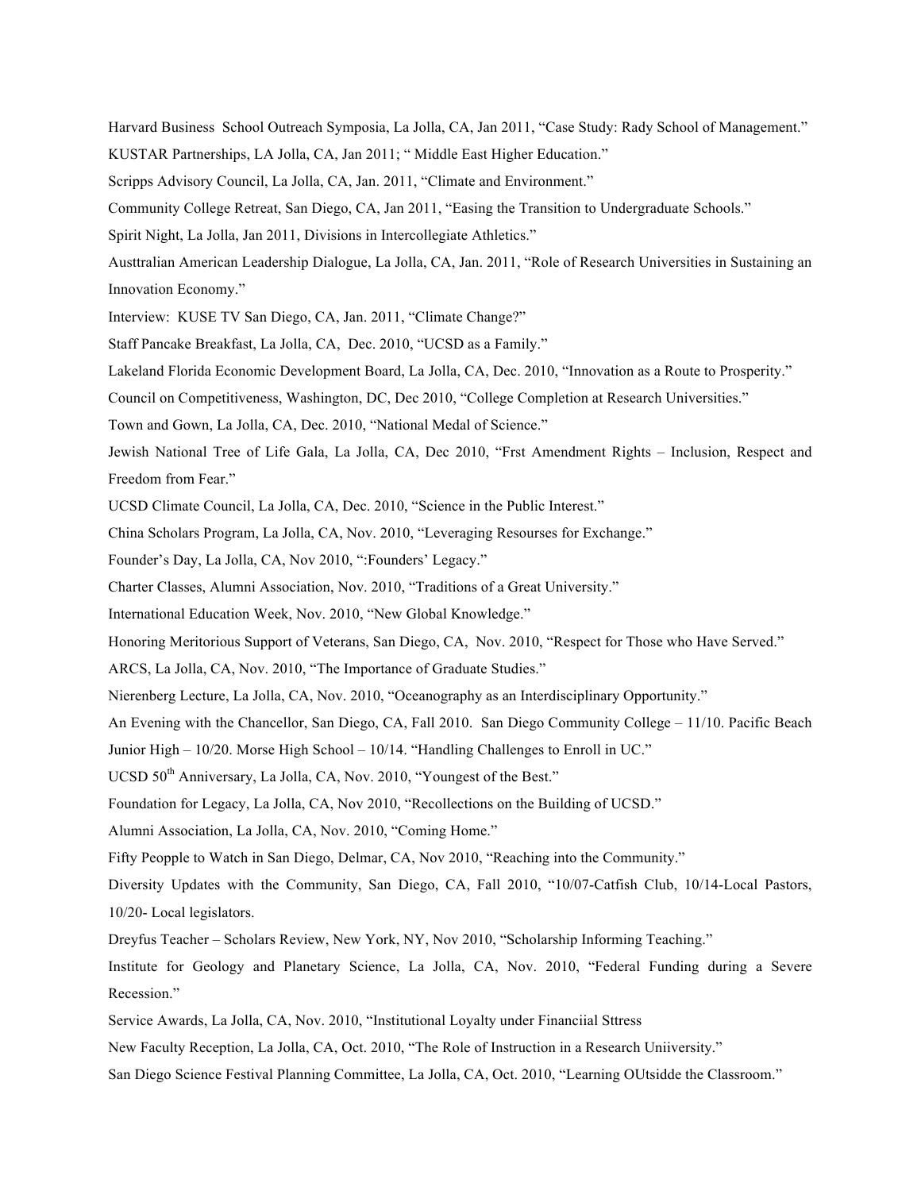Harvard Business School Outreach Symposia, La Jolla, CA, Jan 2011, "Case Study: Rady School of Management."

KUSTAR Partnerships, LA Jolla, CA, Jan 2011; " Middle East Higher Education."

Scripps Advisory Council, La Jolla, CA, Jan. 2011, "Climate and Environment."

Community College Retreat, San Diego, CA, Jan 2011, "Easing the Transition to Undergraduate Schools."

Spirit Night, La Jolla, Jan 2011, Divisions in Intercollegiate Athletics."

Austtralian American Leadership Dialogue, La Jolla, CA, Jan. 2011, "Role of Research Universities in Sustaining an Innovation Economy."

Interview: KUSE TV San Diego, CA, Jan. 2011, "Climate Change?"

Staff Pancake Breakfast, La Jolla, CA, Dec. 2010, "UCSD as a Family."

Lakeland Florida Economic Development Board, La Jolla, CA, Dec. 2010, "Innovation as a Route to Prosperity."

Council on Competitiveness, Washington, DC, Dec 2010, "College Completion at Research Universities."

Town and Gown, La Jolla, CA, Dec. 2010, "National Medal of Science."

Jewish National Tree of Life Gala, La Jolla, CA, Dec 2010, "Frst Amendment Rights – Inclusion, Respect and Freedom from Fear."

UCSD Climate Council, La Jolla, CA, Dec. 2010, "Science in the Public Interest."

China Scholars Program, La Jolla, CA, Nov. 2010, "Leveraging Resourses for Exchange."

Founder's Day, La Jolla, CA, Nov 2010, ":Founders' Legacy."

Charter Classes, Alumni Association, Nov. 2010, "Traditions of a Great University."

International Education Week, Nov. 2010, "New Global Knowledge."

Honoring Meritorious Support of Veterans, San Diego, CA, Nov. 2010, "Respect for Those who Have Served."

ARCS, La Jolla, CA, Nov. 2010, "The Importance of Graduate Studies."

Nierenberg Lecture, La Jolla, CA, Nov. 2010, "Oceanography as an Interdisciplinary Opportunity."

An Evening with the Chancellor, San Diego, CA, Fall 2010. San Diego Community College – 11/10. Pacific Beach Junior High – 10/20. Morse High School – 10/14. "Handling Challenges to Enroll in UC."

UCSD 50th Anniversary, La Jolla, CA, Nov. 2010, "Youngest of the Best."

Foundation for Legacy, La Jolla, CA, Nov 2010, "Recollections on the Building of UCSD."

Alumni Association, La Jolla, CA, Nov. 2010, "Coming Home."

Fifty Peopple to Watch in San Diego, Delmar, CA, Nov 2010, "Reaching into the Community."

Diversity Updates with the Community, San Diego, CA, Fall 2010, "10/07-Catfish Club, 10/14-Local Pastors, 10/20- Local legislators.

Dreyfus Teacher – Scholars Review, New York, NY, Nov 2010, "Scholarship Informing Teaching."

Institute for Geology and Planetary Science, La Jolla, CA, Nov. 2010, "Federal Funding during a Severe Recession."

Service Awards, La Jolla, CA, Nov. 2010, "Institutional Loyalty under Financiial Sttress

New Faculty Reception, La Jolla, CA, Oct. 2010, "The Role of Instruction in a Research Uniiversity."

San Diego Science Festival Planning Committee, La Jolla, CA, Oct. 2010, "Learning OUtsidde the Classroom."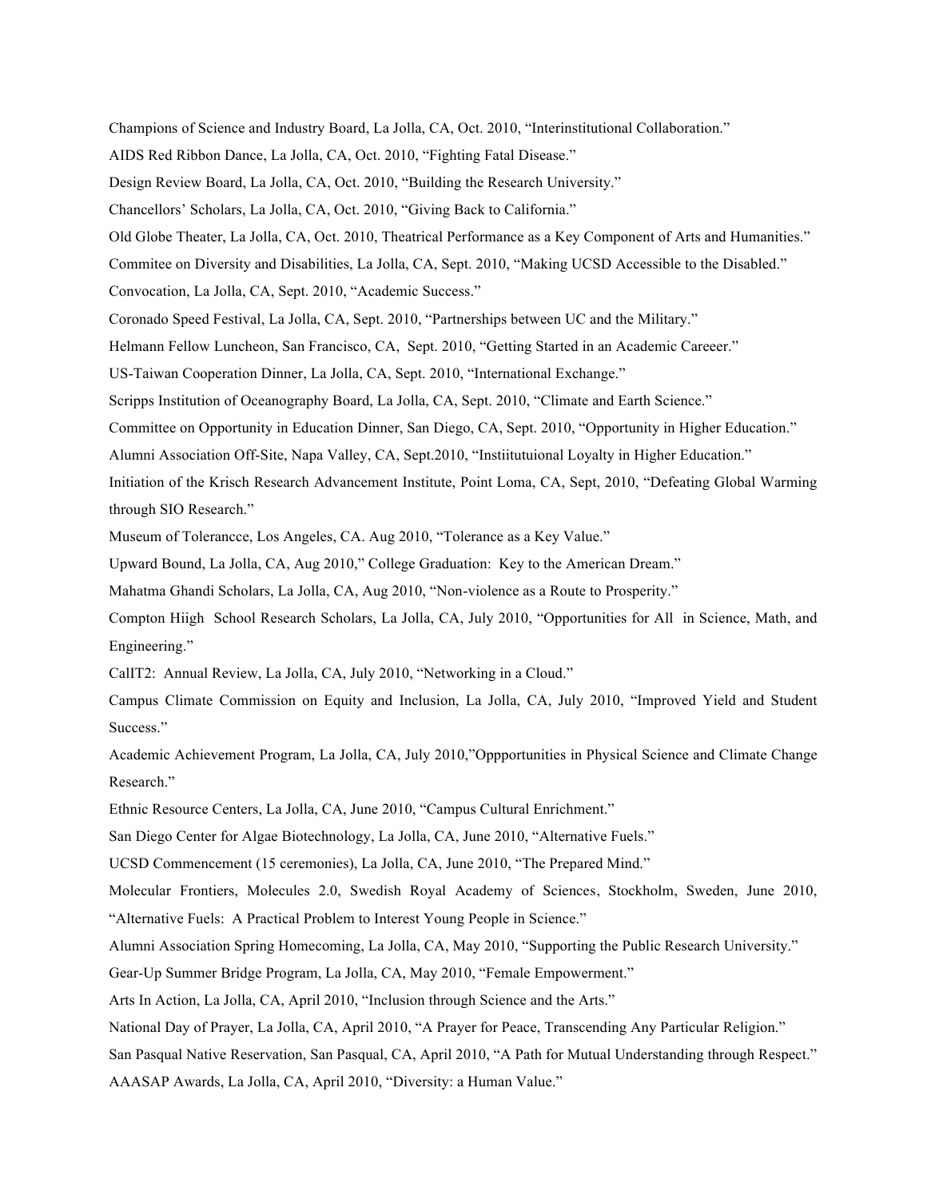Champions of Science and Industry Board, La Jolla, CA, Oct. 2010, "Interinstitutional Collaboration."

AIDS Red Ribbon Dance, La Jolla, CA, Oct. 2010, "Fighting Fatal Disease."

Design Review Board, La Jolla, CA, Oct. 2010, "Building the Research University."

Chancellors' Scholars, La Jolla, CA, Oct. 2010, "Giving Back to California."

Old Globe Theater, La Jolla, CA, Oct. 2010, Theatrical Performance as a Key Component of Arts and Humanities."

Commitee on Diversity and Disabilities, La Jolla, CA, Sept. 2010, "Making UCSD Accessible to the Disabled."

Convocation, La Jolla, CA, Sept. 2010, "Academic Success."

Coronado Speed Festival, La Jolla, CA, Sept. 2010, "Partnerships between UC and the Military."

Helmann Fellow Luncheon, San Francisco, CA, Sept. 2010, "Getting Started in an Academic Careeer."

US-Taiwan Cooperation Dinner, La Jolla, CA, Sept. 2010, "International Exchange."

Scripps Institution of Oceanography Board, La Jolla, CA, Sept. 2010, "Climate and Earth Science."

Committee on Opportunity in Education Dinner, San Diego, CA, Sept. 2010, "Opportunity in Higher Education."

Alumni Association Off-Site, Napa Valley, CA, Sept.2010, "Instiitutuional Loyalty in Higher Education."

Initiation of the Krisch Research Advancement Institute, Point Loma, CA, Sept, 2010, "Defeating Global Warming through SIO Research."

Museum of Tolerancce, Los Angeles, CA. Aug 2010, "Tolerance as a Key Value."

Upward Bound, La Jolla, CA, Aug 2010," College Graduation: Key to the American Dream."

Mahatma Ghandi Scholars, La Jolla, CA, Aug 2010, "Non-violence as a Route to Prosperity."

Compton Hiigh School Research Scholars, La Jolla, CA, July 2010, "Opportunities for All in Science, Math, and Engineering."

CalIT2: Annual Review, La Jolla, CA, July 2010, "Networking in a Cloud."

Campus Climate Commission on Equity and Inclusion, La Jolla, CA, July 2010, "Improved Yield and Student Success."

Academic Achievement Program, La Jolla, CA, July 2010,"Oppportunities in Physical Science and Climate Change Research."

Ethnic Resource Centers, La Jolla, CA, June 2010, "Campus Cultural Enrichment."

San Diego Center for Algae Biotechnology, La Jolla, CA, June 2010, "Alternative Fuels."

UCSD Commencement (15 ceremonies), La Jolla, CA, June 2010, "The Prepared Mind."

Molecular Frontiers, Molecules 2.0, Swedish Royal Academy of Sciences, Stockholm, Sweden, June 2010, "Alternative Fuels: A Practical Problem to Interest Young People in Science."

Alumni Association Spring Homecoming, La Jolla, CA, May 2010, "Supporting the Public Research University."

Gear-Up Summer Bridge Program, La Jolla, CA, May 2010, "Female Empowerment."

Arts In Action, La Jolla, CA, April 2010, "Inclusion through Science and the Arts."

National Day of Prayer, La Jolla, CA, April 2010, "A Prayer for Peace, Transcending Any Particular Religion."

San Pasqual Native Reservation, San Pasqual, CA, April 2010, "A Path for Mutual Understanding through Respect."

AAASAP Awards, La Jolla, CA, April 2010, "Diversity: a Human Value."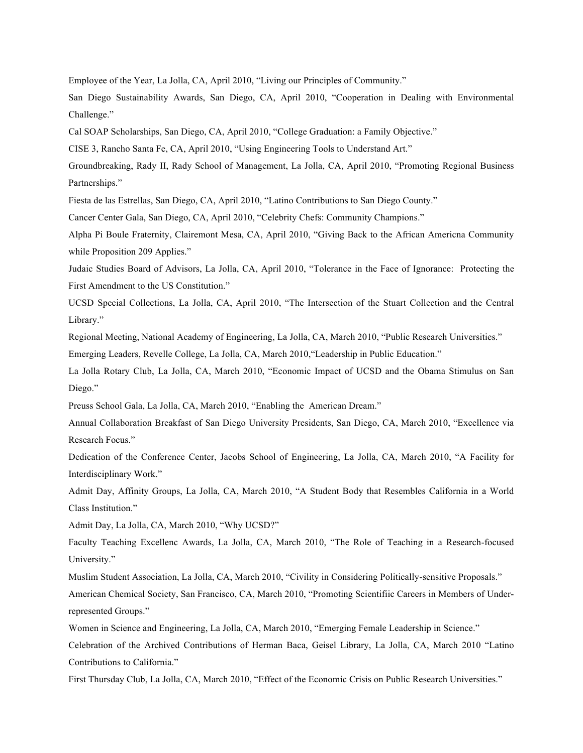Employee of the Year, La Jolla, CA, April 2010, "Living our Principles of Community."

San Diego Sustainability Awards, San Diego, CA, April 2010, "Cooperation in Dealing with Environmental Challenge."

Cal SOAP Scholarships, San Diego, CA, April 2010, "College Graduation: a Family Objective."

CISE 3, Rancho Santa Fe, CA, April 2010, "Using Engineering Tools to Understand Art."

Groundbreaking, Rady II, Rady School of Management, La Jolla, CA, April 2010, "Promoting Regional Business Partnerships."

Fiesta de las Estrellas, San Diego, CA, April 2010, "Latino Contributions to San Diego County."

Cancer Center Gala, San Diego, CA, April 2010, "Celebrity Chefs: Community Champions."

Alpha Pi Boule Fraternity, Clairemont Mesa, CA, April 2010, "Giving Back to the African Americna Community while Proposition 209 Applies."

Judaic Studies Board of Advisors, La Jolla, CA, April 2010, "Tolerance in the Face of Ignorance: Protecting the First Amendment to the US Constitution."

UCSD Special Collections, La Jolla, CA, April 2010, "The Intersection of the Stuart Collection and the Central Library."

Regional Meeting, National Academy of Engineering, La Jolla, CA, March 2010, "Public Research Universities."

Emerging Leaders, Revelle College, La Jolla, CA, March 2010,"Leadership in Public Education."

La Jolla Rotary Club, La Jolla, CA, March 2010, "Economic Impact of UCSD and the Obama Stimulus on San Diego."

Preuss School Gala, La Jolla, CA, March 2010, "Enabling the American Dream."

Annual Collaboration Breakfast of San Diego University Presidents, San Diego, CA, March 2010, "Excellence via Research Focus."

Dedication of the Conference Center, Jacobs School of Engineering, La Jolla, CA, March 2010, "A Facility for Interdisciplinary Work."

Admit Day, Affinity Groups, La Jolla, CA, March 2010, "A Student Body that Resembles California in a World Class Institution."

Admit Day, La Jolla, CA, March 2010, "Why UCSD?"

Faculty Teaching Excellenc Awards, La Jolla, CA, March 2010, "The Role of Teaching in a Research-focused University."

Muslim Student Association, La Jolla, CA, March 2010, "Civility in Considering Politically-sensitive Proposals."

American Chemical Society, San Francisco, CA, March 2010, "Promoting Scientifiic Careers in Members of Under-represented Groups."

Women in Science and Engineering, La Jolla, CA, March 2010, "Emerging Female Leadership in Science."

Celebration of the Archived Contributions of Herman Baca, Geisel Library, La Jolla, CA, March 2010 "Latino Contributions to California."

First Thursday Club, La Jolla, CA, March 2010, "Effect of the Economic Crisis on Public Research Universities."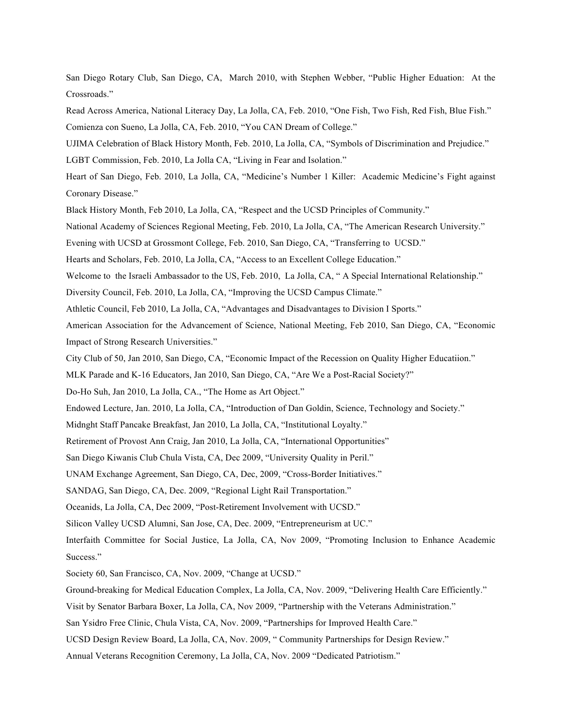San Diego Rotary Club, San Diego, CA, March 2010, with Stephen Webber, "Public Higher Eduation: At the Crossroads."

Read Across America, National Literacy Day, La Jolla, CA, Feb. 2010, "One Fish, Two Fish, Red Fish, Blue Fish."

Comienza con Sueno, La Jolla, CA, Feb. 2010, "You CAN Dream of College."

UJIMA Celebration of Black History Month, Feb. 2010, La Jolla, CA, "Symbols of Discrimination and Prejudice."

LGBT Commission, Feb. 2010, La Jolla CA, "Living in Fear and Isolation."

Heart of San Diego, Feb. 2010, La Jolla, CA, "Medicine's Number 1 Killer: Academic Medicine's Fight against Coronary Disease."

Black History Month, Feb 2010, La Jolla, CA, "Respect and the UCSD Principles of Community."

National Academy of Sciences Regional Meeting, Feb. 2010, La Jolla, CA, "The American Research University."

Evening with UCSD at Grossmont College, Feb. 2010, San Diego, CA, "Transferring to UCSD."

Hearts and Scholars, Feb. 2010, La Jolla, CA, "Access to an Excellent College Education."

Welcome to the Israeli Ambassador to the US, Feb. 2010, La Jolla, CA, " A Special International Relationship."

Diversity Council, Feb. 2010, La Jolla, CA, "Improving the UCSD Campus Climate."

Athletic Council, Feb 2010, La Jolla, CA, "Advantages and Disadvantages to Division I Sports."

American Association for the Advancement of Science, National Meeting, Feb 2010, San Diego, CA, "Economic Impact of Strong Research Universities."

City Club of 50, Jan 2010, San Diego, CA, "Economic Impact of the Recession on Quality Higher Educatiion."

MLK Parade and K-16 Educators, Jan 2010, San Diego, CA, "Are We a Post-Racial Society?"

Do-Ho Suh, Jan 2010, La Jolla, CA., "The Home as Art Object."

Endowed Lecture, Jan. 2010, La Jolla, CA, "Introduction of Dan Goldin, Science, Technology and Society."

Midnght Staff Pancake Breakfast, Jan 2010, La Jolla, CA, "Institutional Loyalty."

Retirement of Provost Ann Craig, Jan 2010, La Jolla, CA, "International Opportunities"

San Diego Kiwanis Club Chula Vista, CA, Dec 2009, "University Quality in Peril."

UNAM Exchange Agreement, San Diego, CA, Dec, 2009, "Cross-Border Initiatives."

SANDAG, San Diego, CA, Dec. 2009, "Regional Light Rail Transportation."

Oceanids, La Jolla, CA, Dec 2009, "Post-Retirement Involvement with UCSD."

Silicon Valley UCSD Alumni, San Jose, CA, Dec. 2009, "Entrepreneurism at UC."

Interfaith Committee for Social Justice, La Jolla, CA, Nov 2009, "Promoting Inclusion to Enhance Academic Success."

Society 60, San Francisco, CA, Nov. 2009, "Change at UCSD."

Ground-breaking for Medical Education Complex, La Jolla, CA, Nov. 2009, "Delivering Health Care Efficiently."

Visit by Senator Barbara Boxer, La Jolla, CA, Nov 2009, "Partnership with the Veterans Administration."

San Ysidro Free Clinic, Chula Vista, CA, Nov. 2009, "Partnerships for Improved Health Care."

UCSD Design Review Board, La Jolla, CA, Nov. 2009, " Community Partnerships for Design Review."

Annual Veterans Recognition Ceremony, La Jolla, CA, Nov. 2009 "Dedicated Patriotism."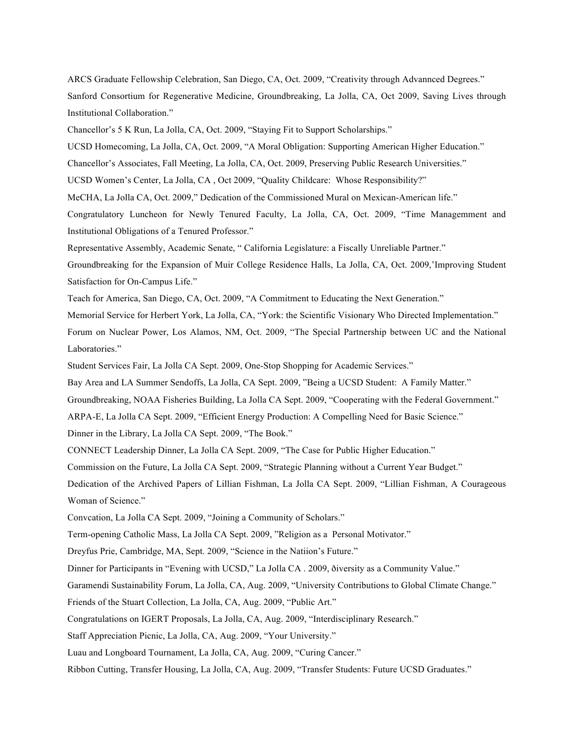ARCS Graduate Fellowship Celebration, San Diego, CA, Oct. 2009, "Creativity through Advannced Degrees."

Sanford Consortium for Regenerative Medicine, Groundbreaking, La Jolla, CA, Oct 2009, Saving Lives through Institutional Collaboration."

Chancellor's 5 K Run, La Jolla, CA, Oct. 2009, "Staying Fit to Support Scholarships."

UCSD Homecoming, La Jolla, CA, Oct. 2009, "A Moral Obligation: Supporting American Higher Education."

Chancellor's Associates, Fall Meeting, La Jolla, CA, Oct. 2009, Preserving Public Research Universities."

UCSD Women's Center, La Jolla, CA , Oct 2009, "Quality Childcare: Whose Responsibility?"

MeCHA, La Jolla CA, Oct. 2009," Dedication of the Commissioned Mural on Mexican-American life."

Congratulatory Luncheon for Newly Tenured Faculty, La Jolla, CA, Oct. 2009, "Time Managemment and Institutional Obligations of a Tenured Professor."

Representative Assembly, Academic Senate, " California Legislature: a Fiscally Unreliable Partner."

Groundbreaking for the Expansion of Muir College Residence Halls, La Jolla, CA, Oct. 2009,'Improving Student Satisfaction for On-Campus Life."

Teach for America, San Diego, CA, Oct. 2009, "A Commitment to Educating the Next Generation."

Memorial Service for Herbert York, La Jolla, CA, "York: the Scientific Visionary Who Directed Implementation."

Forum on Nuclear Power, Los Alamos, NM, Oct. 2009, "The Special Partnership between UC and the National Laboratories."

Student Services Fair, La Jolla CA Sept. 2009, One-Stop Shopping for Academic Services."

Bay Area and LA Summer Sendoffs, La Jolla, CA Sept. 2009, "Being a UCSD Student: A Family Matter."

Groundbreaking, NOAA Fisheries Building, La Jolla CA Sept. 2009, "Cooperating with the Federal Government."

ARPA-E, La Jolla CA Sept. 2009, "Efficient Energy Production: A Compelling Need for Basic Science."

Dinner in the Library, La Jolla CA Sept. 2009, "The Book."

CONNECT Leadership Dinner, La Jolla CA Sept. 2009, "The Case for Public Higher Education."

Commission on the Future, La Jolla CA Sept. 2009, "Strategic Planning without a Current Year Budget."

Dedication of the Archived Papers of Lillian Fishman, La Jolla CA Sept. 2009, "Lillian Fishman, A Courageous Woman of Science."

Convcation, La Jolla CA Sept. 2009, "Joining a Community of Scholars."

Term-opening Catholic Mass, La Jolla CA Sept. 2009, "Religion as a Personal Motivator."

Dreyfus Prie, Cambridge, MA, Sept. 2009, "Science in the Natiion's Future."

Dinner for Participants in "Evening with UCSD," La Jolla CA . 2009, ðiversity as a Community Value."

Garamendi Sustainability Forum, La Jolla, CA, Aug. 2009, "University Contributions to Global Climate Change."

Friends of the Stuart Collection, La Jolla, CA, Aug. 2009, "Public Art."

Congratulations on IGERT Proposals, La Jolla, CA, Aug. 2009, "Interdisciplinary Research."

Staff Appreciation Picnic, La Jolla, CA, Aug. 2009, "Your University."

Luau and Longboard Tournament, La Jolla, CA, Aug. 2009, "Curing Cancer."

Ribbon Cutting, Transfer Housing, La Jolla, CA, Aug. 2009, "Transfer Students: Future UCSD Graduates."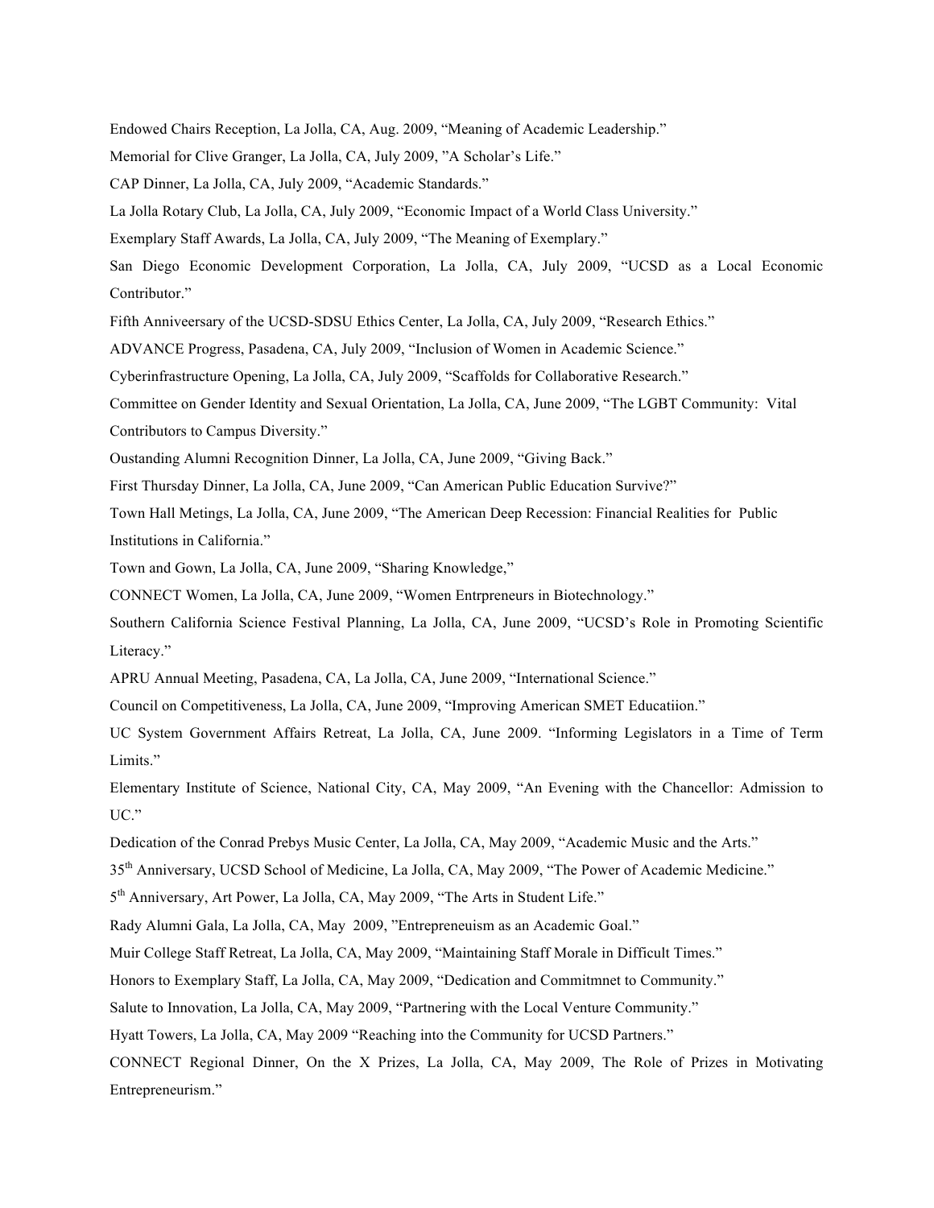Endowed Chairs Reception, La Jolla, CA, Aug. 2009, "Meaning of Academic Leadership."

Memorial for Clive Granger, La Jolla, CA, July 2009, "A Scholar's Life."

CAP Dinner, La Jolla, CA, July 2009, "Academic Standards."

La Jolla Rotary Club, La Jolla, CA, July 2009, "Economic Impact of a World Class University."

Exemplary Staff Awards, La Jolla, CA, July 2009, "The Meaning of Exemplary."

San Diego Economic Development Corporation, La Jolla, CA, July 2009, "UCSD as a Local Economic Contributor."

Fifth Anniveersary of the UCSD-SDSU Ethics Center, La Jolla, CA, July 2009, "Research Ethics."

ADVANCE Progress, Pasadena, CA, July 2009, "Inclusion of Women in Academic Science."

Cyberinfrastructure Opening, La Jolla, CA, July 2009, "Scaffolds for Collaborative Research."

Committee on Gender Identity and Sexual Orientation, La Jolla, CA, June 2009, "The LGBT Community: Vital Contributors to Campus Diversity."

Oustanding Alumni Recognition Dinner, La Jolla, CA, June 2009, "Giving Back."

First Thursday Dinner, La Jolla, CA, June 2009, "Can American Public Education Survive?"

Town Hall Metings, La Jolla, CA, June 2009, "The American Deep Recession: Financial Realities for Public Institutions in California."

Town and Gown, La Jolla, CA, June 2009, "Sharing Knowledge,"

CONNECT Women, La Jolla, CA, June 2009, "Women Entrpreneurs in Biotechnology."

Southern California Science Festival Planning, La Jolla, CA, June 2009, "UCSD's Role in Promoting Scientific Literacy."

APRU Annual Meeting, Pasadena, CA, La Jolla, CA, June 2009, "International Science."

Council on Competitiveness, La Jolla, CA, June 2009, "Improving American SMET Educatiion."

UC System Government Affairs Retreat, La Jolla, CA, June 2009. "Informing Legislators in a Time of Term Limits."

Elementary Institute of Science, National City, CA, May 2009, "An Evening with the Chancellor: Admission to UC."

Dedication of the Conrad Prebys Music Center, La Jolla, CA, May 2009, "Academic Music and the Arts."

35th Anniversary, UCSD School of Medicine, La Jolla, CA, May 2009, "The Power of Academic Medicine."

5th Anniversary, Art Power, La Jolla, CA, May 2009, "The Arts in Student Life."

Rady Alumni Gala, La Jolla, CA, May 2009, "Entrepreneuism as an Academic Goal."

Muir College Staff Retreat, La Jolla, CA, May 2009, "Maintaining Staff Morale in Difficult Times."

Honors to Exemplary Staff, La Jolla, CA, May 2009, "Dedication and Commitmnet to Community."

Salute to Innovation, La Jolla, CA, May 2009, "Partnering with the Local Venture Community."

Hyatt Towers, La Jolla, CA, May 2009 "Reaching into the Community for UCSD Partners."

CONNECT Regional Dinner, On the X Prizes, La Jolla, CA, May 2009, The Role of Prizes in Motivating Entrepreneurism."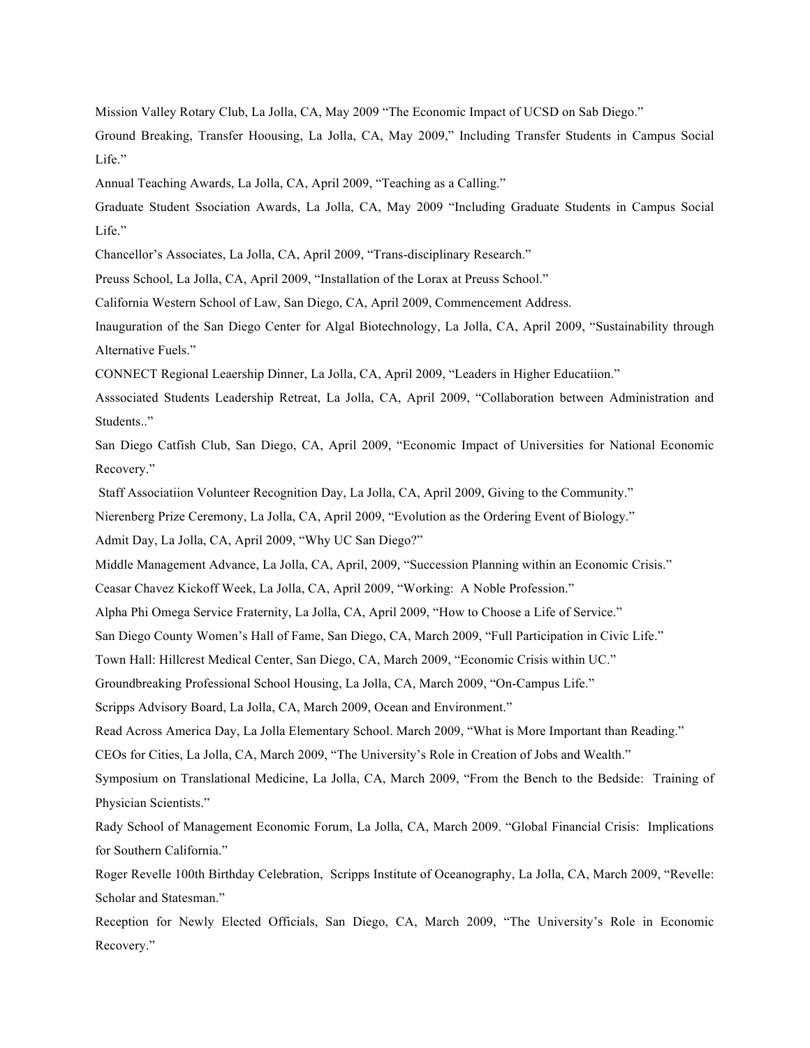Mission Valley Rotary Club, La Jolla, CA, May 2009 “The Economic Impact of UCSD on Sab Diego.”

Ground Breaking, Transfer Hoousing, La Jolla, CA, May 2009,” Including Transfer Students in Campus Social Life.”

Annual Teaching Awards, La Jolla, CA, April 2009, “Teaching as a Calling.”

Graduate Student Ssociation Awards, La Jolla, CA, May 2009 “Including Graduate Students in Campus Social Life.”

Chancellor’s Associates, La Jolla, CA, April 2009, “Trans-disciplinary Research.”

Preuss School, La Jolla, CA, April 2009, “Installation of the Lorax at Preuss School.”

California Western School of Law, San Diego, CA, April 2009, Commencement Address.

Inauguration of the San Diego Center for Algal Biotechnology, La Jolla, CA, April 2009, “Sustainability through Alternative Fuels.”

CONNECT Regional Leaership Dinner, La Jolla, CA, April 2009, “Leaders in Higher Educatiion.”

Asssociated Students Leadership Retreat, La Jolla, CA, April 2009, “Collaboration between Administration and Students..”

San Diego Catfish Club, San Diego, CA, April 2009, “Economic Impact of Universities for National Economic Recovery.”

Staff Associatiion Volunteer Recognition Day, La Jolla, CA, April 2009, Giving to the Community.”

Nierenberg Prize Ceremony, La Jolla, CA, April 2009, “Evolution as the Ordering Event of Biology.”

Admit Day, La Jolla, CA, April 2009, “Why UC San Diego?”

Middle Management Advance, La Jolla, CA, April, 2009, “Succession Planning within an Economic Crisis.”

Ceasar Chavez Kickoff Week, La Jolla, CA, April 2009, “Working: A Noble Profession.”

Alpha Phi Omega Service Fraternity, La Jolla, CA, April 2009, “How to Choose a Life of Service.”

San Diego County Women’s Hall of Fame, San Diego, CA, March 2009, “Full Participation in Civic Life.”

Town Hall: Hillcrest Medical Center, San Diego, CA, March 2009, “Economic Crisis within UC.”

Groundbreaking Professional School Housing, La Jolla, CA, March 2009, “On-Campus Life.”

Scripps Advisory Board, La Jolla, CA, March 2009, Ocean and Environment.”

Read Across America Day, La Jolla Elementary School. March 2009, “What is More Important than Reading.”

CEOs for Cities, La Jolla, CA, March 2009, “The University’s Role in Creation of Jobs and Wealth.”

Symposium on Translational Medicine, La Jolla, CA, March 2009, “From the Bench to the Bedside: Training of Physician Scientists.”

Rady School of Management Economic Forum, La Jolla, CA, March 2009. “Global Financial Crisis: Implications for Southern California.”

Roger Revelle 100th Birthday Celebration, Scripps Institute of Oceanography, La Jolla, CA, March 2009, “Revelle: Scholar and Statesman.”

Reception for Newly Elected Officials, San Diego, CA, March 2009, “The University’s Role in Economic Recovery.”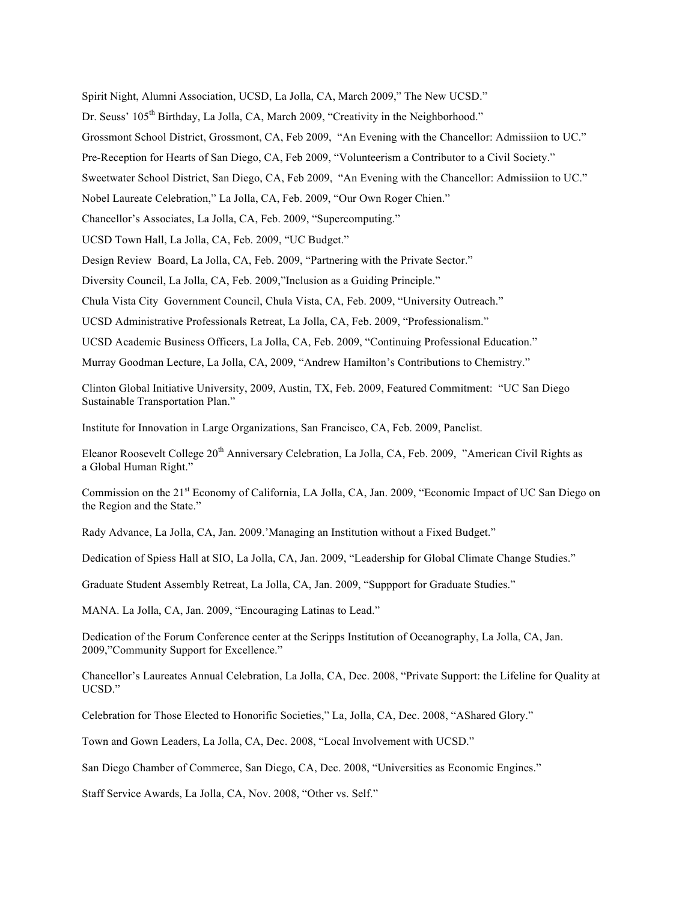Spirit Night, Alumni Association, UCSD, La Jolla, CA, March 2009," The New UCSD."

Dr. Seuss' 105th Birthday, La Jolla, CA, March 2009, "Creativity in the Neighborhood."

Grossmont School District, Grossmont, CA, Feb 2009, "An Evening with the Chancellor: Admissiion to UC."

Pre-Reception for Hearts of San Diego, CA, Feb 2009, "Volunteerism a Contributor to a Civil Society."

Sweetwater School District, San Diego, CA, Feb 2009, "An Evening with the Chancellor: Admissiion to UC."

Nobel Laureate Celebration," La Jolla, CA, Feb. 2009, "Our Own Roger Chien."

Chancellor's Associates, La Jolla, CA, Feb. 2009, "Supercomputing."

UCSD Town Hall, La Jolla, CA, Feb. 2009, "UC Budget."

Design Review Board, La Jolla, CA, Feb. 2009, "Partnering with the Private Sector."

Diversity Council, La Jolla, CA, Feb. 2009,"Inclusion as a Guiding Principle."

Chula Vista City Government Council, Chula Vista, CA, Feb. 2009, "University Outreach."

UCSD Administrative Professionals Retreat, La Jolla, CA, Feb. 2009, "Professionalism."

UCSD Academic Business Officers, La Jolla, CA, Feb. 2009, "Continuing Professional Education."

Murray Goodman Lecture, La Jolla, CA, 2009, "Andrew Hamilton's Contributions to Chemistry."

Clinton Global Initiative University, 2009, Austin, TX, Feb. 2009, Featured Commitment: "UC San Diego Sustainable Transportation Plan."

Institute for Innovation in Large Organizations, San Francisco, CA, Feb. 2009, Panelist.

Eleanor Roosevelt College 20th Anniversary Celebration, La Jolla, CA, Feb. 2009, "American Civil Rights as a Global Human Right."

Commission on the 21st Economy of California, LA Jolla, CA, Jan. 2009, "Economic Impact of UC San Diego on the Region and the State."

Rady Advance, La Jolla, CA, Jan. 2009.'Managing an Institution without a Fixed Budget."

Dedication of Spiess Hall at SIO, La Jolla, CA, Jan. 2009, "Leadership for Global Climate Change Studies."

Graduate Student Assembly Retreat, La Jolla, CA, Jan. 2009, "Suppport for Graduate Studies."

MANA. La Jolla, CA, Jan. 2009, "Encouraging Latinas to Lead."

Dedication of the Forum Conference center at the Scripps Institution of Oceanography, La Jolla, CA, Jan. 2009,"Community Support for Excellence."

Chancellor's Laureates Annual Celebration, La Jolla, CA, Dec. 2008, "Private Support: the Lifeline for Quality at UCSD."

Celebration for Those Elected to Honorific Societies," La, Jolla, CA, Dec. 2008, "AShared Glory."

Town and Gown Leaders, La Jolla, CA, Dec. 2008, "Local Involvement with UCSD."

San Diego Chamber of Commerce, San Diego, CA, Dec. 2008, "Universities as Economic Engines."

Staff Service Awards, La Jolla, CA, Nov. 2008, "Other vs. Self."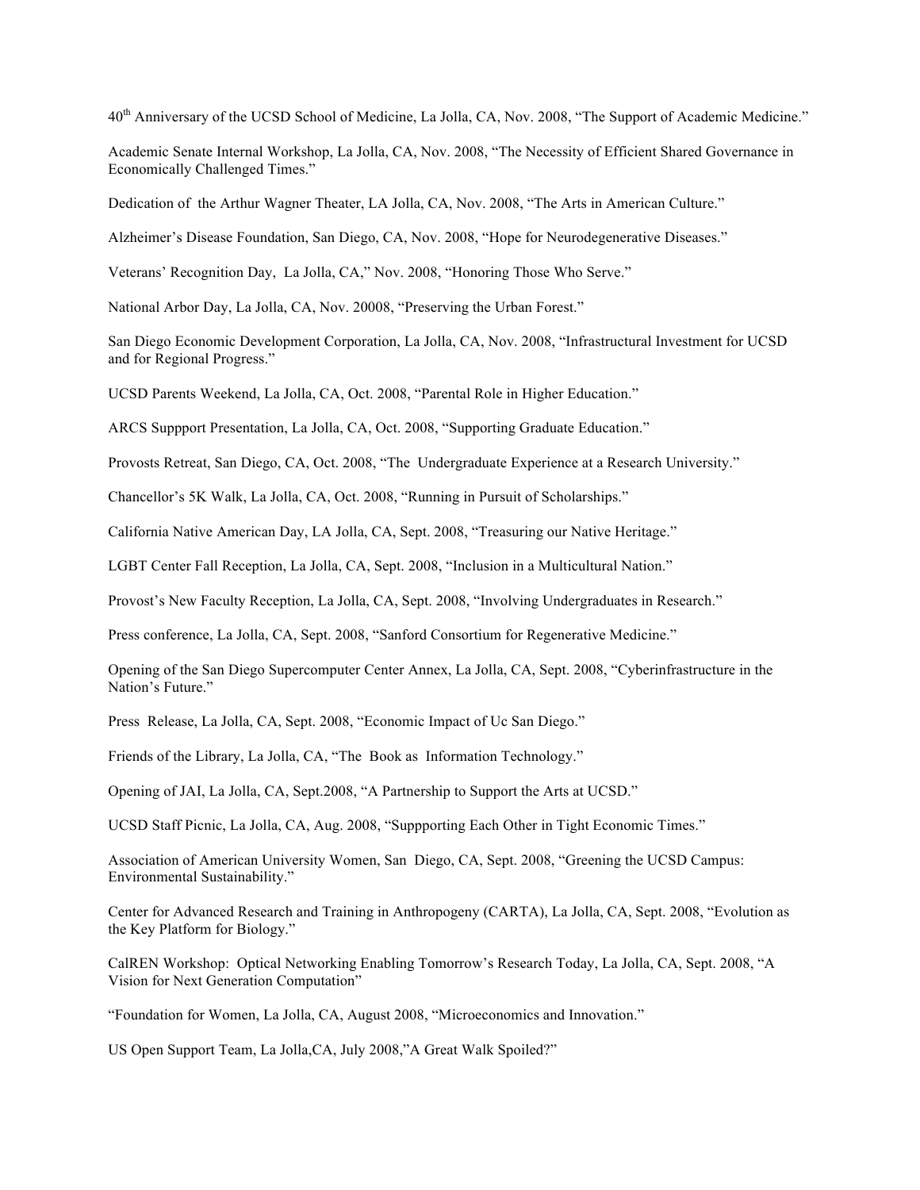40th Anniversary of the UCSD School of Medicine, La Jolla, CA, Nov. 2008, "The Support of Academic Medicine."

Academic Senate Internal Workshop, La Jolla, CA, Nov. 2008, "The Necessity of Efficient Shared Governance in Economically Challenged Times."

Dedication of the Arthur Wagner Theater, LA Jolla, CA, Nov. 2008, "The Arts in American Culture."

Alzheimer's Disease Foundation, San Diego, CA, Nov. 2008, "Hope for Neurodegenerative Diseases."

Veterans' Recognition Day, La Jolla, CA," Nov. 2008, "Honoring Those Who Serve."

National Arbor Day, La Jolla, CA, Nov. 20008, "Preserving the Urban Forest."

San Diego Economic Development Corporation, La Jolla, CA, Nov. 2008, "Infrastructural Investment for UCSD and for Regional Progress."

UCSD Parents Weekend, La Jolla, CA, Oct. 2008, "Parental Role in Higher Education."

ARCS Suppport Presentation, La Jolla, CA, Oct. 2008, "Supporting Graduate Education."

Provosts Retreat, San Diego, CA, Oct. 2008, "The Undergraduate Experience at a Research University."

Chancellor's 5K Walk, La Jolla, CA, Oct. 2008, "Running in Pursuit of Scholarships."

California Native American Day, LA Jolla, CA, Sept. 2008, "Treasuring our Native Heritage."

LGBT Center Fall Reception, La Jolla, CA, Sept. 2008, "Inclusion in a Multicultural Nation."

Provost's New Faculty Reception, La Jolla, CA, Sept. 2008, "Involving Undergraduates in Research."

Press conference, La Jolla, CA, Sept. 2008, "Sanford Consortium for Regenerative Medicine."

Opening of the San Diego Supercomputer Center Annex, La Jolla, CA, Sept. 2008, "Cyberinfrastructure in the Nation's Future."

Press Release, La Jolla, CA, Sept. 2008, "Economic Impact of Uc San Diego."

Friends of the Library, La Jolla, CA, "The Book as Information Technology."

Opening of JAI, La Jolla, CA, Sept.2008, "A Partnership to Support the Arts at UCSD."

UCSD Staff Picnic, La Jolla, CA, Aug. 2008, "Suppporting Each Other in Tight Economic Times."

Association of American University Women, San Diego, CA, Sept. 2008, "Greening the UCSD Campus: Environmental Sustainability."

Center for Advanced Research and Training in Anthropogeny (CARTA), La Jolla, CA, Sept. 2008, "Evolution as the Key Platform for Biology."

CalREN Workshop: Optical Networking Enabling Tomorrow's Research Today, La Jolla, CA, Sept. 2008, "A Vision for Next Generation Computation"

"Foundation for Women, La Jolla, CA, August 2008, "Microeconomics and Innovation."

US Open Support Team, La Jolla,CA, July 2008,"A Great Walk Spoiled?"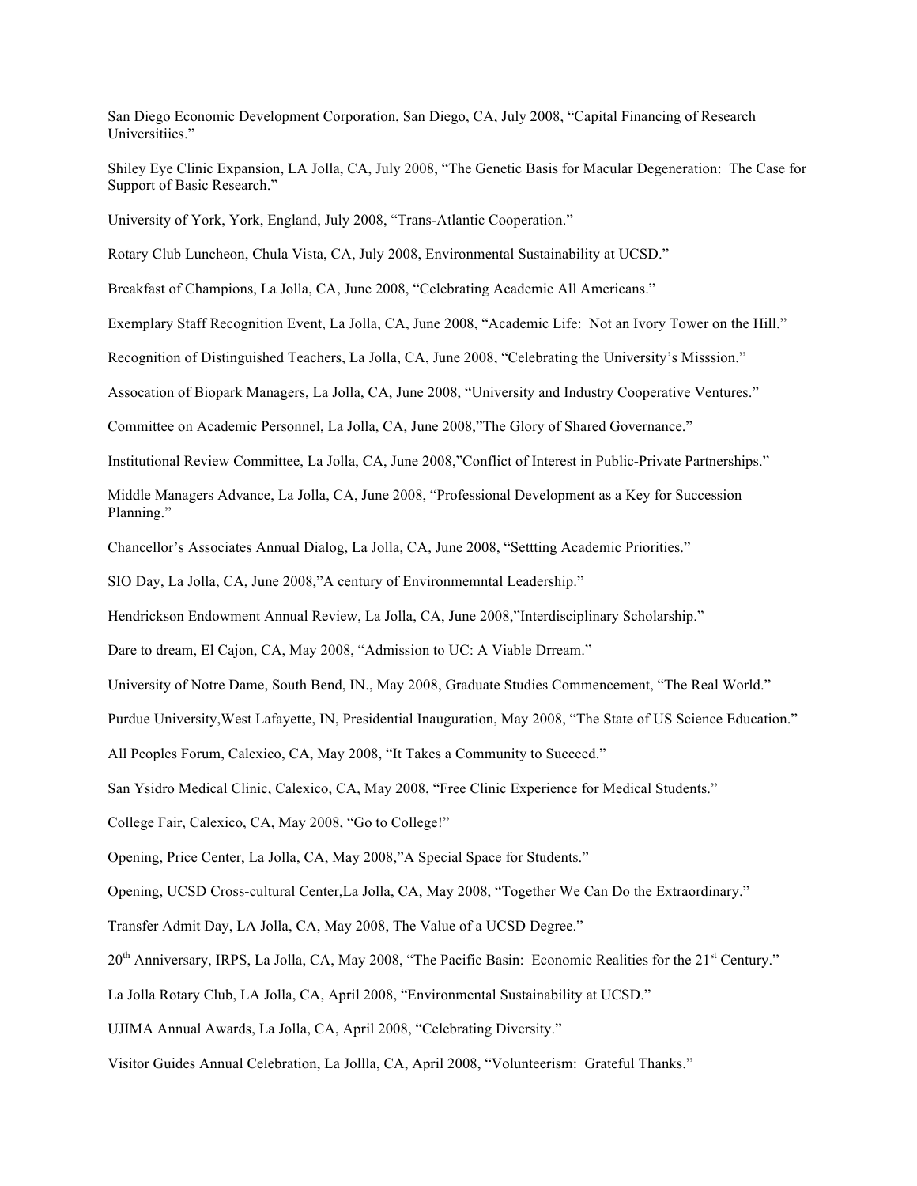San Diego Economic Development Corporation, San Diego, CA, July 2008, "Capital Financing of Research Universitiies."

Shiley Eye Clinic Expansion, LA Jolla, CA, July 2008, "The Genetic Basis for Macular Degeneration: The Case for Support of Basic Research."

University of York, York, England, July 2008, "Trans-Atlantic Cooperation."

Rotary Club Luncheon, Chula Vista, CA, July 2008, Environmental Sustainability at UCSD."

Breakfast of Champions, La Jolla, CA, June 2008, "Celebrating Academic All Americans."

Exemplary Staff Recognition Event, La Jolla, CA, June 2008, "Academic Life: Not an Ivory Tower on the Hill."

Recognition of Distinguished Teachers, La Jolla, CA, June 2008, "Celebrating the University's Misssion."

Assocation of Biopark Managers, La Jolla, CA, June 2008, "University and Industry Cooperative Ventures."

Committee on Academic Personnel, La Jolla, CA, June 2008,"The Glory of Shared Governance."

Institutional Review Committee, La Jolla, CA, June 2008,"Conflict of Interest in Public-Private Partnerships."

Middle Managers Advance, La Jolla, CA, June 2008, "Professional Development as a Key for Succession Planning."

Chancellor's Associates Annual Dialog, La Jolla, CA, June 2008, "Settting Academic Priorities."

SIO Day, La Jolla, CA, June 2008,"A century of Environmemntal Leadership."

Hendrickson Endowment Annual Review, La Jolla, CA, June 2008,"Interdisciplinary Scholarship."

Dare to dream, El Cajon, CA, May 2008, "Admission to UC: A Viable Drream."

University of Notre Dame, South Bend, IN., May 2008, Graduate Studies Commencement, "The Real World."

Purdue University,West Lafayette, IN, Presidential Inauguration, May 2008, "The State of US Science Education."

All Peoples Forum, Calexico, CA, May 2008, "It Takes a Community to Succeed."

San Ysidro Medical Clinic, Calexico, CA, May 2008, "Free Clinic Experience for Medical Students."

College Fair, Calexico, CA, May 2008, "Go to College!"

Opening, Price Center, La Jolla, CA, May 2008,"A Special Space for Students."

Opening, UCSD Cross-cultural Center,La Jolla, CA, May 2008, "Together We Can Do the Extraordinary."

Transfer Admit Day, LA Jolla, CA, May 2008, The Value of a UCSD Degree."

20th Anniversary, IRPS, La Jolla, CA, May 2008, "The Pacific Basin: Economic Realities for the 21st Century."

La Jolla Rotary Club, LA Jolla, CA, April 2008, "Environmental Sustainability at UCSD."

UJIMA Annual Awards, La Jolla, CA, April 2008, "Celebrating Diversity."

Visitor Guides Annual Celebration, La Jollla, CA, April 2008, "Volunteerism: Grateful Thanks."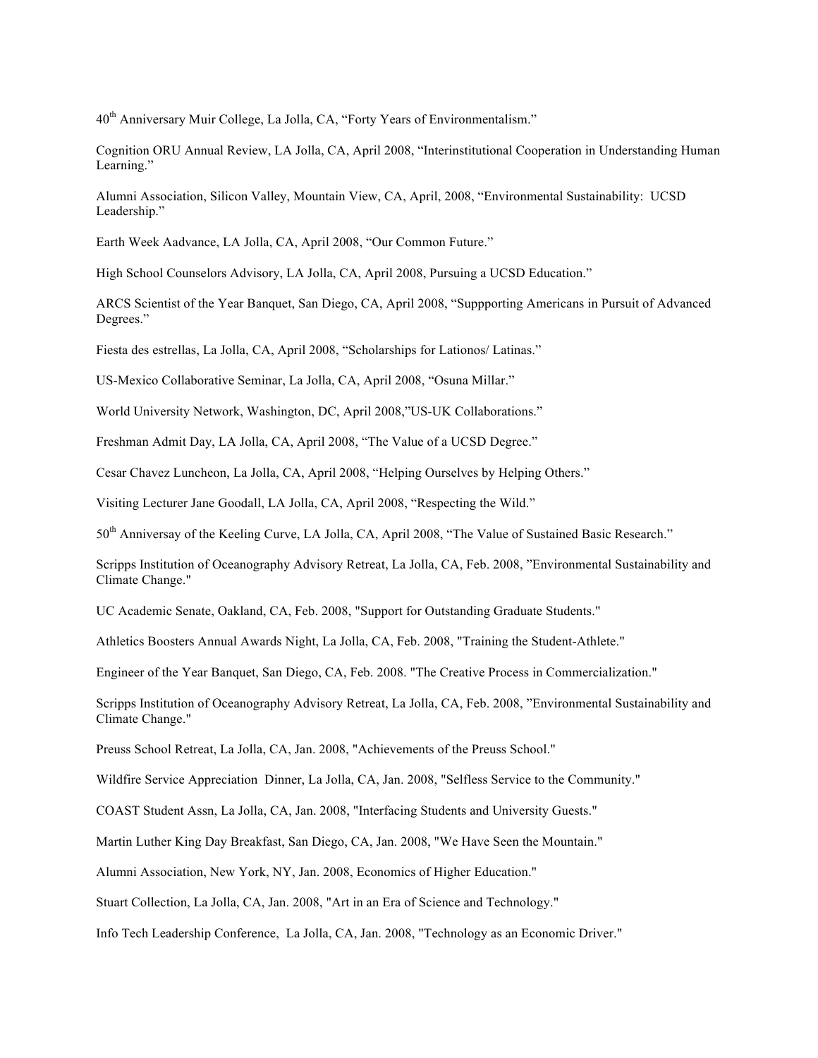40th Anniversary Muir College, La Jolla, CA, "Forty Years of Environmentalism."

Cognition ORU Annual Review, LA Jolla, CA, April 2008, "Interinstitutional Cooperation in Understanding Human Learning."

Alumni Association, Silicon Valley, Mountain View, CA, April, 2008, "Environmental Sustainability: UCSD Leadership."

Earth Week Aadvance, LA Jolla, CA, April 2008, "Our Common Future."

High School Counselors Advisory, LA Jolla, CA, April 2008, Pursuing a UCSD Education."

ARCS Scientist of the Year Banquet, San Diego, CA, April 2008, "Suppporting Americans in Pursuit of Advanced Degrees."

Fiesta des estrellas, La Jolla, CA, April 2008, "Scholarships for Lationos/ Latinas."

US-Mexico Collaborative Seminar, La Jolla, CA, April 2008, "Osuna Millar."

World University Network, Washington, DC, April 2008,"US-UK Collaborations."

Freshman Admit Day, LA Jolla, CA, April 2008, "The Value of a UCSD Degree."

Cesar Chavez Luncheon, La Jolla, CA, April 2008, "Helping Ourselves by Helping Others."

Visiting Lecturer Jane Goodall, LA Jolla, CA, April 2008, "Respecting the Wild."

50th Anniversay of the Keeling Curve, LA Jolla, CA, April 2008, "The Value of Sustained Basic Research."

Scripps Institution of Oceanography Advisory Retreat, La Jolla, CA, Feb. 2008, "Environmental Sustainability and Climate Change."

UC Academic Senate, Oakland, CA, Feb. 2008, "Support for Outstanding Graduate Students."

Athletics Boosters Annual Awards Night, La Jolla, CA, Feb. 2008, "Training the Student-Athlete."

Engineer of the Year Banquet, San Diego, CA, Feb. 2008. "The Creative Process in Commercialization."

Scripps Institution of Oceanography Advisory Retreat, La Jolla, CA, Feb. 2008, "Environmental Sustainability and Climate Change."

Preuss School Retreat, La Jolla, CA, Jan. 2008, "Achievements of the Preuss School."

Wildfire Service Appreciation Dinner, La Jolla, CA, Jan. 2008, "Selfless Service to the Community."

COAST Student Assn, La Jolla, CA, Jan. 2008, "Interfacing Students and University Guests."

Martin Luther King Day Breakfast, San Diego, CA, Jan. 2008, "We Have Seen the Mountain."

Alumni Association, New York, NY, Jan. 2008, Economics of Higher Education."

Stuart Collection, La Jolla, CA, Jan. 2008, "Art in an Era of Science and Technology."

Info Tech Leadership Conference, La Jolla, CA, Jan. 2008, "Technology as an Economic Driver."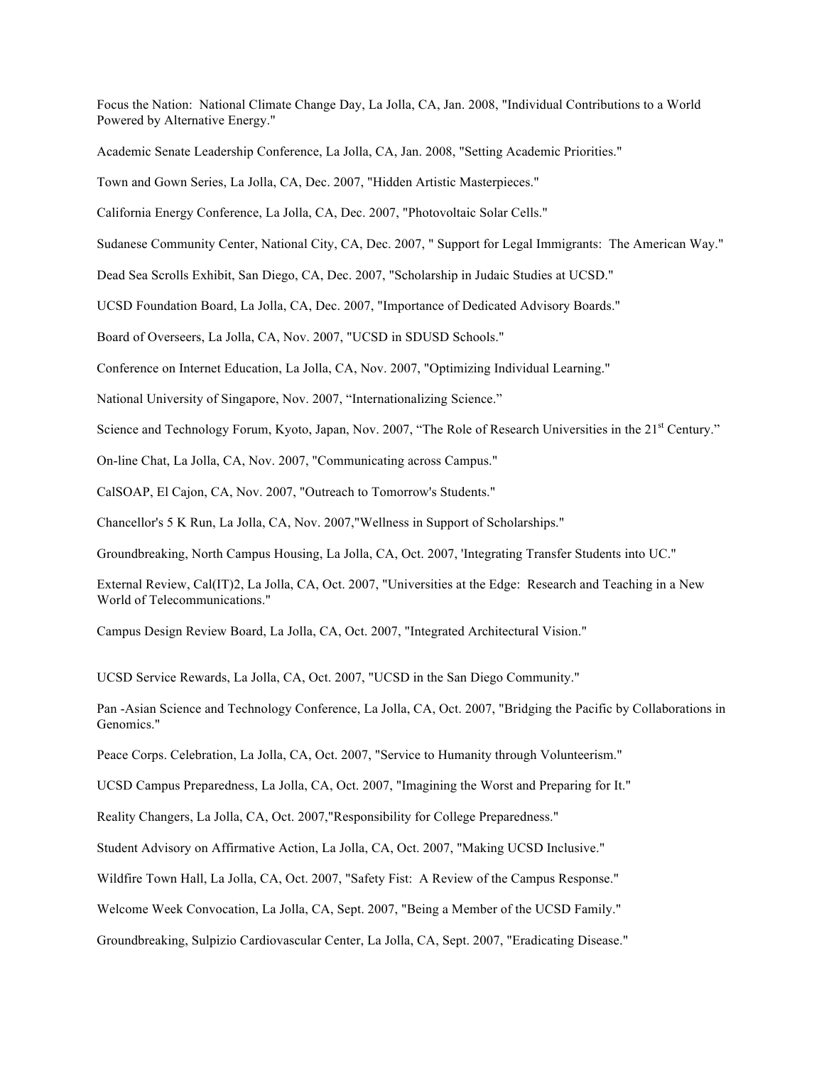Focus the Nation: National Climate Change Day, La Jolla, CA, Jan. 2008, "Individual Contributions to a World Powered by Alternative Energy."

Academic Senate Leadership Conference, La Jolla, CA, Jan. 2008, "Setting Academic Priorities."

Town and Gown Series, La Jolla, CA, Dec. 2007, "Hidden Artistic Masterpieces."

California Energy Conference, La Jolla, CA, Dec. 2007, "Photovoltaic Solar Cells."

Sudanese Community Center, National City, CA, Dec. 2007, " Support for Legal Immigrants: The American Way."

Dead Sea Scrolls Exhibit, San Diego, CA, Dec. 2007, "Scholarship in Judaic Studies at UCSD."

UCSD Foundation Board, La Jolla, CA, Dec. 2007, "Importance of Dedicated Advisory Boards."

Board of Overseers, La Jolla, CA, Nov. 2007, "UCSD in SDUSD Schools."

Conference on Internet Education, La Jolla, CA, Nov. 2007, "Optimizing Individual Learning."

National University of Singapore, Nov. 2007, "Internationalizing Science."

Science and Technology Forum, Kyoto, Japan, Nov. 2007, "The Role of Research Universities in the 21st Century."

On-line Chat, La Jolla, CA, Nov. 2007, "Communicating across Campus."

CalSOAP, El Cajon, CA, Nov. 2007, "Outreach to Tomorrow's Students."

Chancellor's 5 K Run, La Jolla, CA, Nov. 2007,"Wellness in Support of Scholarships."

Groundbreaking, North Campus Housing, La Jolla, CA, Oct. 2007, 'Integrating Transfer Students into UC."

External Review, Cal(IT)2, La Jolla, CA, Oct. 2007, "Universities at the Edge: Research and Teaching in a New World of Telecommunications."

Campus Design Review Board, La Jolla, CA, Oct. 2007, "Integrated Architectural Vision."

UCSD Service Rewards, La Jolla, CA, Oct. 2007, "UCSD in the San Diego Community."

Pan -Asian Science and Technology Conference, La Jolla, CA, Oct. 2007, "Bridging the Pacific by Collaborations in Genomics."

Peace Corps. Celebration, La Jolla, CA, Oct. 2007, "Service to Humanity through Volunteerism."

UCSD Campus Preparedness, La Jolla, CA, Oct. 2007, "Imagining the Worst and Preparing for It."

Reality Changers, La Jolla, CA, Oct. 2007,"Responsibility for College Preparedness."

Student Advisory on Affirmative Action, La Jolla, CA, Oct. 2007, "Making UCSD Inclusive."

Wildfire Town Hall, La Jolla, CA, Oct. 2007, "Safety Fist: A Review of the Campus Response."

Welcome Week Convocation, La Jolla, CA, Sept. 2007, "Being a Member of the UCSD Family."

Groundbreaking, Sulpizio Cardiovascular Center, La Jolla, CA, Sept. 2007, "Eradicating Disease."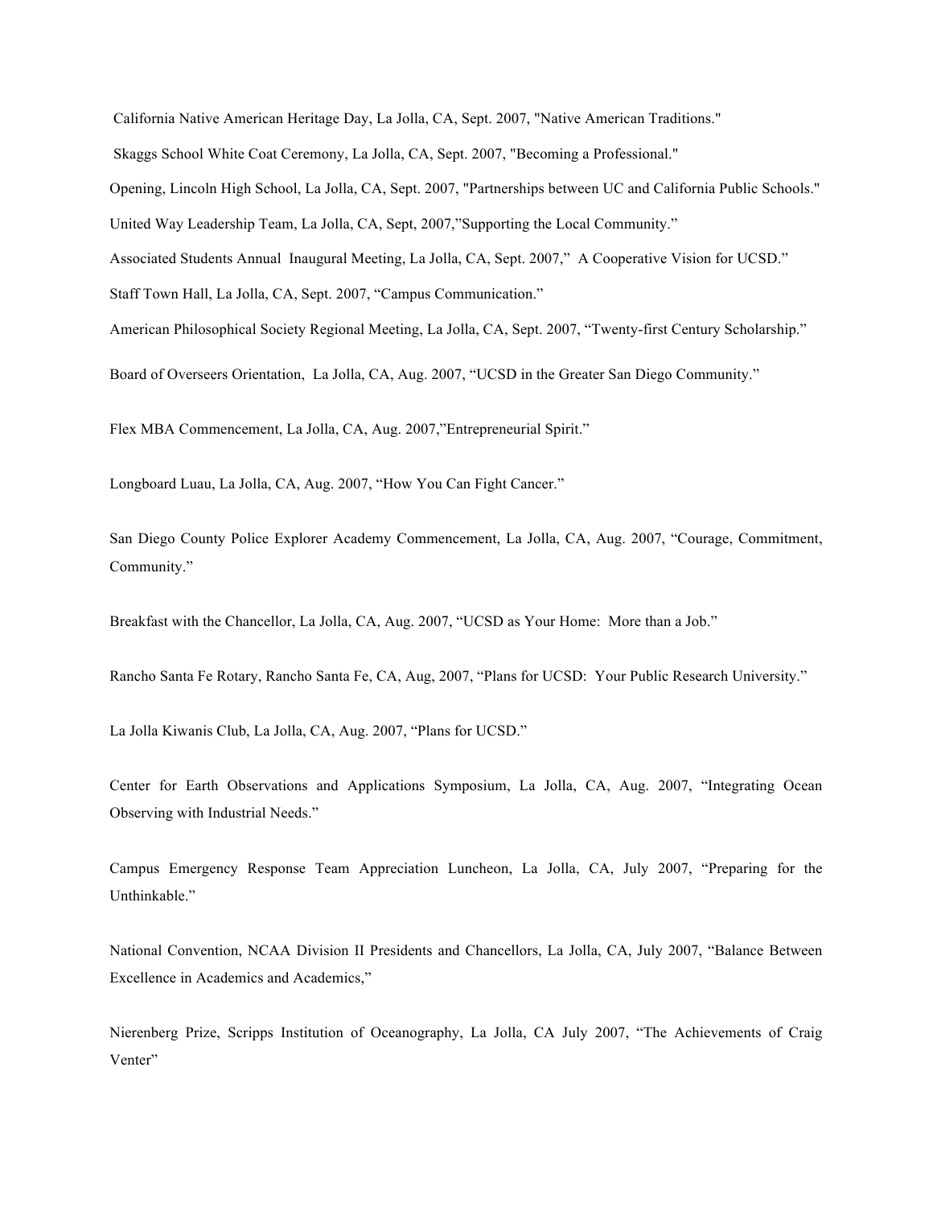California Native American Heritage Day, La Jolla, CA, Sept. 2007, "Native American Traditions."

Skaggs School White Coat Ceremony, La Jolla, CA, Sept. 2007, "Becoming a Professional."

Opening, Lincoln High School, La Jolla, CA, Sept. 2007, "Partnerships between UC and California Public Schools."

United Way Leadership Team, La Jolla, CA, Sept, 2007,"Supporting the Local Community."

Associated Students Annual Inaugural Meeting, La Jolla, CA, Sept. 2007," A Cooperative Vision for UCSD."

Staff Town Hall, La Jolla, CA, Sept. 2007, "Campus Communication."

American Philosophical Society Regional Meeting, La Jolla, CA, Sept. 2007, "Twenty-first Century Scholarship."

Board of Overseers Orientation, La Jolla, CA, Aug. 2007, "UCSD in the Greater San Diego Community."

Flex MBA Commencement, La Jolla, CA, Aug. 2007,"Entrepreneurial Spirit."

Longboard Luau, La Jolla, CA, Aug. 2007, "How You Can Fight Cancer."

San Diego County Police Explorer Academy Commencement, La Jolla, CA, Aug. 2007, "Courage, Commitment, Community."

Breakfast with the Chancellor, La Jolla, CA, Aug. 2007, "UCSD as Your Home: More than a Job."

Rancho Santa Fe Rotary, Rancho Santa Fe, CA, Aug, 2007, "Plans for UCSD: Your Public Research University."

La Jolla Kiwanis Club, La Jolla, CA, Aug. 2007, "Plans for UCSD."

Center for Earth Observations and Applications Symposium, La Jolla, CA, Aug. 2007, "Integrating Ocean Observing with Industrial Needs."

Campus Emergency Response Team Appreciation Luncheon, La Jolla, CA, July 2007, "Preparing for the Unthinkable."

National Convention, NCAA Division II Presidents and Chancellors, La Jolla, CA, July 2007, "Balance Between Excellence in Academics and Academics,"

Nierenberg Prize, Scripps Institution of Oceanography, La Jolla, CA July 2007, "The Achievements of Craig Venter"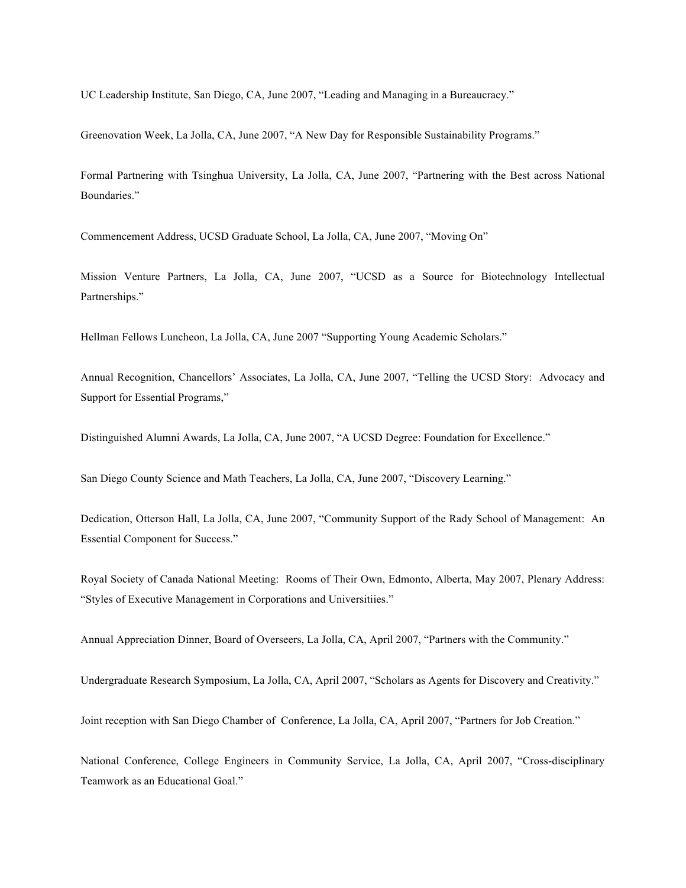UC Leadership Institute, San Diego, CA, June 2007, “Leading and Managing in a Bureaucracy.”

Greenovation Week, La Jolla, CA, June 2007, “A New Day for Responsible Sustainability Programs.”

Formal Partnering with Tsinghua University, La Jolla, CA, June 2007, “Partnering with the Best across National Boundaries.”

Commencement Address, UCSD Graduate School, La Jolla, CA, June 2007, “Moving On”

Mission Venture Partners, La Jolla, CA, June 2007, “UCSD as a Source for Biotechnology Intellectual Partnerships.”

Hellman Fellows Luncheon, La Jolla, CA, June 2007 “Supporting Young Academic Scholars.”

Annual Recognition, Chancellors’ Associates, La Jolla, CA, June 2007, “Telling the UCSD Story: Advocacy and Support for Essential Programs,”

Distinguished Alumni Awards, La Jolla, CA, June 2007, “A UCSD Degree: Foundation for Excellence.”

San Diego County Science and Math Teachers, La Jolla, CA, June 2007, “Discovery Learning.”

Dedication, Otterson Hall, La Jolla, CA, June 2007, “Community Support of the Rady School of Management: An Essential Component for Success.”

Royal Society of Canada National Meeting: Rooms of Their Own, Edmonto, Alberta, May 2007, Plenary Address: “Styles of Executive Management in Corporations and Universitiies.”

Annual Appreciation Dinner, Board of Overseers, La Jolla, CA, April 2007, “Partners with the Community.”

Undergraduate Research Symposium, La Jolla, CA, April 2007, “Scholars as Agents for Discovery and Creativity.”

Joint reception with San Diego Chamber of Conference, La Jolla, CA, April 2007, “Partners for Job Creation.”

National Conference, College Engineers in Community Service, La Jolla, CA, April 2007, “Cross-disciplinary Teamwork as an Educational Goal.”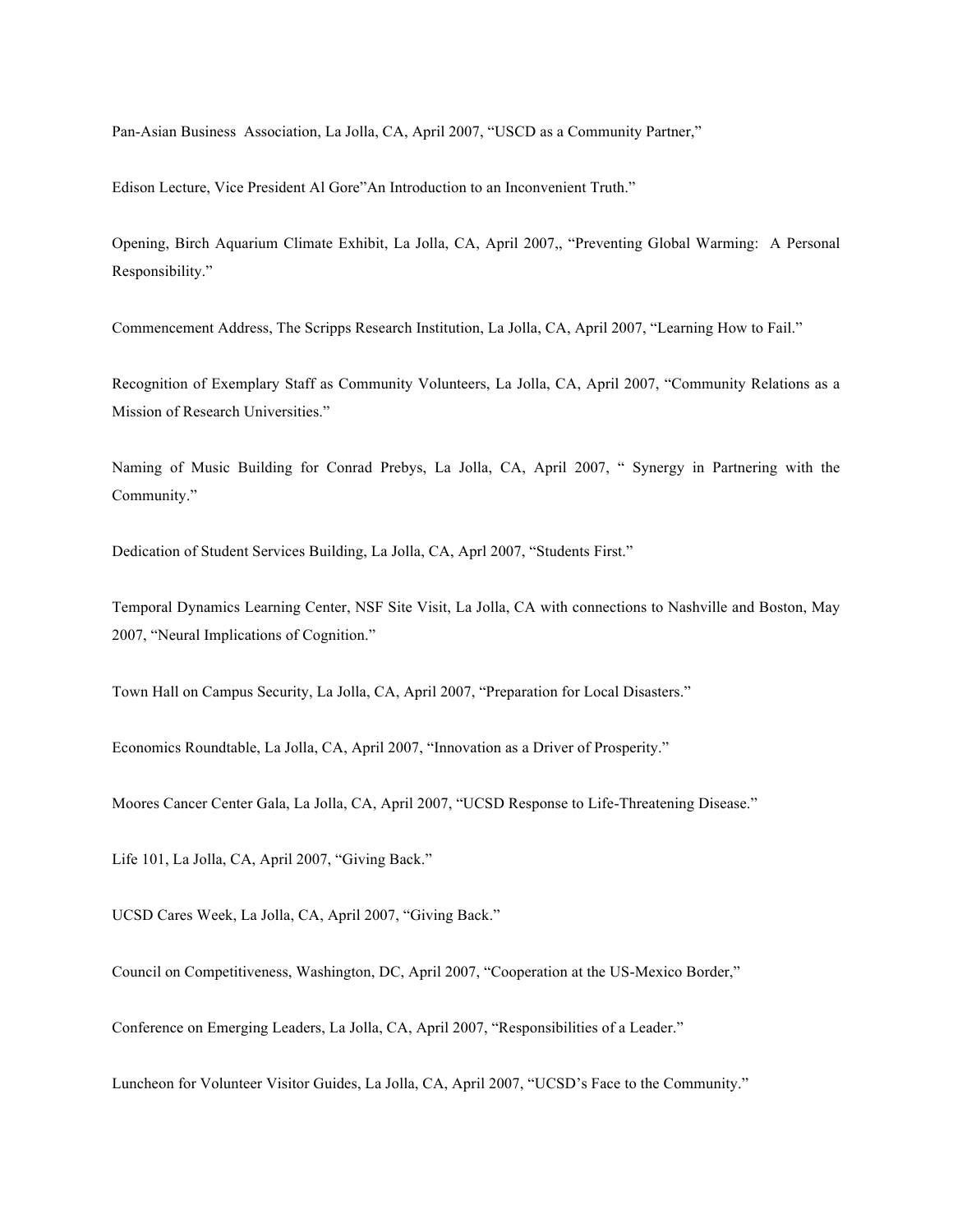Pan-Asian Business  Association, La Jolla, CA, April 2007, "USCD as a Community Partner,"

Edison Lecture, Vice President Al Gore"An Introduction to an Inconvenient Truth."

Opening, Birch Aquarium Climate Exhibit, La Jolla, CA, April 2007,, "Preventing Global Warming:  A Personal Responsibility."

Commencement Address, The Scripps Research Institution, La Jolla, CA, April 2007, "Learning How to Fail."

Recognition of Exemplary Staff as Community Volunteers, La Jolla, CA, April 2007, "Community Relations as a Mission of Research Universities."

Naming of Music Building for Conrad Prebys, La Jolla, CA, April 2007, " Synergy in Partnering with the Community."

Dedication of Student Services Building, La Jolla, CA, Aprl 2007, "Students First."

Temporal Dynamics Learning Center, NSF Site Visit, La Jolla, CA with connections to Nashville and Boston, May 2007, "Neural Implications of Cognition."

Town Hall on Campus Security, La Jolla, CA, April 2007, "Preparation for Local Disasters."

Economics Roundtable, La Jolla, CA, April 2007, "Innovation as a Driver of Prosperity."

Moores Cancer Center Gala, La Jolla, CA, April 2007, "UCSD Response to Life-Threatening Disease."

Life 101, La Jolla, CA, April 2007, "Giving Back."

UCSD Cares Week, La Jolla, CA, April 2007, "Giving Back."

Council on Competitiveness, Washington, DC, April 2007, "Cooperation at the US-Mexico Border,"

Conference on Emerging Leaders, La Jolla, CA, April 2007, "Responsibilities of a Leader."

Luncheon for Volunteer Visitor Guides, La Jolla, CA, April 2007, "UCSD's Face to the Community."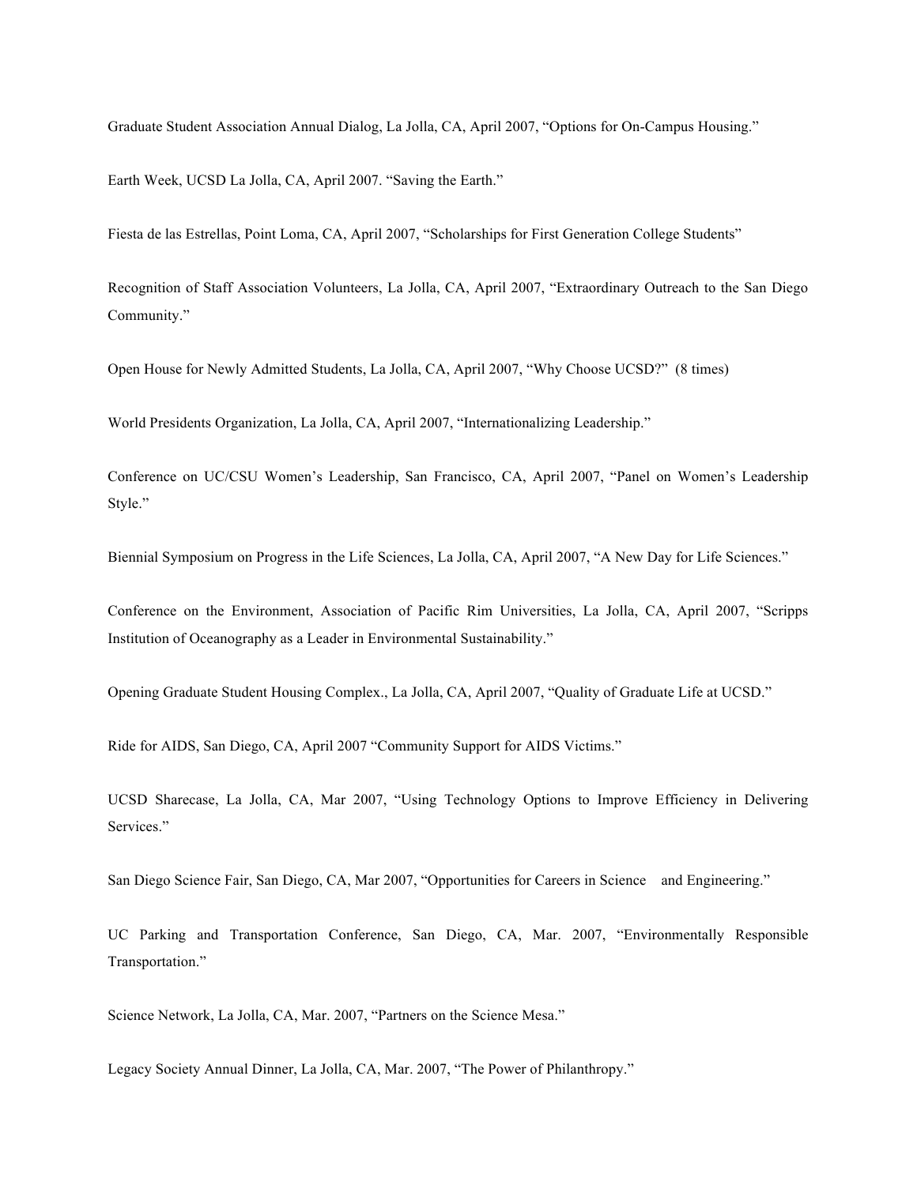Graduate Student Association Annual Dialog, La Jolla, CA, April 2007, "Options for On-Campus Housing."

Earth Week, UCSD La Jolla, CA, April 2007. "Saving the Earth."

Fiesta de las Estrellas, Point Loma, CA, April 2007, "Scholarships for First Generation College Students"

Recognition of Staff Association Volunteers, La Jolla, CA, April 2007, "Extraordinary Outreach to the San Diego Community."

Open House for Newly Admitted Students, La Jolla, CA, April 2007, "Why Choose UCSD?" (8 times)

World Presidents Organization, La Jolla, CA, April 2007, "Internationalizing Leadership."

Conference on UC/CSU Women's Leadership, San Francisco, CA, April 2007, "Panel on Women's Leadership Style."

Biennial Symposium on Progress in the Life Sciences, La Jolla, CA, April 2007, "A New Day for Life Sciences."

Conference on the Environment, Association of Pacific Rim Universities, La Jolla, CA, April 2007, "Scripps Institution of Oceanography as a Leader in Environmental Sustainability."

Opening Graduate Student Housing Complex., La Jolla, CA, April 2007, "Quality of Graduate Life at UCSD."

Ride for AIDS, San Diego, CA, April 2007 "Community Support for AIDS Victims."

UCSD Sharecase, La Jolla, CA, Mar 2007, "Using Technology Options to Improve Efficiency in Delivering Services."

San Diego Science Fair, San Diego, CA, Mar 2007, "Opportunities for Careers in Science and Engineering."

UC Parking and Transportation Conference, San Diego, CA, Mar. 2007, "Environmentally Responsible Transportation."

Science Network, La Jolla, CA, Mar. 2007, "Partners on the Science Mesa."

Legacy Society Annual Dinner, La Jolla, CA, Mar. 2007, "The Power of Philanthropy."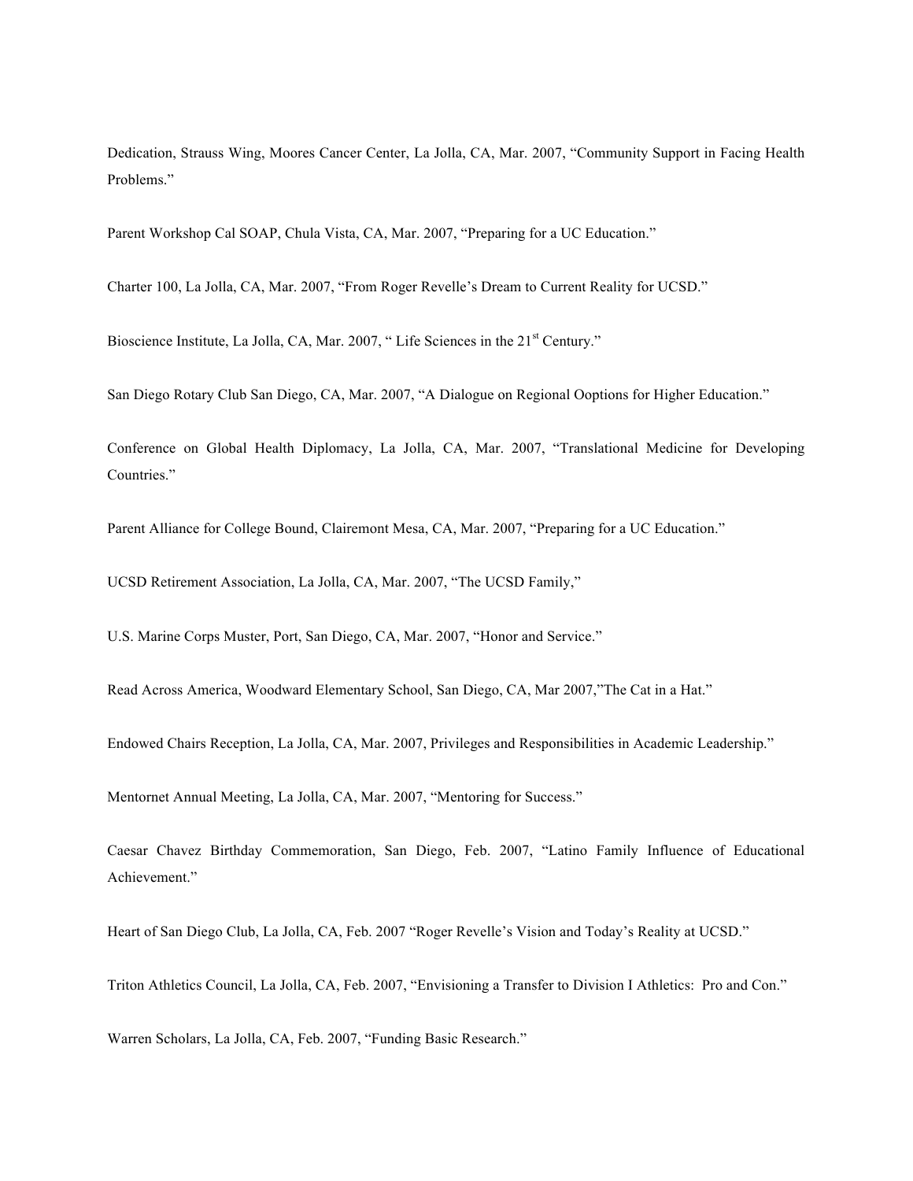Dedication, Strauss Wing, Moores Cancer Center, La Jolla, CA, Mar. 2007, "Community Support in Facing Health Problems."

Parent Workshop Cal SOAP, Chula Vista, CA, Mar. 2007, "Preparing for a UC Education."

Charter 100, La Jolla, CA, Mar. 2007, "From Roger Revelle's Dream to Current Reality for UCSD."

Bioscience Institute, La Jolla, CA, Mar. 2007, " Life Sciences in the 21st Century."

San Diego Rotary Club San Diego, CA, Mar. 2007, "A Dialogue on Regional Ooptions for Higher Education."

Conference on Global Health Diplomacy, La Jolla, CA, Mar. 2007, "Translational Medicine for Developing Countries."

Parent Alliance for College Bound, Clairemont Mesa, CA, Mar. 2007, "Preparing for a UC Education."

UCSD Retirement Association, La Jolla, CA, Mar. 2007, "The UCSD Family,"

U.S. Marine Corps Muster, Port, San Diego, CA, Mar. 2007, "Honor and Service."

Read Across America, Woodward Elementary School, San Diego, CA, Mar 2007,"The Cat in a Hat."

Endowed Chairs Reception, La Jolla, CA, Mar. 2007, Privileges and Responsibilities in Academic Leadership."

Mentornet Annual Meeting, La Jolla, CA, Mar. 2007, "Mentoring for Success."

Caesar Chavez Birthday Commemoration, San Diego, Feb. 2007, "Latino Family Influence of Educational Achievement."

Heart of San Diego Club, La Jolla, CA, Feb. 2007 "Roger Revelle's Vision and Today's Reality at UCSD."

Triton Athletics Council, La Jolla, CA, Feb. 2007, "Envisioning a Transfer to Division I Athletics: Pro and Con."

Warren Scholars, La Jolla, CA, Feb. 2007, "Funding Basic Research."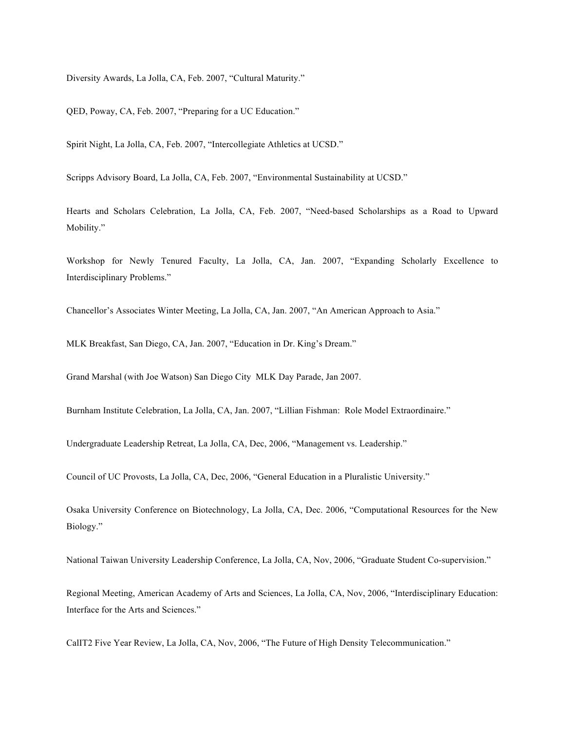Diversity Awards, La Jolla, CA, Feb. 2007, “Cultural Maturity.”

QED, Poway, CA, Feb. 2007, “Preparing for a UC Education.”

Spirit Night, La Jolla, CA, Feb. 2007, “Intercollegiate Athletics at UCSD.”

Scripps Advisory Board, La Jolla, CA, Feb. 2007, “Environmental Sustainability at UCSD.”

Hearts and Scholars Celebration, La Jolla, CA, Feb. 2007, “Need-based Scholarships as a Road to Upward Mobility.”

Workshop for Newly Tenured Faculty, La Jolla, CA, Jan. 2007, “Expanding Scholarly Excellence to Interdisciplinary Problems.”

Chancellor’s Associates Winter Meeting, La Jolla, CA, Jan. 2007, “An American Approach to Asia.”

MLK Breakfast, San Diego, CA, Jan. 2007, “Education in Dr. King’s Dream.”

Grand Marshal (with Joe Watson) San Diego City MLK Day Parade, Jan 2007.

Burnham Institute Celebration, La Jolla, CA, Jan. 2007, “Lillian Fishman: Role Model Extraordinaire.”

Undergraduate Leadership Retreat, La Jolla, CA, Dec, 2006, “Management vs. Leadership.”

Council of UC Provosts, La Jolla, CA, Dec, 2006, “General Education in a Pluralistic University.”

Osaka University Conference on Biotechnology, La Jolla, CA, Dec. 2006, “Computational Resources for the New Biology.”

National Taiwan University Leadership Conference, La Jolla, CA, Nov, 2006, “Graduate Student Co-supervision.”

Regional Meeting, American Academy of Arts and Sciences, La Jolla, CA, Nov, 2006, “Interdisciplinary Education: Interface for the Arts and Sciences.”

CalIT2 Five Year Review, La Jolla, CA, Nov, 2006, “The Future of High Density Telecommunication.”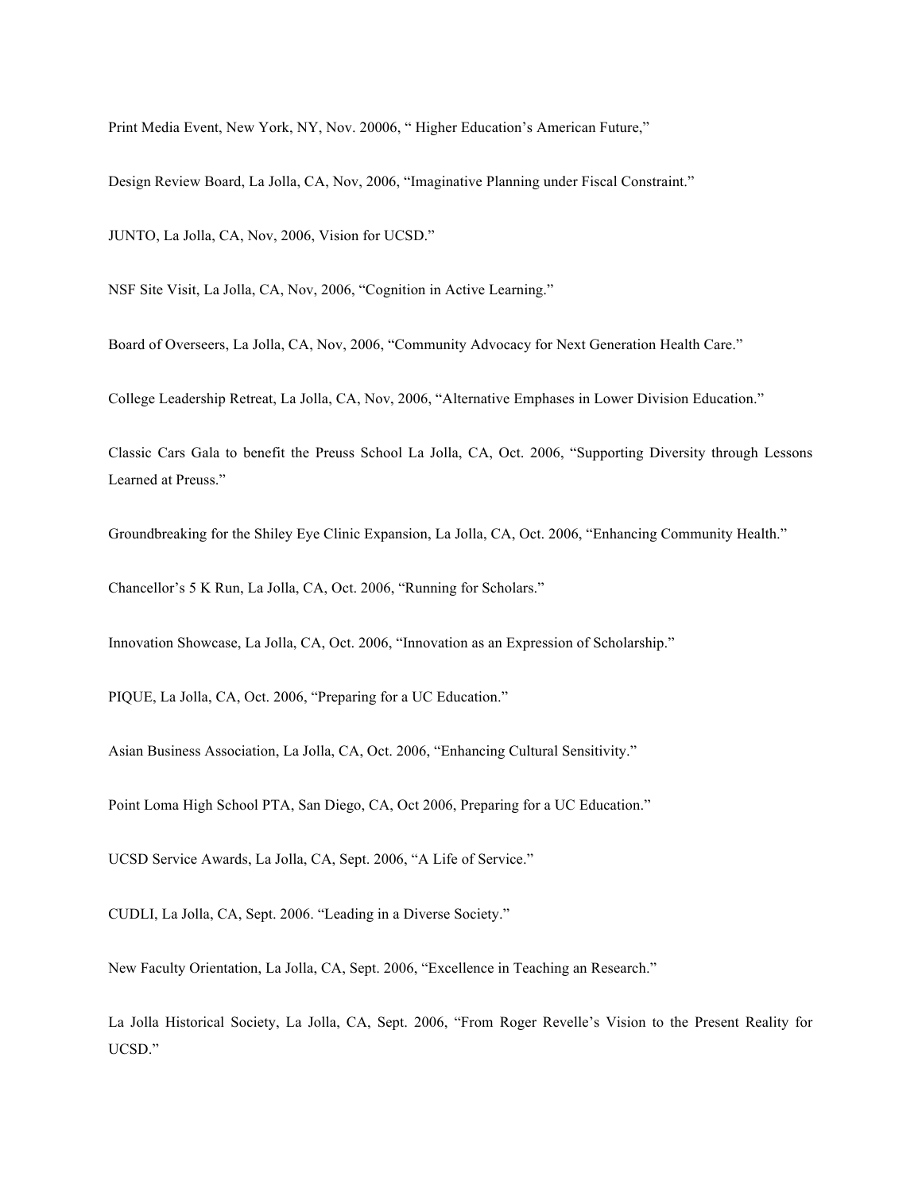Print Media Event, New York, NY, Nov. 20006, " Higher Education's American Future,"

Design Review Board, La Jolla, CA, Nov, 2006, "Imaginative Planning under Fiscal Constraint."

JUNTO, La Jolla, CA, Nov, 2006, Vision for UCSD."

NSF Site Visit, La Jolla, CA, Nov, 2006, "Cognition in Active Learning."

Board of Overseers, La Jolla, CA, Nov, 2006, "Community Advocacy for Next Generation Health Care."

College Leadership Retreat, La Jolla, CA, Nov, 2006, "Alternative Emphases in Lower Division Education."

Classic Cars Gala to benefit the Preuss School La Jolla, CA, Oct. 2006, "Supporting Diversity through Lessons Learned at Preuss."

Groundbreaking for the Shiley Eye Clinic Expansion, La Jolla, CA, Oct. 2006, "Enhancing Community Health."

Chancellor's 5 K Run, La Jolla, CA, Oct. 2006, "Running for Scholars."

Innovation Showcase, La Jolla, CA, Oct. 2006, "Innovation as an Expression of Scholarship."

PIQUE, La Jolla, CA, Oct. 2006, "Preparing for a UC Education."

Asian Business Association, La Jolla, CA, Oct. 2006, "Enhancing Cultural Sensitivity."

Point Loma High School PTA, San Diego, CA, Oct 2006, Preparing for a UC Education."

UCSD Service Awards, La Jolla, CA, Sept. 2006, "A Life of Service."

CUDLI, La Jolla, CA, Sept. 2006. "Leading in a Diverse Society."

New Faculty Orientation, La Jolla, CA, Sept. 2006, "Excellence in Teaching an Research."

La Jolla Historical Society, La Jolla, CA, Sept. 2006, "From Roger Revelle's Vision to the Present Reality for UCSD."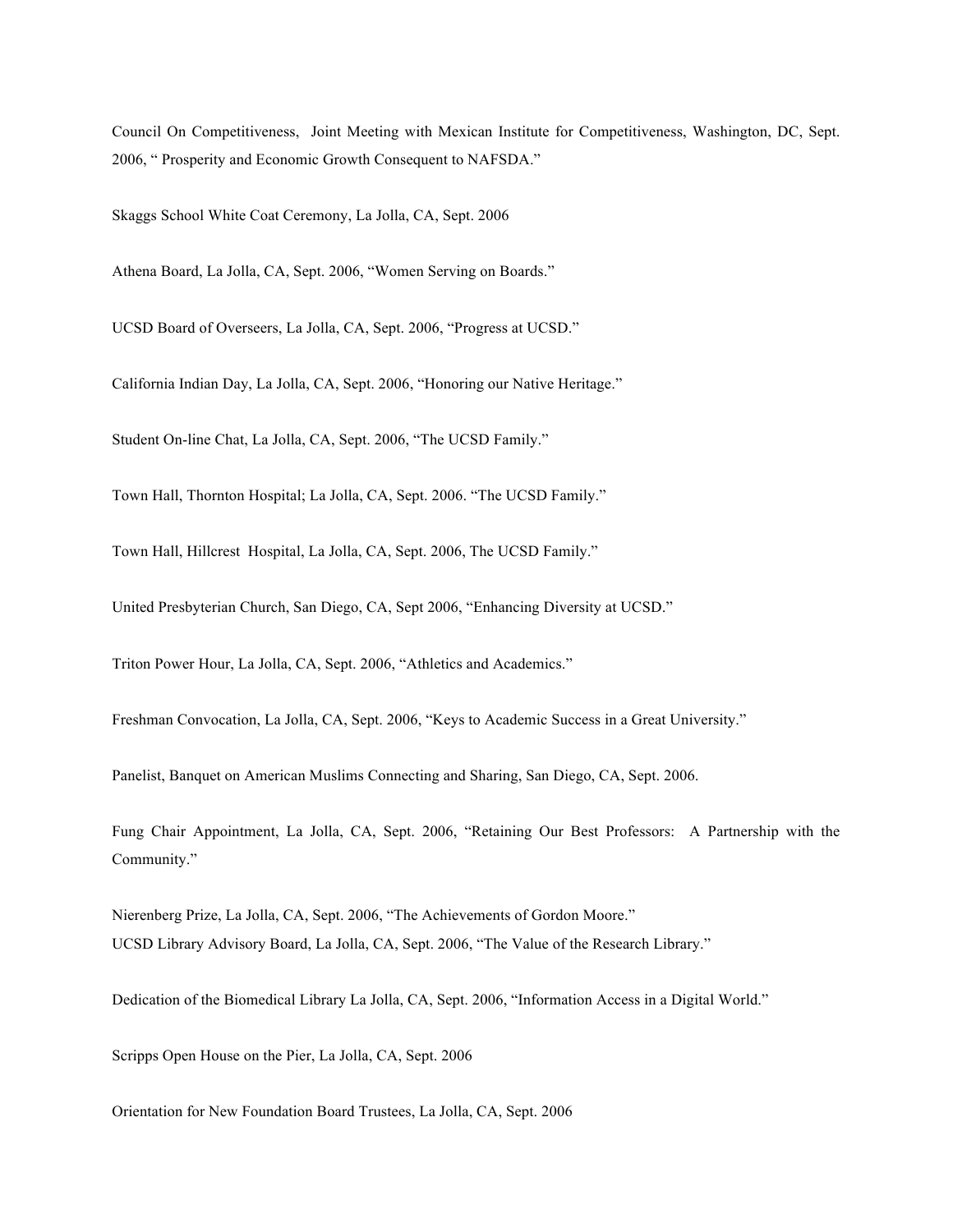Council On Competitiveness, Joint Meeting with Mexican Institute for Competitiveness, Washington, DC, Sept. 2006, " Prosperity and Economic Growth Consequent to NAFSDA."

Skaggs School White Coat Ceremony, La Jolla, CA, Sept. 2006

Athena Board, La Jolla, CA, Sept. 2006, "Women Serving on Boards."

UCSD Board of Overseers, La Jolla, CA, Sept. 2006, "Progress at UCSD."

California Indian Day, La Jolla, CA, Sept. 2006, "Honoring our Native Heritage."

Student On-line Chat, La Jolla, CA, Sept. 2006, "The UCSD Family."

Town Hall, Thornton Hospital; La Jolla, CA, Sept. 2006. "The UCSD Family."

Town Hall, Hillcrest Hospital, La Jolla, CA, Sept. 2006, The UCSD Family."

United Presbyterian Church, San Diego, CA, Sept 2006, "Enhancing Diversity at UCSD."

Triton Power Hour, La Jolla, CA, Sept. 2006, "Athletics and Academics."

Freshman Convocation, La Jolla, CA, Sept. 2006, "Keys to Academic Success in a Great University."

Panelist, Banquet on American Muslims Connecting and Sharing, San Diego, CA, Sept. 2006.

Fung Chair Appointment, La Jolla, CA, Sept. 2006, "Retaining Our Best Professors: A Partnership with the Community."

Nierenberg Prize, La Jolla, CA, Sept. 2006, "The Achievements of Gordon Moore."
UCSD Library Advisory Board, La Jolla, CA, Sept. 2006, "The Value of the Research Library."

Dedication of the Biomedical Library La Jolla, CA, Sept. 2006, "Information Access in a Digital World."

Scripps Open House on the Pier, La Jolla, CA, Sept. 2006

Orientation for New Foundation Board Trustees, La Jolla, CA, Sept. 2006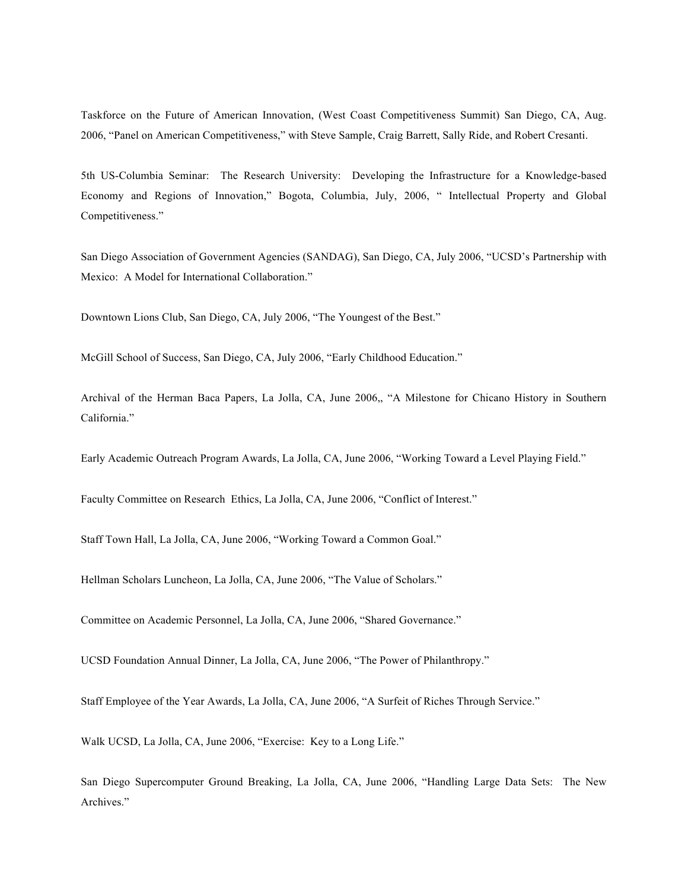Taskforce on the Future of American Innovation, (West Coast Competitiveness Summit) San Diego, CA, Aug. 2006, "Panel on American Competitiveness," with Steve Sample, Craig Barrett, Sally Ride, and Robert Cresanti.

5th US-Columbia Seminar: The Research University: Developing the Infrastructure for a Knowledge-based Economy and Regions of Innovation," Bogota, Columbia, July, 2006, " Intellectual Property and Global Competitiveness."

San Diego Association of Government Agencies (SANDAG), San Diego, CA, July 2006, "UCSD's Partnership with Mexico: A Model for International Collaboration."

Downtown Lions Club, San Diego, CA, July 2006, "The Youngest of the Best."

McGill School of Success, San Diego, CA, July 2006, "Early Childhood Education."

Archival of the Herman Baca Papers, La Jolla, CA, June 2006,, "A Milestone for Chicano History in Southern California."

Early Academic Outreach Program Awards, La Jolla, CA, June 2006, "Working Toward a Level Playing Field."

Faculty Committee on Research Ethics, La Jolla, CA, June 2006, "Conflict of Interest."

Staff Town Hall, La Jolla, CA, June 2006, "Working Toward a Common Goal."

Hellman Scholars Luncheon, La Jolla, CA, June 2006, "The Value of Scholars."

Committee on Academic Personnel, La Jolla, CA, June 2006, "Shared Governance."

UCSD Foundation Annual Dinner, La Jolla, CA, June 2006, "The Power of Philanthropy."

Staff Employee of the Year Awards, La Jolla, CA, June 2006, "A Surfeit of Riches Through Service."

Walk UCSD, La Jolla, CA, June 2006, "Exercise: Key to a Long Life."

San Diego Supercomputer Ground Breaking, La Jolla, CA, June 2006, "Handling Large Data Sets: The New Archives."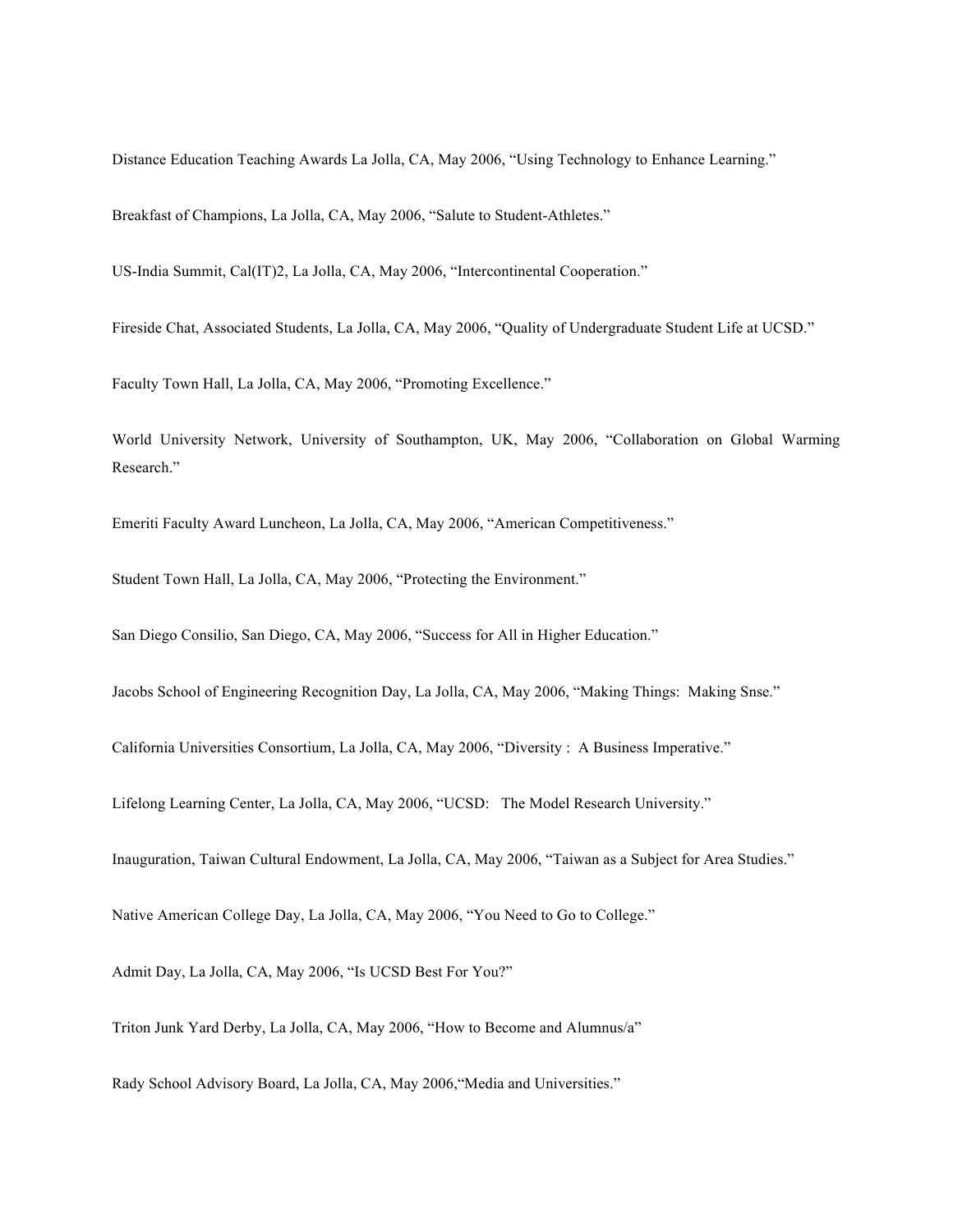Distance Education Teaching Awards La Jolla, CA, May 2006, "Using Technology to Enhance Learning."

Breakfast of Champions, La Jolla, CA, May 2006, "Salute to Student-Athletes."

US-India Summit, Cal(IT)2, La Jolla, CA, May 2006, "Intercontinental Cooperation."

Fireside Chat, Associated Students, La Jolla, CA, May 2006, "Quality of Undergraduate Student Life at UCSD."

Faculty Town Hall, La Jolla, CA, May 2006, "Promoting Excellence."

World University Network, University of Southampton, UK, May 2006, "Collaboration on Global Warming Research."

Emeriti Faculty Award Luncheon, La Jolla, CA, May 2006, "American Competitiveness."

Student Town Hall, La Jolla, CA, May 2006, "Protecting the Environment."

San Diego Consilio, San Diego, CA, May 2006, "Success for All in Higher Education."

Jacobs School of Engineering Recognition Day, La Jolla, CA, May 2006, "Making Things: Making Snse."

California Universities Consortium, La Jolla, CA, May 2006, "Diversity : A Business Imperative."

Lifelong Learning Center, La Jolla, CA, May 2006, "UCSD: The Model Research University."

Inauguration, Taiwan Cultural Endowment, La Jolla, CA, May 2006, "Taiwan as a Subject for Area Studies."

Native American College Day, La Jolla, CA, May 2006, "You Need to Go to College."

Admit Day, La Jolla, CA, May 2006, "Is UCSD Best For You?"

Triton Junk Yard Derby, La Jolla, CA, May 2006, "How to Become and Alumnus/a"

Rady School Advisory Board, La Jolla, CA, May 2006,"Media and Universities."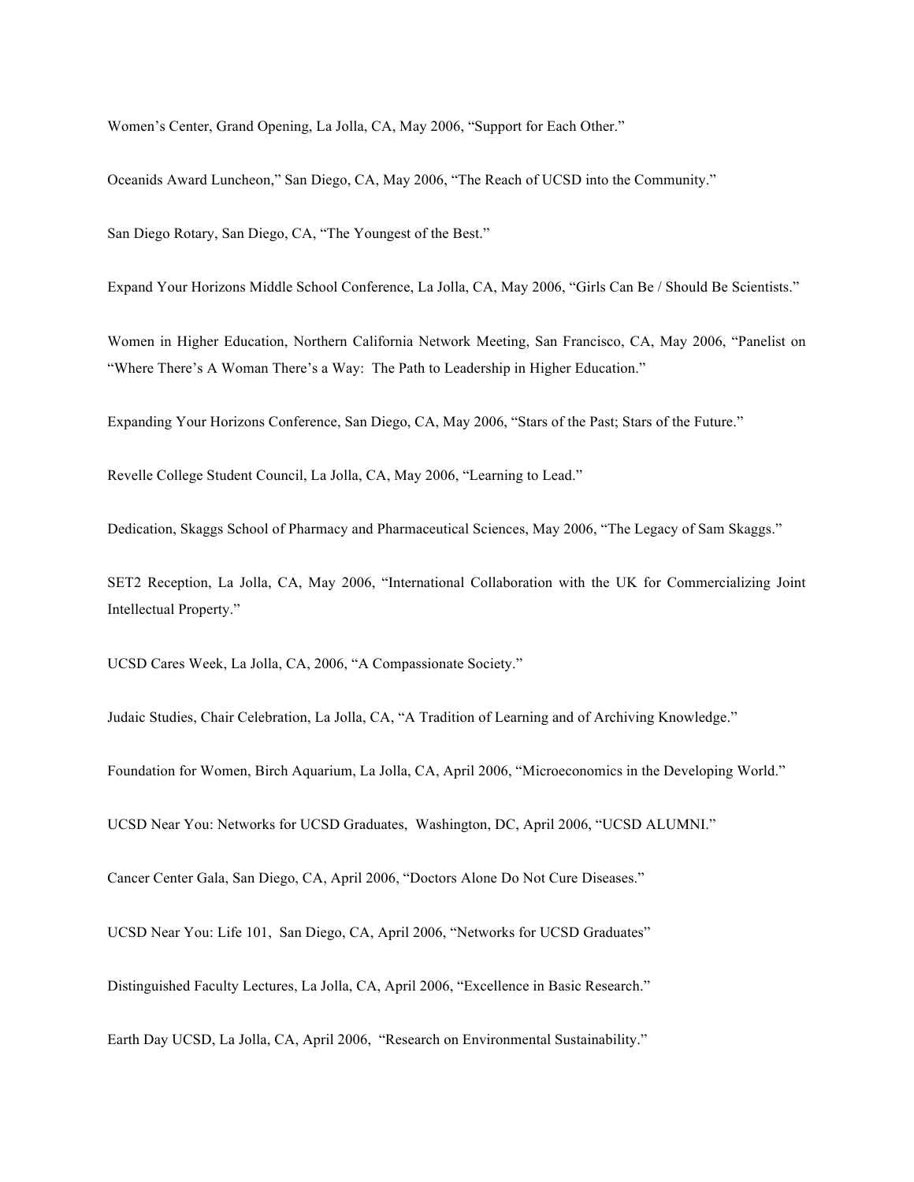Women's Center, Grand Opening, La Jolla, CA, May 2006, "Support for Each Other."

Oceanids Award Luncheon," San Diego, CA, May 2006, "The Reach of UCSD into the Community."

San Diego Rotary, San Diego, CA, "The Youngest of the Best."

Expand Your Horizons Middle School Conference, La Jolla, CA, May 2006, "Girls Can Be / Should Be Scientists."

Women in Higher Education, Northern California Network Meeting, San Francisco, CA, May 2006, "Panelist on "Where There's A Woman There's a Way: The Path to Leadership in Higher Education."

Expanding Your Horizons Conference, San Diego, CA, May 2006, "Stars of the Past; Stars of the Future."

Revelle College Student Council, La Jolla, CA, May 2006, "Learning to Lead."

Dedication, Skaggs School of Pharmacy and Pharmaceutical Sciences, May 2006, "The Legacy of Sam Skaggs."

SET2 Reception, La Jolla, CA, May 2006, "International Collaboration with the UK for Commercializing Joint Intellectual Property."

UCSD Cares Week, La Jolla, CA, 2006, "A Compassionate Society."

Judaic Studies, Chair Celebration, La Jolla, CA, "A Tradition of Learning and of Archiving Knowledge."

Foundation for Women, Birch Aquarium, La Jolla, CA, April 2006, "Microeconomics in the Developing World."

UCSD Near You: Networks for UCSD Graduates, Washington, DC, April 2006, "UCSD ALUMNI."

Cancer Center Gala, San Diego, CA, April 2006, "Doctors Alone Do Not Cure Diseases."

UCSD Near You: Life 101, San Diego, CA, April 2006, "Networks for UCSD Graduates"

Distinguished Faculty Lectures, La Jolla, CA, April 2006, "Excellence in Basic Research."

Earth Day UCSD, La Jolla, CA, April 2006, "Research on Environmental Sustainability."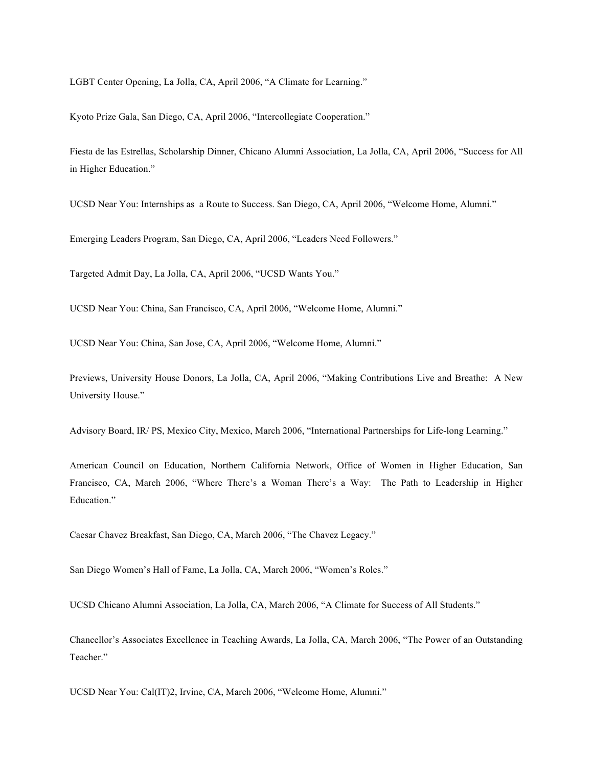LGBT Center Opening, La Jolla, CA, April 2006, "A Climate for Learning."

Kyoto Prize Gala, San Diego, CA, April 2006, "Intercollegiate Cooperation."

Fiesta de las Estrellas, Scholarship Dinner, Chicano Alumni Association, La Jolla, CA, April 2006, "Success for All in Higher Education."

UCSD Near You: Internships as  a Route to Success. San Diego, CA, April 2006, "Welcome Home, Alumni."

Emerging Leaders Program, San Diego, CA, April 2006, "Leaders Need Followers."

Targeted Admit Day, La Jolla, CA, April 2006, "UCSD Wants You."

UCSD Near You: China, San Francisco, CA, April 2006, "Welcome Home, Alumni."

UCSD Near You: China, San Jose, CA, April 2006, "Welcome Home, Alumni."

Previews, University House Donors, La Jolla, CA, April 2006, "Making Contributions Live and Breathe:  A New University House."

Advisory Board, IR/ PS, Mexico City, Mexico, March 2006, "International Partnerships for Life-long Learning."

American Council on Education, Northern California Network, Office of Women in Higher Education, San Francisco, CA, March 2006, "Where There's a Woman There's a Way:  The Path to Leadership in Higher Education."

Caesar Chavez Breakfast, San Diego, CA, March 2006, "The Chavez Legacy."

San Diego Women's Hall of Fame, La Jolla, CA, March 2006, "Women's Roles."

UCSD Chicano Alumni Association, La Jolla, CA, March 2006, "A Climate for Success of All Students."

Chancellor's Associates Excellence in Teaching Awards, La Jolla, CA, March 2006, "The Power of an Outstanding Teacher."

UCSD Near You: Cal(IT)2, Irvine, CA, March 2006, "Welcome Home, Alumni."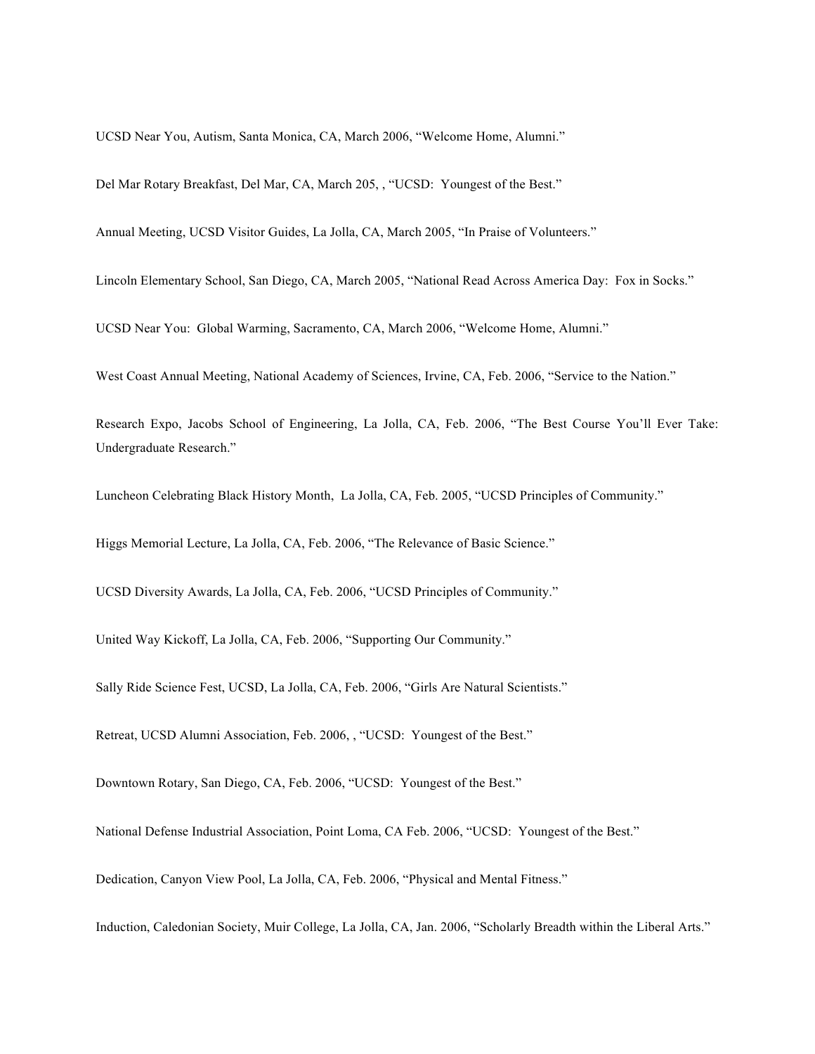UCSD Near You, Autism, Santa Monica, CA, March 2006, "Welcome Home, Alumni."

Del Mar Rotary Breakfast, Del Mar, CA, March 205, , "UCSD: Youngest of the Best."

Annual Meeting, UCSD Visitor Guides, La Jolla, CA, March 2005, "In Praise of Volunteers."

Lincoln Elementary School, San Diego, CA, March 2005, "National Read Across America Day: Fox in Socks."

UCSD Near You: Global Warming, Sacramento, CA, March 2006, "Welcome Home, Alumni."

West Coast Annual Meeting, National Academy of Sciences, Irvine, CA, Feb. 2006, "Service to the Nation."

Research Expo, Jacobs School of Engineering, La Jolla, CA, Feb. 2006, "The Best Course You'll Ever Take: Undergraduate Research."

Luncheon Celebrating Black History Month, La Jolla, CA, Feb. 2005, "UCSD Principles of Community."

Higgs Memorial Lecture, La Jolla, CA, Feb. 2006, "The Relevance of Basic Science."

UCSD Diversity Awards, La Jolla, CA, Feb. 2006, "UCSD Principles of Community."

United Way Kickoff, La Jolla, CA, Feb. 2006, "Supporting Our Community."

Sally Ride Science Fest, UCSD, La Jolla, CA, Feb. 2006, "Girls Are Natural Scientists."

Retreat, UCSD Alumni Association, Feb. 2006, , "UCSD: Youngest of the Best."

Downtown Rotary, San Diego, CA, Feb. 2006, "UCSD: Youngest of the Best."

National Defense Industrial Association, Point Loma, CA Feb. 2006, "UCSD: Youngest of the Best."

Dedication, Canyon View Pool, La Jolla, CA, Feb. 2006, "Physical and Mental Fitness."

Induction, Caledonian Society, Muir College, La Jolla, CA, Jan. 2006, "Scholarly Breadth within the Liberal Arts."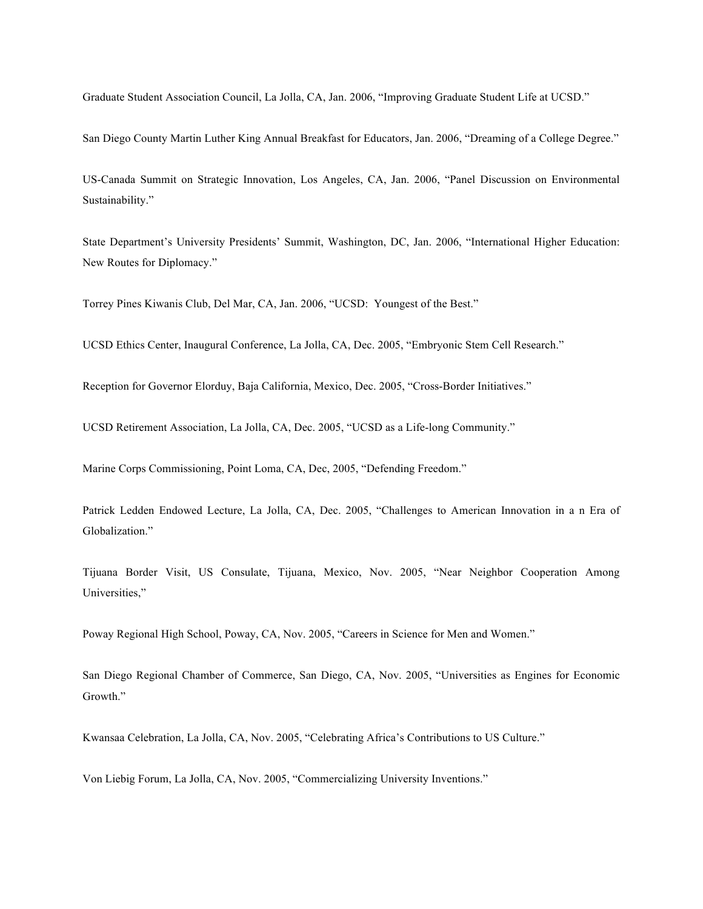Graduate Student Association Council, La Jolla, CA, Jan. 2006, "Improving Graduate Student Life at UCSD."

San Diego County Martin Luther King Annual Breakfast for Educators, Jan. 2006, "Dreaming of a College Degree."

US-Canada Summit on Strategic Innovation, Los Angeles, CA, Jan. 2006, "Panel Discussion on Environmental Sustainability."

State Department's University Presidents' Summit, Washington, DC, Jan. 2006, "International Higher Education: New Routes for Diplomacy."

Torrey Pines Kiwanis Club, Del Mar, CA, Jan. 2006, "UCSD: Youngest of the Best."

UCSD Ethics Center, Inaugural Conference, La Jolla, CA, Dec. 2005, "Embryonic Stem Cell Research."

Reception for Governor Elorduy, Baja California, Mexico, Dec. 2005, "Cross-Border Initiatives."

UCSD Retirement Association, La Jolla, CA, Dec. 2005, "UCSD as a Life-long Community."

Marine Corps Commissioning, Point Loma, CA, Dec, 2005, "Defending Freedom."

Patrick Ledden Endowed Lecture, La Jolla, CA, Dec. 2005, "Challenges to American Innovation in a n Era of Globalization."

Tijuana Border Visit, US Consulate, Tijuana, Mexico, Nov. 2005, "Near Neighbor Cooperation Among Universities,"

Poway Regional High School, Poway, CA, Nov. 2005, "Careers in Science for Men and Women."

San Diego Regional Chamber of Commerce, San Diego, CA, Nov. 2005, "Universities as Engines for Economic Growth."

Kwansaa Celebration, La Jolla, CA, Nov. 2005, "Celebrating Africa's Contributions to US Culture."

Von Liebig Forum, La Jolla, CA, Nov. 2005, "Commercializing University Inventions."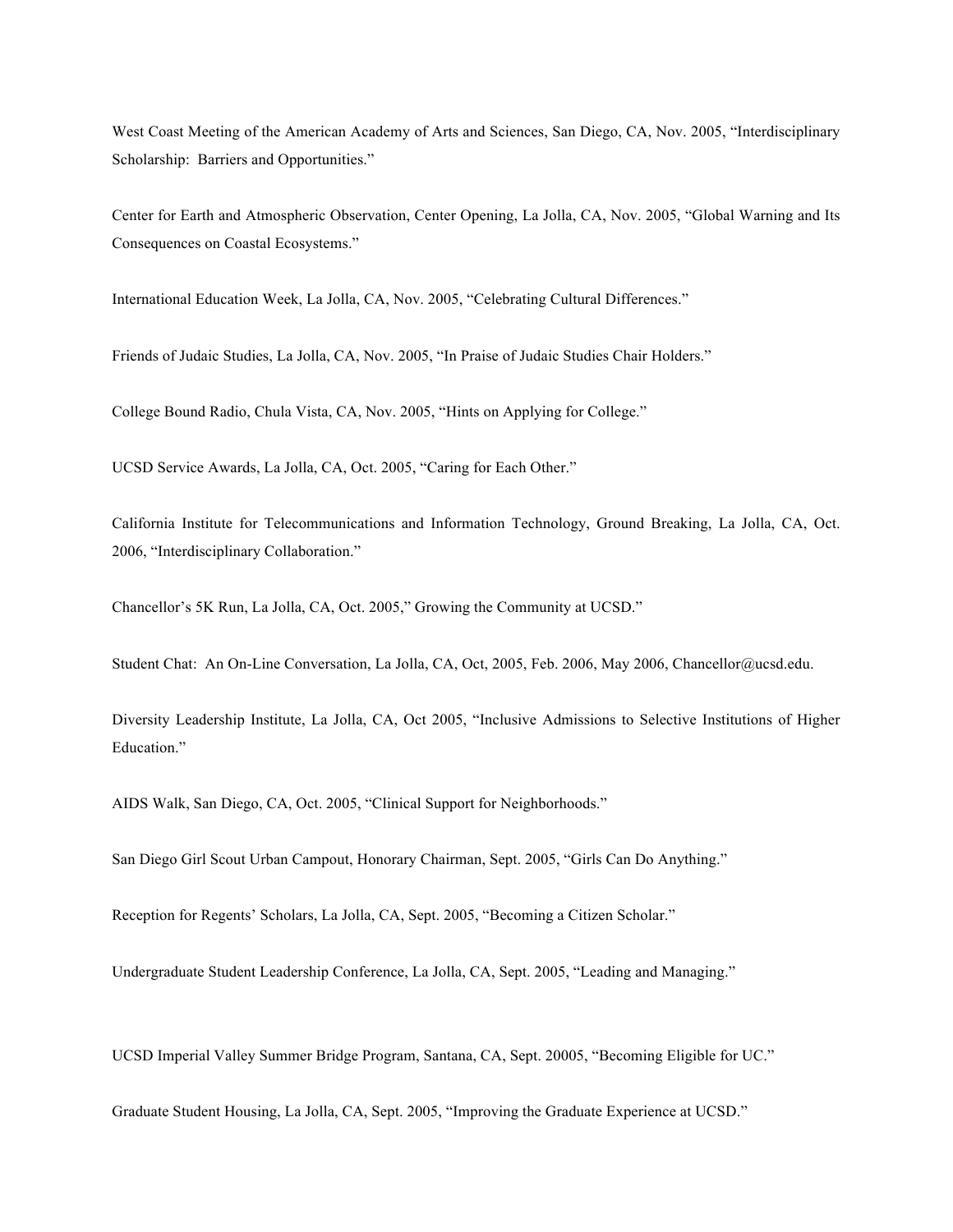West Coast Meeting of the American Academy of Arts and Sciences, San Diego, CA, Nov. 2005, "Interdisciplinary Scholarship: Barriers and Opportunities."

Center for Earth and Atmospheric Observation, Center Opening, La Jolla, CA, Nov. 2005, "Global Warning and Its Consequences on Coastal Ecosystems."

International Education Week, La Jolla, CA, Nov. 2005, "Celebrating Cultural Differences."

Friends of Judaic Studies, La Jolla, CA, Nov. 2005, "In Praise of Judaic Studies Chair Holders."

College Bound Radio, Chula Vista, CA, Nov. 2005, "Hints on Applying for College."

UCSD Service Awards, La Jolla, CA, Oct. 2005, "Caring for Each Other."

California Institute for Telecommunications and Information Technology, Ground Breaking, La Jolla, CA, Oct. 2006, "Interdisciplinary Collaboration."

Chancellor's 5K Run, La Jolla, CA, Oct. 2005," Growing the Community at UCSD."

Student Chat: An On-Line Conversation, La Jolla, CA, Oct, 2005, Feb. 2006, May 2006, Chancellor@ucsd.edu.

Diversity Leadership Institute, La Jolla, CA, Oct 2005, "Inclusive Admissions to Selective Institutions of Higher Education."

AIDS Walk, San Diego, CA, Oct. 2005, "Clinical Support for Neighborhoods."

San Diego Girl Scout Urban Campout, Honorary Chairman, Sept. 2005, "Girls Can Do Anything."

Reception for Regents' Scholars, La Jolla, CA, Sept. 2005, "Becoming a Citizen Scholar."

Undergraduate Student Leadership Conference, La Jolla, CA, Sept. 2005, "Leading and Managing."

UCSD Imperial Valley Summer Bridge Program, Santana, CA, Sept. 20005, "Becoming Eligible for UC."

Graduate Student Housing, La Jolla, CA, Sept. 2005, "Improving the Graduate Experience at UCSD."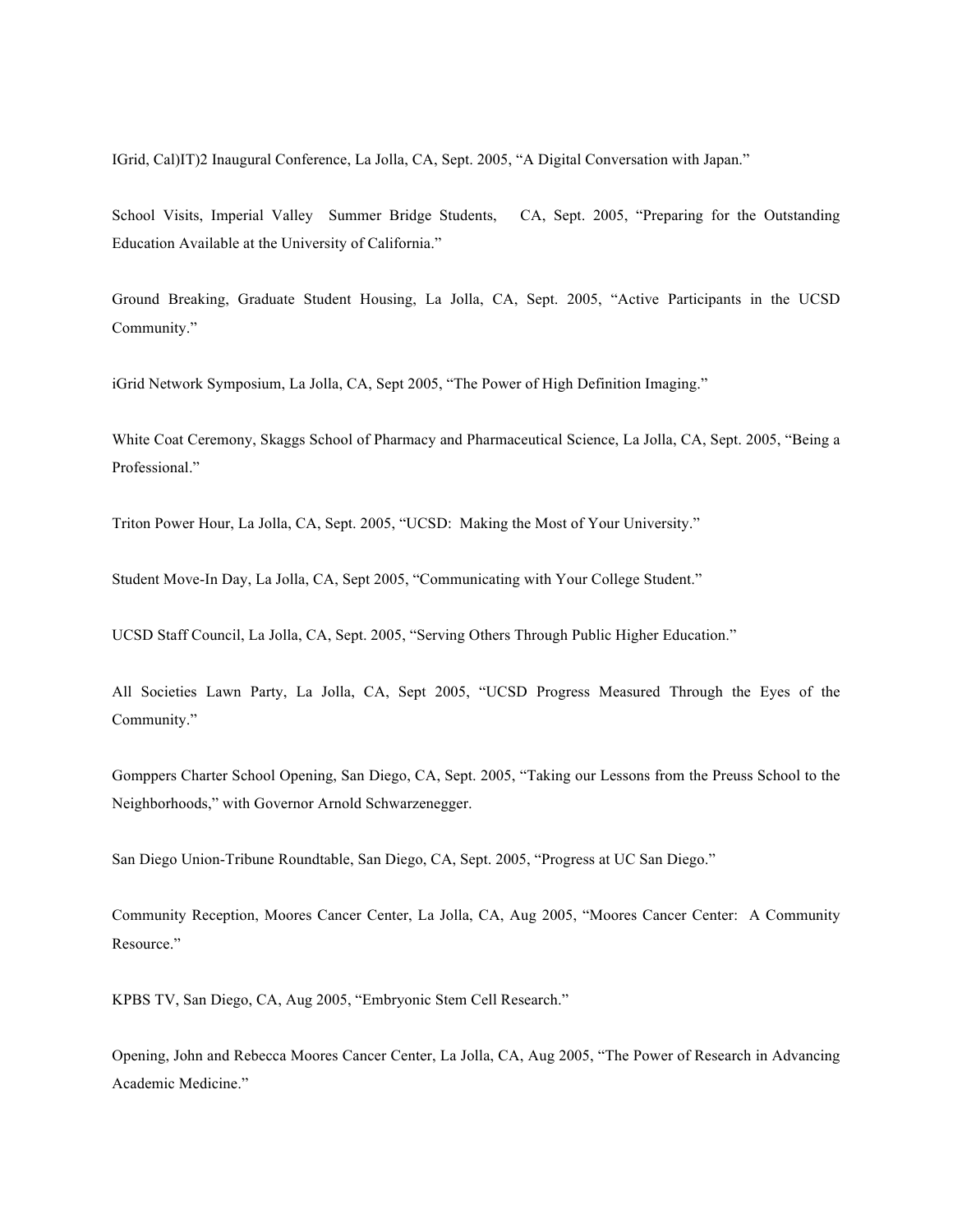IGrid, Cal)IT)2 Inaugural Conference, La Jolla, CA, Sept. 2005, "A Digital Conversation with Japan."

School Visits, Imperial Valley Summer Bridge Students, CA, Sept. 2005, "Preparing for the Outstanding Education Available at the University of California."

Ground Breaking, Graduate Student Housing, La Jolla, CA, Sept. 2005, "Active Participants in the UCSD Community."

iGrid Network Symposium, La Jolla, CA, Sept 2005, "The Power of High Definition Imaging."

White Coat Ceremony, Skaggs School of Pharmacy and Pharmaceutical Science, La Jolla, CA, Sept. 2005, "Being a Professional."

Triton Power Hour, La Jolla, CA, Sept. 2005, "UCSD: Making the Most of Your University."

Student Move-In Day, La Jolla, CA, Sept 2005, "Communicating with Your College Student."

UCSD Staff Council, La Jolla, CA, Sept. 2005, "Serving Others Through Public Higher Education."

All Societies Lawn Party, La Jolla, CA, Sept 2005, "UCSD Progress Measured Through the Eyes of the Community."

Gomppers Charter School Opening, San Diego, CA, Sept. 2005, "Taking our Lessons from the Preuss School to the Neighborhoods," with Governor Arnold Schwarzenegger.

San Diego Union-Tribune Roundtable, San Diego, CA, Sept. 2005, "Progress at UC San Diego."

Community Reception, Moores Cancer Center, La Jolla, CA, Aug 2005, "Moores Cancer Center: A Community Resource."

KPBS TV, San Diego, CA, Aug 2005, "Embryonic Stem Cell Research."

Opening, John and Rebecca Moores Cancer Center, La Jolla, CA, Aug 2005, "The Power of Research in Advancing Academic Medicine."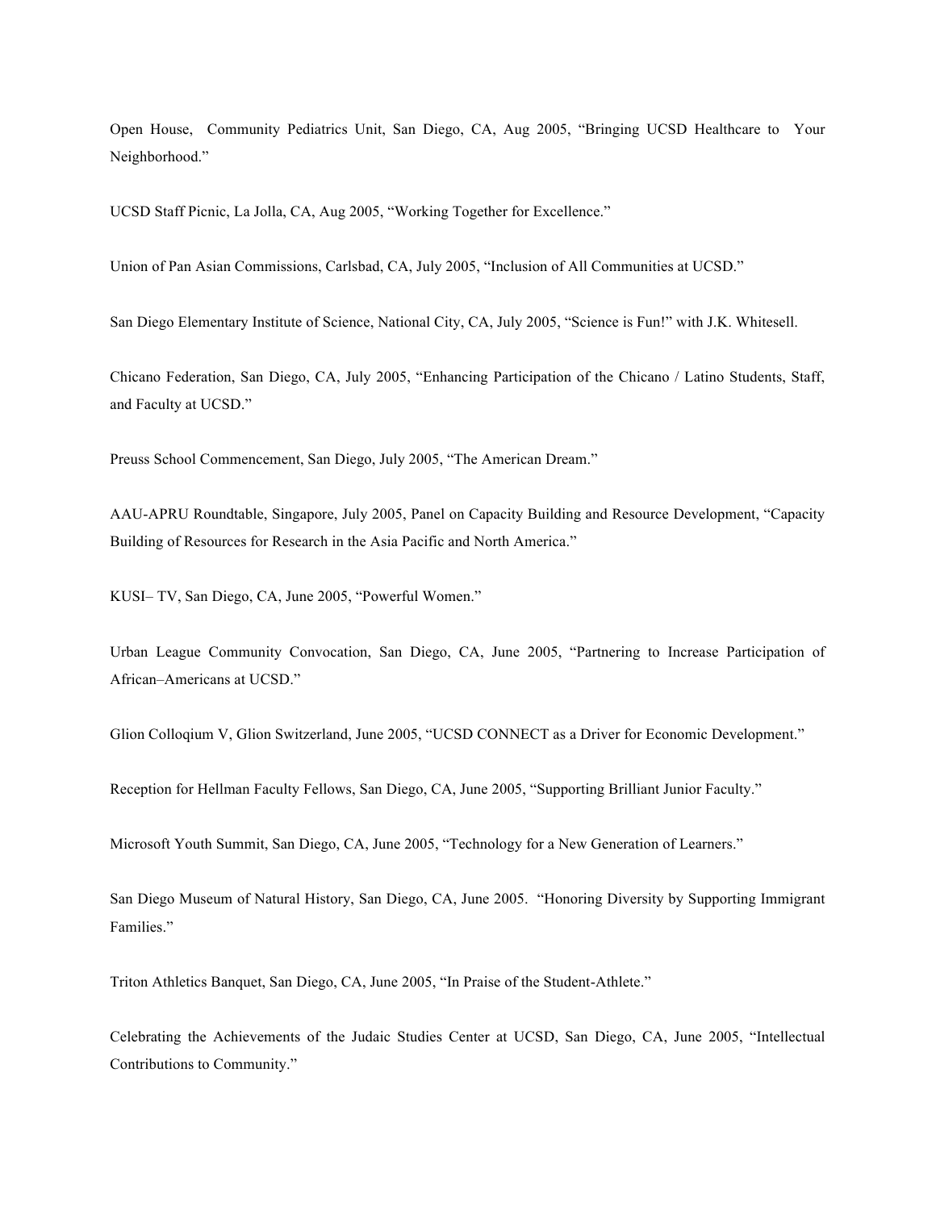Open House, Community Pediatrics Unit, San Diego, CA, Aug 2005, "Bringing UCSD Healthcare to Your Neighborhood."

UCSD Staff Picnic, La Jolla, CA, Aug 2005, "Working Together for Excellence."

Union of Pan Asian Commissions, Carlsbad, CA, July 2005, "Inclusion of All Communities at UCSD."

San Diego Elementary Institute of Science, National City, CA, July 2005, "Science is Fun!" with J.K. Whitesell.

Chicano Federation, San Diego, CA, July 2005, "Enhancing Participation of the Chicano / Latino Students, Staff, and Faculty at UCSD."

Preuss School Commencement, San Diego, July 2005, "The American Dream."

AAU-APRU Roundtable, Singapore, July 2005, Panel on Capacity Building and Resource Development, "Capacity Building of Resources for Research in the Asia Pacific and North America."

KUSI– TV, San Diego, CA, June 2005, "Powerful Women."

Urban League Community Convocation, San Diego, CA, June 2005, "Partnering to Increase Participation of African–Americans at UCSD."

Glion Colloqium V, Glion Switzerland, June 2005, "UCSD CONNECT as a Driver for Economic Development."

Reception for Hellman Faculty Fellows, San Diego, CA, June 2005, "Supporting Brilliant Junior Faculty."

Microsoft Youth Summit, San Diego, CA, June 2005, "Technology for a New Generation of Learners."

San Diego Museum of Natural History, San Diego, CA, June 2005. "Honoring Diversity by Supporting Immigrant Families."

Triton Athletics Banquet, San Diego, CA, June 2005, "In Praise of the Student-Athlete."

Celebrating the Achievements of the Judaic Studies Center at UCSD, San Diego, CA, June 2005, "Intellectual Contributions to Community."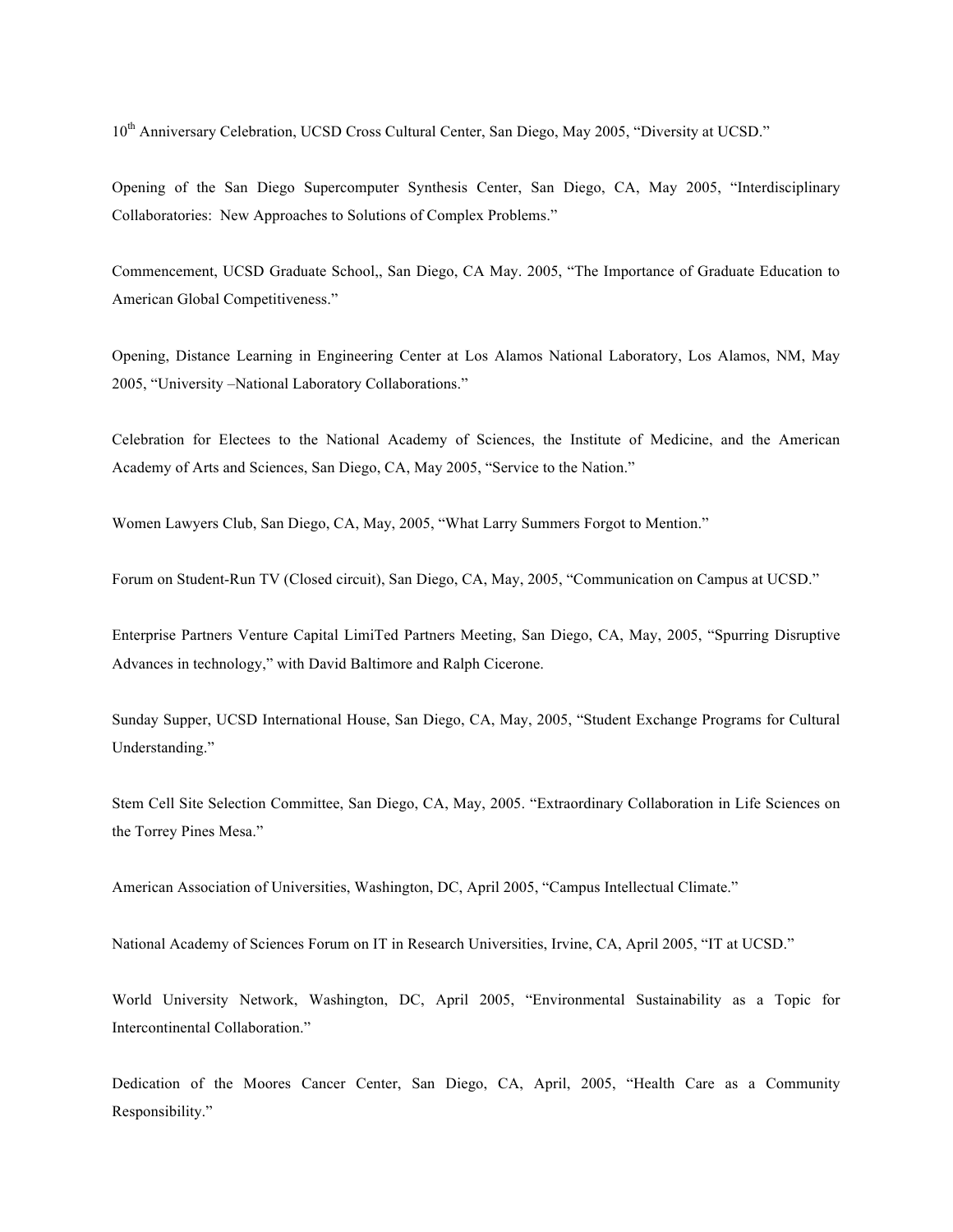10th Anniversary Celebration, UCSD Cross Cultural Center, San Diego, May 2005, "Diversity at UCSD."

Opening of the San Diego Supercomputer Synthesis Center, San Diego, CA, May 2005, "Interdisciplinary Collaboratories: New Approaches to Solutions of Complex Problems."

Commencement, UCSD Graduate School,, San Diego, CA May. 2005, "The Importance of Graduate Education to American Global Competitiveness."

Opening, Distance Learning in Engineering Center at Los Alamos National Laboratory, Los Alamos, NM, May 2005, "University –National Laboratory Collaborations."

Celebration for Electees to the National Academy of Sciences, the Institute of Medicine, and the American Academy of Arts and Sciences, San Diego, CA, May 2005, "Service to the Nation."

Women Lawyers Club, San Diego, CA, May, 2005, "What Larry Summers Forgot to Mention."

Forum on Student-Run TV (Closed circuit), San Diego, CA, May, 2005, "Communication on Campus at UCSD."

Enterprise Partners Venture Capital LimiTed Partners Meeting, San Diego, CA, May, 2005, "Spurring Disruptive Advances in technology," with David Baltimore and Ralph Cicerone.

Sunday Supper, UCSD International House, San Diego, CA, May, 2005, "Student Exchange Programs for Cultural Understanding."

Stem Cell Site Selection Committee, San Diego, CA, May, 2005. "Extraordinary Collaboration in Life Sciences on the Torrey Pines Mesa."

American Association of Universities, Washington, DC, April 2005, "Campus Intellectual Climate."

National Academy of Sciences Forum on IT in Research Universities, Irvine, CA, April 2005, "IT at UCSD."

World University Network, Washington, DC, April 2005, "Environmental Sustainability as a Topic for Intercontinental Collaboration."

Dedication of the Moores Cancer Center, San Diego, CA, April, 2005, "Health Care as a Community Responsibility."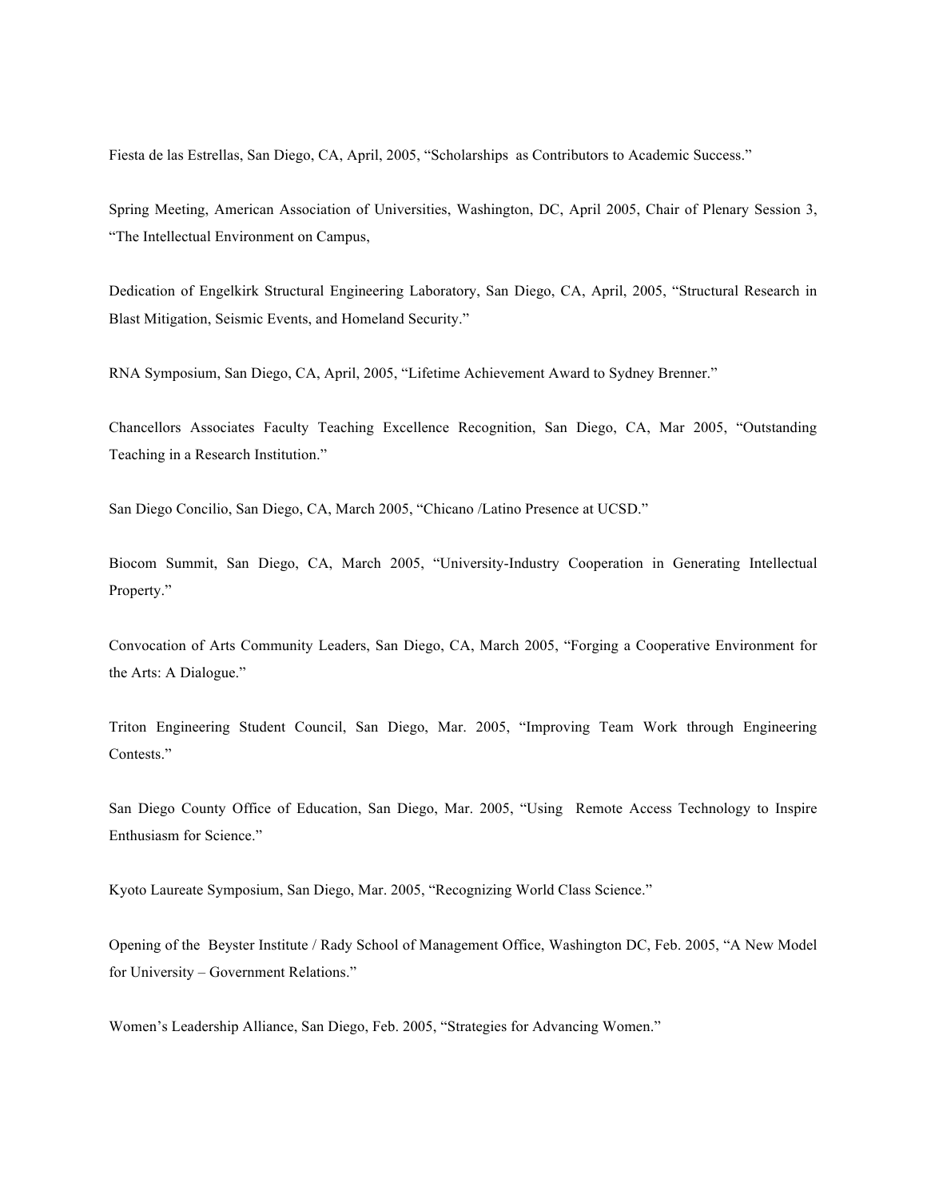Fiesta de las Estrellas, San Diego, CA, April, 2005, "Scholarships as Contributors to Academic Success."

Spring Meeting, American Association of Universities, Washington, DC, April 2005, Chair of Plenary Session 3, "The Intellectual Environment on Campus,

Dedication of Engelkirk Structural Engineering Laboratory, San Diego, CA, April, 2005, "Structural Research in Blast Mitigation, Seismic Events, and Homeland Security."

RNA Symposium, San Diego, CA, April, 2005, "Lifetime Achievement Award to Sydney Brenner."

Chancellors Associates Faculty Teaching Excellence Recognition, San Diego, CA, Mar 2005, "Outstanding Teaching in a Research Institution."

San Diego Concilio, San Diego, CA, March 2005, "Chicano /Latino Presence at UCSD."

Biocom Summit, San Diego, CA, March 2005, "University-Industry Cooperation in Generating Intellectual Property."

Convocation of Arts Community Leaders, San Diego, CA, March 2005, "Forging a Cooperative Environment for the Arts: A Dialogue."

Triton Engineering Student Council, San Diego, Mar. 2005, "Improving Team Work through Engineering Contests."

San Diego County Office of Education, San Diego, Mar. 2005, "Using Remote Access Technology to Inspire Enthusiasm for Science."

Kyoto Laureate Symposium, San Diego, Mar. 2005, "Recognizing World Class Science."

Opening of the Beyster Institute / Rady School of Management Office, Washington DC, Feb. 2005, "A New Model for University – Government Relations."

Women's Leadership Alliance, San Diego, Feb. 2005, "Strategies for Advancing Women."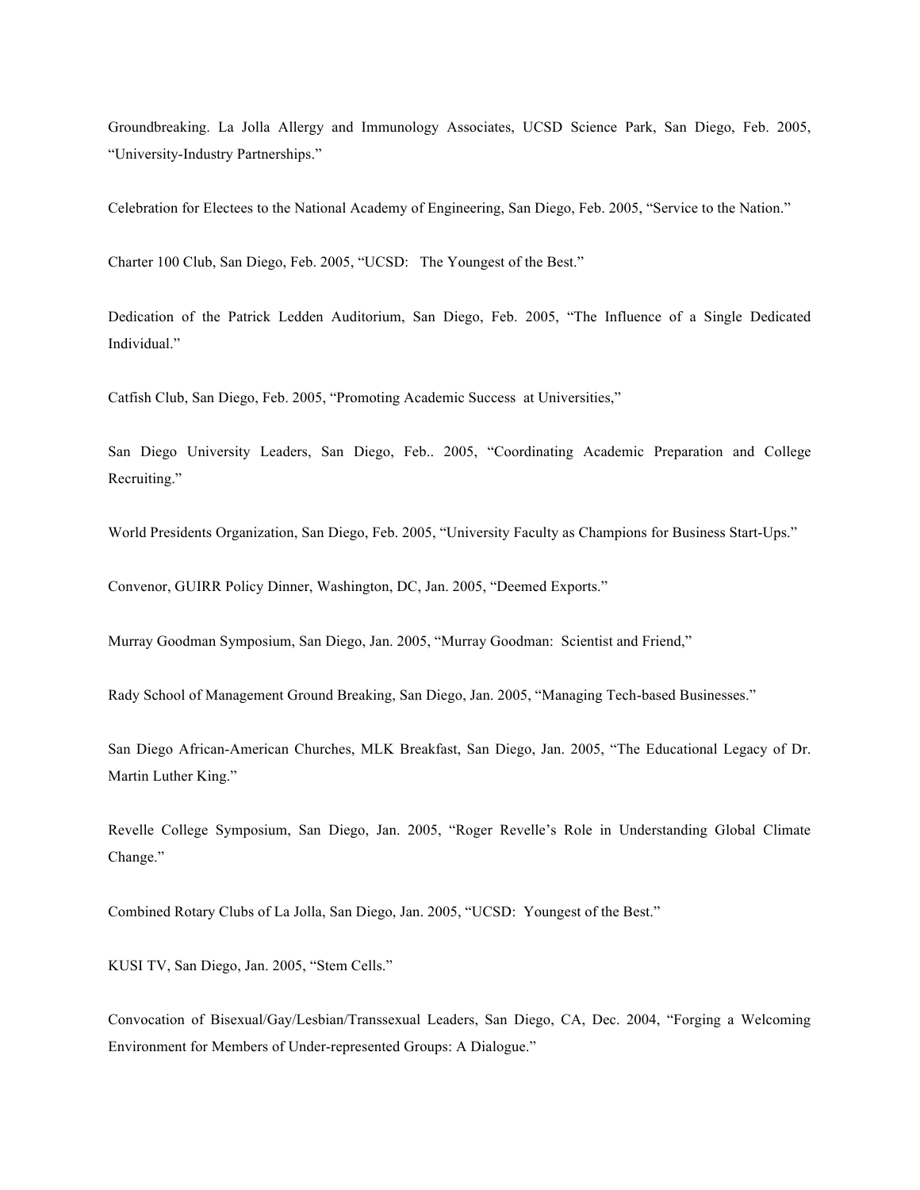Groundbreaking. La Jolla Allergy and Immunology Associates, UCSD Science Park, San Diego, Feb. 2005, "University-Industry Partnerships."

Celebration for Electees to the National Academy of Engineering, San Diego, Feb. 2005, "Service to the Nation."

Charter 100 Club, San Diego, Feb. 2005, "UCSD: The Youngest of the Best."

Dedication of the Patrick Ledden Auditorium, San Diego, Feb. 2005, "The Influence of a Single Dedicated Individual."

Catfish Club, San Diego, Feb. 2005, "Promoting Academic Success at Universities,"

San Diego University Leaders, San Diego, Feb.. 2005, "Coordinating Academic Preparation and College Recruiting."

World Presidents Organization, San Diego, Feb. 2005, "University Faculty as Champions for Business Start-Ups."

Convenor, GUIRR Policy Dinner, Washington, DC, Jan. 2005, "Deemed Exports."

Murray Goodman Symposium, San Diego, Jan. 2005, "Murray Goodman: Scientist and Friend,"

Rady School of Management Ground Breaking, San Diego, Jan. 2005, "Managing Tech-based Businesses."

San Diego African-American Churches, MLK Breakfast, San Diego, Jan. 2005, "The Educational Legacy of Dr. Martin Luther King."

Revelle College Symposium, San Diego, Jan. 2005, "Roger Revelle's Role in Understanding Global Climate Change."

Combined Rotary Clubs of La Jolla, San Diego, Jan. 2005, "UCSD: Youngest of the Best."

KUSI TV, San Diego, Jan. 2005, "Stem Cells."

Convocation of Bisexual/Gay/Lesbian/Transsexual Leaders, San Diego, CA, Dec. 2004, "Forging a Welcoming Environment for Members of Under-represented Groups: A Dialogue."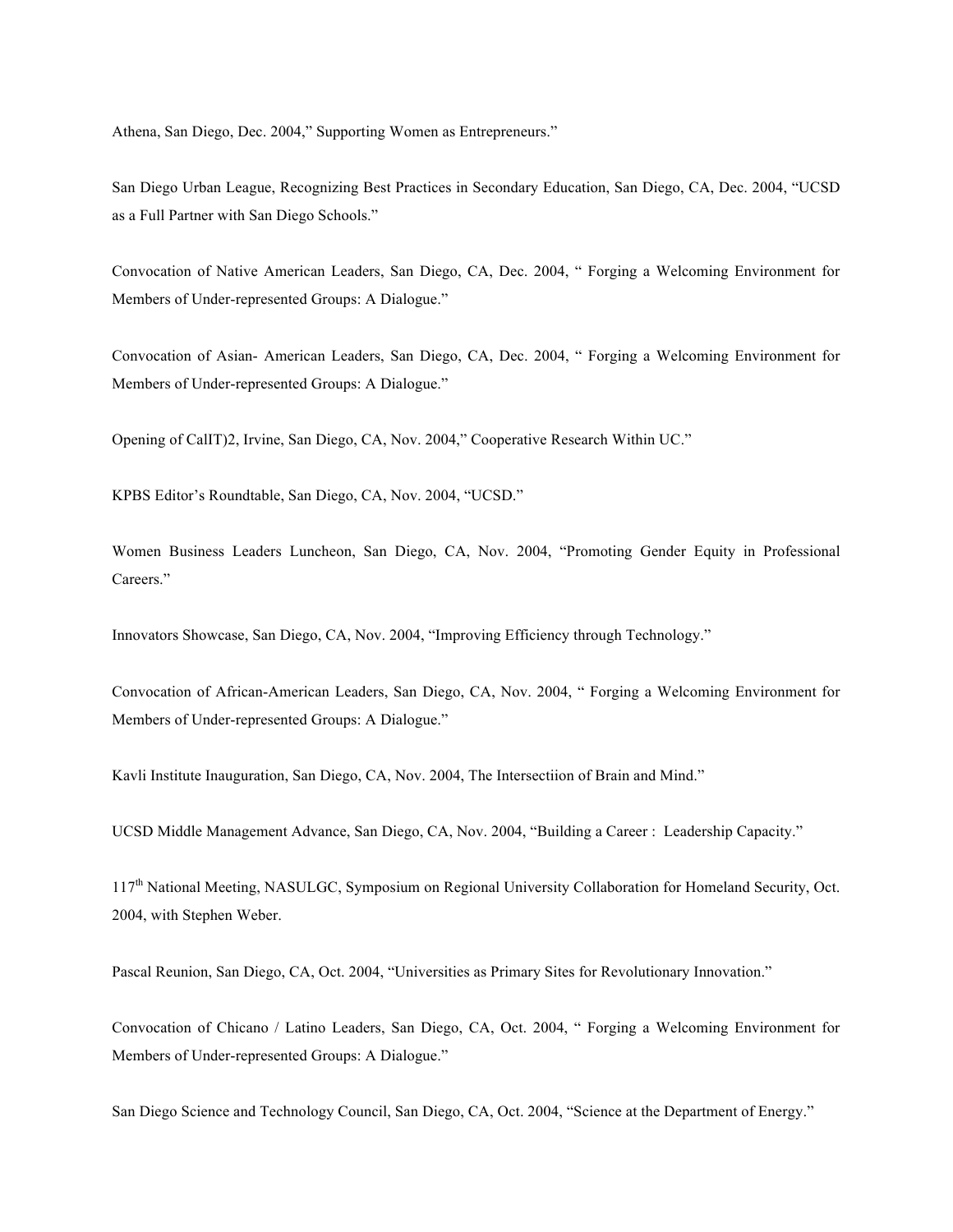Athena, San Diego, Dec. 2004," Supporting Women as Entrepreneurs."

San Diego Urban League, Recognizing Best Practices in Secondary Education, San Diego, CA, Dec. 2004, "UCSD as a Full Partner with San Diego Schools."

Convocation of Native American Leaders, San Diego, CA, Dec. 2004, " Forging a Welcoming Environment for Members of Under-represented Groups: A Dialogue."

Convocation of Asian- American Leaders, San Diego, CA, Dec. 2004, " Forging a Welcoming Environment for Members of Under-represented Groups: A Dialogue."

Opening of CalIT)2, Irvine, San Diego, CA, Nov. 2004," Cooperative Research Within UC."

KPBS Editor's Roundtable, San Diego, CA, Nov. 2004, "UCSD."

Women Business Leaders Luncheon, San Diego, CA, Nov. 2004, "Promoting Gender Equity in Professional Careers."

Innovators Showcase, San Diego, CA, Nov. 2004, "Improving Efficiency through Technology."

Convocation of African-American Leaders, San Diego, CA, Nov. 2004, " Forging a Welcoming Environment for Members of Under-represented Groups: A Dialogue."

Kavli Institute Inauguration, San Diego, CA, Nov. 2004, The Intersectiion of Brain and Mind."

UCSD Middle Management Advance, San Diego, CA, Nov. 2004, "Building a Career : Leadership Capacity."

117th National Meeting, NASULGC, Symposium on Regional University Collaboration for Homeland Security, Oct. 2004, with Stephen Weber.

Pascal Reunion, San Diego, CA, Oct. 2004, "Universities as Primary Sites for Revolutionary Innovation."

Convocation of Chicano / Latino Leaders, San Diego, CA, Oct. 2004, " Forging a Welcoming Environment for Members of Under-represented Groups: A Dialogue."

San Diego Science and Technology Council, San Diego, CA, Oct. 2004, "Science at the Department of Energy."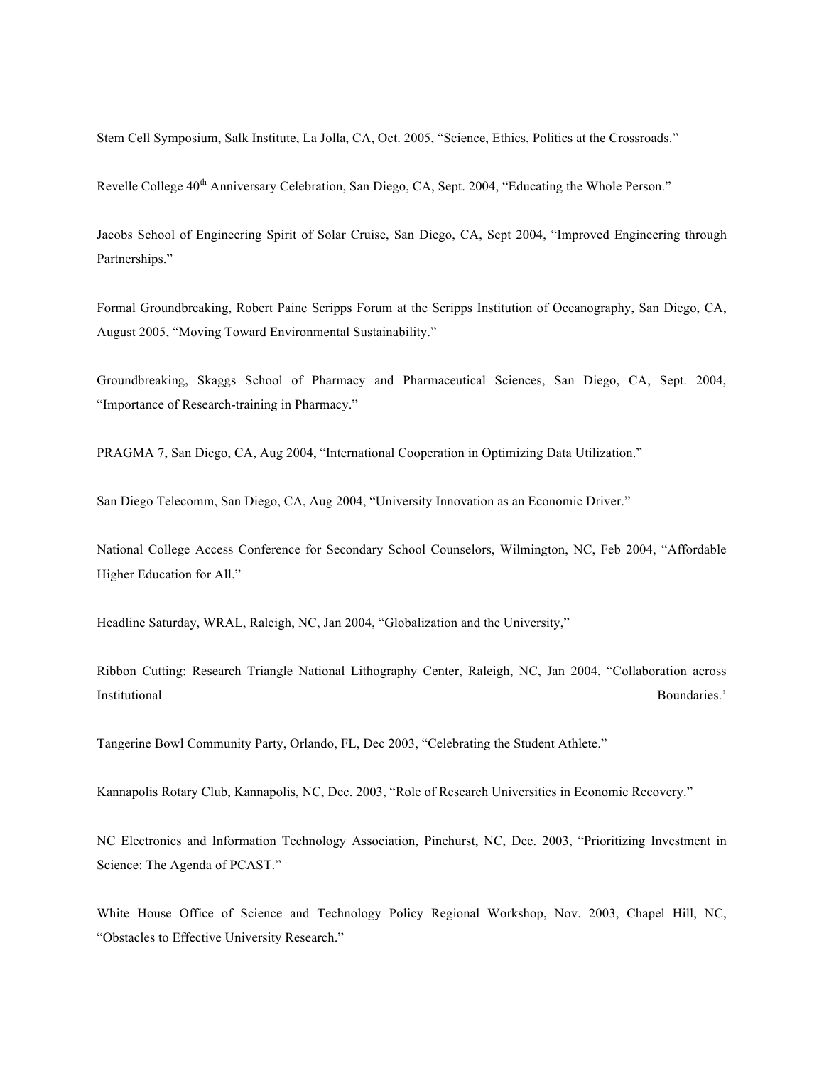Stem Cell Symposium, Salk Institute, La Jolla, CA, Oct. 2005, "Science, Ethics, Politics at the Crossroads."

Revelle College 40th Anniversary Celebration, San Diego, CA, Sept. 2004, "Educating the Whole Person."

Jacobs School of Engineering Spirit of Solar Cruise, San Diego, CA, Sept 2004, "Improved Engineering through Partnerships."

Formal Groundbreaking, Robert Paine Scripps Forum at the Scripps Institution of Oceanography, San Diego, CA, August 2005, "Moving Toward Environmental Sustainability."

Groundbreaking, Skaggs School of Pharmacy and Pharmaceutical Sciences, San Diego, CA, Sept. 2004, "Importance of Research-training in Pharmacy."

PRAGMA 7, San Diego, CA, Aug 2004, "International Cooperation in Optimizing Data Utilization."

San Diego Telecomm, San Diego, CA, Aug 2004, "University Innovation as an Economic Driver."

National College Access Conference for Secondary School Counselors, Wilmington, NC, Feb 2004, "Affordable Higher Education for All."

Headline Saturday, WRAL, Raleigh, NC, Jan 2004, "Globalization and the University,"

Ribbon Cutting: Research Triangle National Lithography Center, Raleigh, NC, Jan 2004, "Collaboration across Institutional Boundaries.'

Tangerine Bowl Community Party, Orlando, FL, Dec 2003, "Celebrating the Student Athlete."

Kannapolis Rotary Club, Kannapolis, NC, Dec. 2003, "Role of Research Universities in Economic Recovery."

NC Electronics and Information Technology Association, Pinehurst, NC, Dec. 2003, "Prioritizing Investment in Science: The Agenda of PCAST."

White House Office of Science and Technology Policy Regional Workshop, Nov. 2003, Chapel Hill, NC, "Obstacles to Effective University Research."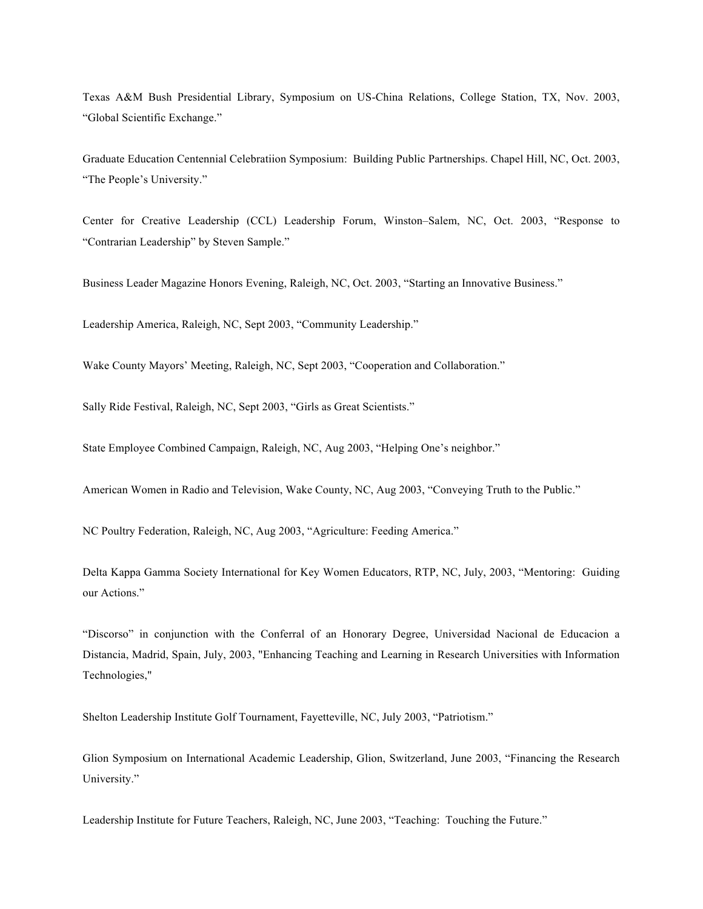Texas A&M Bush Presidential Library, Symposium on US-China Relations, College Station, TX, Nov. 2003, "Global Scientific Exchange."

Graduate Education Centennial Celebratiion Symposium: Building Public Partnerships. Chapel Hill, NC, Oct. 2003, "The People's University."

Center for Creative Leadership (CCL) Leadership Forum, Winston–Salem, NC, Oct. 2003, "Response to "Contrarian Leadership" by Steven Sample."

Business Leader Magazine Honors Evening, Raleigh, NC, Oct. 2003, "Starting an Innovative Business."

Leadership America, Raleigh, NC, Sept 2003, "Community Leadership."

Wake County Mayors' Meeting, Raleigh, NC, Sept 2003, "Cooperation and Collaboration."

Sally Ride Festival, Raleigh, NC, Sept 2003, "Girls as Great Scientists."

State Employee Combined Campaign, Raleigh, NC, Aug 2003, "Helping One's neighbor."

American Women in Radio and Television, Wake County, NC, Aug 2003, "Conveying Truth to the Public."

NC Poultry Federation, Raleigh, NC, Aug 2003, "Agriculture: Feeding America."

Delta Kappa Gamma Society International for Key Women Educators, RTP, NC, July, 2003, "Mentoring: Guiding our Actions."

"Discorso" in conjunction with the Conferral of an Honorary Degree, Universidad Nacional de Educacion a Distancia, Madrid, Spain, July, 2003, "Enhancing Teaching and Learning in Research Universities with Information Technologies,"

Shelton Leadership Institute Golf Tournament, Fayetteville, NC, July 2003, "Patriotism."

Glion Symposium on International Academic Leadership, Glion, Switzerland, June 2003, "Financing the Research University."

Leadership Institute for Future Teachers, Raleigh, NC, June 2003, "Teaching: Touching the Future."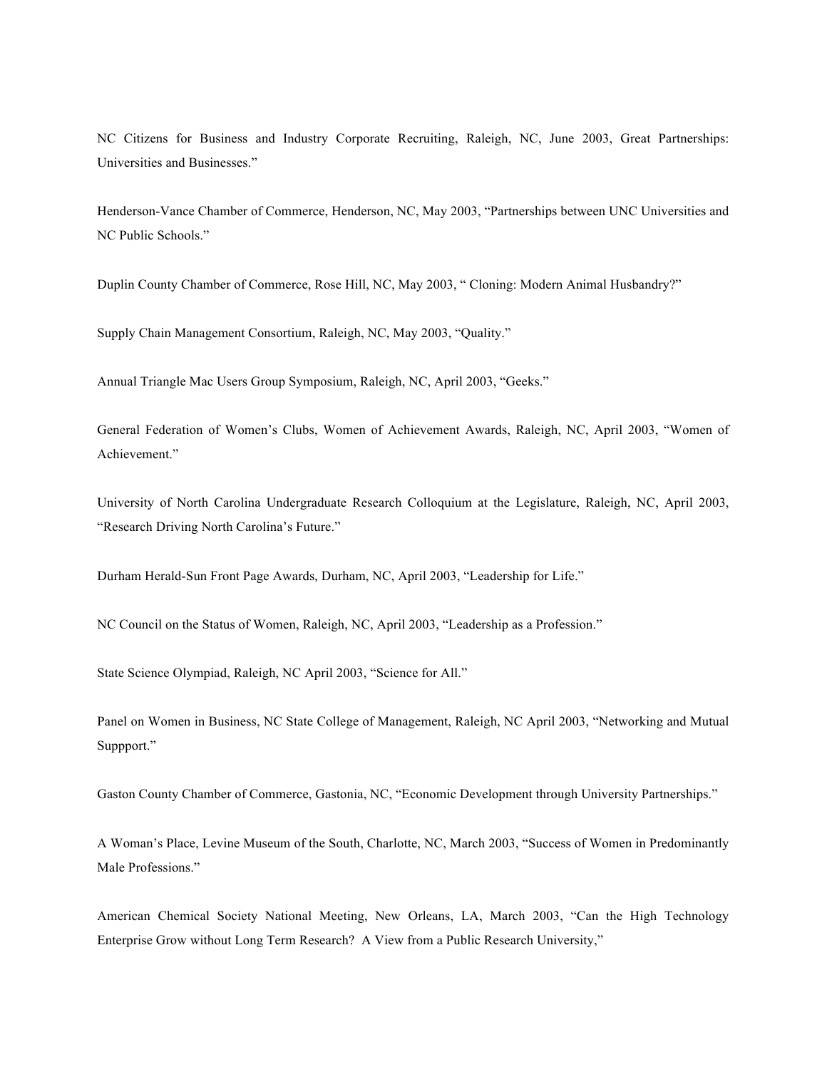NC Citizens for Business and Industry Corporate Recruiting, Raleigh, NC, June 2003, Great Partnerships: Universities and Businesses."

Henderson-Vance Chamber of Commerce, Henderson, NC, May 2003, "Partnerships between UNC Universities and NC Public Schools."

Duplin County Chamber of Commerce, Rose Hill, NC, May 2003, " Cloning: Modern Animal Husbandry?"

Supply Chain Management Consortium, Raleigh, NC, May 2003, "Quality."

Annual Triangle Mac Users Group Symposium, Raleigh, NC, April 2003, "Geeks."

General Federation of Women's Clubs, Women of Achievement Awards, Raleigh, NC, April 2003, "Women of Achievement."

University of North Carolina Undergraduate Research Colloquium at the Legislature, Raleigh, NC, April 2003, "Research Driving North Carolina's Future."

Durham Herald-Sun Front Page Awards, Durham, NC, April 2003, "Leadership for Life."

NC Council on the Status of Women, Raleigh, NC, April 2003, "Leadership as a Profession."

State Science Olympiad, Raleigh, NC April 2003, "Science for All."

Panel on Women in Business, NC State College of Management, Raleigh, NC April 2003, "Networking and Mutual Suppport."

Gaston County Chamber of Commerce, Gastonia, NC, "Economic Development through University Partnerships."

A Woman's Place, Levine Museum of the South, Charlotte, NC, March 2003, "Success of Women in Predominantly Male Professions."

American Chemical Society National Meeting, New Orleans, LA, March 2003, "Can the High Technology Enterprise Grow without Long Term Research? A View from a Public Research University,"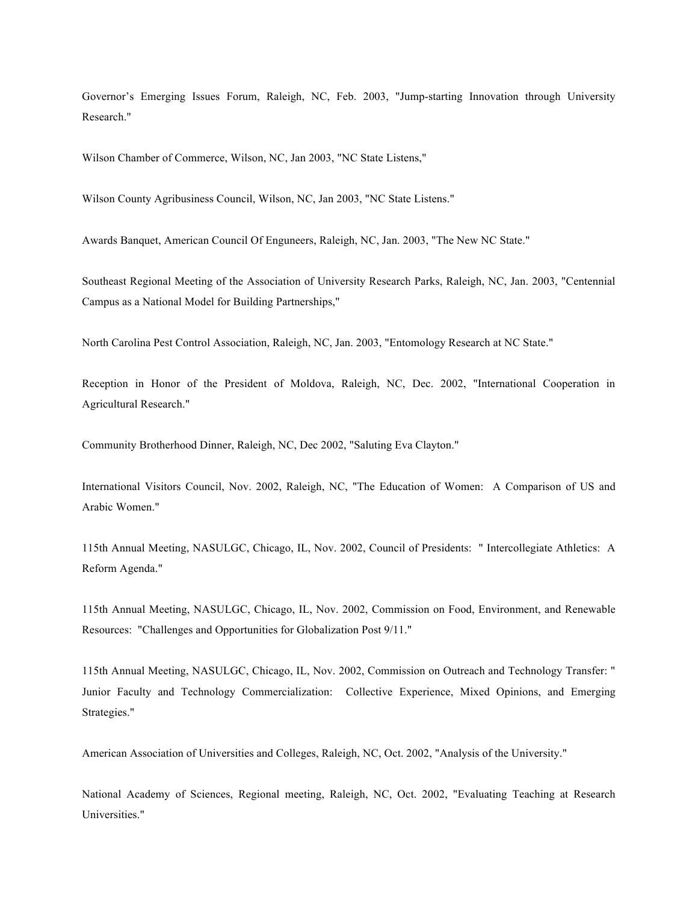Governor's Emerging Issues Forum, Raleigh, NC, Feb. 2003, "Jump-starting Innovation through University Research."

Wilson Chamber of Commerce, Wilson, NC, Jan 2003, "NC State Listens,"

Wilson County Agribusiness Council, Wilson, NC, Jan 2003, "NC State Listens."

Awards Banquet, American Council Of Enguneers, Raleigh, NC, Jan. 2003, "The New NC State."

Southeast Regional Meeting of the Association of University Research Parks, Raleigh, NC, Jan. 2003, "Centennial Campus as a National Model for Building Partnerships,"

North Carolina Pest Control Association, Raleigh, NC, Jan. 2003, "Entomology Research at NC State."

Reception in Honor of the President of Moldova, Raleigh, NC, Dec. 2002, "International Cooperation in Agricultural Research."

Community Brotherhood Dinner, Raleigh, NC, Dec 2002, "Saluting Eva Clayton."

International Visitors Council, Nov. 2002, Raleigh, NC, "The Education of Women: A Comparison of US and Arabic Women."

115th Annual Meeting, NASULGC, Chicago, IL, Nov. 2002, Council of Presidents: " Intercollegiate Athletics: A Reform Agenda."

115th Annual Meeting, NASULGC, Chicago, IL, Nov. 2002, Commission on Food, Environment, and Renewable Resources: "Challenges and Opportunities for Globalization Post 9/11."

115th Annual Meeting, NASULGC, Chicago, IL, Nov. 2002, Commission on Outreach and Technology Transfer: " Junior Faculty and Technology Commercialization: Collective Experience, Mixed Opinions, and Emerging Strategies."

American Association of Universities and Colleges, Raleigh, NC, Oct. 2002, "Analysis of the University."

National Academy of Sciences, Regional meeting, Raleigh, NC, Oct. 2002, "Evaluating Teaching at Research Universities."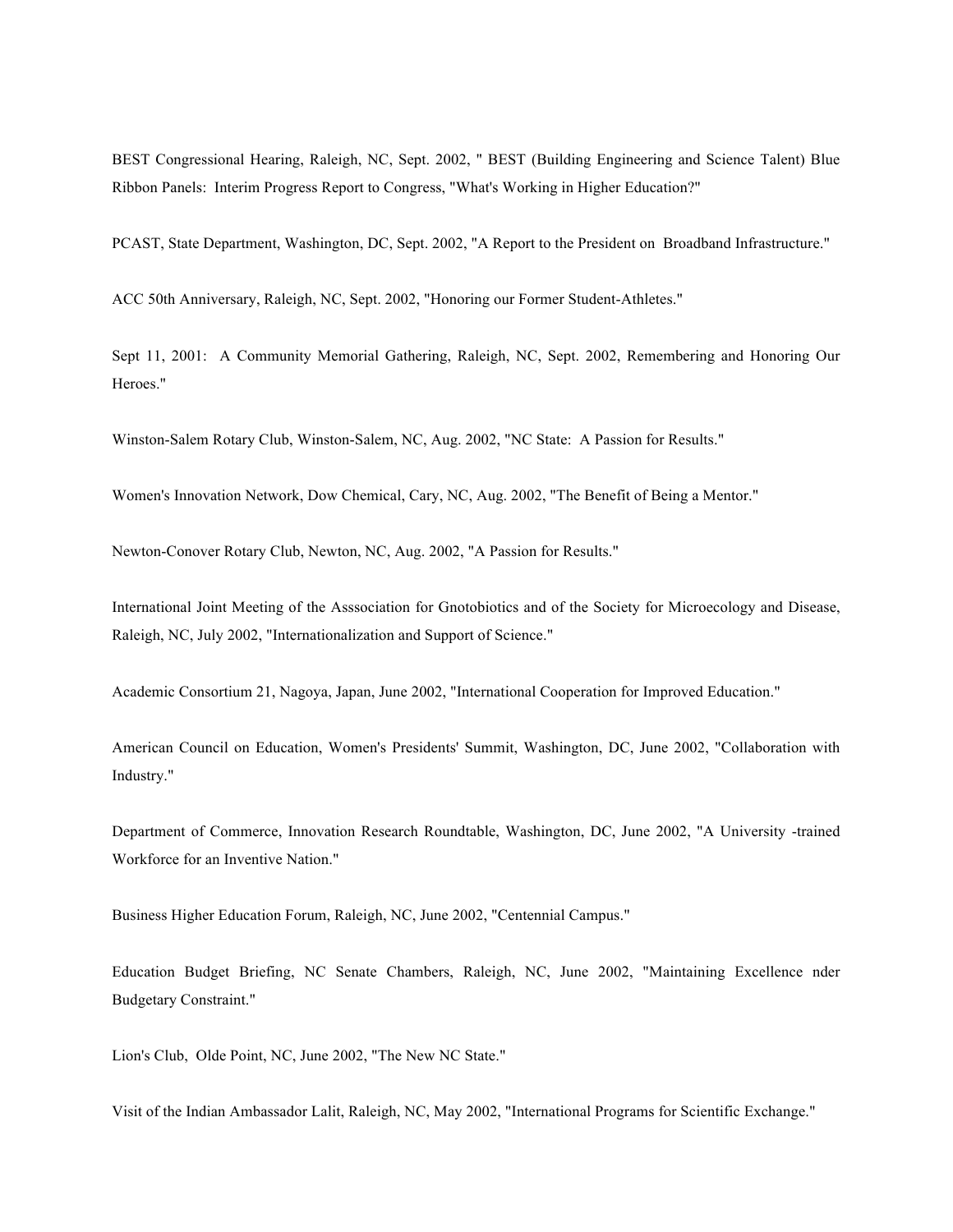BEST Congressional Hearing, Raleigh, NC, Sept. 2002, " BEST (Building Engineering and Science Talent) Blue Ribbon Panels: Interim Progress Report to Congress, "What's Working in Higher Education?"

PCAST, State Department, Washington, DC, Sept. 2002, "A Report to the President on Broadband Infrastructure."

ACC 50th Anniversary, Raleigh, NC, Sept. 2002, "Honoring our Former Student-Athletes."

Sept 11, 2001: A Community Memorial Gathering, Raleigh, NC, Sept. 2002, Remembering and Honoring Our Heroes."

Winston-Salem Rotary Club, Winston-Salem, NC, Aug. 2002, "NC State: A Passion for Results."

Women's Innovation Network, Dow Chemical, Cary, NC, Aug. 2002, "The Benefit of Being a Mentor."

Newton-Conover Rotary Club, Newton, NC, Aug. 2002, "A Passion for Results."

International Joint Meeting of the Asssociation for Gnotobiotics and of the Society for Microecology and Disease, Raleigh, NC, July 2002, "Internationalization and Support of Science."

Academic Consortium 21, Nagoya, Japan, June 2002, "International Cooperation for Improved Education."

American Council on Education, Women's Presidents' Summit, Washington, DC, June 2002, "Collaboration with Industry."

Department of Commerce, Innovation Research Roundtable, Washington, DC, June 2002, "A University -trained Workforce for an Inventive Nation."

Business Higher Education Forum, Raleigh, NC, June 2002, "Centennial Campus."

Education Budget Briefing, NC Senate Chambers, Raleigh, NC, June 2002, "Maintaining Excellence nder Budgetary Constraint."

Lion's Club, Olde Point, NC, June 2002, "The New NC State."

Visit of the Indian Ambassador Lalit, Raleigh, NC, May 2002, "International Programs for Scientific Exchange."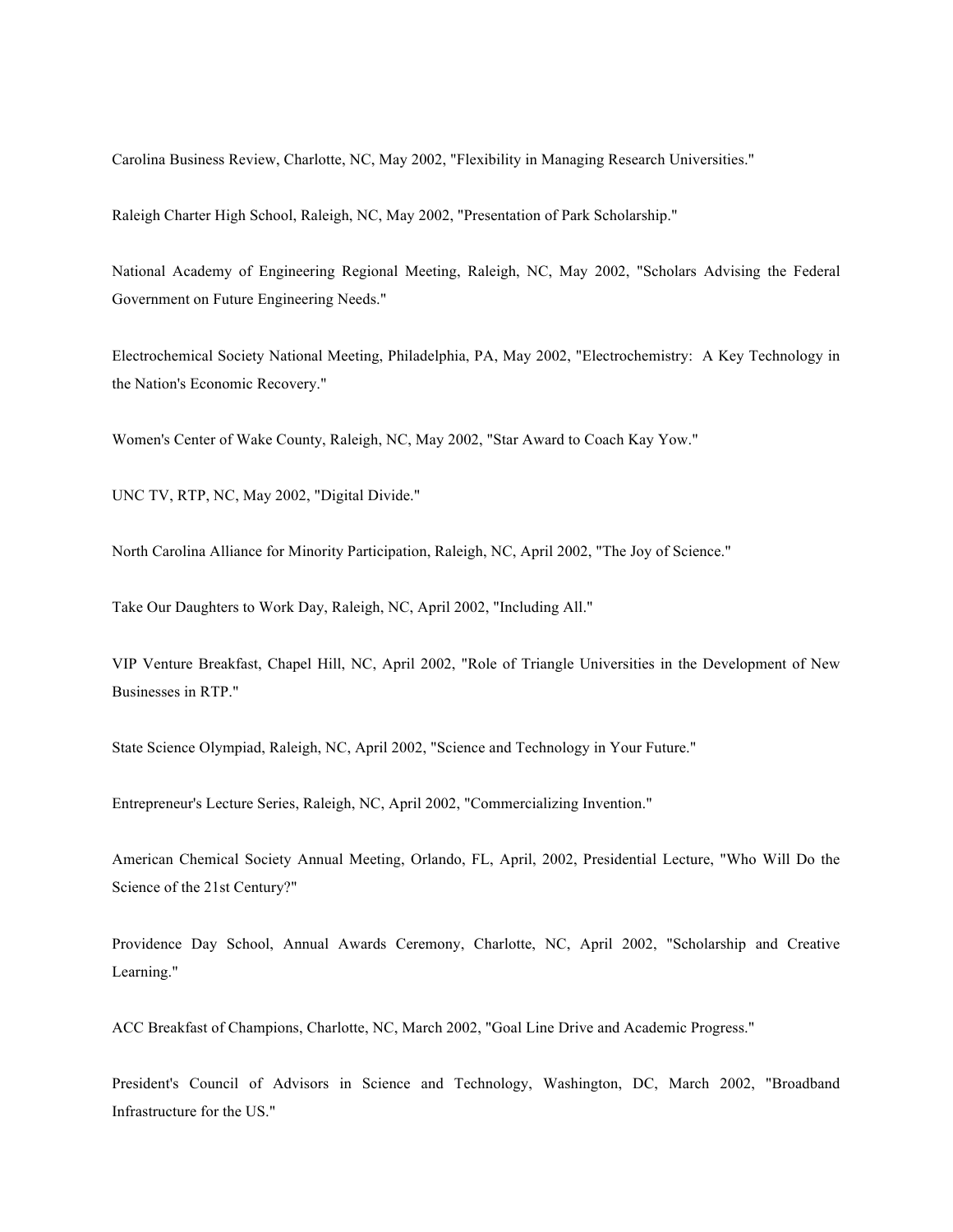Carolina Business Review, Charlotte, NC, May 2002, "Flexibility in Managing Research Universities."

Raleigh Charter High School, Raleigh, NC, May 2002, "Presentation of Park Scholarship."

National Academy of Engineering Regional Meeting, Raleigh, NC, May 2002, "Scholars Advising the Federal Government on Future Engineering Needs."

Electrochemical Society National Meeting, Philadelphia, PA, May 2002, "Electrochemistry: A Key Technology in the Nation's Economic Recovery."

Women's Center of Wake County, Raleigh, NC, May 2002, "Star Award to Coach Kay Yow."

UNC TV, RTP, NC, May 2002, "Digital Divide."

North Carolina Alliance for Minority Participation, Raleigh, NC, April 2002, "The Joy of Science."

Take Our Daughters to Work Day, Raleigh, NC, April 2002, "Including All."

VIP Venture Breakfast, Chapel Hill, NC, April 2002, "Role of Triangle Universities in the Development of New Businesses in RTP."

State Science Olympiad, Raleigh, NC, April 2002, "Science and Technology in Your Future."

Entrepreneur's Lecture Series, Raleigh, NC, April 2002, "Commercializing Invention."

American Chemical Society Annual Meeting, Orlando, FL, April, 2002, Presidential Lecture, "Who Will Do the Science of the 21st Century?"

Providence Day School, Annual Awards Ceremony, Charlotte, NC, April 2002, "Scholarship and Creative Learning."

ACC Breakfast of Champions, Charlotte, NC, March 2002, "Goal Line Drive and Academic Progress."

President's Council of Advisors in Science and Technology, Washington, DC, March 2002, "Broadband Infrastructure for the US."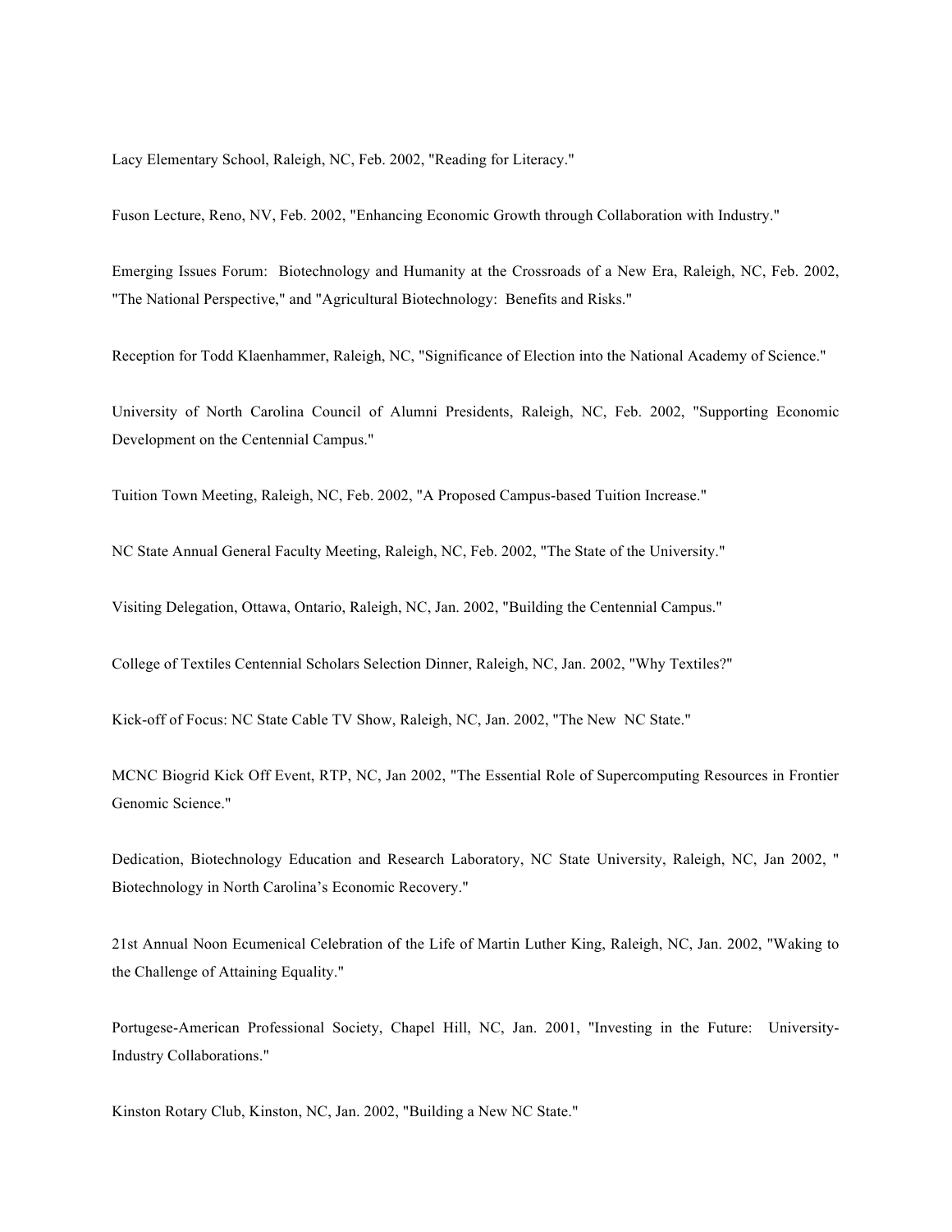Lacy Elementary School, Raleigh, NC, Feb. 2002, "Reading for Literacy."

Fuson Lecture, Reno, NV, Feb. 2002, "Enhancing Economic Growth through Collaboration with Industry."

Emerging Issues Forum: Biotechnology and Humanity at the Crossroads of a New Era, Raleigh, NC, Feb. 2002, "The National Perspective," and "Agricultural Biotechnology: Benefits and Risks."

Reception for Todd Klaenhammer, Raleigh, NC, "Significance of Election into the National Academy of Science."

University of North Carolina Council of Alumni Presidents, Raleigh, NC, Feb. 2002, "Supporting Economic Development on the Centennial Campus."

Tuition Town Meeting, Raleigh, NC, Feb. 2002, "A Proposed Campus-based Tuition Increase."

NC State Annual General Faculty Meeting, Raleigh, NC, Feb. 2002, "The State of the University."

Visiting Delegation, Ottawa, Ontario, Raleigh, NC, Jan. 2002, "Building the Centennial Campus."

College of Textiles Centennial Scholars Selection Dinner, Raleigh, NC, Jan. 2002, "Why Textiles?"

Kick-off of Focus: NC State Cable TV Show, Raleigh, NC, Jan. 2002, "The New NC State."

MCNC Biogrid Kick Off Event, RTP, NC, Jan 2002, "The Essential Role of Supercomputing Resources in Frontier Genomic Science."

Dedication, Biotechnology Education and Research Laboratory, NC State University, Raleigh, NC, Jan 2002, " Biotechnology in North Carolina's Economic Recovery."

21st Annual Noon Ecumenical Celebration of the Life of Martin Luther King, Raleigh, NC, Jan. 2002, "Waking to the Challenge of Attaining Equality."

Portugese-American Professional Society, Chapel Hill, NC, Jan. 2001, "Investing in the Future: University-Industry Collaborations."

Kinston Rotary Club, Kinston, NC, Jan. 2002, "Building a New NC State."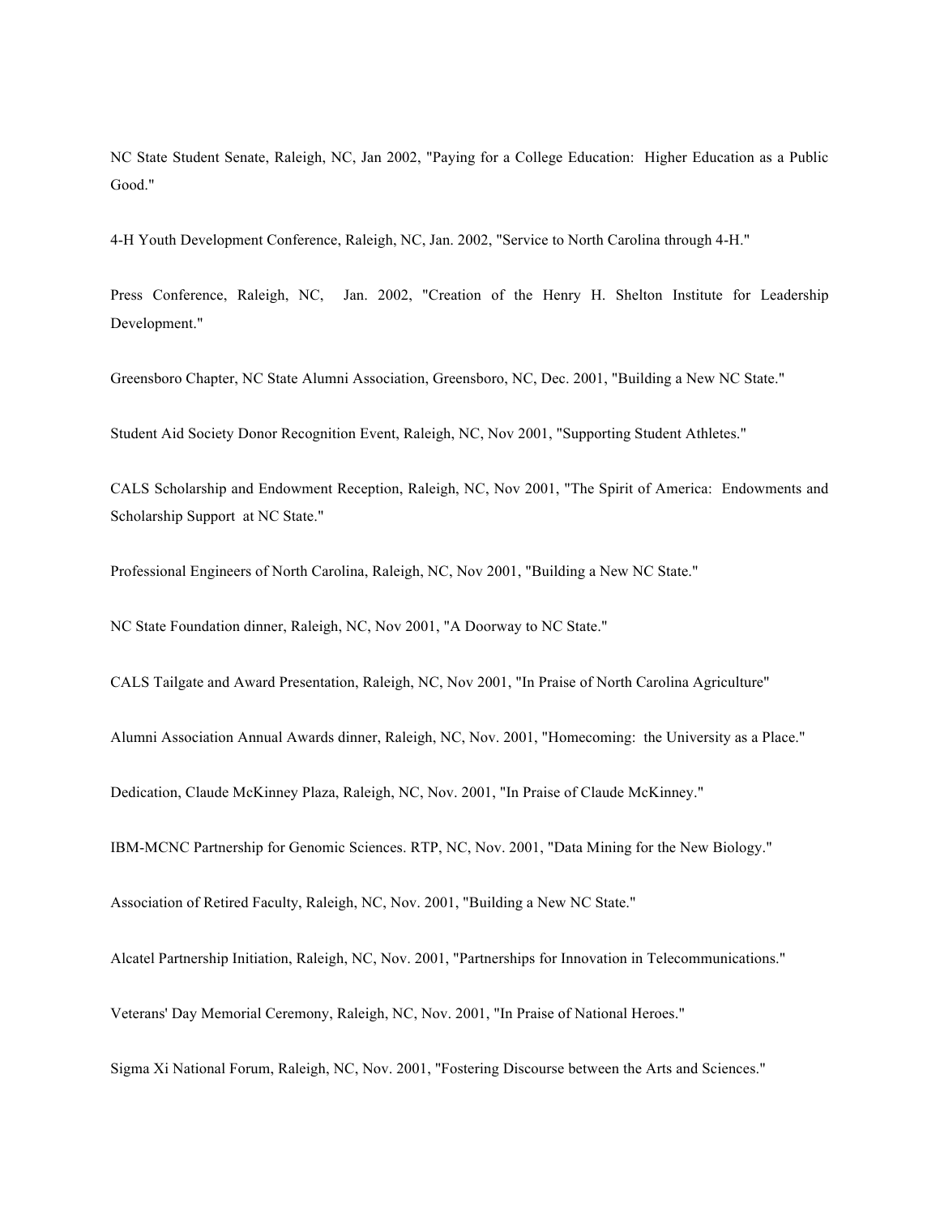NC State Student Senate, Raleigh, NC, Jan 2002, "Paying for a College Education:  Higher Education as a Public Good."

4-H Youth Development Conference, Raleigh, NC, Jan. 2002, "Service to North Carolina through 4-H."

Press Conference, Raleigh, NC, Jan. 2002, "Creation of the Henry H. Shelton Institute for Leadership Development."

Greensboro Chapter, NC State Alumni Association, Greensboro, NC, Dec. 2001, "Building a New NC State."

Student Aid Society Donor Recognition Event, Raleigh, NC, Nov 2001, "Supporting Student Athletes."

CALS Scholarship and Endowment Reception, Raleigh, NC, Nov 2001, "The Spirit of America:  Endowments and Scholarship Support  at NC State."

Professional Engineers of North Carolina, Raleigh, NC, Nov 2001, "Building a New NC State."

NC State Foundation dinner, Raleigh, NC, Nov 2001, "A Doorway to NC State."

CALS Tailgate and Award Presentation, Raleigh, NC, Nov 2001, "In Praise of North Carolina Agriculture"

Alumni Association Annual Awards dinner, Raleigh, NC, Nov. 2001, "Homecoming:  the University as a Place."

Dedication, Claude McKinney Plaza, Raleigh, NC, Nov. 2001, "In Praise of Claude McKinney."

IBM-MCNC Partnership for Genomic Sciences. RTP, NC, Nov. 2001, "Data Mining for the New Biology."

Association of Retired Faculty, Raleigh, NC, Nov. 2001, "Building a New NC State."

Alcatel Partnership Initiation, Raleigh, NC, Nov. 2001, "Partnerships for Innovation in Telecommunications."

Veterans' Day Memorial Ceremony, Raleigh, NC, Nov. 2001, "In Praise of National Heroes."

Sigma Xi National Forum, Raleigh, NC, Nov. 2001, "Fostering Discourse between the Arts and Sciences."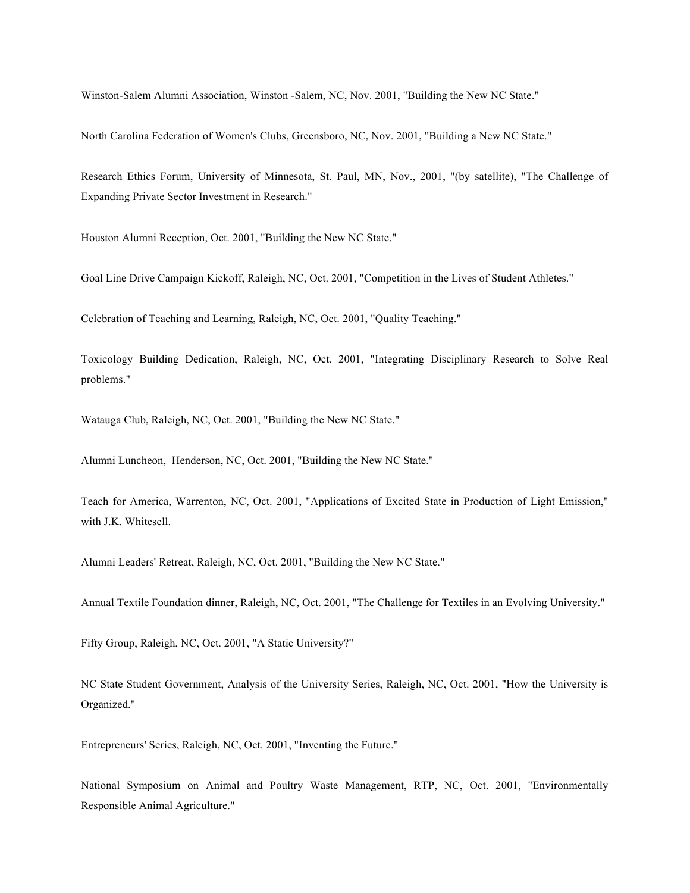Winston-Salem Alumni Association, Winston -Salem, NC, Nov. 2001, "Building the New NC State."

North Carolina Federation of Women's Clubs, Greensboro, NC, Nov. 2001, "Building a New NC State."

Research Ethics Forum, University of Minnesota, St. Paul, MN, Nov., 2001, "(by satellite), "The Challenge of Expanding Private Sector Investment in Research."

Houston Alumni Reception, Oct. 2001, "Building the New NC State."

Goal Line Drive Campaign Kickoff, Raleigh, NC, Oct. 2001, "Competition in the Lives of Student Athletes."

Celebration of Teaching and Learning, Raleigh, NC, Oct. 2001, "Quality Teaching."

Toxicology Building Dedication, Raleigh, NC, Oct. 2001, "Integrating Disciplinary Research to Solve Real problems."

Watauga Club, Raleigh, NC, Oct. 2001, "Building the New NC State."

Alumni Luncheon, Henderson, NC, Oct. 2001, "Building the New NC State."

Teach for America, Warrenton, NC, Oct. 2001, "Applications of Excited State in Production of Light Emission," with J.K. Whitesell.

Alumni Leaders' Retreat, Raleigh, NC, Oct. 2001, "Building the New NC State."

Annual Textile Foundation dinner, Raleigh, NC, Oct. 2001, "The Challenge for Textiles in an Evolving University."

Fifty Group, Raleigh, NC, Oct. 2001, "A Static University?"

NC State Student Government, Analysis of the University Series, Raleigh, NC, Oct. 2001, "How the University is Organized."

Entrepreneurs' Series, Raleigh, NC, Oct. 2001, "Inventing the Future."

National Symposium on Animal and Poultry Waste Management, RTP, NC, Oct. 2001, "Environmentally Responsible Animal Agriculture."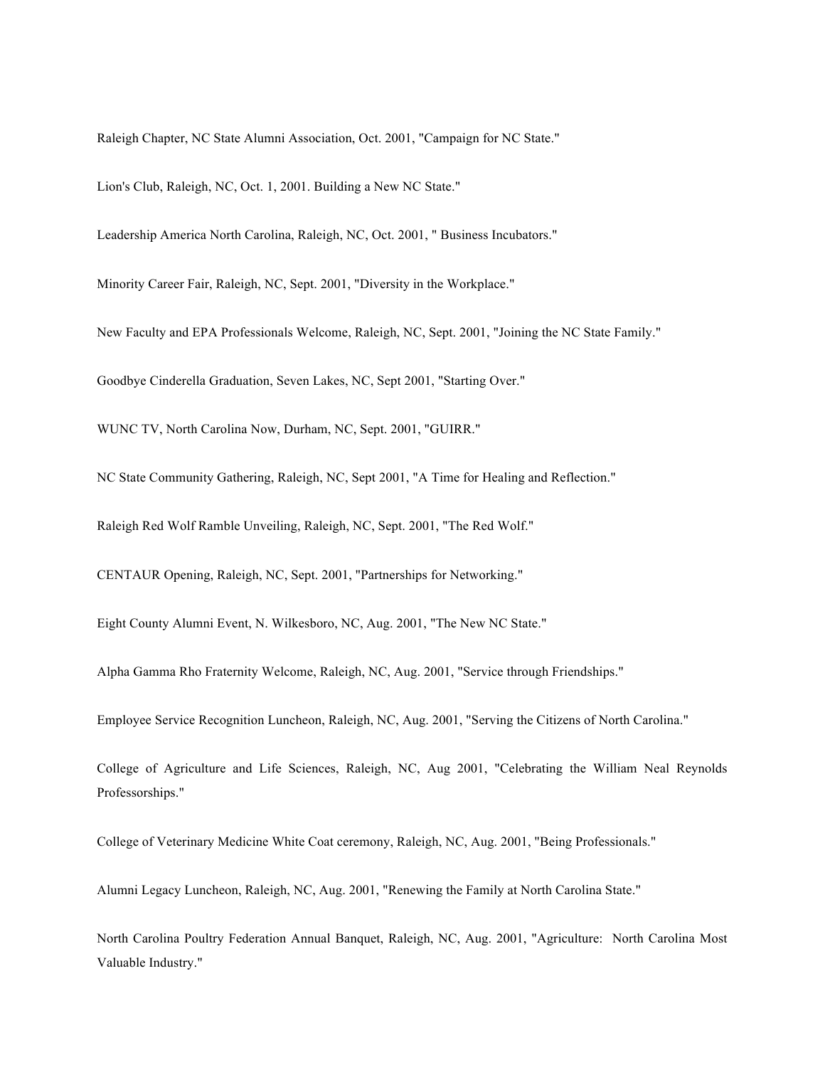Raleigh Chapter, NC State Alumni Association, Oct. 2001, "Campaign for NC State."

Lion's Club, Raleigh, NC, Oct. 1, 2001. Building a New NC State."

Leadership America North Carolina, Raleigh, NC, Oct. 2001, " Business Incubators."

Minority Career Fair, Raleigh, NC, Sept. 2001, "Diversity in the Workplace."

New Faculty and EPA Professionals Welcome, Raleigh, NC, Sept. 2001, "Joining the NC State Family."

Goodbye Cinderella Graduation, Seven Lakes, NC, Sept 2001, "Starting Over."

WUNC TV, North Carolina Now, Durham, NC, Sept. 2001, "GUIRR."

NC State Community Gathering, Raleigh, NC, Sept 2001, "A Time for Healing and Reflection."

Raleigh Red Wolf Ramble Unveiling, Raleigh, NC, Sept. 2001, "The Red Wolf."

CENTAUR Opening, Raleigh, NC, Sept. 2001, "Partnerships for Networking."

Eight County Alumni Event, N. Wilkesboro, NC, Aug. 2001, "The New NC State."

Alpha Gamma Rho Fraternity Welcome, Raleigh, NC, Aug. 2001, "Service through Friendships."

Employee Service Recognition Luncheon, Raleigh, NC, Aug. 2001, "Serving the Citizens of North Carolina."

College of Agriculture and Life Sciences, Raleigh, NC, Aug 2001, "Celebrating the William Neal Reynolds Professorships."

College of Veterinary Medicine White Coat ceremony, Raleigh, NC, Aug. 2001, "Being Professionals."

Alumni Legacy Luncheon, Raleigh, NC, Aug. 2001, "Renewing the Family at North Carolina State."

North Carolina Poultry Federation Annual Banquet, Raleigh, NC, Aug. 2001, "Agriculture: North Carolina Most Valuable Industry."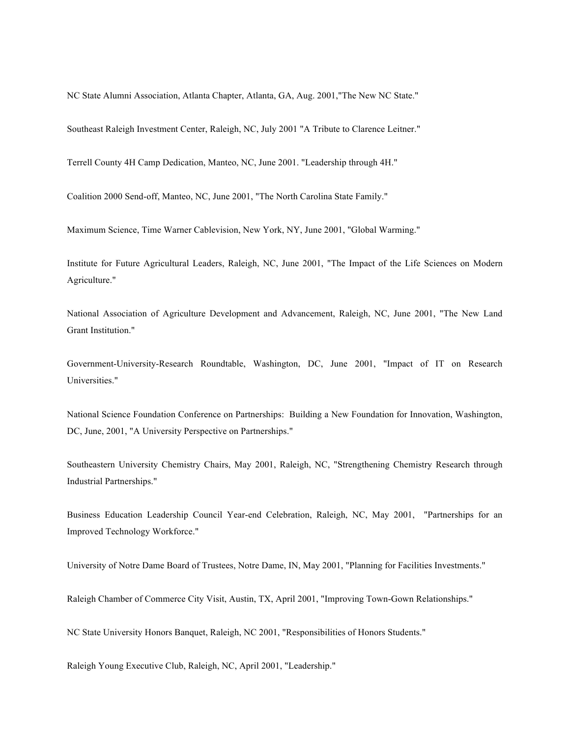NC State Alumni Association, Atlanta Chapter, Atlanta, GA, Aug. 2001,"The New NC State."

Southeast Raleigh Investment Center, Raleigh, NC, July 2001 "A Tribute to Clarence Leitner."

Terrell County 4H Camp Dedication, Manteo, NC, June 2001. "Leadership through 4H."

Coalition 2000 Send-off, Manteo, NC, June 2001, "The North Carolina State Family."

Maximum Science, Time Warner Cablevision, New York, NY, June 2001, "Global Warming."

Institute for Future Agricultural Leaders, Raleigh, NC, June 2001, "The Impact of the Life Sciences on Modern Agriculture."

National Association of Agriculture Development and Advancement, Raleigh, NC, June 2001, "The New Land Grant Institution."

Government-University-Research Roundtable, Washington, DC, June 2001, "Impact of IT on Research Universities."

National Science Foundation Conference on Partnerships: Building a New Foundation for Innovation, Washington, DC, June, 2001, "A University Perspective on Partnerships."

Southeastern University Chemistry Chairs, May 2001, Raleigh, NC, "Strengthening Chemistry Research through Industrial Partnerships."

Business Education Leadership Council Year-end Celebration, Raleigh, NC, May 2001, "Partnerships for an Improved Technology Workforce."

University of Notre Dame Board of Trustees, Notre Dame, IN, May 2001, "Planning for Facilities Investments."

Raleigh Chamber of Commerce City Visit, Austin, TX, April 2001, "Improving Town-Gown Relationships."

NC State University Honors Banquet, Raleigh, NC 2001, "Responsibilities of Honors Students."

Raleigh Young Executive Club, Raleigh, NC, April 2001, "Leadership."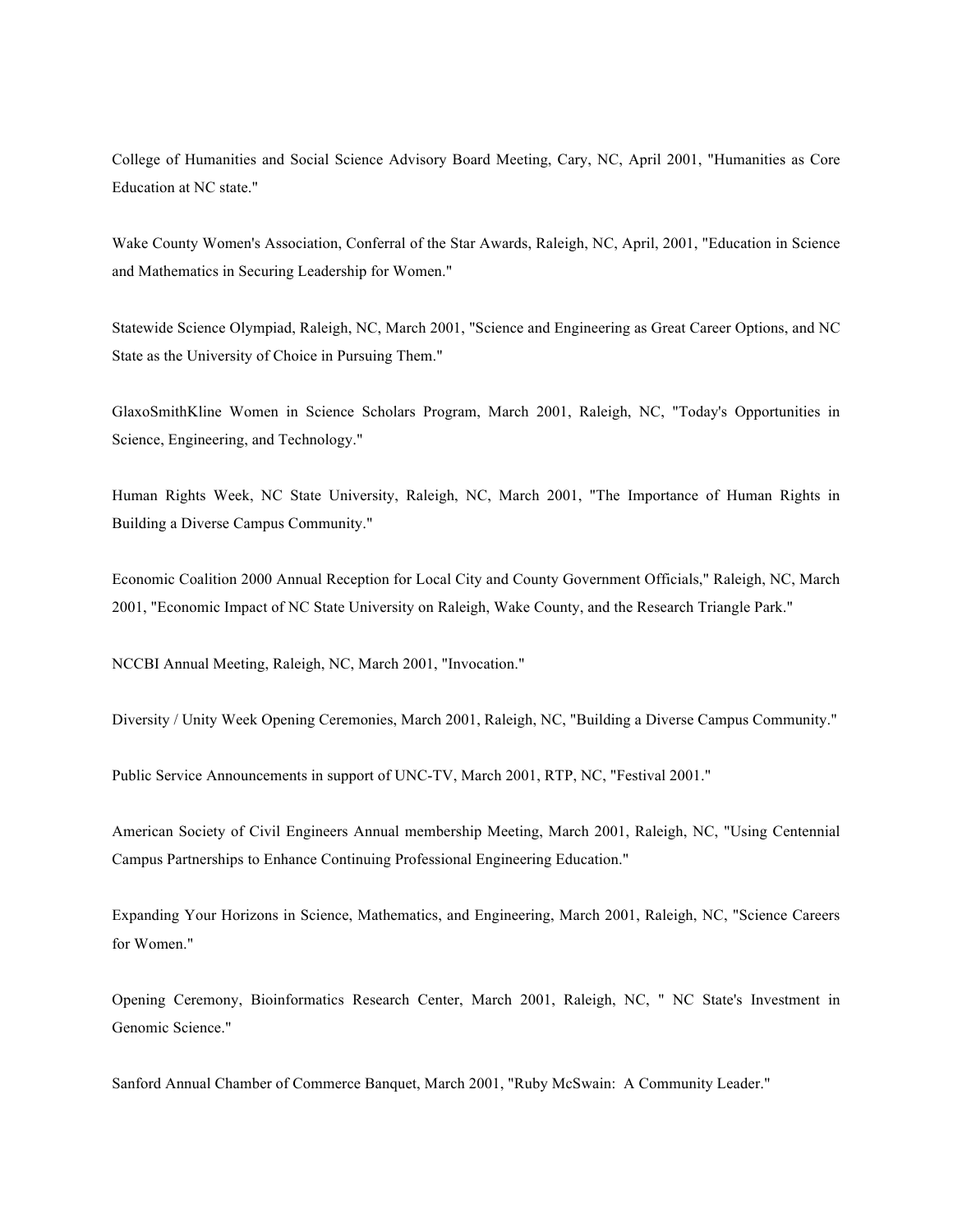College of Humanities and Social Science Advisory Board Meeting, Cary, NC, April 2001, "Humanities as Core Education at NC state."

Wake County Women's Association, Conferral of the Star Awards, Raleigh, NC, April, 2001, "Education in Science and Mathematics in Securing Leadership for Women."

Statewide Science Olympiad, Raleigh, NC, March 2001, "Science and Engineering as Great Career Options, and NC State as the University of Choice in Pursuing Them."

GlaxoSmithKline Women in Science Scholars Program, March 2001, Raleigh, NC, "Today's Opportunities in Science, Engineering, and Technology."

Human Rights Week, NC State University, Raleigh, NC, March 2001, "The Importance of Human Rights in Building a Diverse Campus Community."

Economic Coalition 2000 Annual Reception for Local City and County Government Officials," Raleigh, NC, March 2001, "Economic Impact of NC State University on Raleigh, Wake County, and the Research Triangle Park."

NCCBI Annual Meeting, Raleigh, NC, March 2001, "Invocation."

Diversity / Unity Week Opening Ceremonies, March 2001, Raleigh, NC, "Building a Diverse Campus Community."

Public Service Announcements in support of UNC-TV, March 2001, RTP, NC, "Festival 2001."

American Society of Civil Engineers Annual membership Meeting, March 2001, Raleigh, NC, "Using Centennial Campus Partnerships to Enhance Continuing Professional Engineering Education."

Expanding Your Horizons in Science, Mathematics, and Engineering, March 2001, Raleigh, NC, "Science Careers for Women."

Opening Ceremony, Bioinformatics Research Center, March 2001, Raleigh, NC, " NC State's Investment in Genomic Science."

Sanford Annual Chamber of Commerce Banquet, March 2001, "Ruby McSwain: A Community Leader."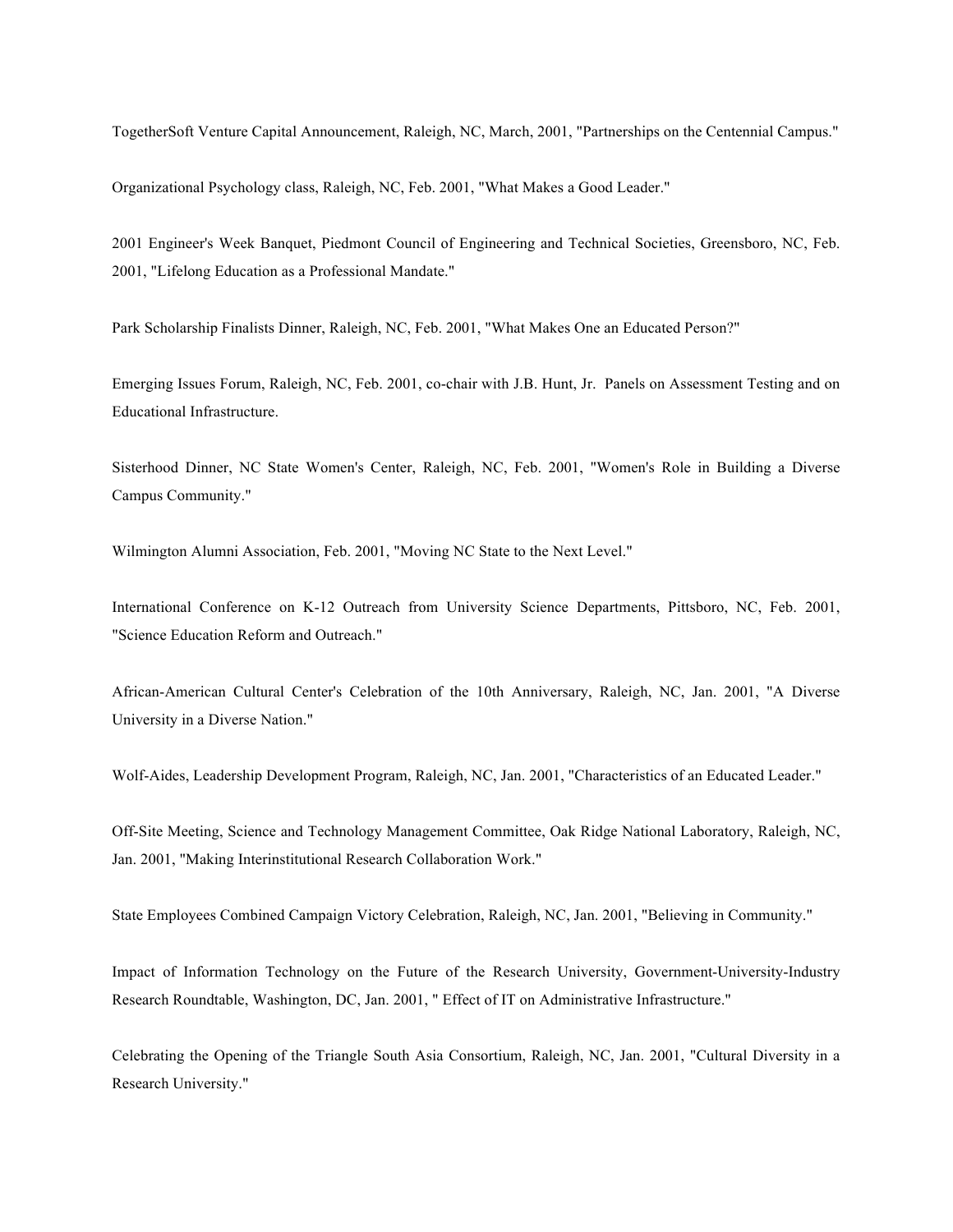TogetherSoft Venture Capital Announcement, Raleigh, NC, March, 2001, "Partnerships on the Centennial Campus."

Organizational Psychology class, Raleigh, NC, Feb. 2001, "What Makes a Good Leader."

2001 Engineer's Week Banquet, Piedmont Council of Engineering and Technical Societies, Greensboro, NC, Feb. 2001, "Lifelong Education as a Professional Mandate."

Park Scholarship Finalists Dinner, Raleigh, NC, Feb. 2001, "What Makes One an Educated Person?"

Emerging Issues Forum, Raleigh, NC, Feb. 2001, co-chair with J.B. Hunt, Jr. Panels on Assessment Testing and on Educational Infrastructure.

Sisterhood Dinner, NC State Women's Center, Raleigh, NC, Feb. 2001, "Women's Role in Building a Diverse Campus Community."

Wilmington Alumni Association, Feb. 2001, "Moving NC State to the Next Level."

International Conference on K-12 Outreach from University Science Departments, Pittsboro, NC, Feb. 2001, "Science Education Reform and Outreach."

African-American Cultural Center's Celebration of the 10th Anniversary, Raleigh, NC, Jan. 2001, "A Diverse University in a Diverse Nation."

Wolf-Aides, Leadership Development Program, Raleigh, NC, Jan. 2001, "Characteristics of an Educated Leader."

Off-Site Meeting, Science and Technology Management Committee, Oak Ridge National Laboratory, Raleigh, NC, Jan. 2001, "Making Interinstitutional Research Collaboration Work."

State Employees Combined Campaign Victory Celebration, Raleigh, NC, Jan. 2001, "Believing in Community."

Impact of Information Technology on the Future of the Research University, Government-University-Industry Research Roundtable, Washington, DC, Jan. 2001, " Effect of IT on Administrative Infrastructure."

Celebrating the Opening of the Triangle South Asia Consortium, Raleigh, NC, Jan. 2001, "Cultural Diversity in a Research University."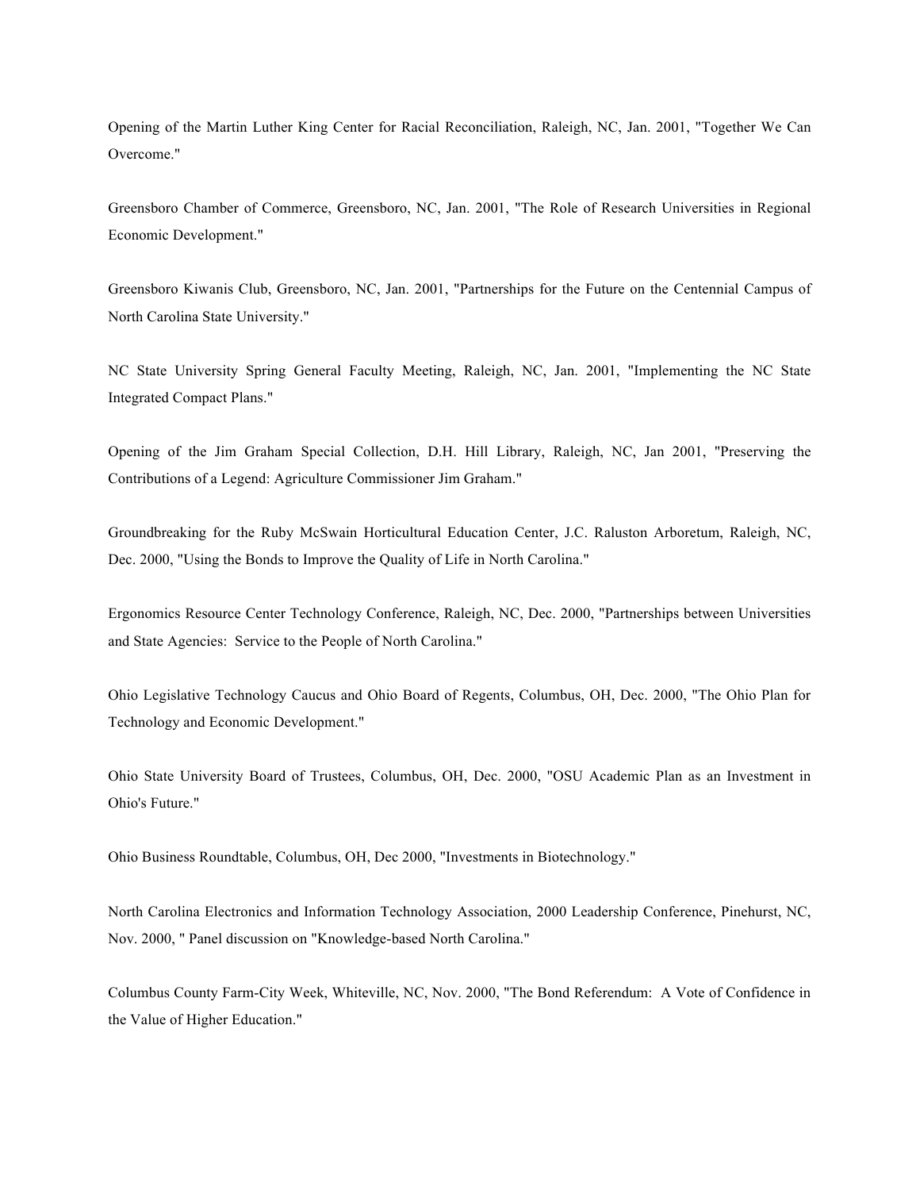Opening of the Martin Luther King Center for Racial Reconciliation, Raleigh, NC, Jan. 2001, "Together We Can Overcome."

Greensboro Chamber of Commerce, Greensboro, NC, Jan. 2001, "The Role of Research Universities in Regional Economic Development."

Greensboro Kiwanis Club, Greensboro, NC, Jan. 2001, "Partnerships for the Future on the Centennial Campus of North Carolina State University."

NC State University Spring General Faculty Meeting, Raleigh, NC, Jan. 2001, "Implementing the NC State Integrated Compact Plans."

Opening of the Jim Graham Special Collection, D.H. Hill Library, Raleigh, NC, Jan 2001, "Preserving the Contributions of a Legend: Agriculture Commissioner Jim Graham."

Groundbreaking for the Ruby McSwain Horticultural Education Center, J.C. Raluston Arboretum, Raleigh, NC, Dec. 2000, "Using the Bonds to Improve the Quality of Life in North Carolina."

Ergonomics Resource Center Technology Conference, Raleigh, NC, Dec. 2000, "Partnerships between Universities and State Agencies: Service to the People of North Carolina."

Ohio Legislative Technology Caucus and Ohio Board of Regents, Columbus, OH, Dec. 2000, "The Ohio Plan for Technology and Economic Development."

Ohio State University Board of Trustees, Columbus, OH, Dec. 2000, "OSU Academic Plan as an Investment in Ohio's Future."

Ohio Business Roundtable, Columbus, OH, Dec 2000, "Investments in Biotechnology."

North Carolina Electronics and Information Technology Association, 2000 Leadership Conference, Pinehurst, NC, Nov. 2000, " Panel discussion on "Knowledge-based North Carolina."

Columbus County Farm-City Week, Whiteville, NC, Nov. 2000, "The Bond Referendum: A Vote of Confidence in the Value of Higher Education."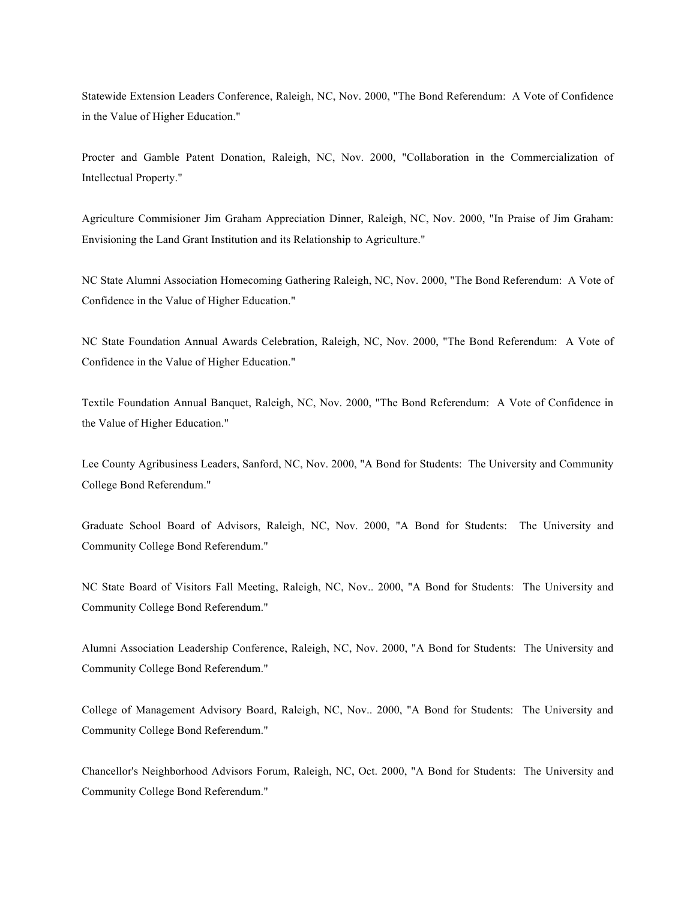Statewide Extension Leaders Conference, Raleigh, NC, Nov. 2000, "The Bond Referendum:  A Vote of Confidence in the Value of Higher Education."

Procter and Gamble Patent Donation, Raleigh, NC, Nov. 2000, "Collaboration in the Commercialization of Intellectual Property."

Agriculture Commisioner Jim Graham Appreciation Dinner, Raleigh, NC, Nov. 2000, "In Praise of Jim Graham: Envisioning the Land Grant Institution and its Relationship to Agriculture."

NC State Alumni Association Homecoming Gathering Raleigh, NC, Nov. 2000, "The Bond Referendum:  A Vote of Confidence in the Value of Higher Education."

NC State Foundation Annual Awards Celebration, Raleigh, NC, Nov. 2000, "The Bond Referendum:  A Vote of Confidence in the Value of Higher Education."

Textile Foundation Annual Banquet, Raleigh, NC, Nov. 2000, "The Bond Referendum:  A Vote of Confidence in the Value of Higher Education."

Lee County Agribusiness Leaders, Sanford, NC, Nov. 2000, "A Bond for Students:  The University and Community College Bond Referendum."

Graduate School Board of Advisors, Raleigh, NC, Nov. 2000, "A Bond for Students:  The University and Community College Bond Referendum."

NC State Board of Visitors Fall Meeting, Raleigh, NC, Nov.. 2000, "A Bond for Students:  The University and Community College Bond Referendum."

Alumni Association Leadership Conference, Raleigh, NC, Nov. 2000, "A Bond for Students:  The University and Community College Bond Referendum."

College of Management Advisory Board, Raleigh, NC, Nov.. 2000, "A Bond for Students:  The University and Community College Bond Referendum."

Chancellor's Neighborhood Advisors Forum, Raleigh, NC, Oct. 2000, "A Bond for Students:  The University and Community College Bond Referendum."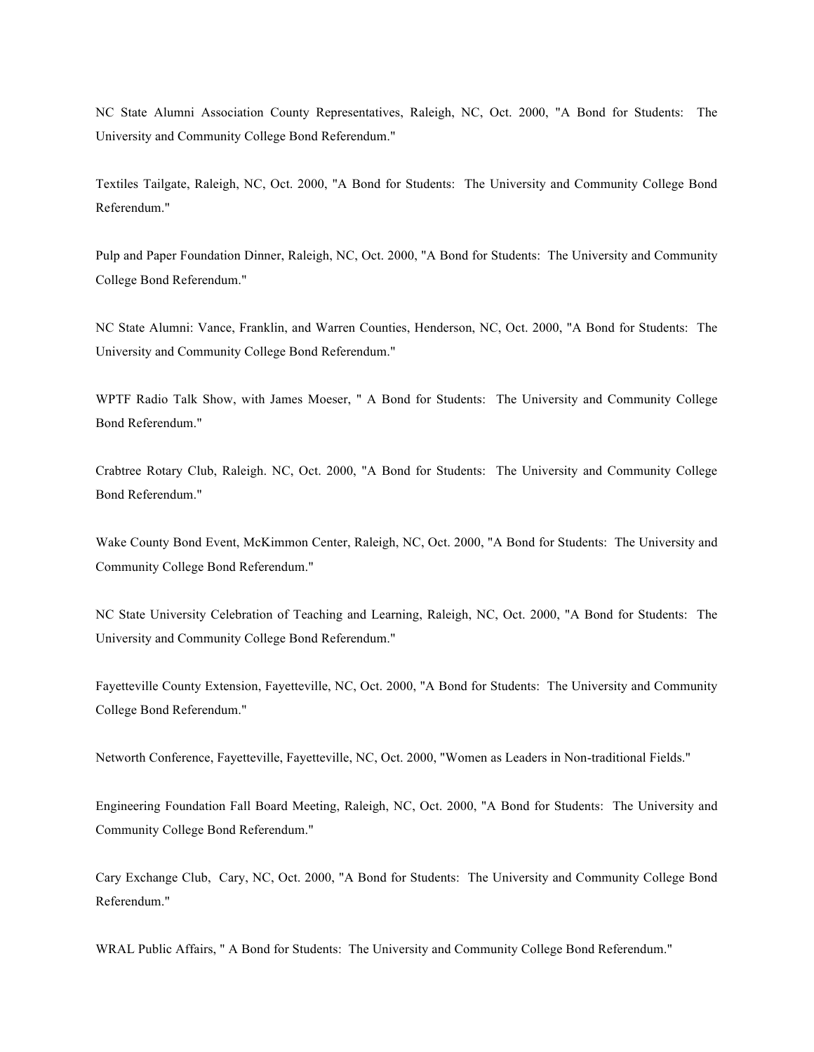NC State Alumni Association County Representatives, Raleigh, NC, Oct. 2000, "A Bond for Students: The University and Community College Bond Referendum."

Textiles Tailgate, Raleigh, NC, Oct. 2000, "A Bond for Students: The University and Community College Bond Referendum."

Pulp and Paper Foundation Dinner, Raleigh, NC, Oct. 2000, "A Bond for Students: The University and Community College Bond Referendum."

NC State Alumni: Vance, Franklin, and Warren Counties, Henderson, NC, Oct. 2000, "A Bond for Students: The University and Community College Bond Referendum."

WPTF Radio Talk Show, with James Moeser, " A Bond for Students: The University and Community College Bond Referendum."

Crabtree Rotary Club, Raleigh. NC, Oct. 2000, "A Bond for Students: The University and Community College Bond Referendum."

Wake County Bond Event, McKimmon Center, Raleigh, NC, Oct. 2000, "A Bond for Students: The University and Community College Bond Referendum."

NC State University Celebration of Teaching and Learning, Raleigh, NC, Oct. 2000, "A Bond for Students: The University and Community College Bond Referendum."

Fayetteville County Extension, Fayetteville, NC, Oct. 2000, "A Bond for Students: The University and Community College Bond Referendum."

Networth Conference, Fayetteville, Fayetteville, NC, Oct. 2000, "Women as Leaders in Non-traditional Fields."

Engineering Foundation Fall Board Meeting, Raleigh, NC, Oct. 2000, "A Bond for Students: The University and Community College Bond Referendum."

Cary Exchange Club, Cary, NC, Oct. 2000, "A Bond for Students: The University and Community College Bond Referendum."

WRAL Public Affairs, " A Bond for Students: The University and Community College Bond Referendum."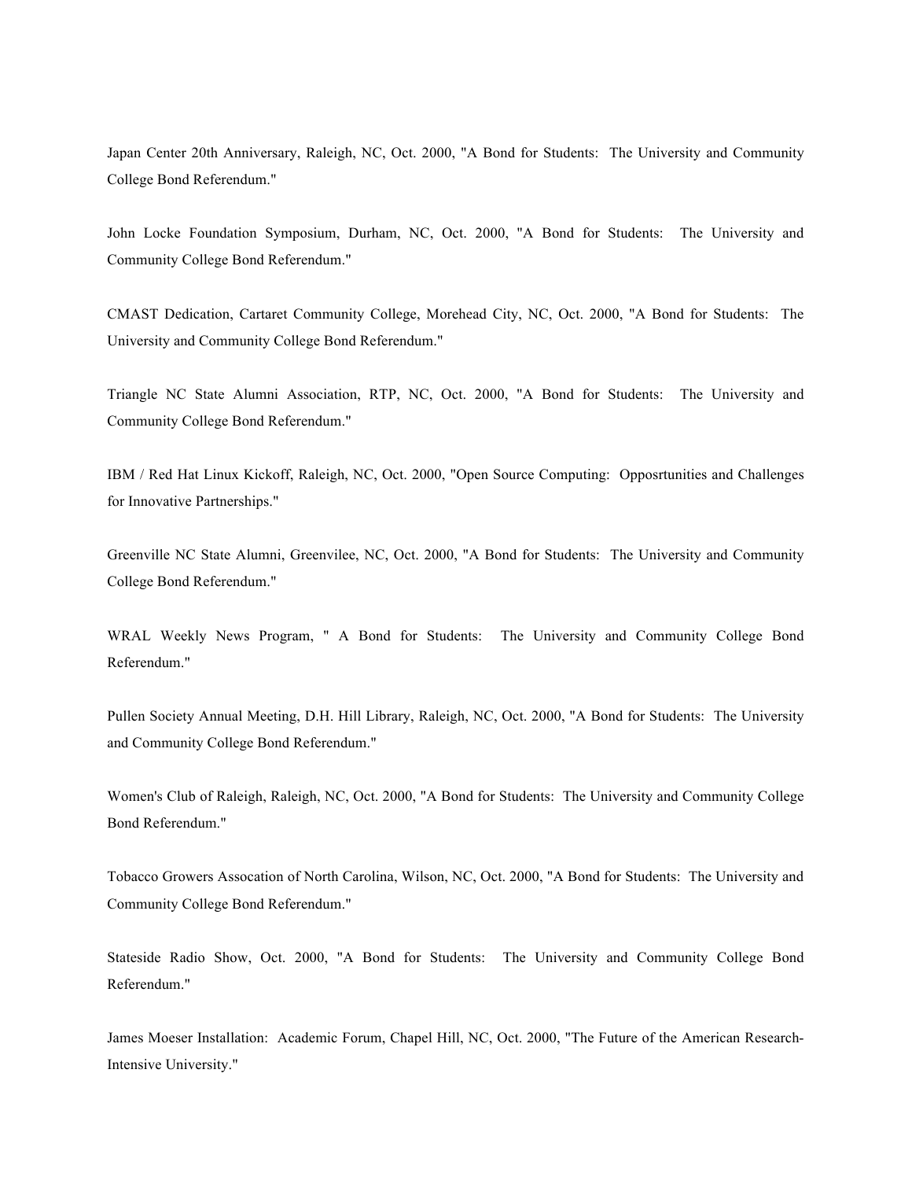Japan Center 20th Anniversary, Raleigh, NC, Oct. 2000, "A Bond for Students:  The University and Community College Bond Referendum."

John Locke Foundation Symposium, Durham, NC, Oct. 2000, "A Bond for Students:  The University and Community College Bond Referendum."

CMAST Dedication, Cartaret Community College, Morehead City, NC, Oct. 2000, "A Bond for Students:  The University and Community College Bond Referendum."

Triangle NC State Alumni Association, RTP, NC, Oct. 2000, "A Bond for Students:  The University and Community College Bond Referendum."

IBM / Red Hat Linux Kickoff, Raleigh, NC, Oct. 2000, "Open Source Computing:  Opposrtunities and Challenges for Innovative Partnerships."

Greenville NC State Alumni, Greenvilee, NC, Oct. 2000, "A Bond for Students:  The University and Community College Bond Referendum."

WRAL Weekly News Program, " A Bond for Students:  The University and Community College Bond Referendum."

Pullen Society Annual Meeting, D.H. Hill Library, Raleigh, NC, Oct. 2000, "A Bond for Students:  The University and Community College Bond Referendum."

Women's Club of Raleigh, Raleigh, NC, Oct. 2000, "A Bond for Students:  The University and Community College Bond Referendum."

Tobacco Growers Assocation of North Carolina, Wilson, NC, Oct. 2000, "A Bond for Students:  The University and Community College Bond Referendum."

Stateside Radio Show, Oct. 2000, "A Bond for Students:  The University and Community College Bond Referendum."

James Moeser Installation:  Academic Forum, Chapel Hill, NC, Oct. 2000, "The Future of the American Research-Intensive University."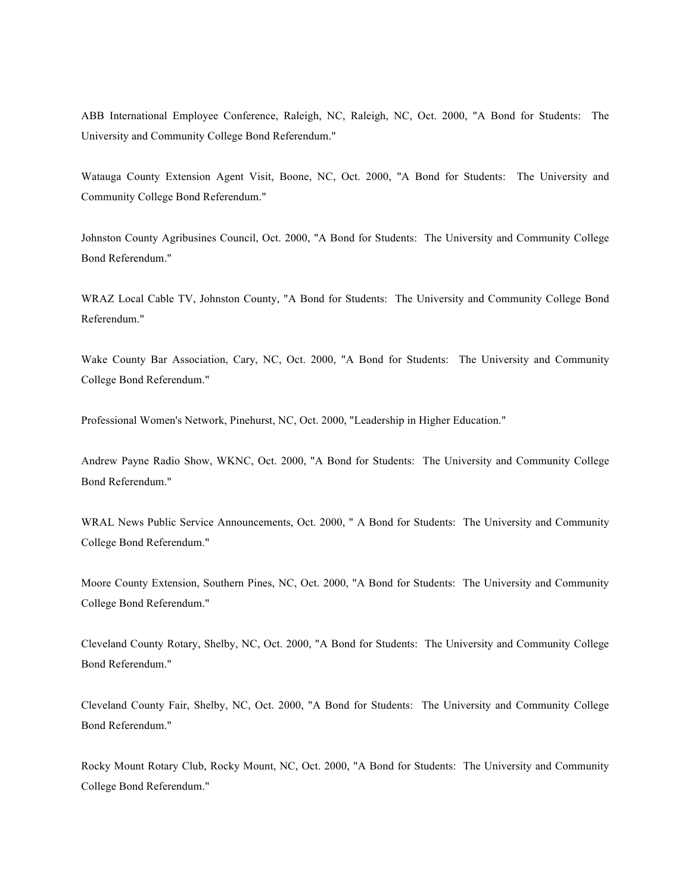ABB International Employee Conference, Raleigh, NC, Raleigh, NC, Oct. 2000, "A Bond for Students: The University and Community College Bond Referendum."

Watauga County Extension Agent Visit, Boone, NC, Oct. 2000, "A Bond for Students: The University and Community College Bond Referendum."

Johnston County Agribusines Council, Oct. 2000, "A Bond for Students: The University and Community College Bond Referendum."

WRAZ Local Cable TV, Johnston County, "A Bond for Students: The University and Community College Bond Referendum."

Wake County Bar Association, Cary, NC, Oct. 2000, "A Bond for Students: The University and Community College Bond Referendum."

Professional Women's Network, Pinehurst, NC, Oct. 2000, "Leadership in Higher Education."

Andrew Payne Radio Show, WKNC, Oct. 2000, "A Bond for Students: The University and Community College Bond Referendum."

WRAL News Public Service Announcements, Oct. 2000, " A Bond for Students: The University and Community College Bond Referendum."

Moore County Extension, Southern Pines, NC, Oct. 2000, "A Bond for Students: The University and Community College Bond Referendum."

Cleveland County Rotary, Shelby, NC, Oct. 2000, "A Bond for Students: The University and Community College Bond Referendum."

Cleveland County Fair, Shelby, NC, Oct. 2000, "A Bond for Students: The University and Community College Bond Referendum."

Rocky Mount Rotary Club, Rocky Mount, NC, Oct. 2000, "A Bond for Students: The University and Community College Bond Referendum."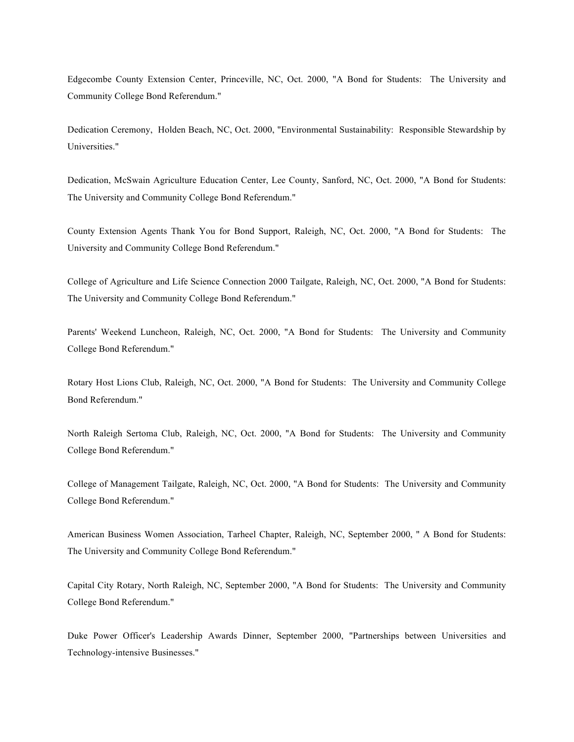Edgecombe County Extension Center, Princeville, NC, Oct. 2000, "A Bond for Students: The University and Community College Bond Referendum."

Dedication Ceremony, Holden Beach, NC, Oct. 2000, "Environmental Sustainability: Responsible Stewardship by Universities."

Dedication, McSwain Agriculture Education Center, Lee County, Sanford, NC, Oct. 2000, "A Bond for Students: The University and Community College Bond Referendum."

County Extension Agents Thank You for Bond Support, Raleigh, NC, Oct. 2000, "A Bond for Students: The University and Community College Bond Referendum."

College of Agriculture and Life Science Connection 2000 Tailgate, Raleigh, NC, Oct. 2000, "A Bond for Students: The University and Community College Bond Referendum."

Parents' Weekend Luncheon, Raleigh, NC, Oct. 2000, "A Bond for Students: The University and Community College Bond Referendum."

Rotary Host Lions Club, Raleigh, NC, Oct. 2000, "A Bond for Students: The University and Community College Bond Referendum."

North Raleigh Sertoma Club, Raleigh, NC, Oct. 2000, "A Bond for Students: The University and Community College Bond Referendum."

College of Management Tailgate, Raleigh, NC, Oct. 2000, "A Bond for Students: The University and Community College Bond Referendum."

American Business Women Association, Tarheel Chapter, Raleigh, NC, September 2000, " A Bond for Students: The University and Community College Bond Referendum."

Capital City Rotary, North Raleigh, NC, September 2000, "A Bond for Students: The University and Community College Bond Referendum."

Duke Power Officer's Leadership Awards Dinner, September 2000, "Partnerships between Universities and Technology-intensive Businesses."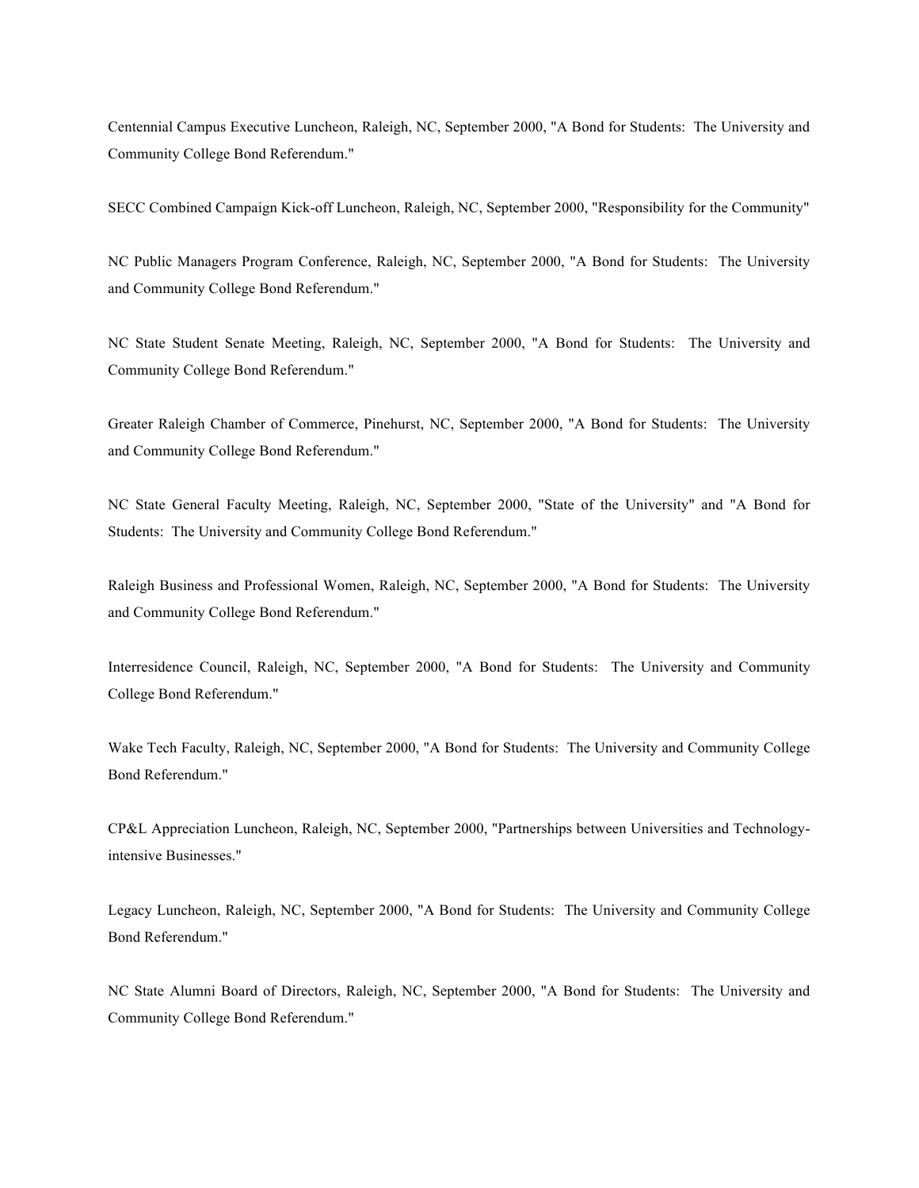Centennial Campus Executive Luncheon, Raleigh, NC, September 2000, "A Bond for Students: The University and Community College Bond Referendum."

SECC Combined Campaign Kick-off Luncheon, Raleigh, NC, September 2000, "Responsibility for the Community"

NC Public Managers Program Conference, Raleigh, NC, September 2000, "A Bond for Students: The University and Community College Bond Referendum."

NC State Student Senate Meeting, Raleigh, NC, September 2000, "A Bond for Students: The University and Community College Bond Referendum."

Greater Raleigh Chamber of Commerce, Pinehurst, NC, September 2000, "A Bond for Students: The University and Community College Bond Referendum."

NC State General Faculty Meeting, Raleigh, NC, September 2000, "State of the University" and "A Bond for Students: The University and Community College Bond Referendum."

Raleigh Business and Professional Women, Raleigh, NC, September 2000, "A Bond for Students: The University and Community College Bond Referendum."

Interresidence Council, Raleigh, NC, September 2000, "A Bond for Students: The University and Community College Bond Referendum."

Wake Tech Faculty, Raleigh, NC, September 2000, "A Bond for Students: The University and Community College Bond Referendum."

CP&L Appreciation Luncheon, Raleigh, NC, September 2000, "Partnerships between Universities and Technology-intensive Businesses."

Legacy Luncheon, Raleigh, NC, September 2000, "A Bond for Students: The University and Community College Bond Referendum."

NC State Alumni Board of Directors, Raleigh, NC, September 2000, "A Bond for Students: The University and Community College Bond Referendum."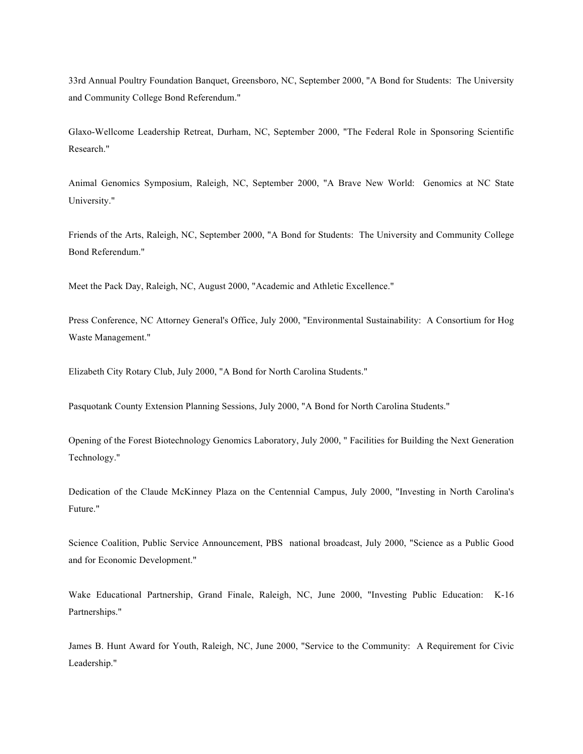33rd Annual Poultry Foundation Banquet, Greensboro, NC, September 2000, "A Bond for Students: The University and Community College Bond Referendum."

Glaxo-Wellcome Leadership Retreat, Durham, NC, September 2000, "The Federal Role in Sponsoring Scientific Research."

Animal Genomics Symposium, Raleigh, NC, September 2000, "A Brave New World: Genomics at NC State University."

Friends of the Arts, Raleigh, NC, September 2000, "A Bond for Students: The University and Community College Bond Referendum."

Meet the Pack Day, Raleigh, NC, August 2000, "Academic and Athletic Excellence."

Press Conference, NC Attorney General's Office, July 2000, "Environmental Sustainability: A Consortium for Hog Waste Management."

Elizabeth City Rotary Club, July 2000, "A Bond for North Carolina Students."

Pasquotank County Extension Planning Sessions, July 2000, "A Bond for North Carolina Students."

Opening of the Forest Biotechnology Genomics Laboratory, July 2000, " Facilities for Building the Next Generation Technology."

Dedication of the Claude McKinney Plaza on the Centennial Campus, July 2000, "Investing in North Carolina's Future."

Science Coalition, Public Service Announcement, PBS national broadcast, July 2000, "Science as a Public Good and for Economic Development."

Wake Educational Partnership, Grand Finale, Raleigh, NC, June 2000, "Investing Public Education: K-16 Partnerships."

James B. Hunt Award for Youth, Raleigh, NC, June 2000, "Service to the Community: A Requirement for Civic Leadership."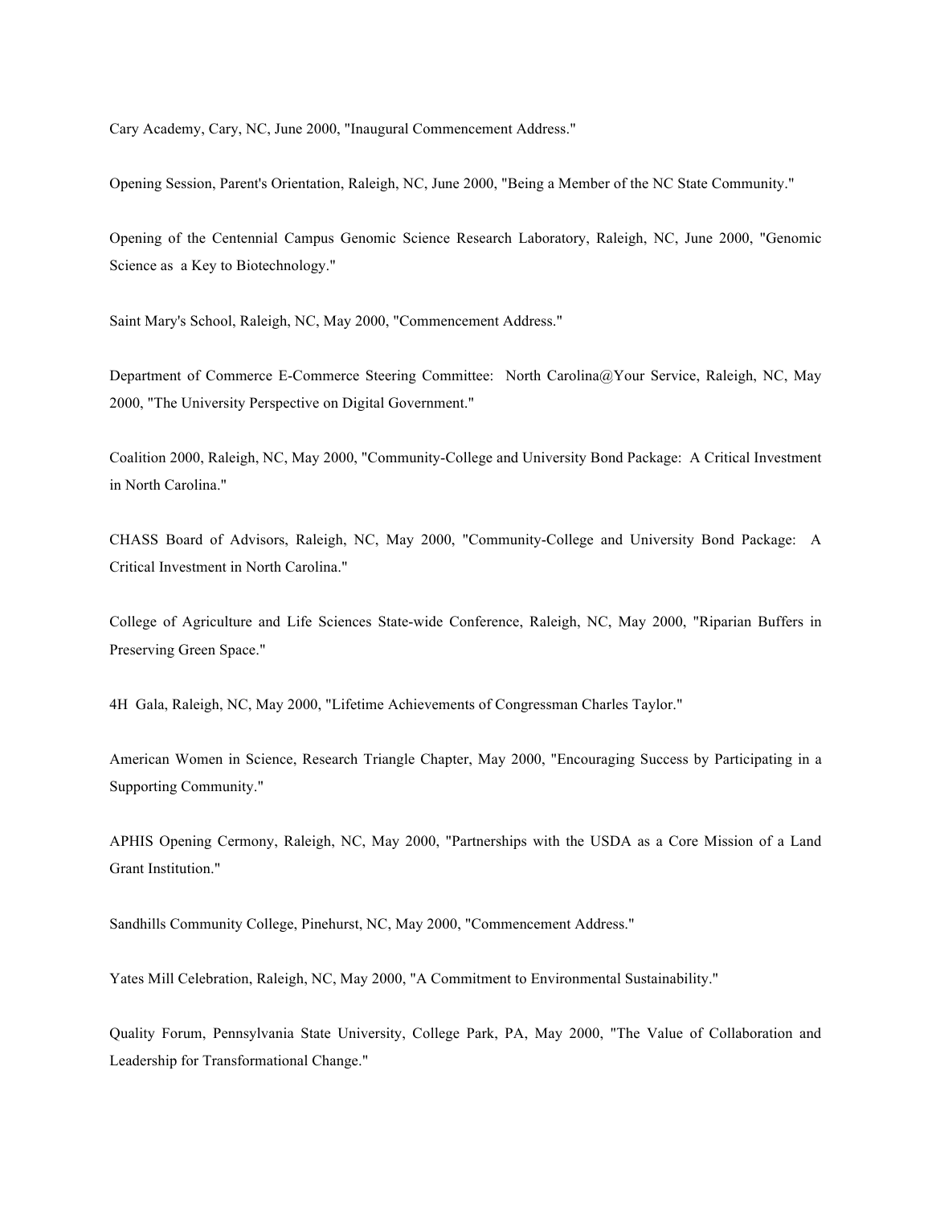Cary Academy, Cary, NC, June 2000, "Inaugural Commencement Address."

Opening Session, Parent's Orientation, Raleigh, NC, June 2000, "Being a Member of the NC State Community."

Opening of the Centennial Campus Genomic Science Research Laboratory, Raleigh, NC, June 2000, "Genomic Science as a Key to Biotechnology."

Saint Mary's School, Raleigh, NC, May 2000, "Commencement Address."

Department of Commerce E-Commerce Steering Committee: North Carolina@Your Service, Raleigh, NC, May 2000, "The University Perspective on Digital Government."

Coalition 2000, Raleigh, NC, May 2000, "Community-College and University Bond Package: A Critical Investment in North Carolina."

CHASS Board of Advisors, Raleigh, NC, May 2000, "Community-College and University Bond Package: A Critical Investment in North Carolina."

College of Agriculture and Life Sciences State-wide Conference, Raleigh, NC, May 2000, "Riparian Buffers in Preserving Green Space."

4H Gala, Raleigh, NC, May 2000, "Lifetime Achievements of Congressman Charles Taylor."

American Women in Science, Research Triangle Chapter, May 2000, "Encouraging Success by Participating in a Supporting Community."

APHIS Opening Cermony, Raleigh, NC, May 2000, "Partnerships with the USDA as a Core Mission of a Land Grant Institution."

Sandhills Community College, Pinehurst, NC, May 2000, "Commencement Address."

Yates Mill Celebration, Raleigh, NC, May 2000, "A Commitment to Environmental Sustainability."

Quality Forum, Pennsylvania State University, College Park, PA, May 2000, "The Value of Collaboration and Leadership for Transformational Change."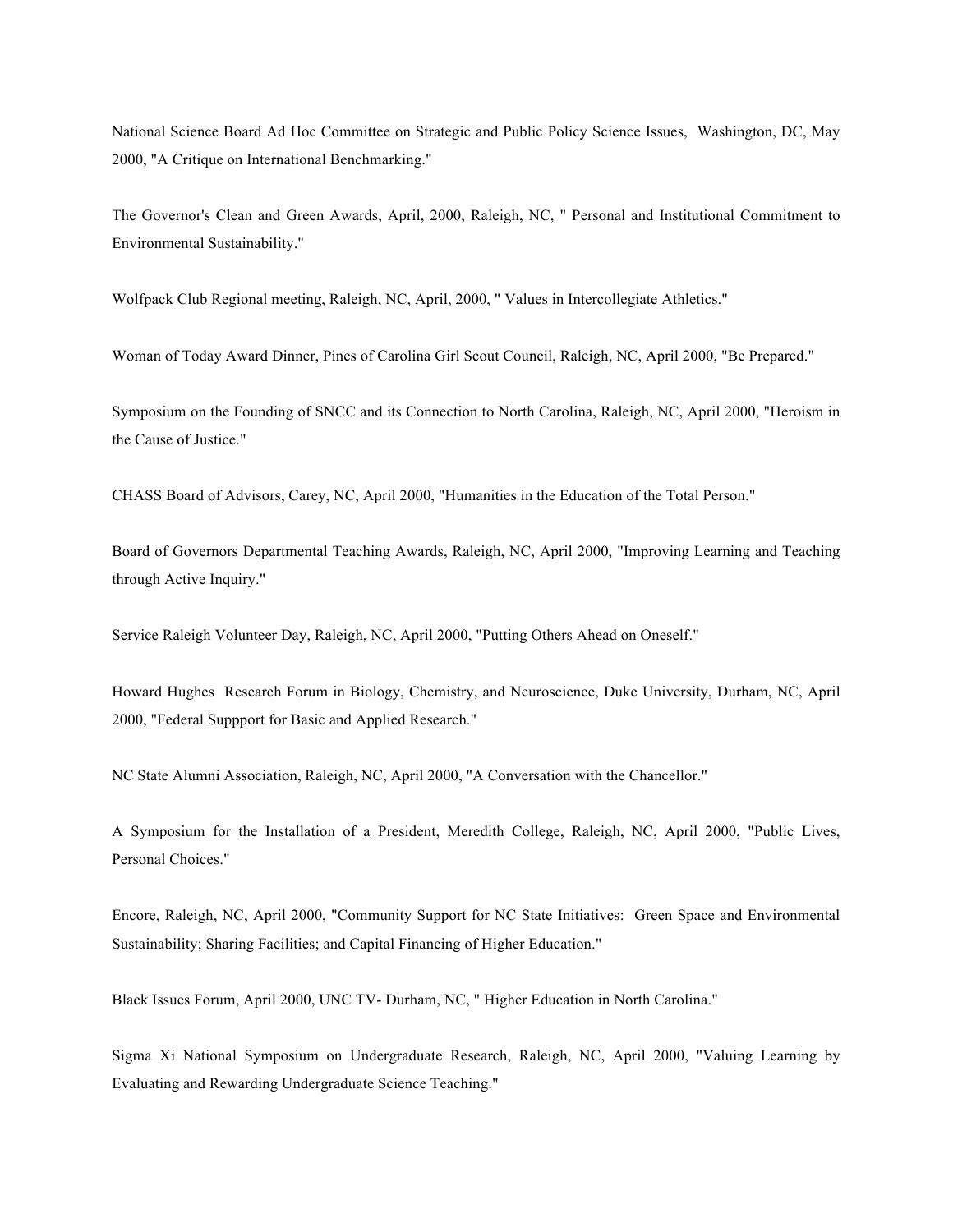National Science Board Ad Hoc Committee on Strategic and Public Policy Science Issues, Washington, DC, May 2000, "A Critique on International Benchmarking."

The Governor's Clean and Green Awards, April, 2000, Raleigh, NC, " Personal and Institutional Commitment to Environmental Sustainability."

Wolfpack Club Regional meeting, Raleigh, NC, April, 2000, " Values in Intercollegiate Athletics."

Woman of Today Award Dinner, Pines of Carolina Girl Scout Council, Raleigh, NC, April 2000, "Be Prepared."

Symposium on the Founding of SNCC and its Connection to North Carolina, Raleigh, NC, April 2000, "Heroism in the Cause of Justice."

CHASS Board of Advisors, Carey, NC, April 2000, "Humanities in the Education of the Total Person."

Board of Governors Departmental Teaching Awards, Raleigh, NC, April 2000, "Improving Learning and Teaching through Active Inquiry."

Service Raleigh Volunteer Day, Raleigh, NC, April 2000, "Putting Others Ahead on Oneself."

Howard Hughes Research Forum in Biology, Chemistry, and Neuroscience, Duke University, Durham, NC, April 2000, "Federal Suppport for Basic and Applied Research."

NC State Alumni Association, Raleigh, NC, April 2000, "A Conversation with the Chancellor."

A Symposium for the Installation of a President, Meredith College, Raleigh, NC, April 2000, "Public Lives, Personal Choices."

Encore, Raleigh, NC, April 2000, "Community Support for NC State Initiatives: Green Space and Environmental Sustainability; Sharing Facilities; and Capital Financing of Higher Education."

Black Issues Forum, April 2000, UNC TV- Durham, NC, " Higher Education in North Carolina."

Sigma Xi National Symposium on Undergraduate Research, Raleigh, NC, April 2000, "Valuing Learning by Evaluating and Rewarding Undergraduate Science Teaching."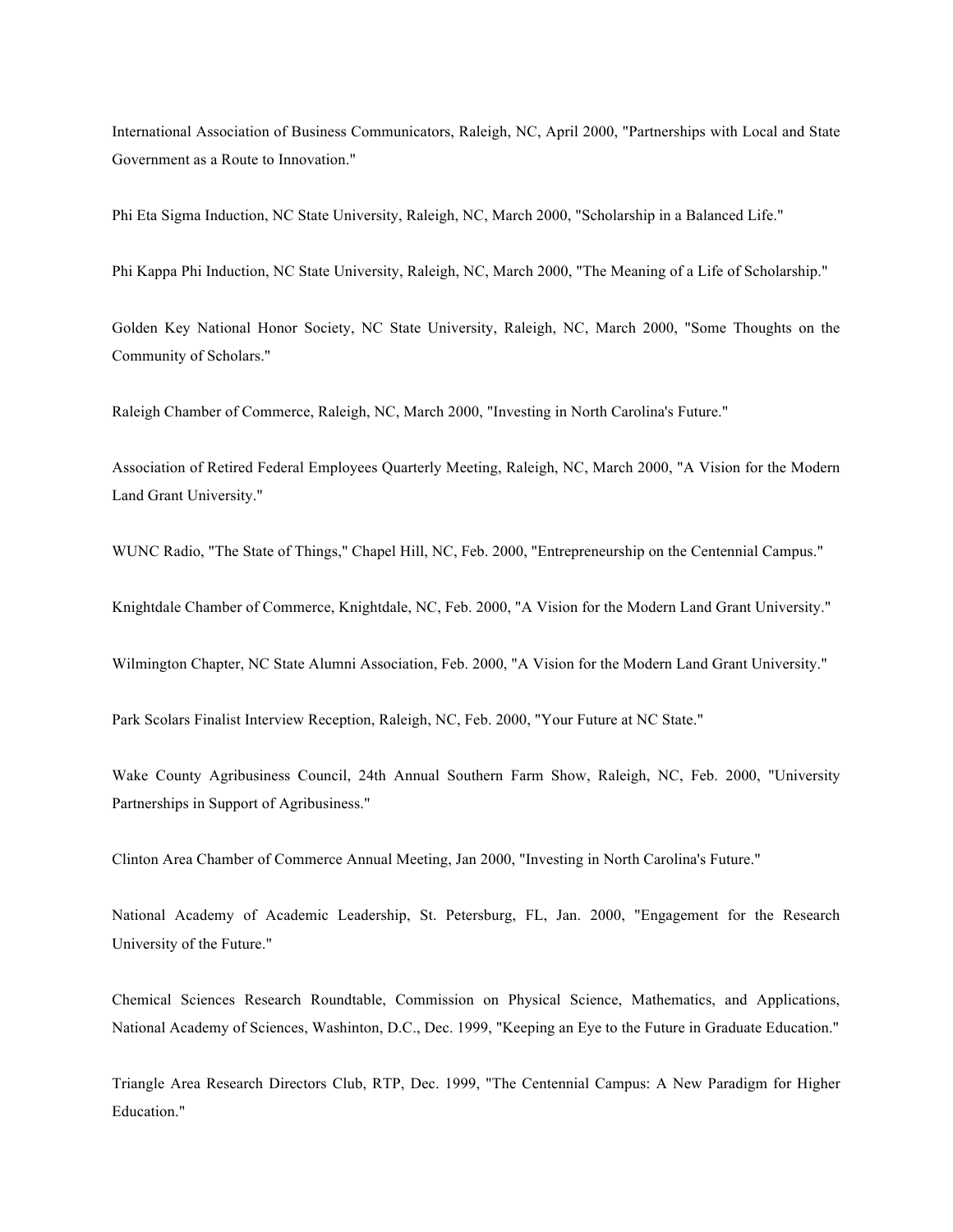International Association of Business Communicators, Raleigh, NC, April 2000, "Partnerships with Local and State Government as a Route to Innovation."

Phi Eta Sigma Induction, NC State University, Raleigh, NC, March 2000, "Scholarship in a Balanced Life."

Phi Kappa Phi Induction, NC State University, Raleigh, NC, March 2000, "The Meaning of a Life of Scholarship."

Golden Key National Honor Society, NC State University, Raleigh, NC, March 2000, "Some Thoughts on the Community of Scholars."

Raleigh Chamber of Commerce, Raleigh, NC, March 2000, "Investing in North Carolina's Future."

Association of Retired Federal Employees Quarterly Meeting, Raleigh, NC, March 2000, "A Vision for the Modern Land Grant University."

WUNC Radio, "The State of Things," Chapel Hill, NC, Feb. 2000, "Entrepreneurship on the Centennial Campus."

Knightdale Chamber of Commerce, Knightdale, NC, Feb. 2000, "A Vision for the Modern Land Grant University."

Wilmington Chapter, NC State Alumni Association, Feb. 2000, "A Vision for the Modern Land Grant University."

Park Scolars Finalist Interview Reception, Raleigh, NC, Feb. 2000, "Your Future at NC State."

Wake County Agribusiness Council, 24th Annual Southern Farm Show, Raleigh, NC, Feb. 2000, "University Partnerships in Support of Agribusiness."

Clinton Area Chamber of Commerce Annual Meeting, Jan 2000, "Investing in North Carolina's Future."

National Academy of Academic Leadership, St. Petersburg, FL, Jan. 2000, "Engagement for the Research University of the Future."

Chemical Sciences Research Roundtable, Commission on Physical Science, Mathematics, and Applications, National Academy of Sciences, Washinton, D.C., Dec. 1999, "Keeping an Eye to the Future in Graduate Education."

Triangle Area Research Directors Club, RTP, Dec. 1999, "The Centennial Campus: A New Paradigm for Higher Education."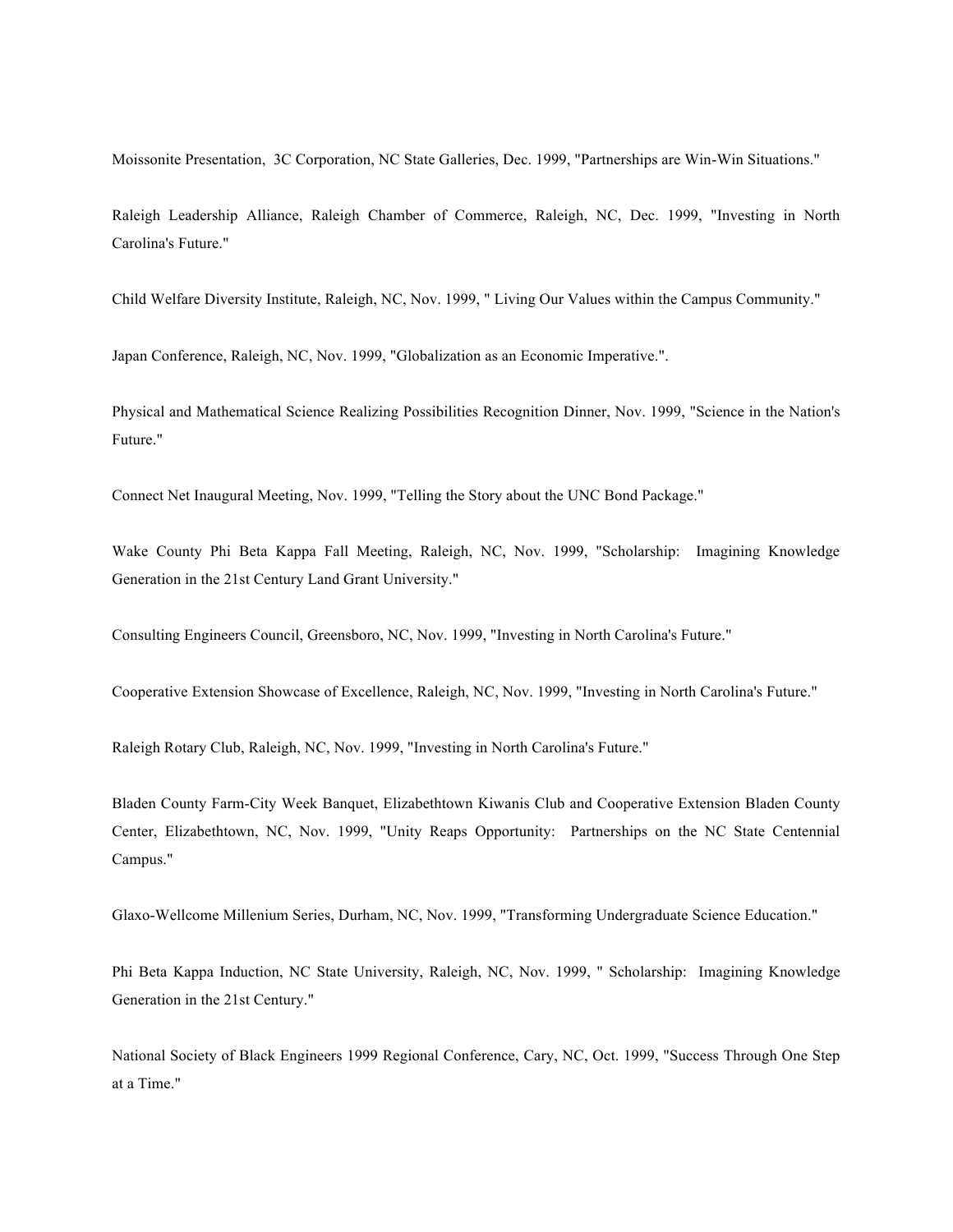Moissonite Presentation, 3C Corporation, NC State Galleries, Dec. 1999, "Partnerships are Win-Win Situations."

Raleigh Leadership Alliance, Raleigh Chamber of Commerce, Raleigh, NC, Dec. 1999, "Investing in North Carolina's Future."

Child Welfare Diversity Institute, Raleigh, NC, Nov. 1999, " Living Our Values within the Campus Community."

Japan Conference, Raleigh, NC, Nov. 1999, "Globalization as an Economic Imperative.".

Physical and Mathematical Science Realizing Possibilities Recognition Dinner, Nov. 1999, "Science in the Nation's Future."

Connect Net Inaugural Meeting, Nov. 1999, "Telling the Story about the UNC Bond Package."

Wake County Phi Beta Kappa Fall Meeting, Raleigh, NC, Nov. 1999, "Scholarship: Imagining Knowledge Generation in the 21st Century Land Grant University."

Consulting Engineers Council, Greensboro, NC, Nov. 1999, "Investing in North Carolina's Future."

Cooperative Extension Showcase of Excellence, Raleigh, NC, Nov. 1999, "Investing in North Carolina's Future."

Raleigh Rotary Club, Raleigh, NC, Nov. 1999, "Investing in North Carolina's Future."

Bladen County Farm-City Week Banquet, Elizabethtown Kiwanis Club and Cooperative Extension Bladen County Center, Elizabethtown, NC, Nov. 1999, "Unity Reaps Opportunity: Partnerships on the NC State Centennial Campus."

Glaxo-Wellcome Millenium Series, Durham, NC, Nov. 1999, "Transforming Undergraduate Science Education."

Phi Beta Kappa Induction, NC State University, Raleigh, NC, Nov. 1999, " Scholarship: Imagining Knowledge Generation in the 21st Century."

National Society of Black Engineers 1999 Regional Conference, Cary, NC, Oct. 1999, "Success Through One Step at a Time."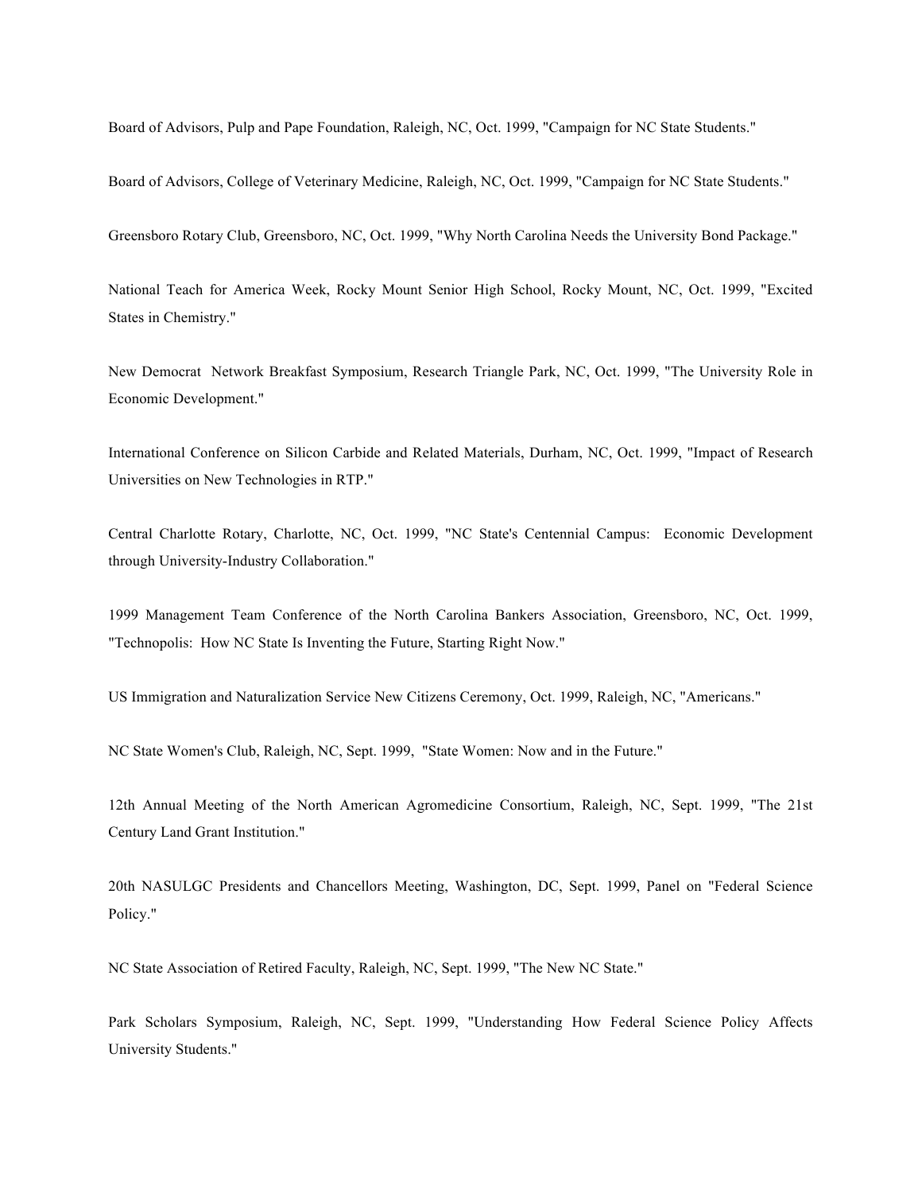Board of Advisors, Pulp and Pape Foundation, Raleigh, NC, Oct. 1999, "Campaign for NC State Students."

Board of Advisors, College of Veterinary Medicine, Raleigh, NC, Oct. 1999, "Campaign for NC State Students."

Greensboro Rotary Club, Greensboro, NC, Oct. 1999, "Why North Carolina Needs the University Bond Package."

National Teach for America Week, Rocky Mount Senior High School, Rocky Mount, NC, Oct. 1999, "Excited States in Chemistry."

New Democrat Network Breakfast Symposium, Research Triangle Park, NC, Oct. 1999, "The University Role in Economic Development."

International Conference on Silicon Carbide and Related Materials, Durham, NC, Oct. 1999, "Impact of Research Universities on New Technologies in RTP."

Central Charlotte Rotary, Charlotte, NC, Oct. 1999, "NC State's Centennial Campus: Economic Development through University-Industry Collaboration."

1999 Management Team Conference of the North Carolina Bankers Association, Greensboro, NC, Oct. 1999, "Technopolis: How NC State Is Inventing the Future, Starting Right Now."

US Immigration and Naturalization Service New Citizens Ceremony, Oct. 1999, Raleigh, NC, "Americans."

NC State Women's Club, Raleigh, NC, Sept. 1999, "State Women: Now and in the Future."

12th Annual Meeting of the North American Agromedicine Consortium, Raleigh, NC, Sept. 1999, "The 21st Century Land Grant Institution."

20th NASULGC Presidents and Chancellors Meeting, Washington, DC, Sept. 1999, Panel on "Federal Science Policy."

NC State Association of Retired Faculty, Raleigh, NC, Sept. 1999, "The New NC State."

Park Scholars Symposium, Raleigh, NC, Sept. 1999, "Understanding How Federal Science Policy Affects University Students."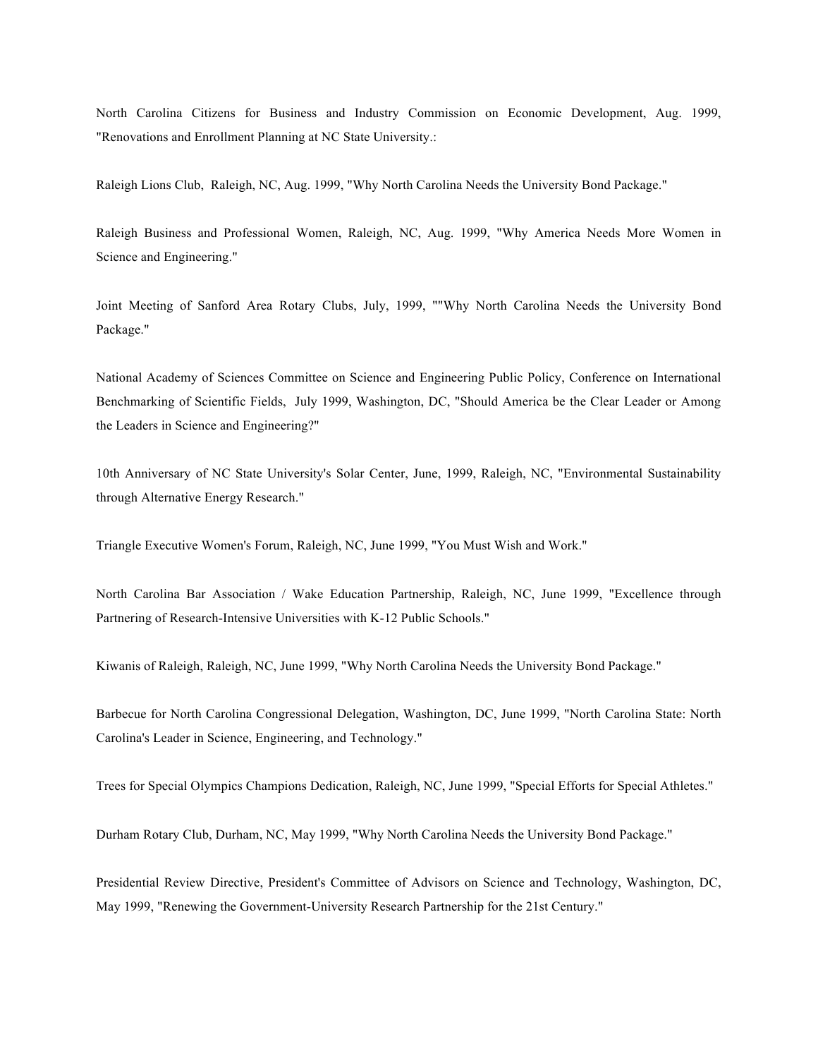North Carolina Citizens for Business and Industry Commission on Economic Development, Aug. 1999, "Renovations and Enrollment Planning at NC State University.:

Raleigh Lions Club, Raleigh, NC, Aug. 1999, "Why North Carolina Needs the University Bond Package."

Raleigh Business and Professional Women, Raleigh, NC, Aug. 1999, "Why America Needs More Women in Science and Engineering."

Joint Meeting of Sanford Area Rotary Clubs, July, 1999, ""Why North Carolina Needs the University Bond Package."

National Academy of Sciences Committee on Science and Engineering Public Policy, Conference on International Benchmarking of Scientific Fields, July 1999, Washington, DC, "Should America be the Clear Leader or Among the Leaders in Science and Engineering?"

10th Anniversary of NC State University's Solar Center, June, 1999, Raleigh, NC, "Environmental Sustainability through Alternative Energy Research."

Triangle Executive Women's Forum, Raleigh, NC, June 1999, "You Must Wish and Work."

North Carolina Bar Association / Wake Education Partnership, Raleigh, NC, June 1999, "Excellence through Partnering of Research-Intensive Universities with K-12 Public Schools."

Kiwanis of Raleigh, Raleigh, NC, June 1999, "Why North Carolina Needs the University Bond Package."

Barbecue for North Carolina Congressional Delegation, Washington, DC, June 1999, "North Carolina State: North Carolina's Leader in Science, Engineering, and Technology."

Trees for Special Olympics Champions Dedication, Raleigh, NC, June 1999, "Special Efforts for Special Athletes."

Durham Rotary Club, Durham, NC, May 1999, "Why North Carolina Needs the University Bond Package."

Presidential Review Directive, President's Committee of Advisors on Science and Technology, Washington, DC, May 1999, "Renewing the Government-University Research Partnership for the 21st Century."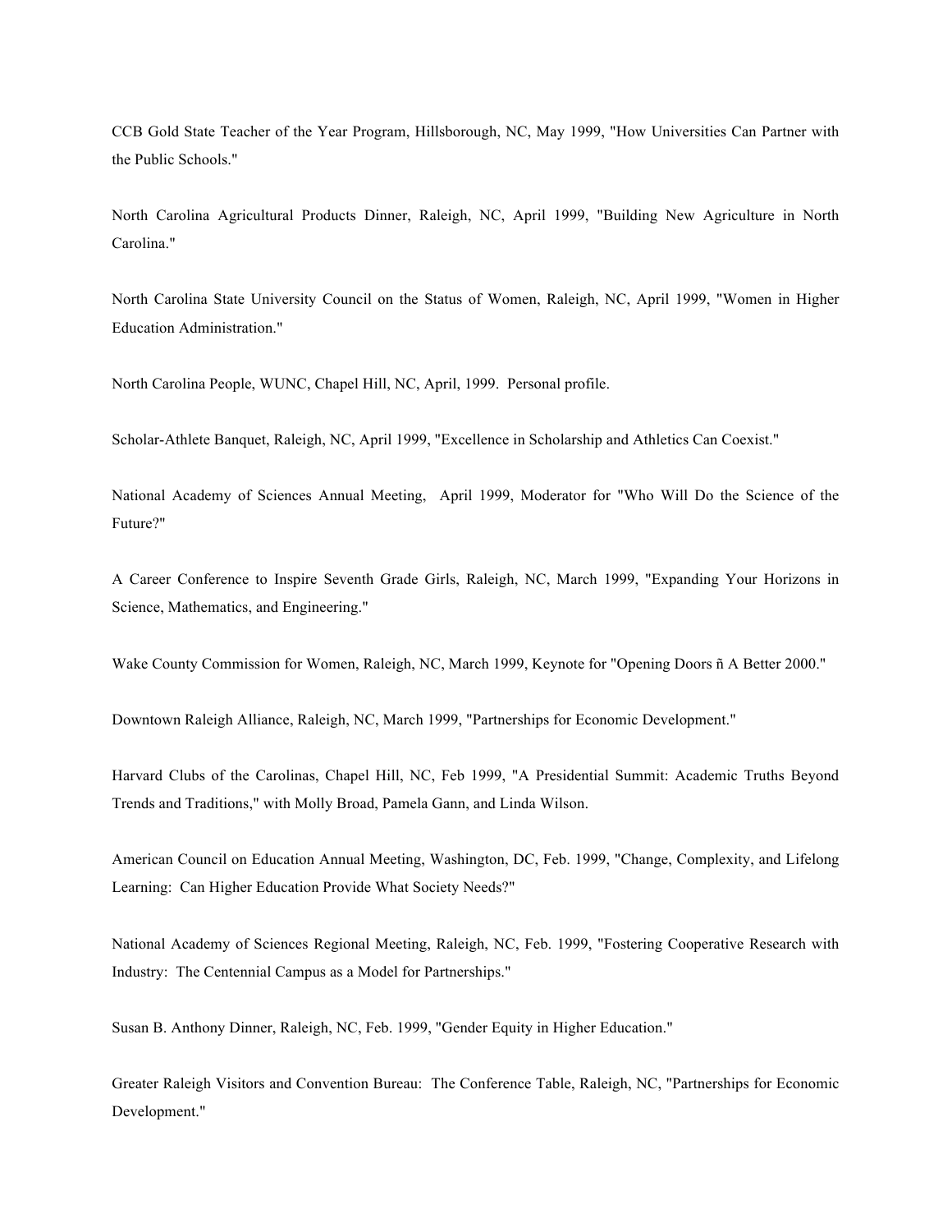CCB Gold State Teacher of the Year Program, Hillsborough, NC, May 1999, "How Universities Can Partner with the Public Schools."

North Carolina Agricultural Products Dinner, Raleigh, NC, April 1999, "Building New Agriculture in North Carolina."

North Carolina State University Council on the Status of Women, Raleigh, NC, April 1999, "Women in Higher Education Administration."

North Carolina People, WUNC, Chapel Hill, NC, April, 1999. Personal profile.

Scholar-Athlete Banquet, Raleigh, NC, April 1999, "Excellence in Scholarship and Athletics Can Coexist."

National Academy of Sciences Annual Meeting, April 1999, Moderator for "Who Will Do the Science of the Future?"

A Career Conference to Inspire Seventh Grade Girls, Raleigh, NC, March 1999, "Expanding Your Horizons in Science, Mathematics, and Engineering."

Wake County Commission for Women, Raleigh, NC, March 1999, Keynote for "Opening Doors ñ A Better 2000."

Downtown Raleigh Alliance, Raleigh, NC, March 1999, "Partnerships for Economic Development."

Harvard Clubs of the Carolinas, Chapel Hill, NC, Feb 1999, "A Presidential Summit: Academic Truths Beyond Trends and Traditions," with Molly Broad, Pamela Gann, and Linda Wilson.

American Council on Education Annual Meeting, Washington, DC, Feb. 1999, "Change, Complexity, and Lifelong Learning: Can Higher Education Provide What Society Needs?"

National Academy of Sciences Regional Meeting, Raleigh, NC, Feb. 1999, "Fostering Cooperative Research with Industry: The Centennial Campus as a Model for Partnerships."

Susan B. Anthony Dinner, Raleigh, NC, Feb. 1999, "Gender Equity in Higher Education."

Greater Raleigh Visitors and Convention Bureau: The Conference Table, Raleigh, NC, "Partnerships for Economic Development."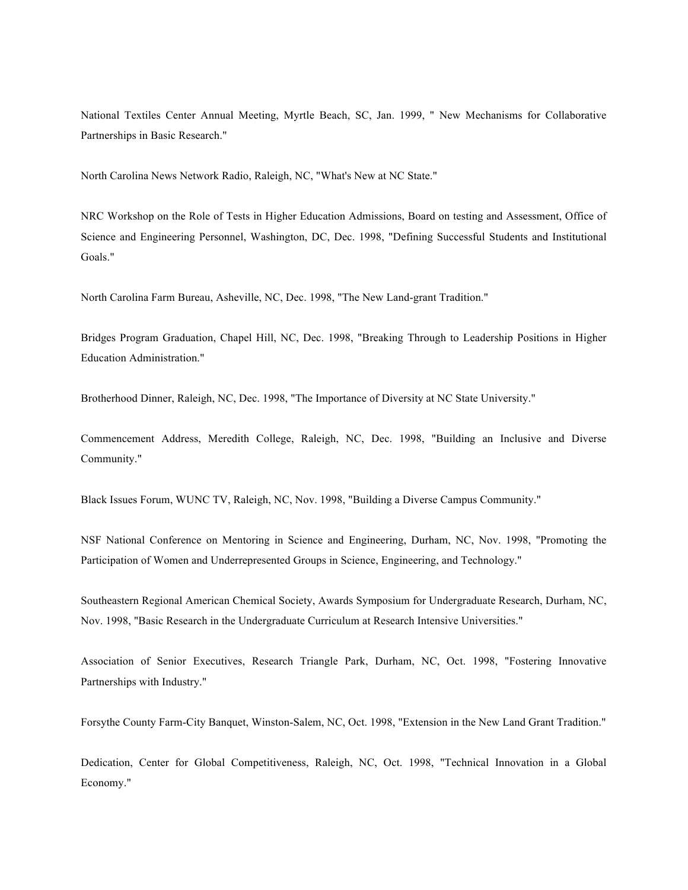National Textiles Center Annual Meeting, Myrtle Beach, SC, Jan. 1999, " New Mechanisms for Collaborative Partnerships in Basic Research."

North Carolina News Network Radio, Raleigh, NC, "What's New at NC State."

NRC Workshop on the Role of Tests in Higher Education Admissions, Board on testing and Assessment, Office of Science and Engineering Personnel, Washington, DC, Dec. 1998, "Defining Successful Students and Institutional Goals."

North Carolina Farm Bureau, Asheville, NC, Dec. 1998, "The New Land-grant Tradition."

Bridges Program Graduation, Chapel Hill, NC, Dec. 1998, "Breaking Through to Leadership Positions in Higher Education Administration."

Brotherhood Dinner, Raleigh, NC, Dec. 1998, "The Importance of Diversity at NC State University."

Commencement Address, Meredith College, Raleigh, NC, Dec. 1998, "Building an Inclusive and Diverse Community."

Black Issues Forum, WUNC TV, Raleigh, NC, Nov. 1998, "Building a Diverse Campus Community."

NSF National Conference on Mentoring in Science and Engineering, Durham, NC, Nov. 1998, "Promoting the Participation of Women and Underrepresented Groups in Science, Engineering, and Technology."

Southeastern Regional American Chemical Society, Awards Symposium for Undergraduate Research, Durham, NC, Nov. 1998, "Basic Research in the Undergraduate Curriculum at Research Intensive Universities."

Association of Senior Executives, Research Triangle Park, Durham, NC, Oct. 1998, "Fostering Innovative Partnerships with Industry."

Forsythe County Farm-City Banquet, Winston-Salem, NC, Oct. 1998, "Extension in the New Land Grant Tradition."

Dedication, Center for Global Competitiveness, Raleigh, NC, Oct. 1998, "Technical Innovation in a Global Economy."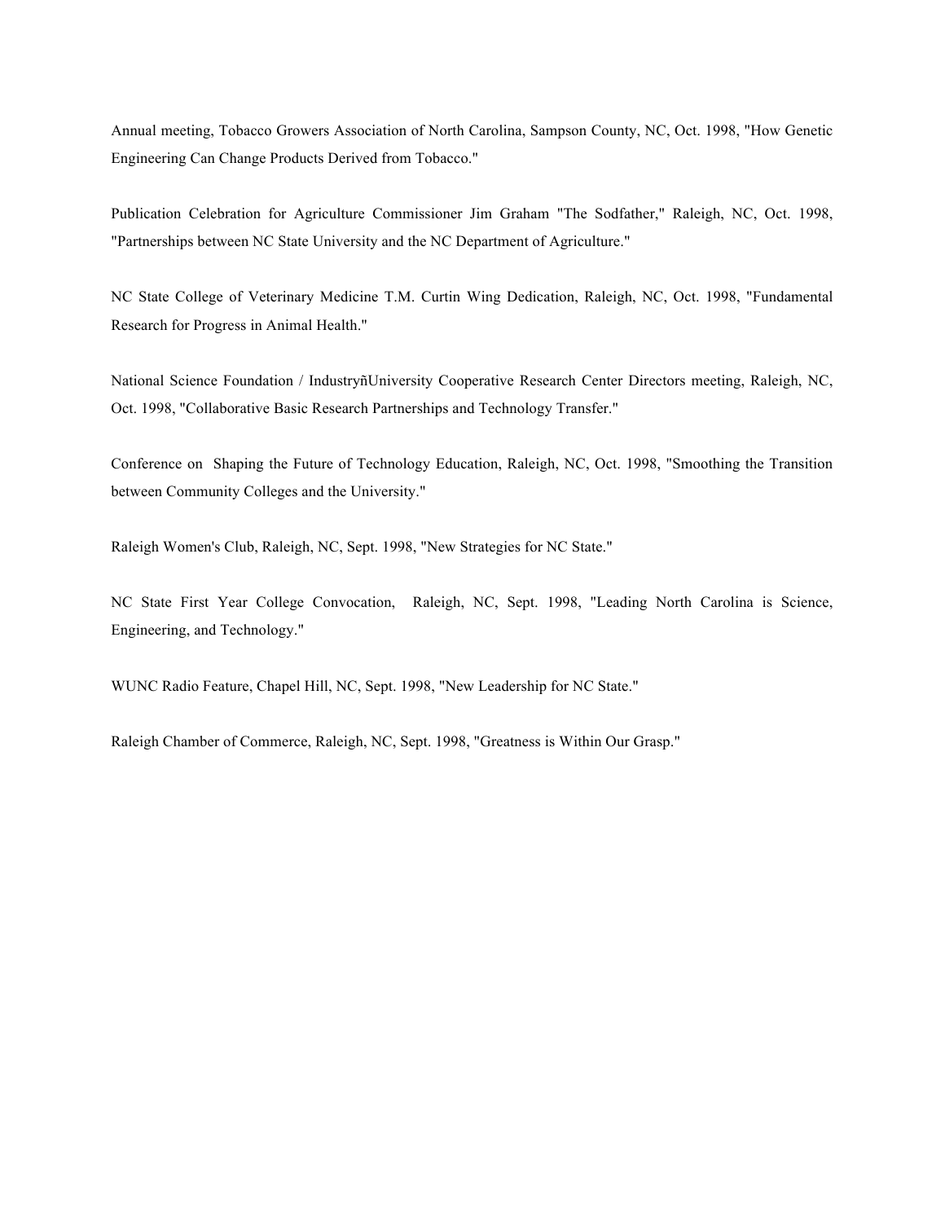Annual meeting, Tobacco Growers Association of North Carolina, Sampson County, NC, Oct. 1998, "How Genetic Engineering Can Change Products Derived from Tobacco."

Publication Celebration for Agriculture Commissioner Jim Graham "The Sodfather," Raleigh, NC, Oct. 1998, "Partnerships between NC State University and the NC Department of Agriculture."

NC State College of Veterinary Medicine T.M. Curtin Wing Dedication, Raleigh, NC, Oct. 1998, "Fundamental Research for Progress in Animal Health."

National Science Foundation / IndustryñUniversity Cooperative Research Center Directors meeting, Raleigh, NC, Oct. 1998, "Collaborative Basic Research Partnerships and Technology Transfer."

Conference on Shaping the Future of Technology Education, Raleigh, NC, Oct. 1998, "Smoothing the Transition between Community Colleges and the University."

Raleigh Women's Club, Raleigh, NC, Sept. 1998, "New Strategies for NC State."

NC State First Year College Convocation, Raleigh, NC, Sept. 1998, "Leading North Carolina is Science, Engineering, and Technology."

WUNC Radio Feature, Chapel Hill, NC, Sept. 1998, "New Leadership for NC State."

Raleigh Chamber of Commerce, Raleigh, NC, Sept. 1998, "Greatness is Within Our Grasp."